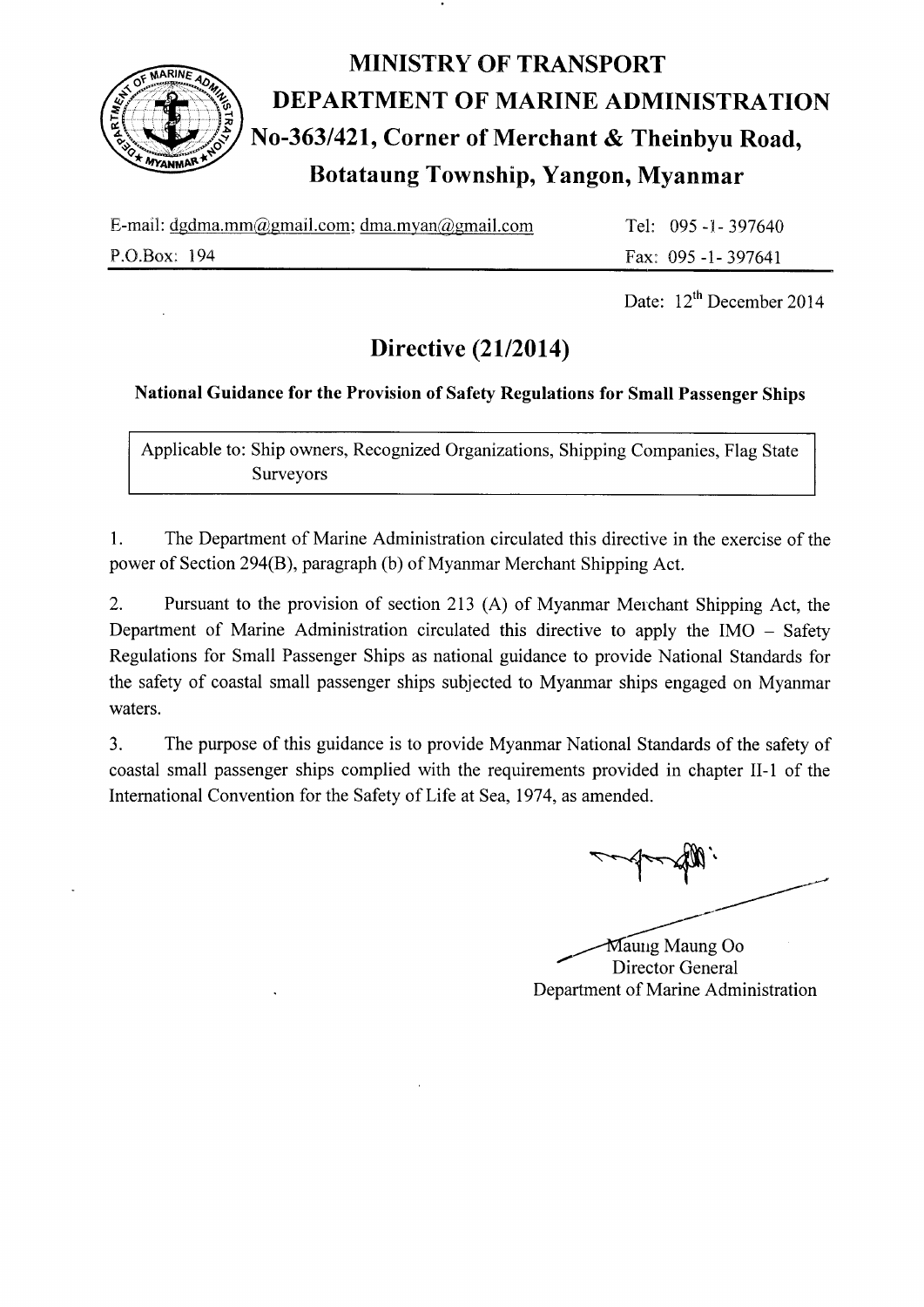# MINISTRY OF TRANSPORT

# DEPARTMENT OF MARINE ADMINISTRATION

## No-363/421, Corner of Merchant & Theinbyu Road, Botataung Township, Yangon, Myanmar

E-mail: dgdma.mm@gmail.com; dma.myan@gmail.com  
Tel: 095 -1- 397640  
P.O.Box: 194  
Fax: 095 -1- 397641

Date: 12th December 2014

## Directive (21/2014)

**National Guidance for the Provision of Safety Regulations for Small Passenger Ships**

| Applicable to: Ship owners, Recognized Organizations, Shipping Companies, Flag State Surveyors |
|---|

1. The Department of Marine Administration circulated this directive in the exercise of the power of Section 294(B), paragraph (b) of Myanmar Merchant Shipping Act.

2. Pursuant to the provision of section 213 (A) of Myanmar Merchant Shipping Act, the Department of Marine Administration circulated this directive to apply the IMO – Safety Regulations for Small Passenger Ships as national guidance to provide National Standards for the safety of coastal small passenger ships subjected to Myanmar ships engaged on Myanmar waters.

3. The purpose of this guidance is to provide Myanmar National Standards of the safety of coastal small passenger ships complied with the requirements provided in chapter II-1 of the International Convention for the Safety of Life at Sea, 1974, as amended.

Maung Maung Oo  
Director General  
Department of Marine Administration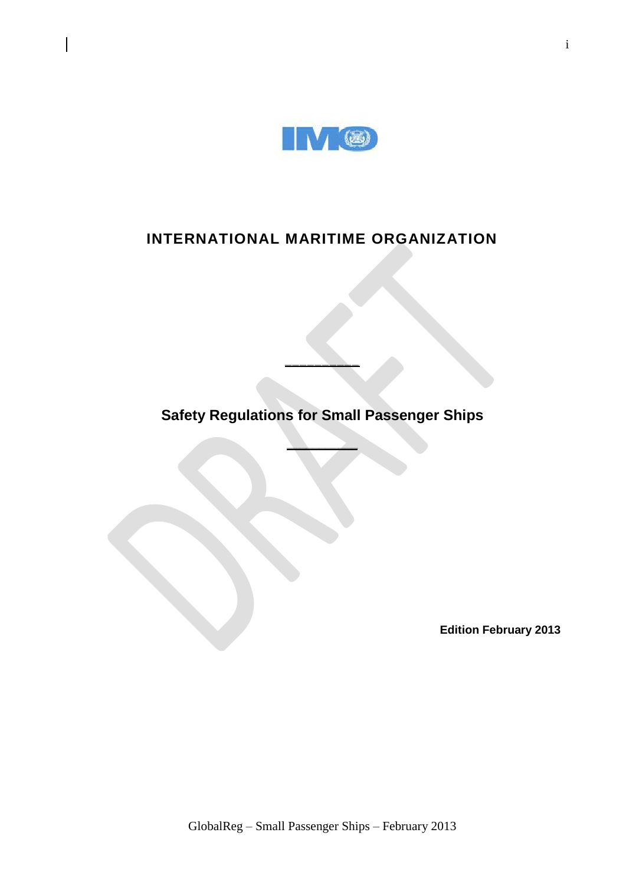# INTERNATIONAL MARITIME ORGANIZATION

---

## Safety Regulations for Small Passenger Ships

---

**Edition February 2013**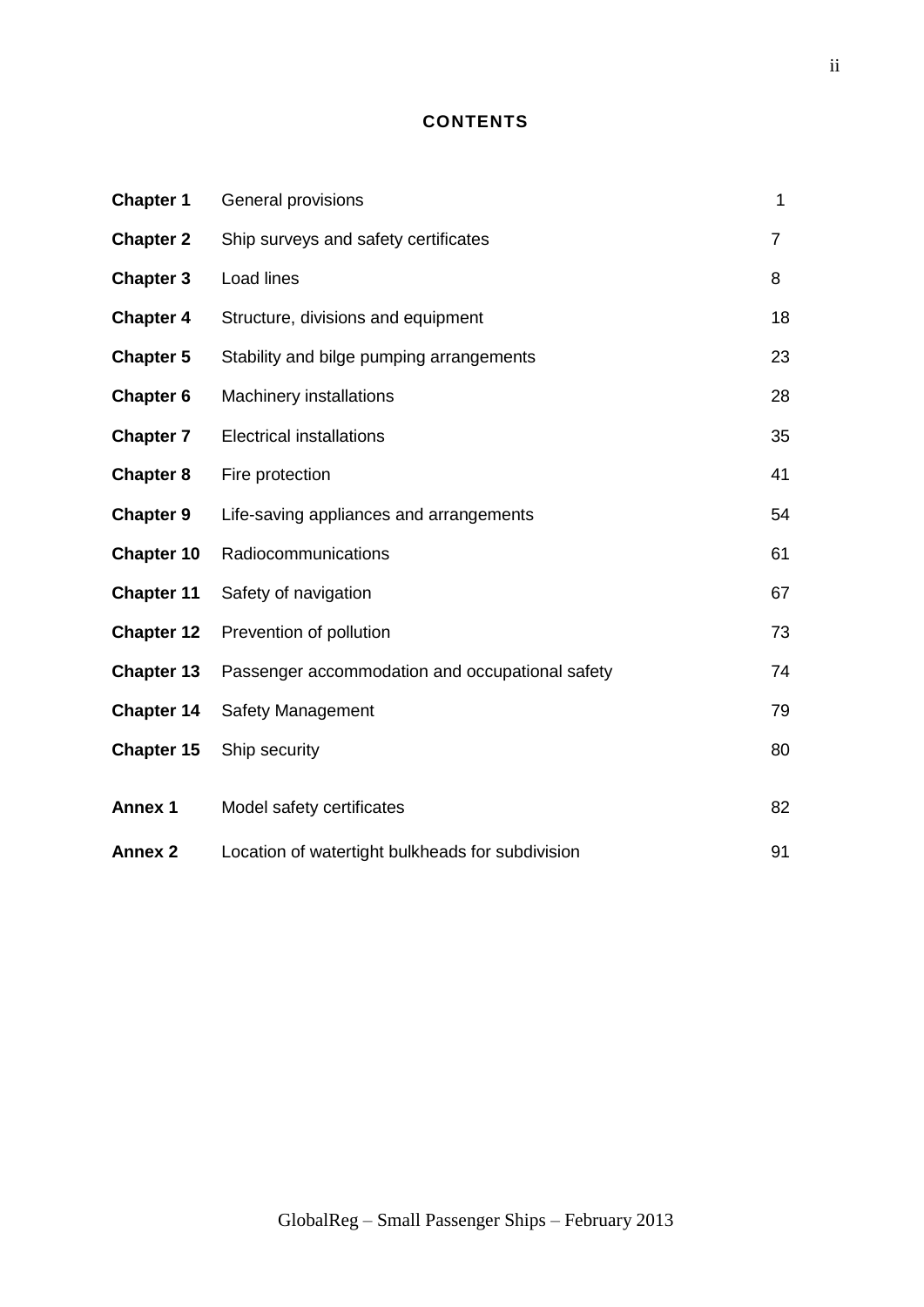# CONTENTS

| | | |
|---|---|---|
| **Chapter 1** | General provisions | 1 |
| **Chapter 2** | Ship surveys and safety certificates | 7 |
| **Chapter 3** | Load lines | 8 |
| **Chapter 4** | Structure, divisions and equipment | 18 |
| **Chapter 5** | Stability and bilge pumping arrangements | 23 |
| **Chapter 6** | Machinery installations | 28 |
| **Chapter 7** | Electrical installations | 35 |
| **Chapter 8** | Fire protection | 41 |
| **Chapter 9** | Life-saving appliances and arrangements | 54 |
| **Chapter 10** | Radiocommunications | 61 |
| **Chapter 11** | Safety of navigation | 67 |
| **Chapter 12** | Prevention of pollution | 73 |
| **Chapter 13** | Passenger accommodation and occupational safety | 74 |
| **Chapter 14** | Safety Management | 79 |
| **Chapter 15** | Ship security | 80 |
| **Annex 1** | Model safety certificates | 82 |
| **Annex 2** | Location of watertight bulkheads for subdivision | 91 |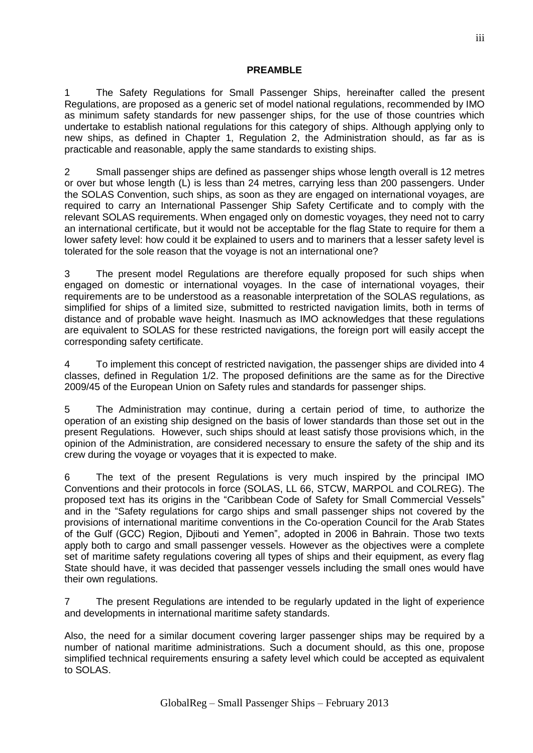# PREAMBLE

1 The Safety Regulations for Small Passenger Ships, hereinafter called the present Regulations, are proposed as a generic set of model national regulations, recommended by IMO as minimum safety standards for new passenger ships, for the use of those countries which undertake to establish national regulations for this category of ships. Although applying only to new ships, as defined in Chapter 1, Regulation 2, the Administration should, as far as is practicable and reasonable, apply the same standards to existing ships.

2 Small passenger ships are defined as passenger ships whose length overall is 12 metres or over but whose length (L) is less than 24 metres, carrying less than 200 passengers. Under the SOLAS Convention, such ships, as soon as they are engaged on international voyages, are required to carry an International Passenger Ship Safety Certificate and to comply with the relevant SOLAS requirements. When engaged only on domestic voyages, they need not to carry an international certificate, but it would not be acceptable for the flag State to require for them a lower safety level: how could it be explained to users and to mariners that a lesser safety level is tolerated for the sole reason that the voyage is not an international one?

3 The present model Regulations are therefore equally proposed for such ships when engaged on domestic or international voyages. In the case of international voyages, their requirements are to be understood as a reasonable interpretation of the SOLAS regulations, as simplified for ships of a limited size, submitted to restricted navigation limits, both in terms of distance and of probable wave height. Inasmuch as IMO acknowledges that these regulations are equivalent to SOLAS for these restricted navigations, the foreign port will easily accept the corresponding safety certificate.

4 To implement this concept of restricted navigation, the passenger ships are divided into 4 classes, defined in Regulation 1/2. The proposed definitions are the same as for the Directive 2009/45 of the European Union on Safety rules and standards for passenger ships.

5 The Administration may continue, during a certain period of time, to authorize the operation of an existing ship designed on the basis of lower standards than those set out in the present Regulations. However, such ships should at least satisfy those provisions which, in the opinion of the Administration, are considered necessary to ensure the safety of the ship and its crew during the voyage or voyages that it is expected to make.

6 The text of the present Regulations is very much inspired by the principal IMO Conventions and their protocols in force (SOLAS, LL 66, STCW, MARPOL and COLREG). The proposed text has its origins in the "Caribbean Code of Safety for Small Commercial Vessels" and in the "Safety regulations for cargo ships and small passenger ships not covered by the provisions of international maritime conventions in the Co-operation Council for the Arab States of the Gulf (GCC) Region, Djibouti and Yemen", adopted in 2006 in Bahrain. Those two texts apply both to cargo and small passenger vessels. However as the objectives were a complete set of maritime safety regulations covering all types of ships and their equipment, as every flag State should have, it was decided that passenger vessels including the small ones would have their own regulations.

7 The present Regulations are intended to be regularly updated in the light of experience and developments in international maritime safety standards.

Also, the need for a similar document covering larger passenger ships may be required by a number of national maritime administrations. Such a document should, as this one, propose simplified technical requirements ensuring a safety level which could be accepted as equivalent to SOLAS.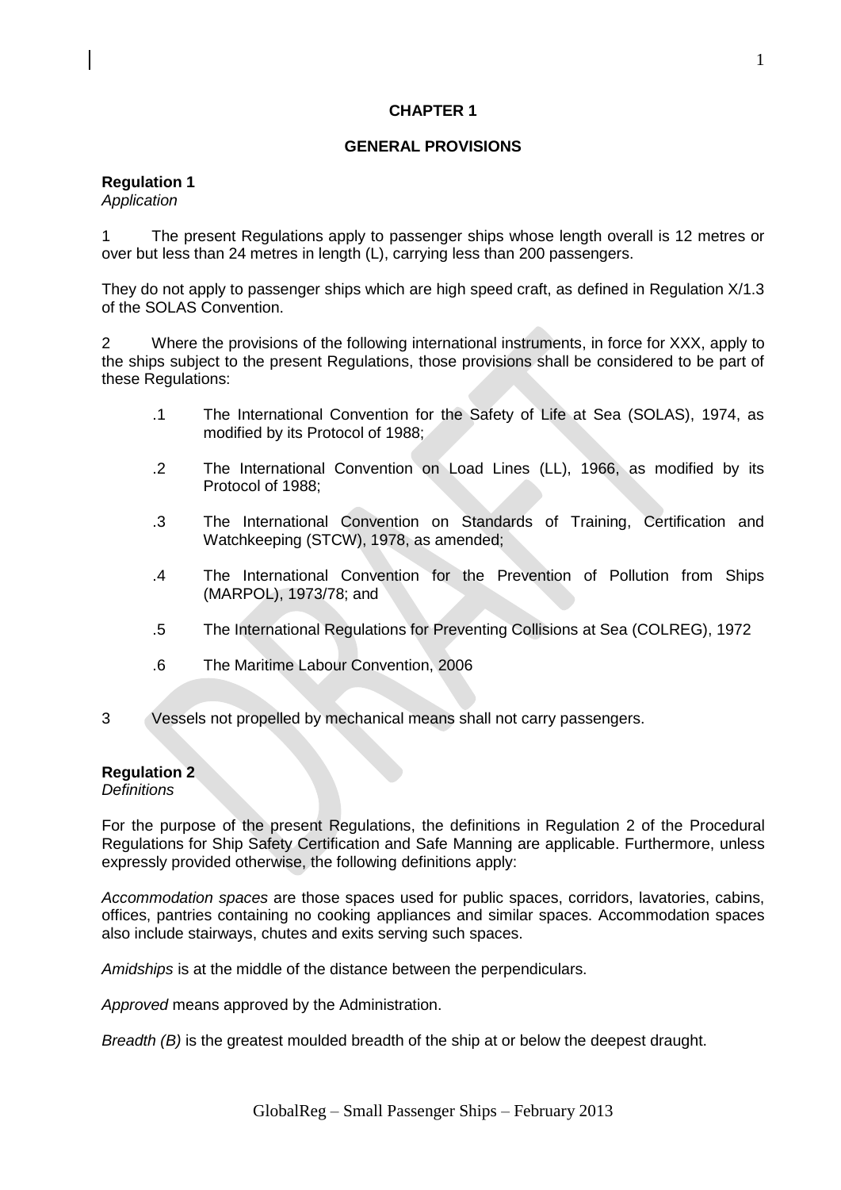# CHAPTER 1

## GENERAL PROVISIONS

### Regulation 1
*Application*

1 The present Regulations apply to passenger ships whose length overall is 12 metres or over but less than 24 metres in length (L), carrying less than 200 passengers.

They do not apply to passenger ships which are high speed craft, as defined in Regulation X/1.3 of the SOLAS Convention.

2 Where the provisions of the following international instruments, in force for XXX, apply to the ships subject to the present Regulations, those provisions shall be considered to be part of these Regulations:

.1 The International Convention for the Safety of Life at Sea (SOLAS), 1974, as modified by its Protocol of 1988;

.2 The International Convention on Load Lines (LL), 1966, as modified by its Protocol of 1988;

.3 The International Convention on Standards of Training, Certification and Watchkeeping (STCW), 1978, as amended;

.4 The International Convention for the Prevention of Pollution from Ships (MARPOL), 1973/78; and

.5 The International Regulations for Preventing Collisions at Sea (COLREG), 1972

.6 The Maritime Labour Convention, 2006

3 Vessels not propelled by mechanical means shall not carry passengers.

### Regulation 2
*Definitions*

For the purpose of the present Regulations, the definitions in Regulation 2 of the Procedural Regulations for Ship Safety Certification and Safe Manning are applicable. Furthermore, unless expressly provided otherwise, the following definitions apply:

*Accommodation spaces* are those spaces used for public spaces, corridors, lavatories, cabins, offices, pantries containing no cooking appliances and similar spaces. Accommodation spaces also include stairways, chutes and exits serving such spaces.

*Amidships* is at the middle of the distance between the perpendiculars.

*Approved* means approved by the Administration.

*Breadth (B)* is the greatest moulded breadth of the ship at or below the deepest draught.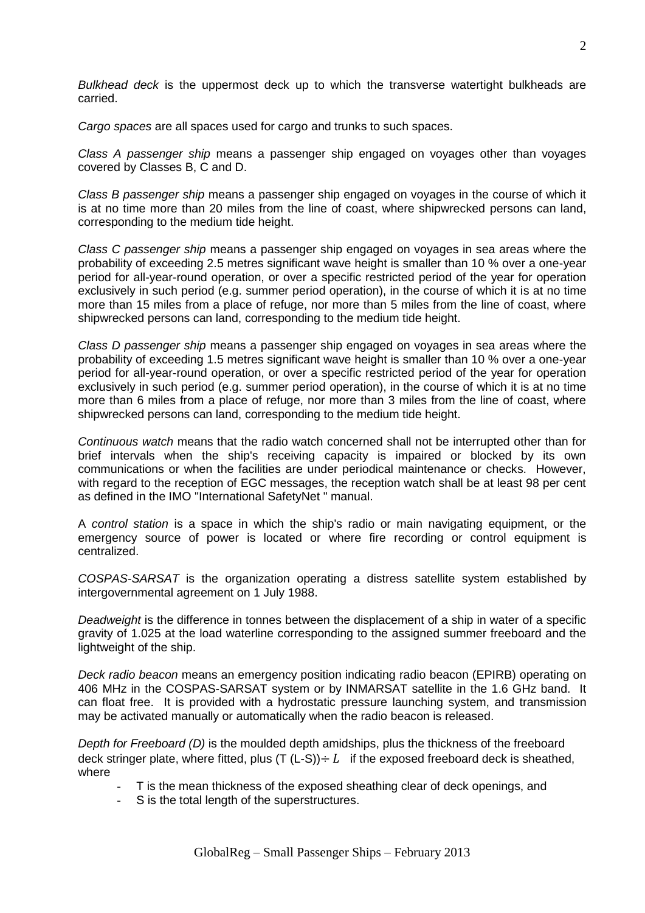*Bulkhead deck* is the uppermost deck up to which the transverse watertight bulkheads are carried.

*Cargo spaces* are all spaces used for cargo and trunks to such spaces.

*Class A passenger ship* means a passenger ship engaged on voyages other than voyages covered by Classes B, C and D.

*Class B passenger ship* means a passenger ship engaged on voyages in the course of which it is at no time more than 20 miles from the line of coast, where shipwrecked persons can land, corresponding to the medium tide height.

*Class C passenger ship* means a passenger ship engaged on voyages in sea areas where the probability of exceeding 2.5 metres significant wave height is smaller than 10 % over a one-year period for all-year-round operation, or over a specific restricted period of the year for operation exclusively in such period (e.g. summer period operation), in the course of which it is at no time more than 15 miles from a place of refuge, nor more than 5 miles from the line of coast, where shipwrecked persons can land, corresponding to the medium tide height.

*Class D passenger ship* means a passenger ship engaged on voyages in sea areas where the probability of exceeding 1.5 metres significant wave height is smaller than 10 % over a one-year period for all-year-round operation, or over a specific restricted period of the year for operation exclusively in such period (e.g. summer period operation), in the course of which it is at no time more than 6 miles from a place of refuge, nor more than 3 miles from the line of coast, where shipwrecked persons can land, corresponding to the medium tide height.

*Continuous watch* means that the radio watch concerned shall not be interrupted other than for brief intervals when the ship's receiving capacity is impaired or blocked by its own communications or when the facilities are under periodical maintenance or checks. However, with regard to the reception of EGC messages, the reception watch shall be at least 98 per cent as defined in the IMO "International SafetyNet " manual.

A *control station* is a space in which the ship's radio or main navigating equipment, or the emergency source of power is located or where fire recording or control equipment is centralized.

*COSPAS-SARSAT* is the organization operating a distress satellite system established by intergovernmental agreement on 1 July 1988.

*Deadweight* is the difference in tonnes between the displacement of a ship in water of a specific gravity of 1.025 at the load waterline corresponding to the assigned summer freeboard and the lightweight of the ship.

*Deck radio beacon* means an emergency position indicating radio beacon (EPIRB) operating on 406 MHz in the COSPAS-SARSAT system or by INMARSAT satellite in the 1.6 GHz band. It can float free. It is provided with a hydrostatic pressure launching system, and transmission may be activated manually or automatically when the radio beacon is released.

*Depth for Freeboard (D)* is the moulded depth amidships, plus the thickness of the freeboard deck stringer plate, where fitted, plus $(T\,(L-S)) \div L$ if the exposed freeboard deck is sheathed, where

- T is the mean thickness of the exposed sheathing clear of deck openings, and
- S is the total length of the superstructures.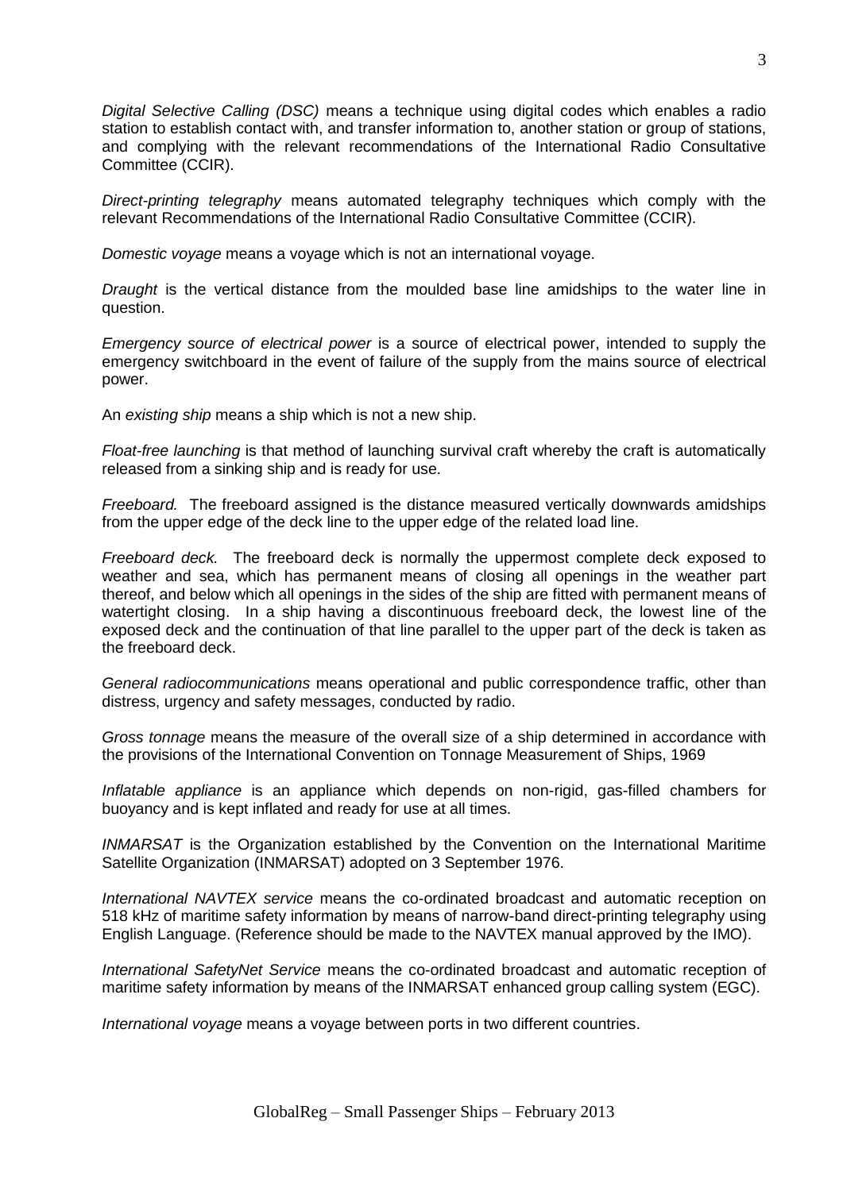*Digital Selective Calling (DSC)* means a technique using digital codes which enables a radio station to establish contact with, and transfer information to, another station or group of stations, and complying with the relevant recommendations of the International Radio Consultative Committee (CCIR).

*Direct-printing telegraphy* means automated telegraphy techniques which comply with the relevant Recommendations of the International Radio Consultative Committee (CCIR).

*Domestic voyage* means a voyage which is not an international voyage.

*Draught* is the vertical distance from the moulded base line amidships to the water line in question.

*Emergency source of electrical power* is a source of electrical power, intended to supply the emergency switchboard in the event of failure of the supply from the mains source of electrical power.

An *existing ship* means a ship which is not a new ship.

*Float-free launching* is that method of launching survival craft whereby the craft is automatically released from a sinking ship and is ready for use.

*Freeboard.* The freeboard assigned is the distance measured vertically downwards amidships from the upper edge of the deck line to the upper edge of the related load line.

*Freeboard deck.* The freeboard deck is normally the uppermost complete deck exposed to weather and sea, which has permanent means of closing all openings in the weather part thereof, and below which all openings in the sides of the ship are fitted with permanent means of watertight closing. In a ship having a discontinuous freeboard deck, the lowest line of the exposed deck and the continuation of that line parallel to the upper part of the deck is taken as the freeboard deck.

*General radiocommunications* means operational and public correspondence traffic, other than distress, urgency and safety messages, conducted by radio.

*Gross tonnage* means the measure of the overall size of a ship determined in accordance with the provisions of the International Convention on Tonnage Measurement of Ships, 1969

*Inflatable appliance* is an appliance which depends on non-rigid, gas-filled chambers for buoyancy and is kept inflated and ready for use at all times.

*INMARSAT* is the Organization established by the Convention on the International Maritime Satellite Organization (INMARSAT) adopted on 3 September 1976.

*International NAVTEX service* means the co-ordinated broadcast and automatic reception on 518 kHz of maritime safety information by means of narrow-band direct-printing telegraphy using English Language. (Reference should be made to the NAVTEX manual approved by the IMO).

*International SafetyNet Service* means the co-ordinated broadcast and automatic reception of maritime safety information by means of the INMARSAT enhanced group calling system (EGC).

*International voyage* means a voyage between ports in two different countries.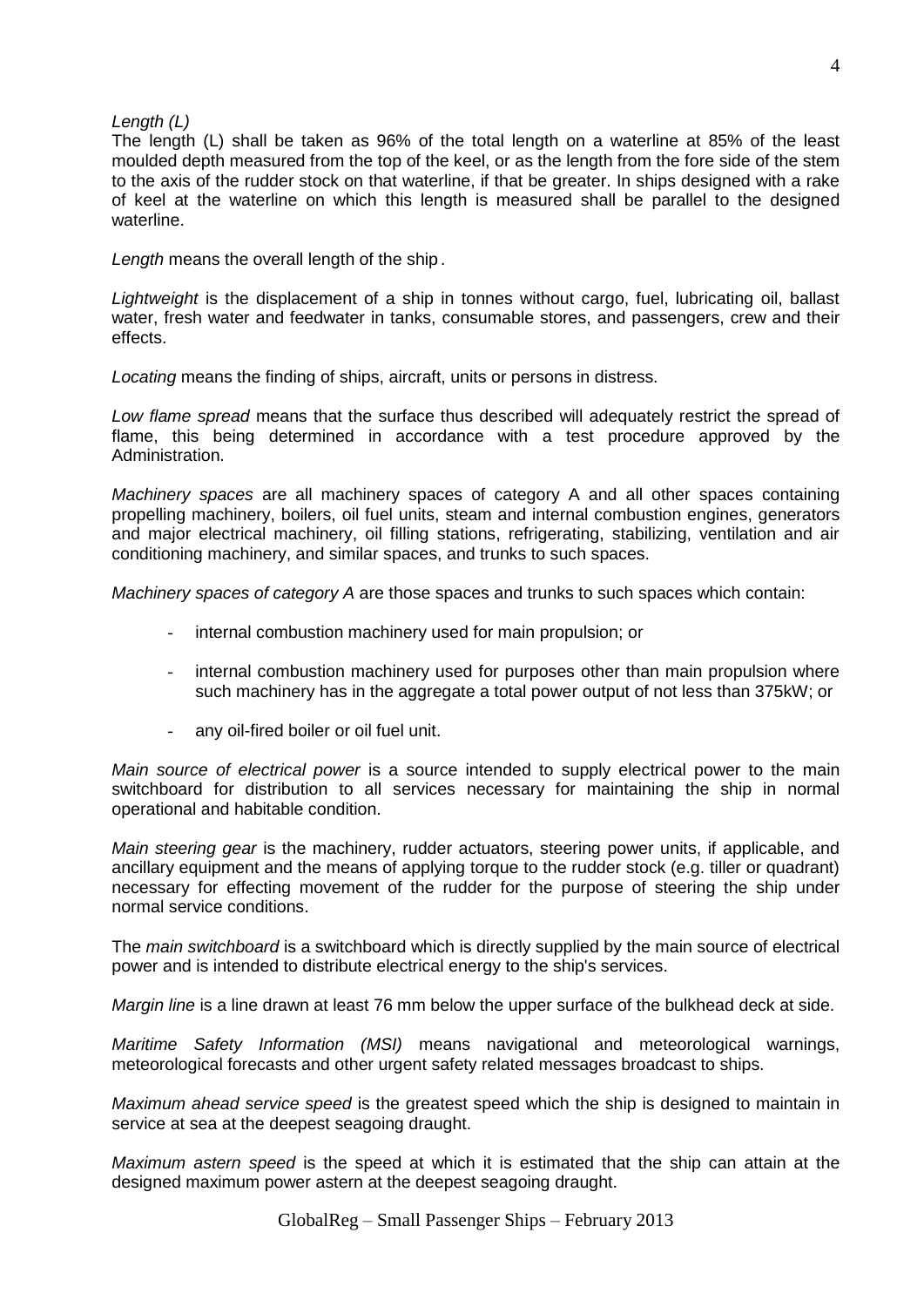*Length (L)*

The length (L) shall be taken as 96% of the total length on a waterline at 85% of the least moulded depth measured from the top of the keel, or as the length from the fore side of the stem to the axis of the rudder stock on that waterline, if that be greater. In ships designed with a rake of keel at the waterline on which this length is measured shall be parallel to the designed waterline.

*Length* means the overall length of the ship.

*Lightweight* is the displacement of a ship in tonnes without cargo, fuel, lubricating oil, ballast water, fresh water and feedwater in tanks, consumable stores, and passengers, crew and their effects.

*Locating* means the finding of ships, aircraft, units or persons in distress.

*Low flame spread* means that the surface thus described will adequately restrict the spread of flame, this being determined in accordance with a test procedure approved by the Administration.

*Machinery spaces* are all machinery spaces of category A and all other spaces containing propelling machinery, boilers, oil fuel units, steam and internal combustion engines, generators and major electrical machinery, oil filling stations, refrigerating, stabilizing, ventilation and air conditioning machinery, and similar spaces, and trunks to such spaces.

*Machinery spaces of category A* are those spaces and trunks to such spaces which contain:

- internal combustion machinery used for main propulsion; or
- internal combustion machinery used for purposes other than main propulsion where such machinery has in the aggregate a total power output of not less than 375kW; or
- any oil-fired boiler or oil fuel unit.

*Main source of electrical power* is a source intended to supply electrical power to the main switchboard for distribution to all services necessary for maintaining the ship in normal operational and habitable condition.

*Main steering gear* is the machinery, rudder actuators, steering power units, if applicable, and ancillary equipment and the means of applying torque to the rudder stock (e.g. tiller or quadrant) necessary for effecting movement of the rudder for the purpose of steering the ship under normal service conditions.

The *main switchboard* is a switchboard which is directly supplied by the main source of electrical power and is intended to distribute electrical energy to the ship's services.

*Margin line* is a line drawn at least 76 mm below the upper surface of the bulkhead deck at side.

*Maritime Safety Information (MSI)* means navigational and meteorological warnings, meteorological forecasts and other urgent safety related messages broadcast to ships.

*Maximum ahead service speed* is the greatest speed which the ship is designed to maintain in service at sea at the deepest seagoing draught.

*Maximum astern speed* is the speed at which it is estimated that the ship can attain at the designed maximum power astern at the deepest seagoing draught.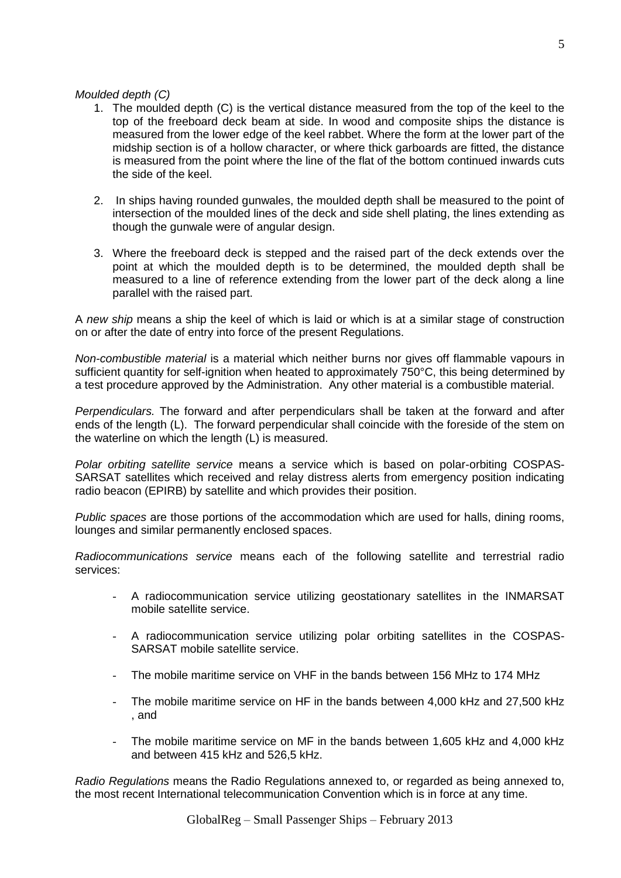*Moulded depth (C)*

1. The moulded depth (C) is the vertical distance measured from the top of the keel to the top of the freeboard deck beam at side. In wood and composite ships the distance is measured from the lower edge of the keel rabbet. Where the form at the lower part of the midship section is of a hollow character, or where thick garboards are fitted, the distance is measured from the point where the line of the flat of the bottom continued inwards cuts the side of the keel.

2. In ships having rounded gunwales, the moulded depth shall be measured to the point of intersection of the moulded lines of the deck and side shell plating, the lines extending as though the gunwale were of angular design.

3. Where the freeboard deck is stepped and the raised part of the deck extends over the point at which the moulded depth is to be determined, the moulded depth shall be measured to a line of reference extending from the lower part of the deck along a line parallel with the raised part.

A *new ship* means a ship the keel of which is laid or which is at a similar stage of construction on or after the date of entry into force of the present Regulations.

*Non-combustible material* is a material which neither burns nor gives off flammable vapours in sufficient quantity for self-ignition when heated to approximately 750°C, this being determined by a test procedure approved by the Administration. Any other material is a combustible material.

*Perpendiculars.* The forward and after perpendiculars shall be taken at the forward and after ends of the length (L). The forward perpendicular shall coincide with the foreside of the stem on the waterline on which the length (L) is measured.

*Polar orbiting satellite service* means a service which is based on polar-orbiting COSPAS-SARSAT satellites which received and relay distress alerts from emergency position indicating radio beacon (EPIRB) by satellite and which provides their position.

*Public spaces* are those portions of the accommodation which are used for halls, dining rooms, lounges and similar permanently enclosed spaces.

*Radiocommunications service* means each of the following satellite and terrestrial radio services:

- A radiocommunication service utilizing geostationary satellites in the INMARSAT mobile satellite service.

- A radiocommunication service utilizing polar orbiting satellites in the COSPAS-SARSAT mobile satellite service.

- The mobile maritime service on VHF in the bands between 156 MHz to 174 MHz

- The mobile maritime service on HF in the bands between 4,000 kHz and 27,500 kHz , and

- The mobile maritime service on MF in the bands between 1,605 kHz and 4,000 kHz and between 415 kHz and 526,5 kHz.

*Radio Regulations* means the Radio Regulations annexed to, or regarded as being annexed to, the most recent International telecommunication Convention which is in force at any time.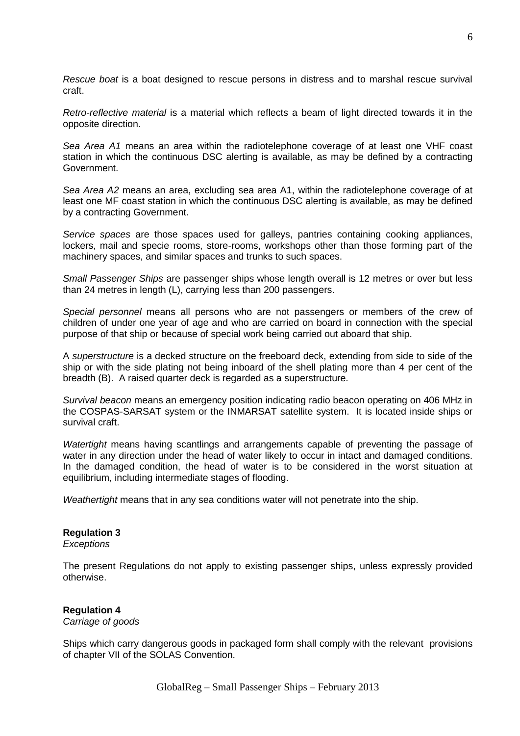*Rescue boat* is a boat designed to rescue persons in distress and to marshal rescue survival craft.

*Retro-reflective material* is a material which reflects a beam of light directed towards it in the opposite direction.

*Sea Area A1* means an area within the radiotelephone coverage of at least one VHF coast station in which the continuous DSC alerting is available, as may be defined by a contracting Government.

*Sea Area A2* means an area, excluding sea area A1, within the radiotelephone coverage of at least one MF coast station in which the continuous DSC alerting is available, as may be defined by a contracting Government.

*Service spaces* are those spaces used for galleys, pantries containing cooking appliances, lockers, mail and specie rooms, store-rooms, workshops other than those forming part of the machinery spaces, and similar spaces and trunks to such spaces.

*Small Passenger Ships* are passenger ships whose length overall is 12 metres or over but less than 24 metres in length (L), carrying less than 200 passengers.

*Special personnel* means all persons who are not passengers or members of the crew of children of under one year of age and who are carried on board in connection with the special purpose of that ship or because of special work being carried out aboard that ship.

A *superstructure* is a decked structure on the freeboard deck, extending from side to side of the ship or with the side plating not being inboard of the shell plating more than 4 per cent of the breadth (B). A raised quarter deck is regarded as a superstructure.

*Survival beacon* means an emergency position indicating radio beacon operating on 406 MHz in the COSPAS-SARSAT system or the INMARSAT satellite system. It is located inside ships or survival craft.

*Watertight* means having scantlings and arrangements capable of preventing the passage of water in any direction under the head of water likely to occur in intact and damaged conditions. In the damaged condition, the head of water is to be considered in the worst situation at equilibrium, including intermediate stages of flooding.

*Weathertight* means that in any sea conditions water will not penetrate into the ship.

**Regulation 3**
*Exceptions*

The present Regulations do not apply to existing passenger ships, unless expressly provided otherwise.

**Regulation 4**
*Carriage of goods*

Ships which carry dangerous goods in packaged form shall comply with the relevant provisions of chapter VII of the SOLAS Convention.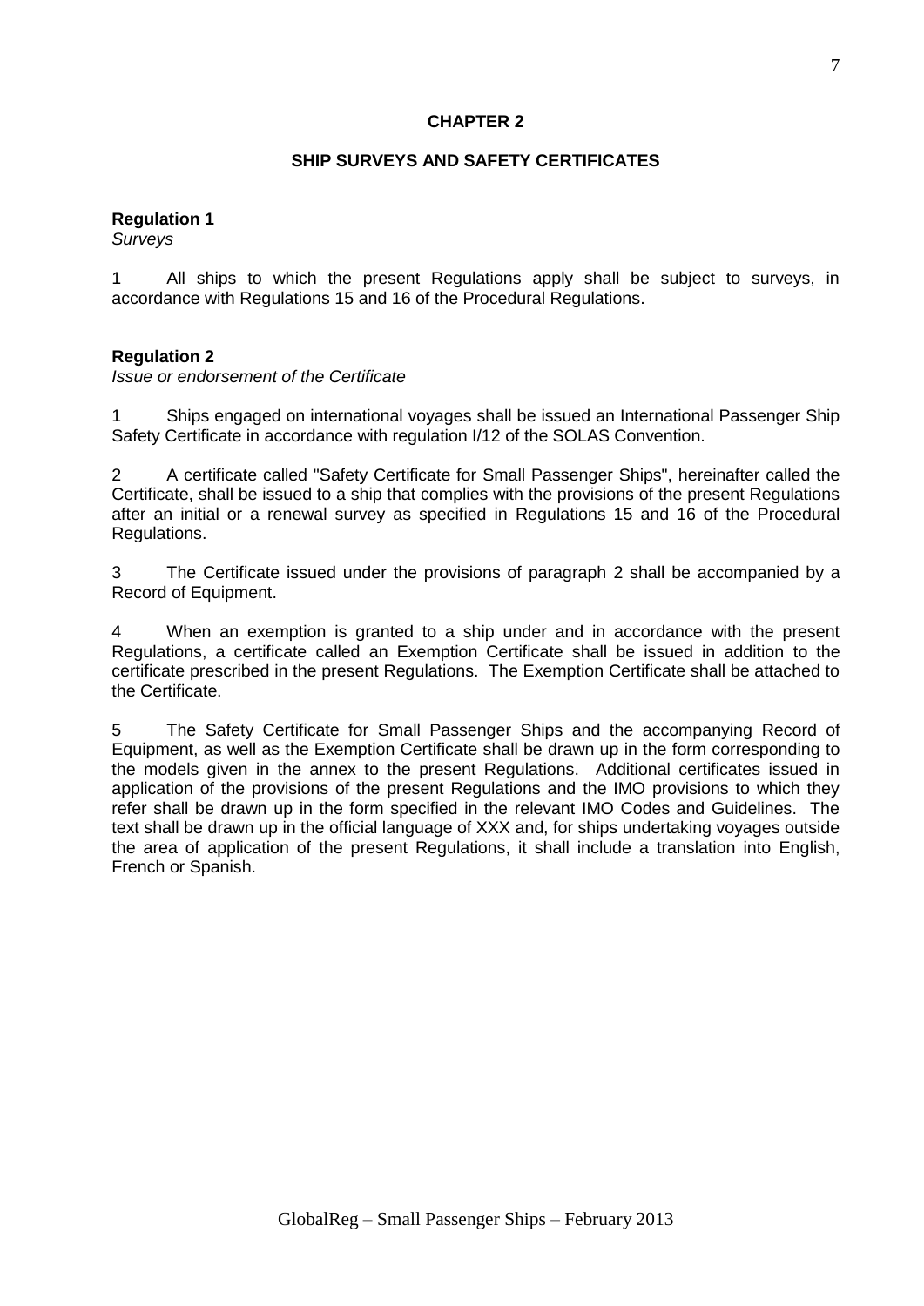# CHAPTER 2

## SHIP SURVEYS AND SAFETY CERTIFICATES

### Regulation 1

*Surveys*

1 All ships to which the present Regulations apply shall be subject to surveys, in accordance with Regulations 15 and 16 of the Procedural Regulations.

### Regulation 2

*Issue or endorsement of the Certificate*

1 Ships engaged on international voyages shall be issued an International Passenger Ship Safety Certificate in accordance with regulation I/12 of the SOLAS Convention.

2 A certificate called "Safety Certificate for Small Passenger Ships", hereinafter called the Certificate, shall be issued to a ship that complies with the provisions of the present Regulations after an initial or a renewal survey as specified in Regulations 15 and 16 of the Procedural Regulations.

3 The Certificate issued under the provisions of paragraph 2 shall be accompanied by a Record of Equipment.

4 When an exemption is granted to a ship under and in accordance with the present Regulations, a certificate called an Exemption Certificate shall be issued in addition to the certificate prescribed in the present Regulations. The Exemption Certificate shall be attached to the Certificate.

5 The Safety Certificate for Small Passenger Ships and the accompanying Record of Equipment, as well as the Exemption Certificate shall be drawn up in the form corresponding to the models given in the annex to the present Regulations. Additional certificates issued in application of the provisions of the present Regulations and the IMO provisions to which they refer shall be drawn up in the form specified in the relevant IMO Codes and Guidelines. The text shall be drawn up in the official language of XXX and, for ships undertaking voyages outside the area of application of the present Regulations, it shall include a translation into English, French or Spanish.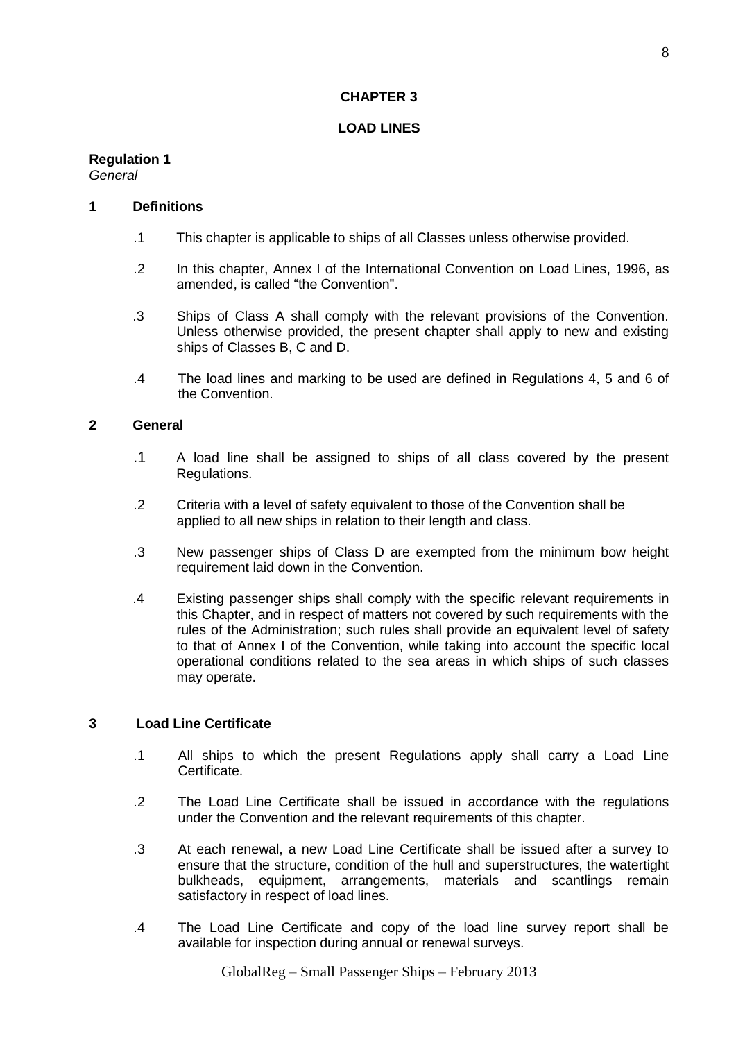# CHAPTER 3

# LOAD LINES

**Regulation 1**
*General*

**1 Definitions**

.1 This chapter is applicable to ships of all Classes unless otherwise provided.

.2 In this chapter, Annex I of the International Convention on Load Lines, 1996, as amended, is called "the Convention".

.3 Ships of Class A shall comply with the relevant provisions of the Convention. Unless otherwise provided, the present chapter shall apply to new and existing ships of Classes B, C and D.

.4 The load lines and marking to be used are defined in Regulations 4, 5 and 6 of the Convention.

**2 General**

.1 A load line shall be assigned to ships of all class covered by the present Regulations.

.2 Criteria with a level of safety equivalent to those of the Convention shall be applied to all new ships in relation to their length and class.

.3 New passenger ships of Class D are exempted from the minimum bow height requirement laid down in the Convention.

.4 Existing passenger ships shall comply with the specific relevant requirements in this Chapter, and in respect of matters not covered by such requirements with the rules of the Administration; such rules shall provide an equivalent level of safety to that of Annex I of the Convention, while taking into account the specific local operational conditions related to the sea areas in which ships of such classes may operate.

**3 Load Line Certificate**

.1 All ships to which the present Regulations apply shall carry a Load Line Certificate.

.2 The Load Line Certificate shall be issued in accordance with the regulations under the Convention and the relevant requirements of this chapter.

.3 At each renewal, a new Load Line Certificate shall be issued after a survey to ensure that the structure, condition of the hull and superstructures, the watertight bulkheads, equipment, arrangements, materials and scantlings remain satisfactory in respect of load lines.

.4 The Load Line Certificate and copy of the load line survey report shall be available for inspection during annual or renewal surveys.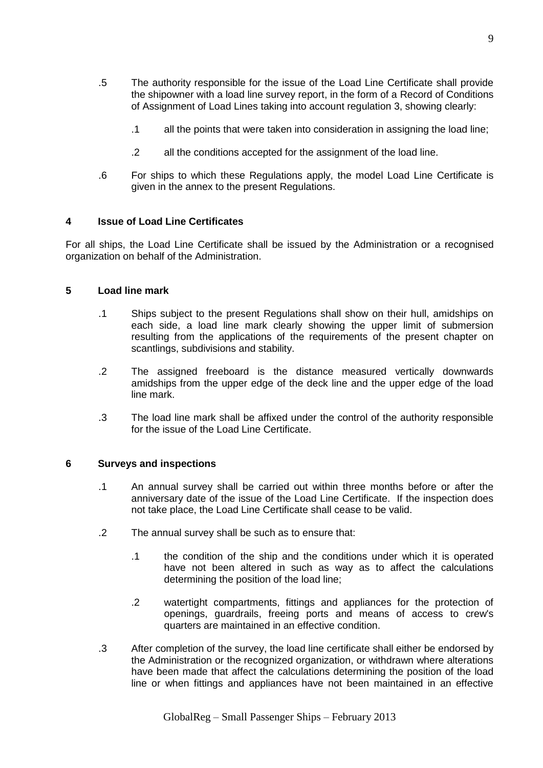.5 The authority responsible for the issue of the Load Line Certificate shall provide the shipowner with a load line survey report, in the form of a Record of Conditions of Assignment of Load Lines taking into account regulation 3, showing clearly:

  .1 all the points that were taken into consideration in assigning the load line;

  .2 all the conditions accepted for the assignment of the load line.

.6 For ships to which these Regulations apply, the model Load Line Certificate is given in the annex to the present Regulations.

## 4 Issue of Load Line Certificates

For all ships, the Load Line Certificate shall be issued by the Administration or a recognised organization on behalf of the Administration.

## 5 Load line mark

.1 Ships subject to the present Regulations shall show on their hull, amidships on each side, a load line mark clearly showing the upper limit of submersion resulting from the applications of the requirements of the present chapter on scantlings, subdivisions and stability.

.2 The assigned freeboard is the distance measured vertically downwards amidships from the upper edge of the deck line and the upper edge of the load line mark.

.3 The load line mark shall be affixed under the control of the authority responsible for the issue of the Load Line Certificate.

## 6 Surveys and inspections

.1 An annual survey shall be carried out within three months before or after the anniversary date of the issue of the Load Line Certificate. If the inspection does not take place, the Load Line Certificate shall cease to be valid.

.2 The annual survey shall be such as to ensure that:

  .1 the condition of the ship and the conditions under which it is operated have not been altered in such as way as to affect the calculations determining the position of the load line;

  .2 watertight compartments, fittings and appliances for the protection of openings, guardrails, freeing ports and means of access to crew's quarters are maintained in an effective condition.

.3 After completion of the survey, the load line certificate shall either be endorsed by the Administration or the recognized organization, or withdrawn where alterations have been made that affect the calculations determining the position of the load line or when fittings and appliances have not been maintained in an effective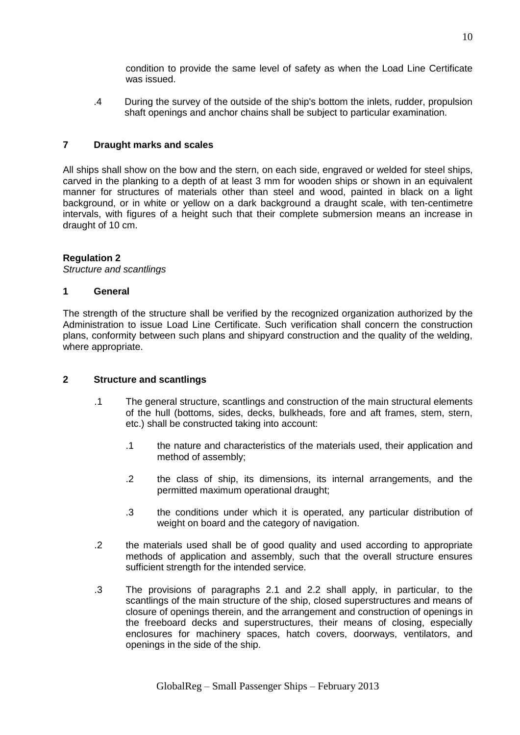condition to provide the same level of safety as when the Load Line Certificate was issued.

.4 During the survey of the outside of the ship's bottom the inlets, rudder, propulsion shaft openings and anchor chains shall be subject to particular examination.

### 7 Draught marks and scales

All ships shall show on the bow and the stern, on each side, engraved or welded for steel ships, carved in the planking to a depth of at least 3 mm for wooden ships or shown in an equivalent manner for structures of materials other than steel and wood, painted in black on a light background, or in white or yellow on a dark background a draught scale, with ten-centimetre intervals, with figures of a height such that their complete submersion means an increase in draught of 10 cm.

## Regulation 2

*Structure and scantlings*

### 1 General

The strength of the structure shall be verified by the recognized organization authorized by the Administration to issue Load Line Certificate. Such verification shall concern the construction plans, conformity between such plans and shipyard construction and the quality of the welding, where appropriate.

### 2 Structure and scantlings

.1 The general structure, scantlings and construction of the main structural elements of the hull (bottoms, sides, decks, bulkheads, fore and aft frames, stem, stern, etc.) shall be constructed taking into account:

  .1 the nature and characteristics of the materials used, their application and method of assembly;

  .2 the class of ship, its dimensions, its internal arrangements, and the permitted maximum operational draught;

  .3 the conditions under which it is operated, any particular distribution of weight on board and the category of navigation.

.2 the materials used shall be of good quality and used according to appropriate methods of application and assembly, such that the overall structure ensures sufficient strength for the intended service.

.3 The provisions of paragraphs 2.1 and 2.2 shall apply, in particular, to the scantlings of the main structure of the ship, closed superstructures and means of closure of openings therein, and the arrangement and construction of openings in the freeboard decks and superstructures, their means of closing, especially enclosures for machinery spaces, hatch covers, doorways, ventilators, and openings in the side of the ship.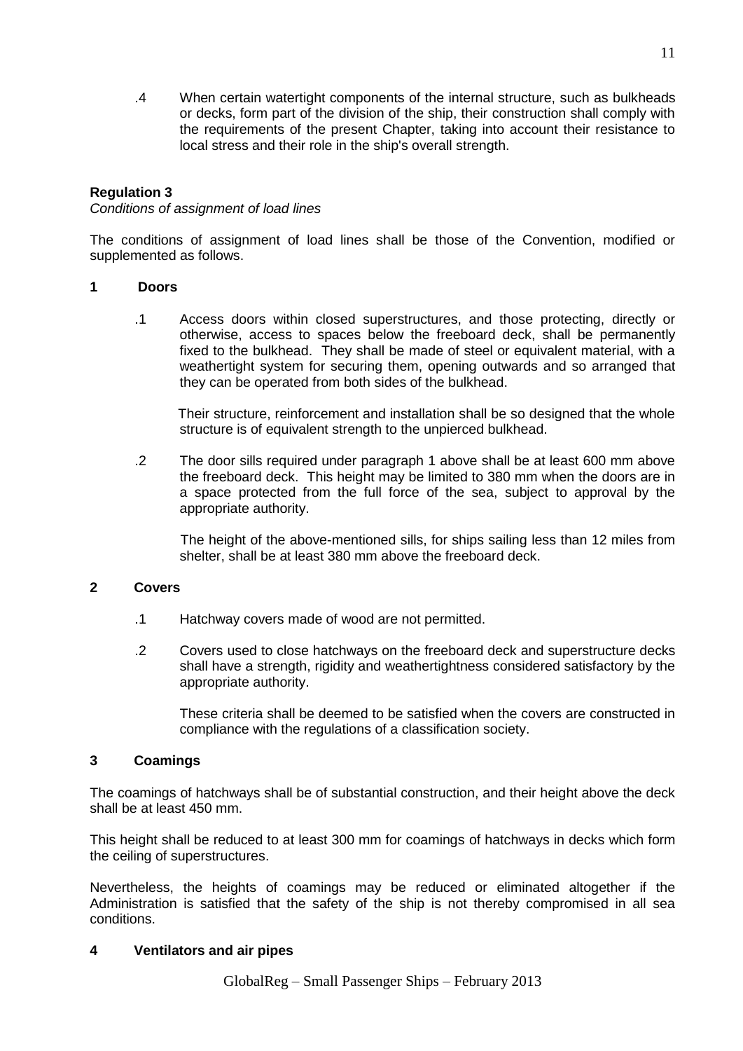.4 When certain watertight components of the internal structure, such as bulkheads or decks, form part of the division of the ship, their construction shall comply with the requirements of the present Chapter, taking into account their resistance to local stress and their role in the ship's overall strength.

**Regulation 3**

*Conditions of assignment of load lines*

The conditions of assignment of load lines shall be those of the Convention, modified or supplemented as follows.

**1 Doors**

.1 Access doors within closed superstructures, and those protecting, directly or otherwise, access to spaces below the freeboard deck, shall be permanently fixed to the bulkhead. They shall be made of steel or equivalent material, with a weathertight system for securing them, opening outwards and so arranged that they can be operated from both sides of the bulkhead.

Their structure, reinforcement and installation shall be so designed that the whole structure is of equivalent strength to the unpierced bulkhead.

.2 The door sills required under paragraph 1 above shall be at least 600 mm above the freeboard deck. This height may be limited to 380 mm when the doors are in a space protected from the full force of the sea, subject to approval by the appropriate authority.

The height of the above-mentioned sills, for ships sailing less than 12 miles from shelter, shall be at least 380 mm above the freeboard deck.

**2 Covers**

.1 Hatchway covers made of wood are not permitted.

.2 Covers used to close hatchways on the freeboard deck and superstructure decks shall have a strength, rigidity and weathertightness considered satisfactory by the appropriate authority.

These criteria shall be deemed to be satisfied when the covers are constructed in compliance with the regulations of a classification society.

**3 Coamings**

The coamings of hatchways shall be of substantial construction, and their height above the deck shall be at least 450 mm.

This height shall be reduced to at least 300 mm for coamings of hatchways in decks which form the ceiling of superstructures.

Nevertheless, the heights of coamings may be reduced or eliminated altogether if the Administration is satisfied that the safety of the ship is not thereby compromised in all sea conditions.

**4 Ventilators and air pipes**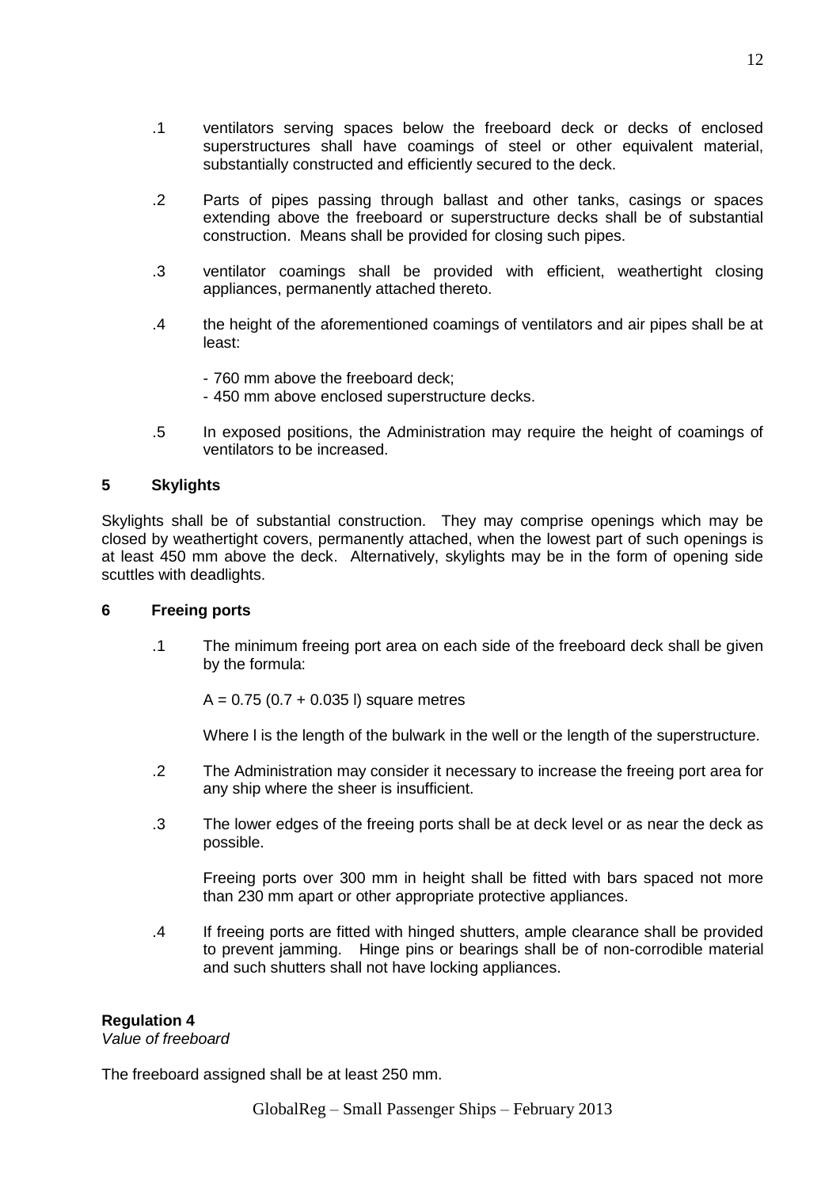.1 ventilators serving spaces below the freeboard deck or decks of enclosed superstructures shall have coamings of steel or other equivalent material, substantially constructed and efficiently secured to the deck.

.2 Parts of pipes passing through ballast and other tanks, casings or spaces extending above the freeboard or superstructure decks shall be of substantial construction. Means shall be provided for closing such pipes.

.3 ventilator coamings shall be provided with efficient, weathertight closing appliances, permanently attached thereto.

.4 the height of the aforementioned coamings of ventilators and air pipes shall be at least:

- 760 mm above the freeboard deck;
- 450 mm above enclosed superstructure decks.

.5 In exposed positions, the Administration may require the height of coamings of ventilators to be increased.

## 5 Skylights

Skylights shall be of substantial construction. They may comprise openings which may be closed by weathertight covers, permanently attached, when the lowest part of such openings is at least 450 mm above the deck. Alternatively, skylights may be in the form of opening side scuttles with deadlights.

## 6 Freeing ports

.1 The minimum freeing port area on each side of the freeboard deck shall be given by the formula:

$A = 0.75\ (0.7 + 0.035\ l)$ square metres

Where $l$ is the length of the bulwark in the well or the length of the superstructure.

.2 The Administration may consider it necessary to increase the freeing port area for any ship where the sheer is insufficient.

.3 The lower edges of the freeing ports shall be at deck level or as near the deck as possible.

Freeing ports over 300 mm in height shall be fitted with bars spaced not more than 230 mm apart or other appropriate protective appliances.

.4 If freeing ports are fitted with hinged shutters, ample clearance shall be provided to prevent jamming. Hinge pins or bearings shall be of non-corrodible material and such shutters shall not have locking appliances.

## Regulation 4

*Value of freeboard*

The freeboard assigned shall be at least 250 mm.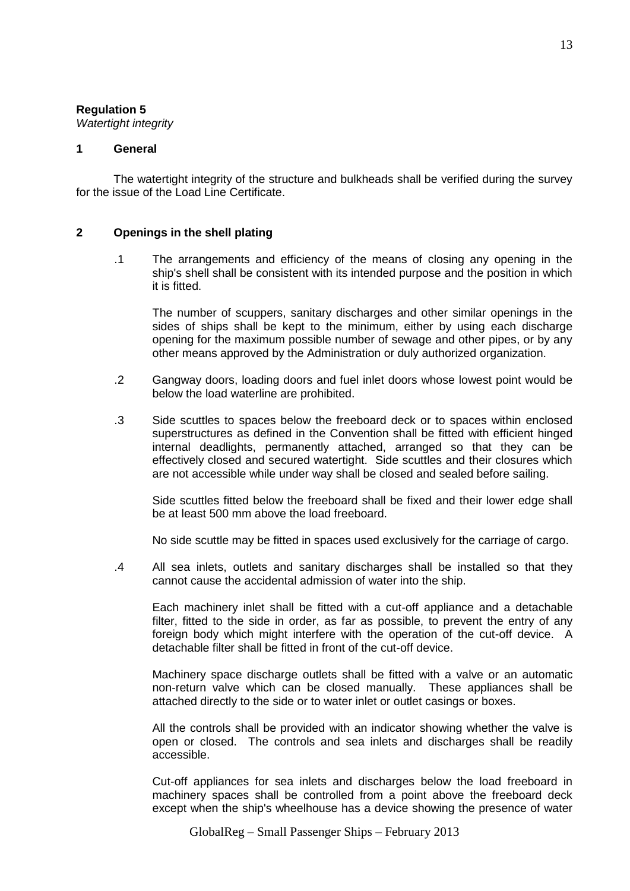**Regulation 5**
*Watertight integrity*

**1 General**

The watertight integrity of the structure and bulkheads shall be verified during the survey for the issue of the Load Line Certificate.

**2 Openings in the shell plating**

.1 The arrangements and efficiency of the means of closing any opening in the ship's shell shall be consistent with its intended purpose and the position in which it is fitted.

The number of scuppers, sanitary discharges and other similar openings in the sides of ships shall be kept to the minimum, either by using each discharge opening for the maximum possible number of sewage and other pipes, or by any other means approved by the Administration or duly authorized organization.

.2 Gangway doors, loading doors and fuel inlet doors whose lowest point would be below the load waterline are prohibited.

.3 Side scuttles to spaces below the freeboard deck or to spaces within enclosed superstructures as defined in the Convention shall be fitted with efficient hinged internal deadlights, permanently attached, arranged so that they can be effectively closed and secured watertight. Side scuttles and their closures which are not accessible while under way shall be closed and sealed before sailing.

Side scuttles fitted below the freeboard shall be fixed and their lower edge shall be at least 500 mm above the load freeboard.

No side scuttle may be fitted in spaces used exclusively for the carriage of cargo.

.4 All sea inlets, outlets and sanitary discharges shall be installed so that they cannot cause the accidental admission of water into the ship.

Each machinery inlet shall be fitted with a cut-off appliance and a detachable filter, fitted to the side in order, as far as possible, to prevent the entry of any foreign body which might interfere with the operation of the cut-off device. A detachable filter shall be fitted in front of the cut-off device.

Machinery space discharge outlets shall be fitted with a valve or an automatic non-return valve which can be closed manually. These appliances shall be attached directly to the side or to water inlet or outlet casings or boxes.

All the controls shall be provided with an indicator showing whether the valve is open or closed. The controls and sea inlets and discharges shall be readily accessible.

Cut-off appliances for sea inlets and discharges below the load freeboard in machinery spaces shall be controlled from a point above the freeboard deck except when the ship's wheelhouse has a device showing the presence of water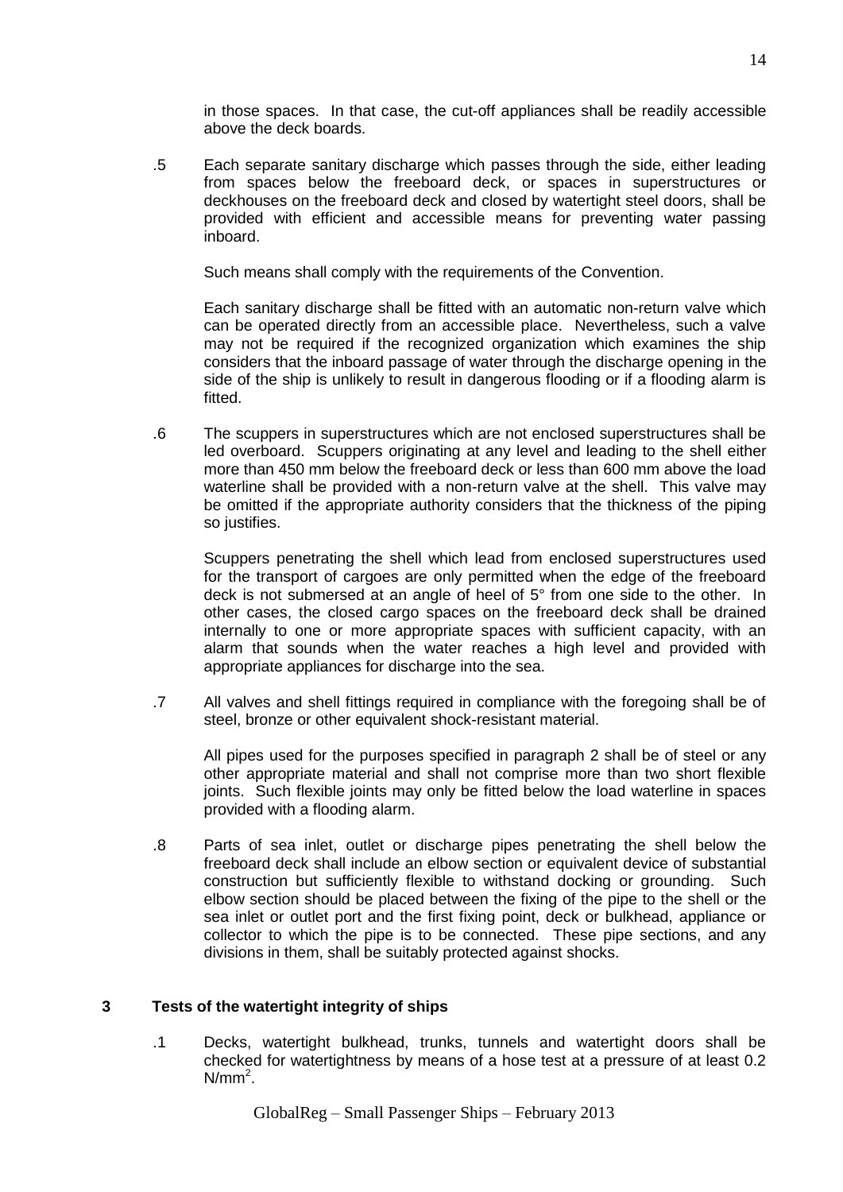in those spaces. In that case, the cut-off appliances shall be readily accessible above the deck boards.

.5 Each separate sanitary discharge which passes through the side, either leading from spaces below the freeboard deck, or spaces in superstructures or deckhouses on the freeboard deck and closed by watertight steel doors, shall be provided with efficient and accessible means for preventing water passing inboard.

Such means shall comply with the requirements of the Convention.

Each sanitary discharge shall be fitted with an automatic non-return valve which can be operated directly from an accessible place. Nevertheless, such a valve may not be required if the recognized organization which examines the ship considers that the inboard passage of water through the discharge opening in the side of the ship is unlikely to result in dangerous flooding or if a flooding alarm is fitted.

.6 The scuppers in superstructures which are not enclosed superstructures shall be led overboard. Scuppers originating at any level and leading to the shell either more than 450 mm below the freeboard deck or less than 600 mm above the load waterline shall be provided with a non-return valve at the shell. This valve may be omitted if the appropriate authority considers that the thickness of the piping so justifies.

Scuppers penetrating the shell which lead from enclosed superstructures used for the transport of cargoes are only permitted when the edge of the freeboard deck is not submersed at an angle of heel of 5° from one side to the other. In other cases, the closed cargo spaces on the freeboard deck shall be drained internally to one or more appropriate spaces with sufficient capacity, with an alarm that sounds when the water reaches a high level and provided with appropriate appliances for discharge into the sea.

.7 All valves and shell fittings required in compliance with the foregoing shall be of steel, bronze or other equivalent shock-resistant material.

All pipes used for the purposes specified in paragraph 2 shall be of steel or any other appropriate material and shall not comprise more than two short flexible joints. Such flexible joints may only be fitted below the load waterline in spaces provided with a flooding alarm.

.8 Parts of sea inlet, outlet or discharge pipes penetrating the shell below the freeboard deck shall include an elbow section or equivalent device of substantial construction but sufficiently flexible to withstand docking or grounding. Such elbow section should be placed between the fixing of the pipe to the shell or the sea inlet or outlet port and the first fixing point, deck or bulkhead, appliance or collector to which the pipe is to be connected. These pipe sections, and any divisions in them, shall be suitably protected against shocks.

## 3 Tests of the watertight integrity of ships

.1 Decks, watertight bulkhead, trunks, tunnels and watertight doors shall be checked for watertightness by means of a hose test at a pressure of at least 0.2 $N/mm^2$.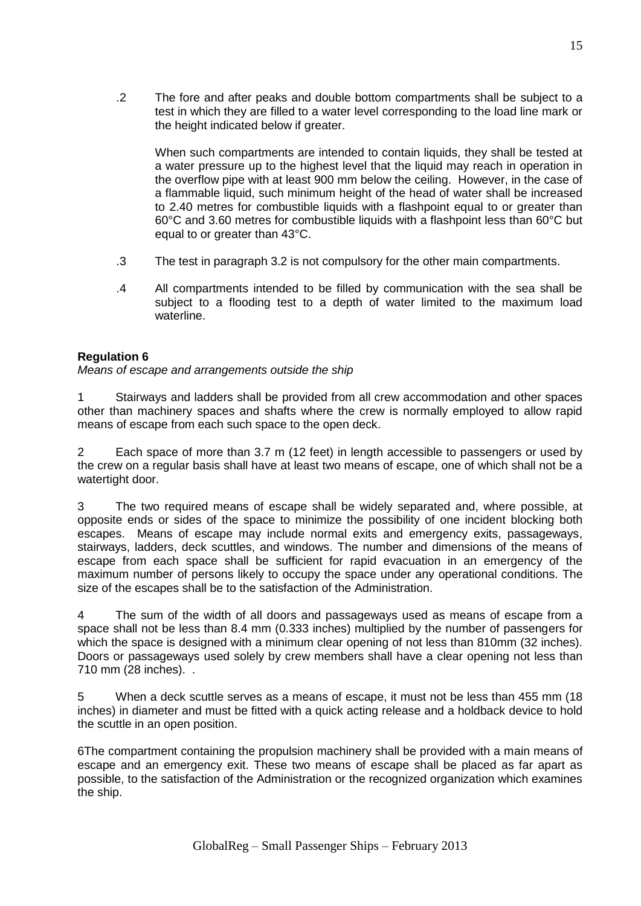.2 The fore and after peaks and double bottom compartments shall be subject to a test in which they are filled to a water level corresponding to the load line mark or the height indicated below if greater.

When such compartments are intended to contain liquids, they shall be tested at a water pressure up to the highest level that the liquid may reach in operation in the overflow pipe with at least 900 mm below the ceiling. However, in the case of a flammable liquid, such minimum height of the head of water shall be increased to 2.40 metres for combustible liquids with a flashpoint equal to or greater than 60°C and 3.60 metres for combustible liquids with a flashpoint less than 60°C but equal to or greater than 43°C.

.3 The test in paragraph 3.2 is not compulsory for the other main compartments.

.4 All compartments intended to be filled by communication with the sea shall be subject to a flooding test to a depth of water limited to the maximum load waterline.

**Regulation 6**

*Means of escape and arrangements outside the ship*

1 Stairways and ladders shall be provided from all crew accommodation and other spaces other than machinery spaces and shafts where the crew is normally employed to allow rapid means of escape from each such space to the open deck.

2 Each space of more than 3.7 m (12 feet) in length accessible to passengers or used by the crew on a regular basis shall have at least two means of escape, one of which shall not be a watertight door.

3 The two required means of escape shall be widely separated and, where possible, at opposite ends or sides of the space to minimize the possibility of one incident blocking both escapes. Means of escape may include normal exits and emergency exits, passageways, stairways, ladders, deck scuttles, and windows. The number and dimensions of the means of escape from each space shall be sufficient for rapid evacuation in an emergency of the maximum number of persons likely to occupy the space under any operational conditions. The size of the escapes shall be to the satisfaction of the Administration.

4 The sum of the width of all doors and passageways used as means of escape from a space shall not be less than 8.4 mm (0.333 inches) multiplied by the number of passengers for which the space is designed with a minimum clear opening of not less than 810mm (32 inches). Doors or passageways used solely by crew members shall have a clear opening not less than 710 mm (28 inches). .

5 When a deck scuttle serves as a means of escape, it must not be less than 455 mm (18 inches) in diameter and must be fitted with a quick acting release and a holdback device to hold the scuttle in an open position.

6The compartment containing the propulsion machinery shall be provided with a main means of escape and an emergency exit. These two means of escape shall be placed as far apart as possible, to the satisfaction of the Administration or the recognized organization which examines the ship.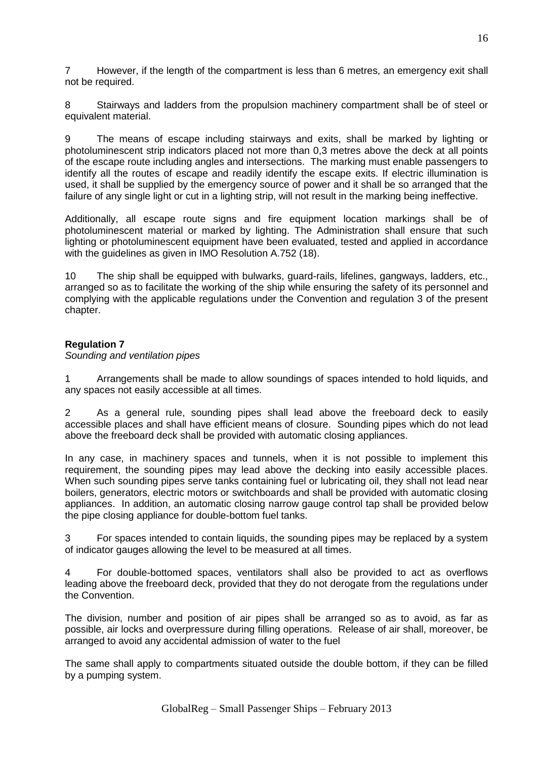7 However, if the length of the compartment is less than 6 metres, an emergency exit shall not be required.

8 Stairways and ladders from the propulsion machinery compartment shall be of steel or equivalent material.

9 The means of escape including stairways and exits, shall be marked by lighting or photoluminescent strip indicators placed not more than 0,3 metres above the deck at all points of the escape route including angles and intersections. The marking must enable passengers to identify all the routes of escape and readily identify the escape exits. If electric illumination is used, it shall be supplied by the emergency source of power and it shall be so arranged that the failure of any single light or cut in a lighting strip, will not result in the marking being ineffective.

Additionally, all escape route signs and fire equipment location markings shall be of photoluminescent material or marked by lighting. The Administration shall ensure that such lighting or photoluminescent equipment have been evaluated, tested and applied in accordance with the guidelines as given in IMO Resolution A.752 (18).

10 The ship shall be equipped with bulwarks, guard-rails, lifelines, gangways, ladders, etc., arranged so as to facilitate the working of the ship while ensuring the safety of its personnel and complying with the applicable regulations under the Convention and regulation 3 of the present chapter.

**Regulation 7**

*Sounding and ventilation pipes*

1 Arrangements shall be made to allow soundings of spaces intended to hold liquids, and any spaces not easily accessible at all times.

2 As a general rule, sounding pipes shall lead above the freeboard deck to easily accessible places and shall have efficient means of closure. Sounding pipes which do not lead above the freeboard deck shall be provided with automatic closing appliances.

In any case, in machinery spaces and tunnels, when it is not possible to implement this requirement, the sounding pipes may lead above the decking into easily accessible places. When such sounding pipes serve tanks containing fuel or lubricating oil, they shall not lead near boilers, generators, electric motors or switchboards and shall be provided with automatic closing appliances. In addition, an automatic closing narrow gauge control tap shall be provided below the pipe closing appliance for double-bottom fuel tanks.

3 For spaces intended to contain liquids, the sounding pipes may be replaced by a system of indicator gauges allowing the level to be measured at all times.

4 For double-bottomed spaces, ventilators shall also be provided to act as overflows leading above the freeboard deck, provided that they do not derogate from the regulations under the Convention.

The division, number and position of air pipes shall be arranged so as to avoid, as far as possible, air locks and overpressure during filling operations. Release of air shall, moreover, be arranged to avoid any accidental admission of water to the fuel

The same shall apply to compartments situated outside the double bottom, if they can be filled by a pumping system.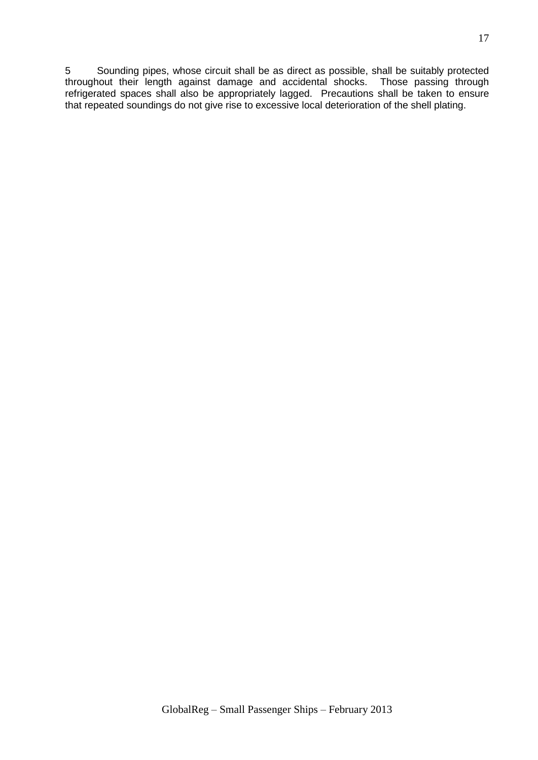5 Sounding pipes, whose circuit shall be as direct as possible, shall be suitably protected throughout their length against damage and accidental shocks. Those passing through refrigerated spaces shall also be appropriately lagged. Precautions shall be taken to ensure that repeated soundings do not give rise to excessive local deterioration of the shell plating.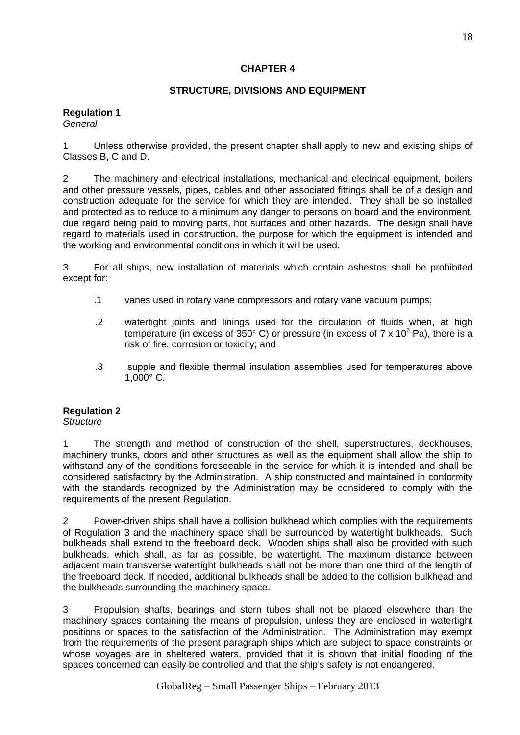**CHAPTER 4**

**STRUCTURE, DIVISIONS AND EQUIPMENT**

**Regulation 1**
*General*

1 Unless otherwise provided, the present chapter shall apply to new and existing ships of Classes B, C and D.

2 The machinery and electrical installations, mechanical and electrical equipment, boilers and other pressure vessels, pipes, cables and other associated fittings shall be of a design and construction adequate for the service for which they are intended. They shall be so installed and protected as to reduce to a minimum any danger to persons on board and the environment, due regard being paid to moving parts, hot surfaces and other hazards. The design shall have regard to materials used in construction, the purpose for which the equipment is intended and the working and environmental conditions in which it will be used.

3 For all ships, new installation of materials which contain asbestos shall be prohibited except for:

.1 vanes used in rotary vane compressors and rotary vane vacuum pumps;

.2 watertight joints and linings used for the circulation of fluids when, at high temperature (in excess of 350° C) or pressure (in excess of $7 \times 10^6$ Pa), there is a risk of fire, corrosion or toxicity; and

.3 supple and flexible thermal insulation assemblies used for temperatures above 1,000° C.

**Regulation 2**
*Structure*

1 The strength and method of construction of the shell, superstructures, deckhouses, machinery trunks, doors and other structures as well as the equipment shall allow the ship to withstand any of the conditions foreseeable in the service for which it is intended and shall be considered satisfactory by the Administration. A ship constructed and maintained in conformity with the standards recognized by the Administration may be considered to comply with the requirements of the present Regulation.

2 Power-driven ships shall have a collision bulkhead which complies with the requirements of Regulation 3 and the machinery space shall be surrounded by watertight bulkheads. Such bulkheads shall extend to the freeboard deck. Wooden ships shall also be provided with such bulkheads, which shall, as far as possible, be watertight. The maximum distance between adjacent main transverse watertight bulkheads shall not be more than one third of the length of the freeboard deck. If needed, additional bulkheads shall be added to the collision bulkhead and the bulkheads surrounding the machinery space.

3 Propulsion shafts, bearings and stern tubes shall not be placed elsewhere than the machinery spaces containing the means of propulsion, unless they are enclosed in watertight positions or spaces to the satisfaction of the Administration. The Administration may exempt from the requirements of the present paragraph ships which are subject to space constraints or whose voyages are in sheltered waters, provided that it is shown that initial flooding of the spaces concerned can easily be controlled and that the ship's safety is not endangered.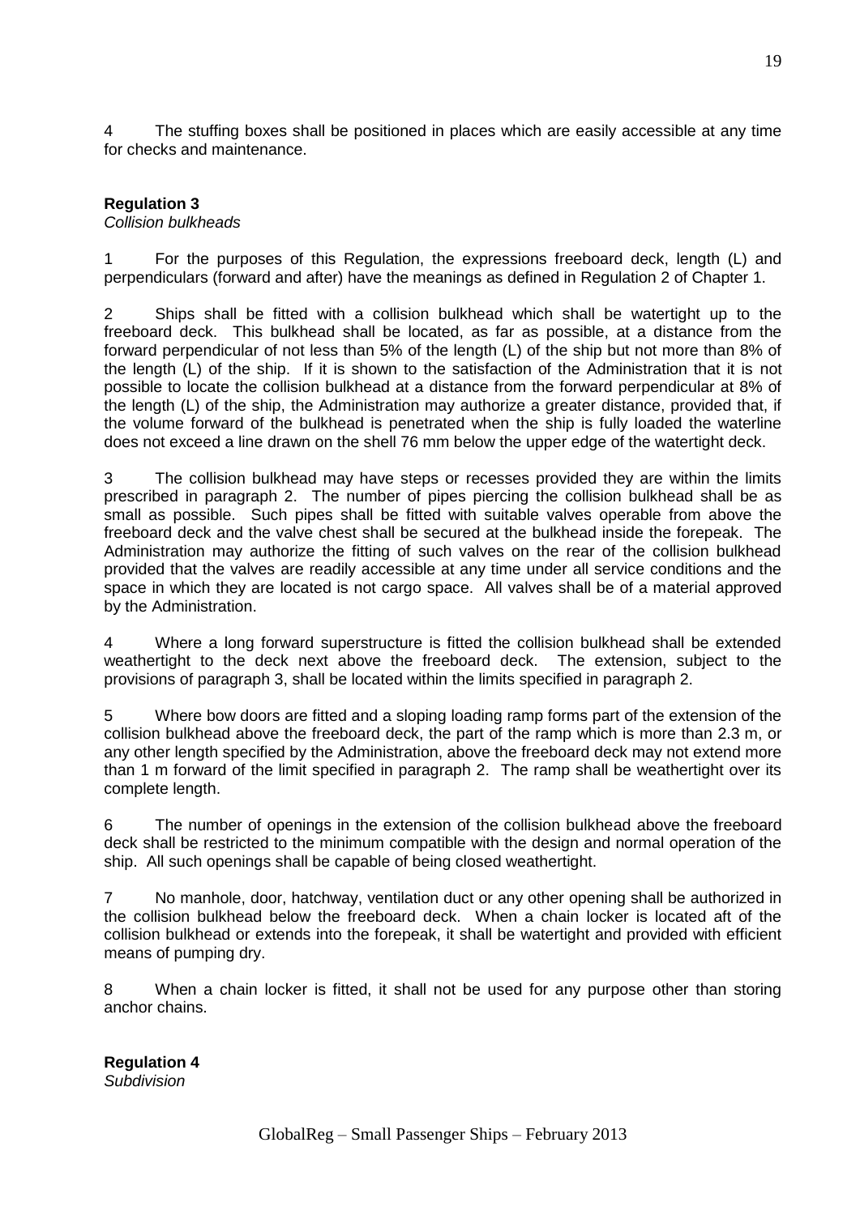4 The stuffing boxes shall be positioned in places which are easily accessible at any time for checks and maintenance.

**Regulation 3**
*Collision bulkheads*

1 For the purposes of this Regulation, the expressions freeboard deck, length (L) and perpendiculars (forward and after) have the meanings as defined in Regulation 2 of Chapter 1.

2 Ships shall be fitted with a collision bulkhead which shall be watertight up to the freeboard deck. This bulkhead shall be located, as far as possible, at a distance from the forward perpendicular of not less than 5% of the length (L) of the ship but not more than 8% of the length (L) of the ship. If it is shown to the satisfaction of the Administration that it is not possible to locate the collision bulkhead at a distance from the forward perpendicular at 8% of the length (L) of the ship, the Administration may authorize a greater distance, provided that, if the volume forward of the bulkhead is penetrated when the ship is fully loaded the waterline does not exceed a line drawn on the shell 76 mm below the upper edge of the watertight deck.

3 The collision bulkhead may have steps or recesses provided they are within the limits prescribed in paragraph 2. The number of pipes piercing the collision bulkhead shall be as small as possible. Such pipes shall be fitted with suitable valves operable from above the freeboard deck and the valve chest shall be secured at the bulkhead inside the forepeak. The Administration may authorize the fitting of such valves on the rear of the collision bulkhead provided that the valves are readily accessible at any time under all service conditions and the space in which they are located is not cargo space. All valves shall be of a material approved by the Administration.

4 Where a long forward superstructure is fitted the collision bulkhead shall be extended weathertight to the deck next above the freeboard deck. The extension, subject to the provisions of paragraph 3, shall be located within the limits specified in paragraph 2.

5 Where bow doors are fitted and a sloping loading ramp forms part of the extension of the collision bulkhead above the freeboard deck, the part of the ramp which is more than 2.3 m, or any other length specified by the Administration, above the freeboard deck may not extend more than 1 m forward of the limit specified in paragraph 2. The ramp shall be weathertight over its complete length.

6 The number of openings in the extension of the collision bulkhead above the freeboard deck shall be restricted to the minimum compatible with the design and normal operation of the ship. All such openings shall be capable of being closed weathertight.

7 No manhole, door, hatchway, ventilation duct or any other opening shall be authorized in the collision bulkhead below the freeboard deck. When a chain locker is located aft of the collision bulkhead or extends into the forepeak, it shall be watertight and provided with efficient means of pumping dry.

8 When a chain locker is fitted, it shall not be used for any purpose other than storing anchor chains.

**Regulation 4**
*Subdivision*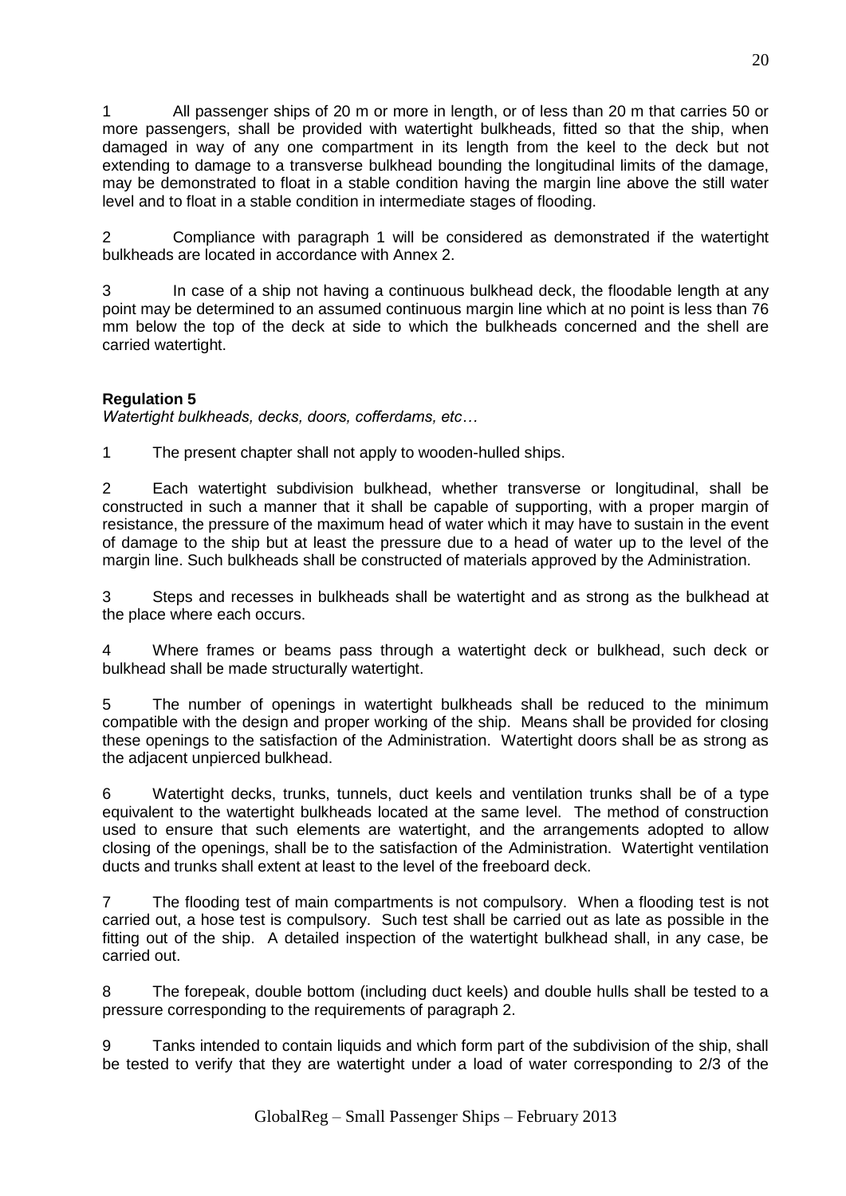1 All passenger ships of 20 m or more in length, or of less than 20 m that carries 50 or more passengers, shall be provided with watertight bulkheads, fitted so that the ship, when damaged in way of any one compartment in its length from the keel to the deck but not extending to damage to a transverse bulkhead bounding the longitudinal limits of the damage, may be demonstrated to float in a stable condition having the margin line above the still water level and to float in a stable condition in intermediate stages of flooding.

2 Compliance with paragraph 1 will be considered as demonstrated if the watertight bulkheads are located in accordance with Annex 2.

3 In case of a ship not having a continuous bulkhead deck, the floodable length at any point may be determined to an assumed continuous margin line which at no point is less than 76 mm below the top of the deck at side to which the bulkheads concerned and the shell are carried watertight.

**Regulation 5**

*Watertight bulkheads, decks, doors, cofferdams, etc…*

1 The present chapter shall not apply to wooden-hulled ships.

2 Each watertight subdivision bulkhead, whether transverse or longitudinal, shall be constructed in such a manner that it shall be capable of supporting, with a proper margin of resistance, the pressure of the maximum head of water which it may have to sustain in the event of damage to the ship but at least the pressure due to a head of water up to the level of the margin line. Such bulkheads shall be constructed of materials approved by the Administration.

3 Steps and recesses in bulkheads shall be watertight and as strong as the bulkhead at the place where each occurs.

4 Where frames or beams pass through a watertight deck or bulkhead, such deck or bulkhead shall be made structurally watertight.

5 The number of openings in watertight bulkheads shall be reduced to the minimum compatible with the design and proper working of the ship. Means shall be provided for closing these openings to the satisfaction of the Administration. Watertight doors shall be as strong as the adjacent unpierced bulkhead.

6 Watertight decks, trunks, tunnels, duct keels and ventilation trunks shall be of a type equivalent to the watertight bulkheads located at the same level. The method of construction used to ensure that such elements are watertight, and the arrangements adopted to allow closing of the openings, shall be to the satisfaction of the Administration. Watertight ventilation ducts and trunks shall extent at least to the level of the freeboard deck.

7 The flooding test of main compartments is not compulsory. When a flooding test is not carried out, a hose test is compulsory. Such test shall be carried out as late as possible in the fitting out of the ship. A detailed inspection of the watertight bulkhead shall, in any case, be carried out.

8 The forepeak, double bottom (including duct keels) and double hulls shall be tested to a pressure corresponding to the requirements of paragraph 2.

9 Tanks intended to contain liquids and which form part of the subdivision of the ship, shall be tested to verify that they are watertight under a load of water corresponding to 2/3 of the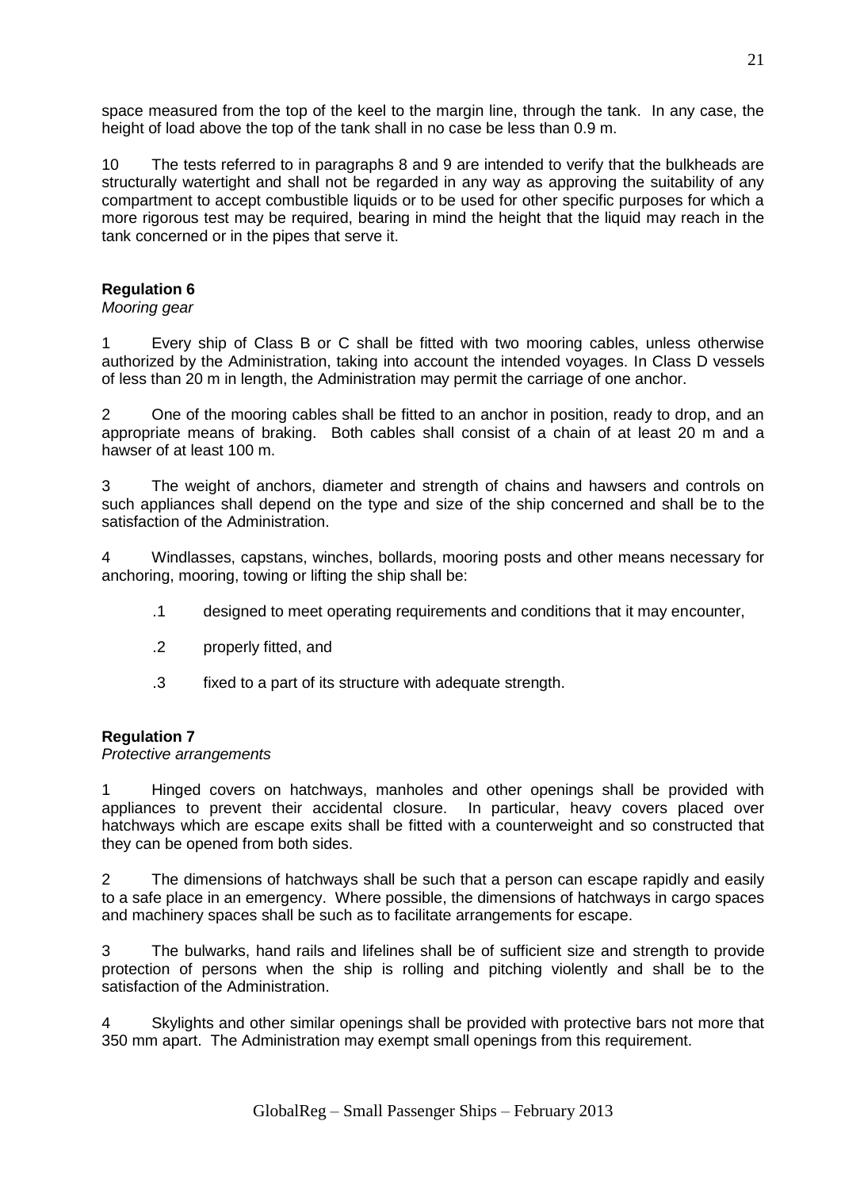space measured from the top of the keel to the margin line, through the tank. In any case, the height of load above the top of the tank shall in no case be less than 0.9 m.

10 The tests referred to in paragraphs 8 and 9 are intended to verify that the bulkheads are structurally watertight and shall not be regarded in any way as approving the suitability of any compartment to accept combustible liquids or to be used for other specific purposes for which a more rigorous test may be required, bearing in mind the height that the liquid may reach in the tank concerned or in the pipes that serve it.

**Regulation 6**
*Mooring gear*

1 Every ship of Class B or C shall be fitted with two mooring cables, unless otherwise authorized by the Administration, taking into account the intended voyages. In Class D vessels of less than 20 m in length, the Administration may permit the carriage of one anchor.

2 One of the mooring cables shall be fitted to an anchor in position, ready to drop, and an appropriate means of braking. Both cables shall consist of a chain of at least 20 m and a hawser of at least 100 m.

3 The weight of anchors, diameter and strength of chains and hawsers and controls on such appliances shall depend on the type and size of the ship concerned and shall be to the satisfaction of the Administration.

4 Windlasses, capstans, winches, bollards, mooring posts and other means necessary for anchoring, mooring, towing or lifting the ship shall be:

.1 designed to meet operating requirements and conditions that it may encounter,

.2 properly fitted, and

.3 fixed to a part of its structure with adequate strength.

**Regulation 7**
*Protective arrangements*

1 Hinged covers on hatchways, manholes and other openings shall be provided with appliances to prevent their accidental closure. In particular, heavy covers placed over hatchways which are escape exits shall be fitted with a counterweight and so constructed that they can be opened from both sides.

2 The dimensions of hatchways shall be such that a person can escape rapidly and easily to a safe place in an emergency. Where possible, the dimensions of hatchways in cargo spaces and machinery spaces shall be such as to facilitate arrangements for escape.

3 The bulwarks, hand rails and lifelines shall be of sufficient size and strength to provide protection of persons when the ship is rolling and pitching violently and shall be to the satisfaction of the Administration.

4 Skylights and other similar openings shall be provided with protective bars not more that 350 mm apart. The Administration may exempt small openings from this requirement.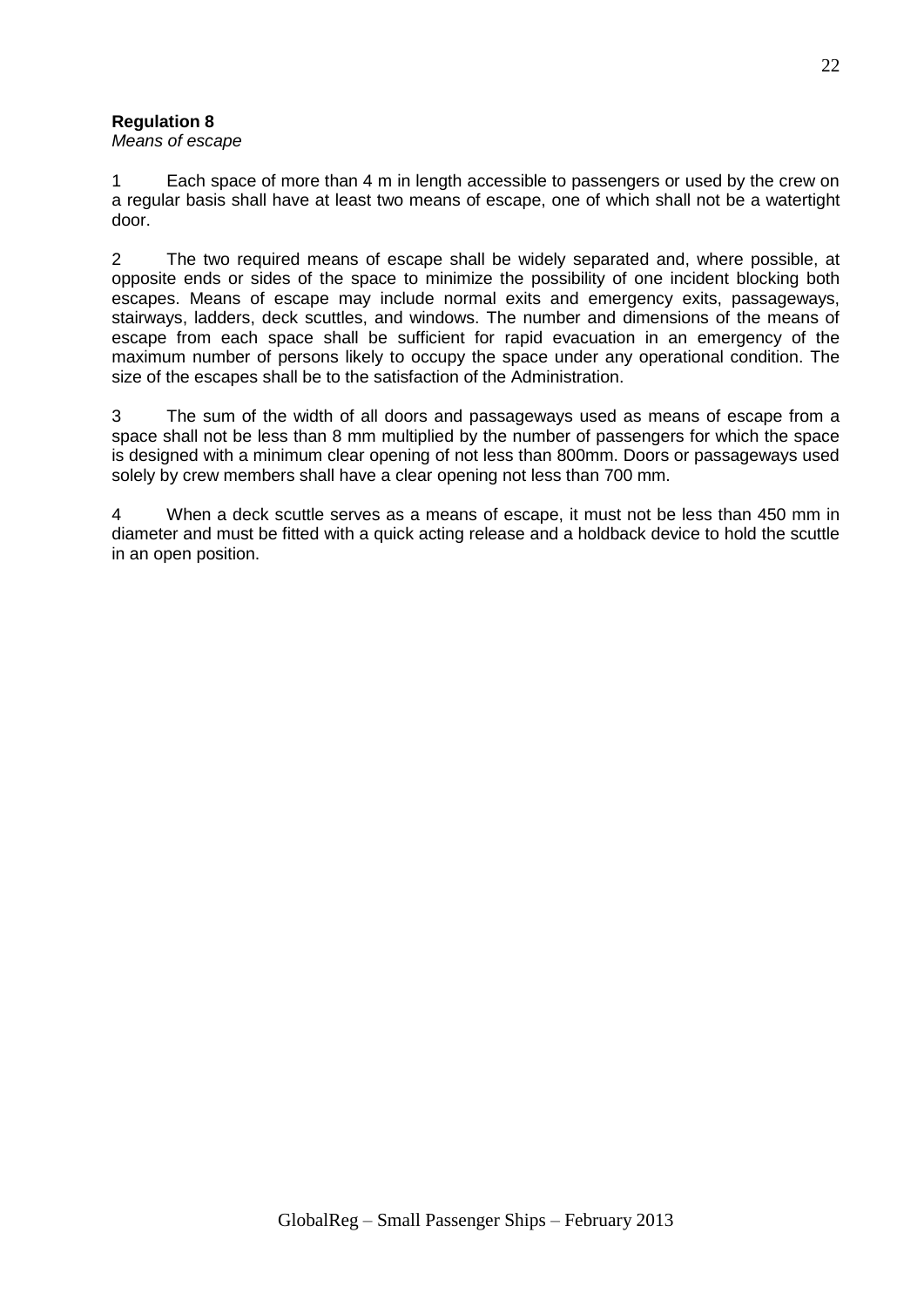**Regulation 8**
*Means of escape*

1 Each space of more than 4 m in length accessible to passengers or used by the crew on a regular basis shall have at least two means of escape, one of which shall not be a watertight door.

2 The two required means of escape shall be widely separated and, where possible, at opposite ends or sides of the space to minimize the possibility of one incident blocking both escapes. Means of escape may include normal exits and emergency exits, passageways, stairways, ladders, deck scuttles, and windows. The number and dimensions of the means of escape from each space shall be sufficient for rapid evacuation in an emergency of the maximum number of persons likely to occupy the space under any operational condition. The size of the escapes shall be to the satisfaction of the Administration.

3 The sum of the width of all doors and passageways used as means of escape from a space shall not be less than 8 mm multiplied by the number of passengers for which the space is designed with a minimum clear opening of not less than 800mm. Doors or passageways used solely by crew members shall have a clear opening not less than 700 mm.

4 When a deck scuttle serves as a means of escape, it must not be less than 450 mm in diameter and must be fitted with a quick acting release and a holdback device to hold the scuttle in an open position.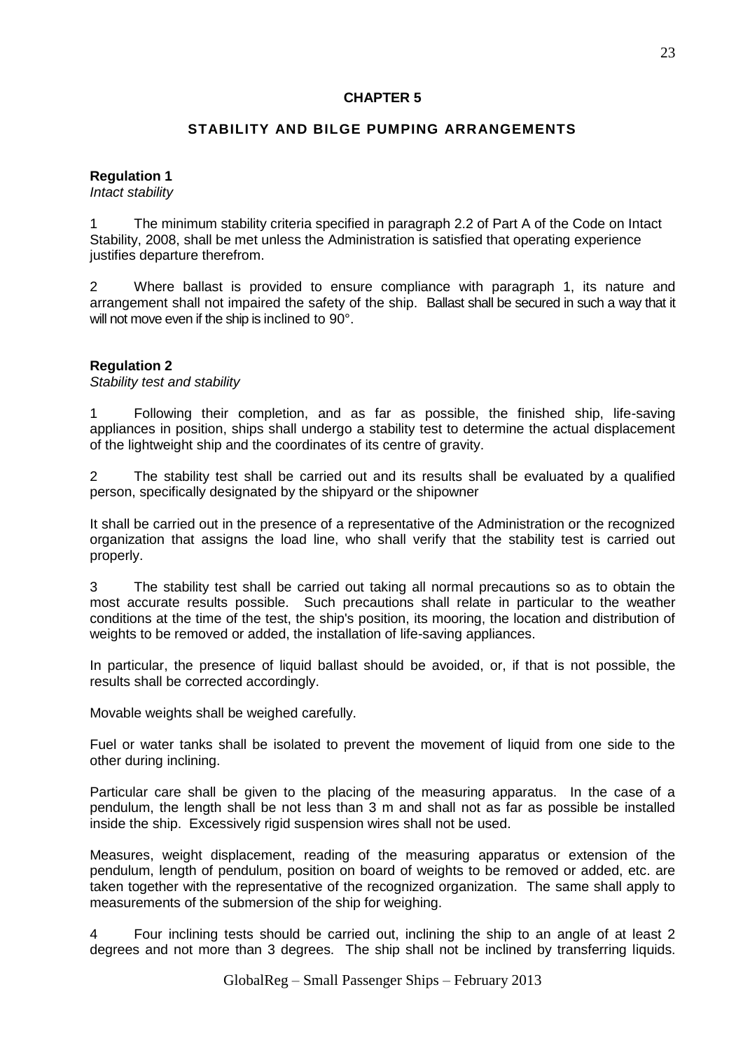# CHAPTER 5

## STABILITY AND BILGE PUMPING ARRANGEMENTS

**Regulation 1**
*Intact stability*

1 The minimum stability criteria specified in paragraph 2.2 of Part A of the Code on Intact Stability, 2008, shall be met unless the Administration is satisfied that operating experience justifies departure therefrom.

2 Where ballast is provided to ensure compliance with paragraph 1, its nature and arrangement shall not impaired the safety of the ship. Ballast shall be secured in such a way that it will not move even if the ship is inclined to 90°.

**Regulation 2**
*Stability test and stability*

1 Following their completion, and as far as possible, the finished ship, life-saving appliances in position, ships shall undergo a stability test to determine the actual displacement of the lightweight ship and the coordinates of its centre of gravity.

2 The stability test shall be carried out and its results shall be evaluated by a qualified person, specifically designated by the shipyard or the shipowner

It shall be carried out in the presence of a representative of the Administration or the recognized organization that assigns the load line, who shall verify that the stability test is carried out properly.

3 The stability test shall be carried out taking all normal precautions so as to obtain the most accurate results possible. Such precautions shall relate in particular to the weather conditions at the time of the test, the ship's position, its mooring, the location and distribution of weights to be removed or added, the installation of life-saving appliances.

In particular, the presence of liquid ballast should be avoided, or, if that is not possible, the results shall be corrected accordingly.

Movable weights shall be weighed carefully.

Fuel or water tanks shall be isolated to prevent the movement of liquid from one side to the other during inclining.

Particular care shall be given to the placing of the measuring apparatus. In the case of a pendulum, the length shall be not less than 3 m and shall not as far as possible be installed inside the ship. Excessively rigid suspension wires shall not be used.

Measures, weight displacement, reading of the measuring apparatus or extension of the pendulum, length of pendulum, position on board of weights to be removed or added, etc. are taken together with the representative of the recognized organization. The same shall apply to measurements of the submersion of the ship for weighing.

4 Four inclining tests should be carried out, inclining the ship to an angle of at least 2 degrees and not more than 3 degrees. The ship shall not be inclined by transferring liquids.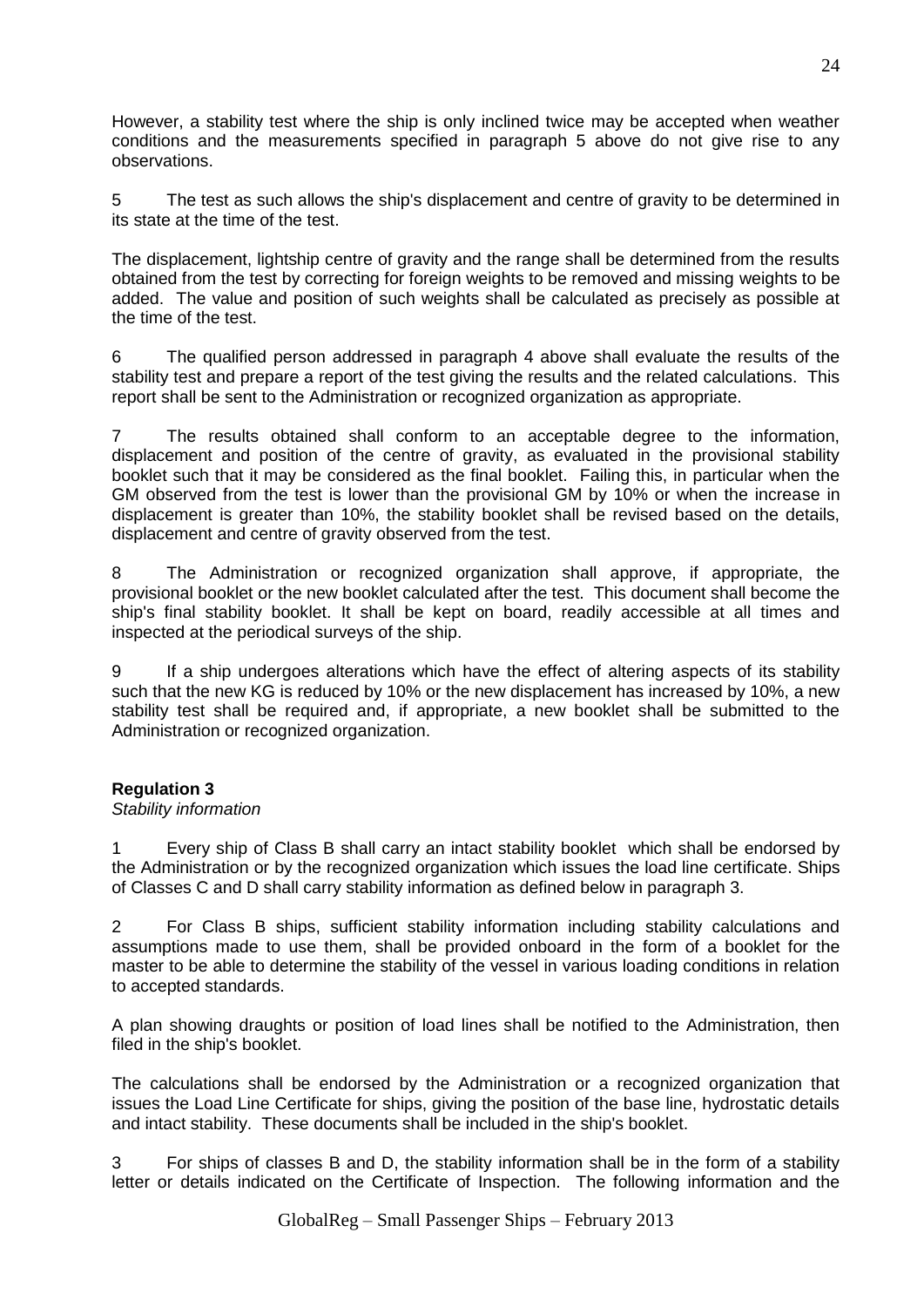However, a stability test where the ship is only inclined twice may be accepted when weather conditions and the measurements specified in paragraph 5 above do not give rise to any observations.

5 The test as such allows the ship's displacement and centre of gravity to be determined in its state at the time of the test.

The displacement, lightship centre of gravity and the range shall be determined from the results obtained from the test by correcting for foreign weights to be removed and missing weights to be added. The value and position of such weights shall be calculated as precisely as possible at the time of the test.

6 The qualified person addressed in paragraph 4 above shall evaluate the results of the stability test and prepare a report of the test giving the results and the related calculations. This report shall be sent to the Administration or recognized organization as appropriate.

7 The results obtained shall conform to an acceptable degree to the information, displacement and position of the centre of gravity, as evaluated in the provisional stability booklet such that it may be considered as the final booklet. Failing this, in particular when the GM observed from the test is lower than the provisional GM by 10% or when the increase in displacement is greater than 10%, the stability booklet shall be revised based on the details, displacement and centre of gravity observed from the test.

8 The Administration or recognized organization shall approve, if appropriate, the provisional booklet or the new booklet calculated after the test. This document shall become the ship's final stability booklet. It shall be kept on board, readily accessible at all times and inspected at the periodical surveys of the ship.

9 If a ship undergoes alterations which have the effect of altering aspects of its stability such that the new KG is reduced by 10% or the new displacement has increased by 10%, a new stability test shall be required and, if appropriate, a new booklet shall be submitted to the Administration or recognized organization.

**Regulation 3**
*Stability information*

1 Every ship of Class B shall carry an intact stability booklet which shall be endorsed by the Administration or by the recognized organization which issues the load line certificate. Ships of Classes C and D shall carry stability information as defined below in paragraph 3.

2 For Class B ships, sufficient stability information including stability calculations and assumptions made to use them, shall be provided onboard in the form of a booklet for the master to be able to determine the stability of the vessel in various loading conditions in relation to accepted standards.

A plan showing draughts or position of load lines shall be notified to the Administration, then filed in the ship's booklet.

The calculations shall be endorsed by the Administration or a recognized organization that issues the Load Line Certificate for ships, giving the position of the base line, hydrostatic details and intact stability. These documents shall be included in the ship's booklet.

3 For ships of classes B and D, the stability information shall be in the form of a stability letter or details indicated on the Certificate of Inspection. The following information and the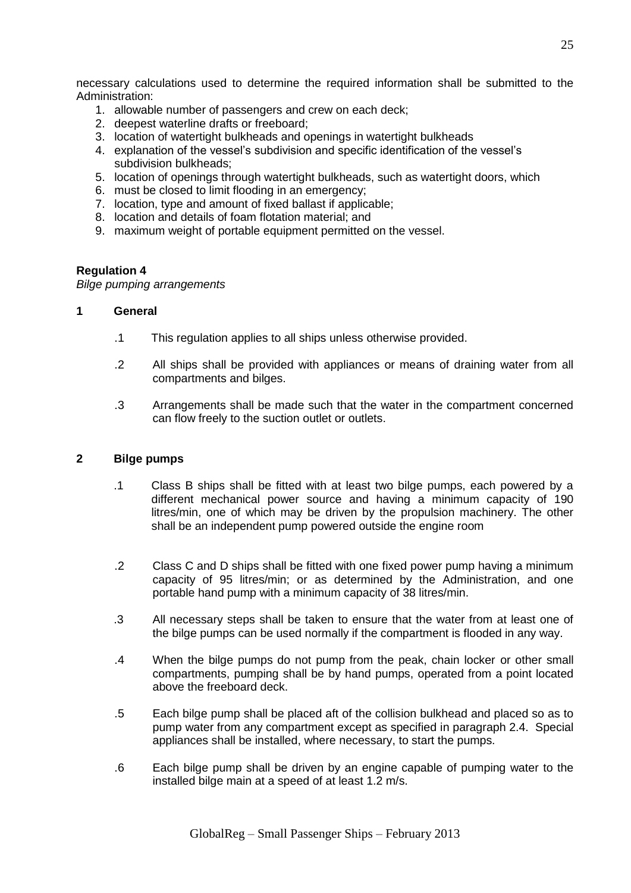necessary calculations used to determine the required information shall be submitted to the Administration:

1. allowable number of passengers and crew on each deck;
2. deepest waterline drafts or freeboard;
3. location of watertight bulkheads and openings in watertight bulkheads
4. explanation of the vessel's subdivision and specific identification of the vessel's subdivision bulkheads;
5. location of openings through watertight bulkheads, such as watertight doors, which
6. must be closed to limit flooding in an emergency;
7. location, type and amount of fixed ballast if applicable;
8. location and details of foam flotation material; and
9. maximum weight of portable equipment permitted on the vessel.

**Regulation 4**

*Bilge pumping arrangements*

**1 General**

.1 This regulation applies to all ships unless otherwise provided.

.2 All ships shall be provided with appliances or means of draining water from all compartments and bilges.

.3 Arrangements shall be made such that the water in the compartment concerned can flow freely to the suction outlet or outlets.

**2 Bilge pumps**

.1 Class B ships shall be fitted with at least two bilge pumps, each powered by a different mechanical power source and having a minimum capacity of 190 litres/min, one of which may be driven by the propulsion machinery. The other shall be an independent pump powered outside the engine room

.2 Class C and D ships shall be fitted with one fixed power pump having a minimum capacity of 95 litres/min; or as determined by the Administration, and one portable hand pump with a minimum capacity of 38 litres/min.

.3 All necessary steps shall be taken to ensure that the water from at least one of the bilge pumps can be used normally if the compartment is flooded in any way.

.4 When the bilge pumps do not pump from the peak, chain locker or other small compartments, pumping shall be by hand pumps, operated from a point located above the freeboard deck.

.5 Each bilge pump shall be placed aft of the collision bulkhead and placed so as to pump water from any compartment except as specified in paragraph 2.4. Special appliances shall be installed, where necessary, to start the pumps.

.6 Each bilge pump shall be driven by an engine capable of pumping water to the installed bilge main at a speed of at least 1.2 m/s.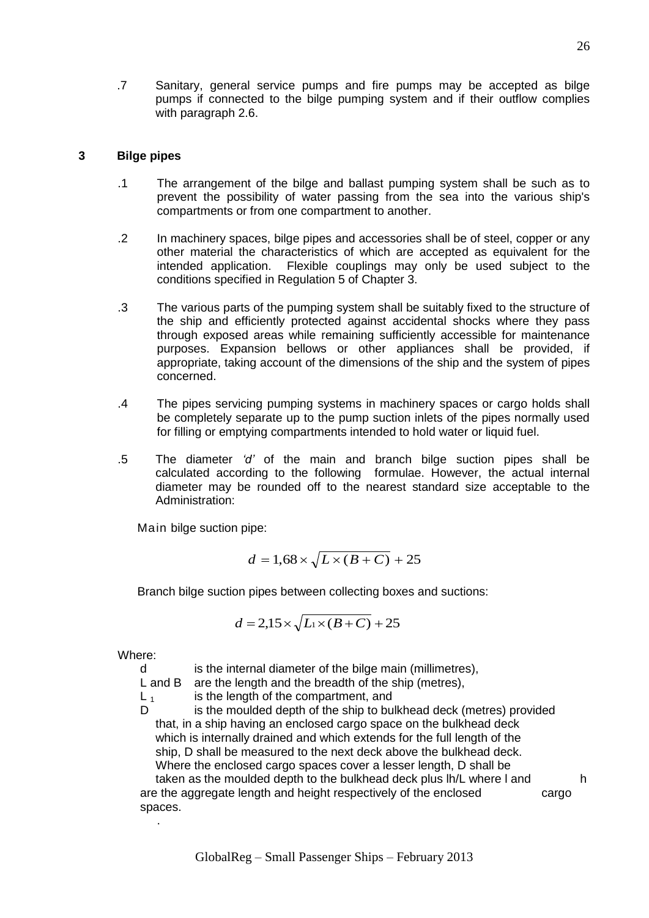.7 Sanitary, general service pumps and fire pumps may be accepted as bilge pumps if connected to the bilge pumping system and if their outflow complies with paragraph 2.6.

## 3 Bilge pipes

.1 The arrangement of the bilge and ballast pumping system shall be such as to prevent the possibility of water passing from the sea into the various ship's compartments or from one compartment to another.

.2 In machinery spaces, bilge pipes and accessories shall be of steel, copper or any other material the characteristics of which are accepted as equivalent for the intended application. Flexible couplings may only be used subject to the conditions specified in Regulation 5 of Chapter 3.

.3 The various parts of the pumping system shall be suitably fixed to the structure of the ship and efficiently protected against accidental shocks where they pass through exposed areas while remaining sufficiently accessible for maintenance purposes. Expansion bellows or other appliances shall be provided, if appropriate, taking account of the dimensions of the ship and the system of pipes concerned.

.4 The pipes servicing pumping systems in machinery spaces or cargo holds shall be completely separate up to the pump suction inlets of the pipes normally used for filling or emptying compartments intended to hold water or liquid fuel.

.5 The diameter *'d'* of the main and branch bilge suction pipes shall be calculated according to the following formulae. However, the actual internal diameter may be rounded off to the nearest standard size acceptable to the Administration:

Main bilge suction pipe:

$$d = 1{,}68 \times \sqrt{L \times (B + C)} + 25$$

Branch bilge suction pipes between collecting boxes and suctions:

$$d = 2{,}15 \times \sqrt{L_1 \times (B + C)} + 25$$

Where:

$d$ is the internal diameter of the bilge main (millimetres),

$L$ and $B$ are the length and the breadth of the ship (metres),

$L_1$ is the length of the compartment, and

$D$ is the moulded depth of the ship to bulkhead deck (metres) provided that, in a ship having an enclosed cargo space on the bulkhead deck which is internally drained and which extends for the full length of the ship, $D$ shall be measured to the next deck above the bulkhead deck. Where the enclosed cargo spaces cover a lesser length, $D$ shall be taken as the moulded depth to the bulkhead deck plus $lh/L$ where $l$ and $h$ are the aggregate length and height respectively of the enclosed cargo spaces.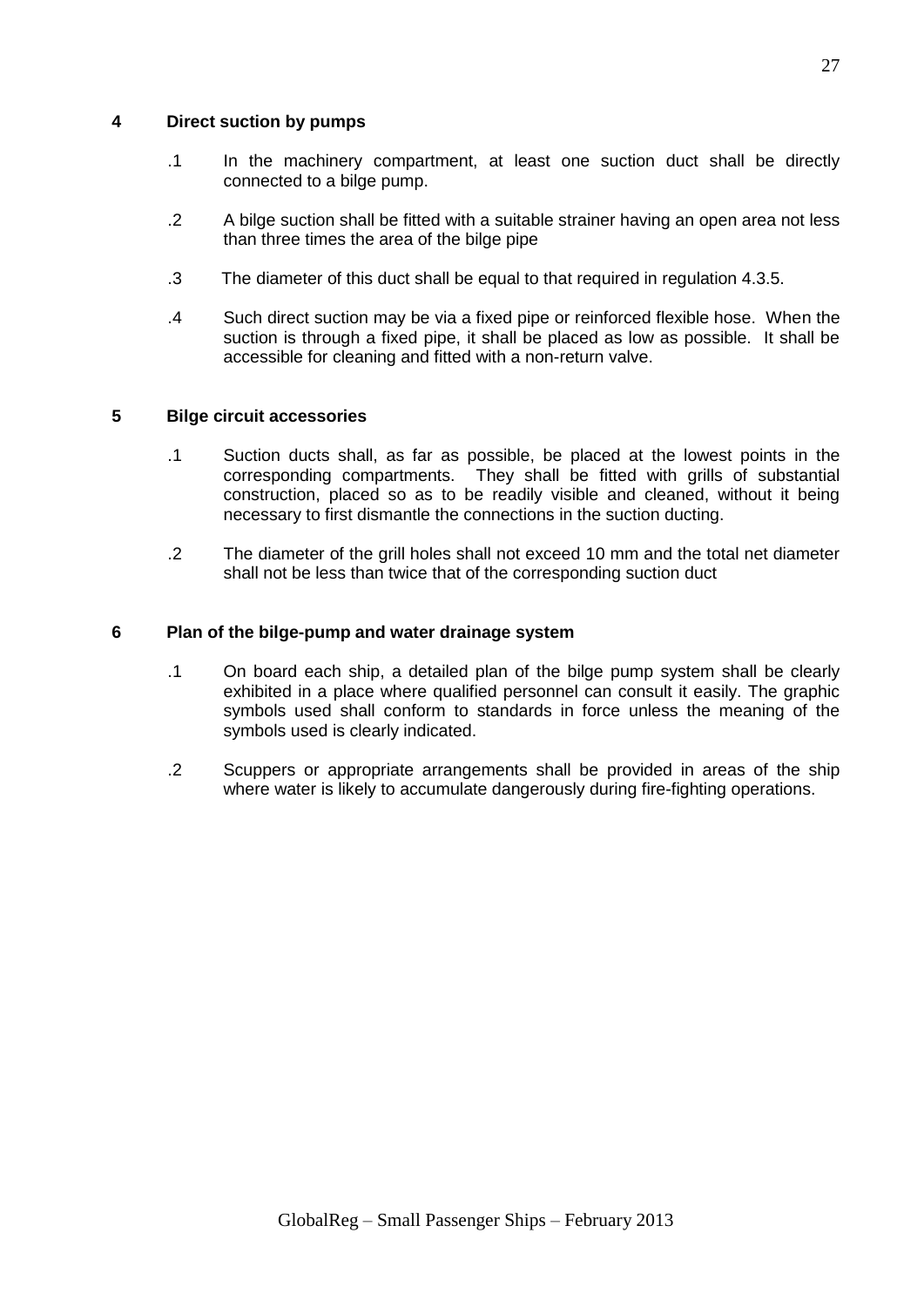## 4 Direct suction by pumps

.1 In the machinery compartment, at least one suction duct shall be directly connected to a bilge pump.

.2 A bilge suction shall be fitted with a suitable strainer having an open area not less than three times the area of the bilge pipe

.3 The diameter of this duct shall be equal to that required in regulation 4.3.5.

.4 Such direct suction may be via a fixed pipe or reinforced flexible hose. When the suction is through a fixed pipe, it shall be placed as low as possible. It shall be accessible for cleaning and fitted with a non-return valve.

## 5 Bilge circuit accessories

.1 Suction ducts shall, as far as possible, be placed at the lowest points in the corresponding compartments. They shall be fitted with grills of substantial construction, placed so as to be readily visible and cleaned, without it being necessary to first dismantle the connections in the suction ducting.

.2 The diameter of the grill holes shall not exceed 10 mm and the total net diameter shall not be less than twice that of the corresponding suction duct

## 6 Plan of the bilge-pump and water drainage system

.1 On board each ship, a detailed plan of the bilge pump system shall be clearly exhibited in a place where qualified personnel can consult it easily. The graphic symbols used shall conform to standards in force unless the meaning of the symbols used is clearly indicated.

.2 Scuppers or appropriate arrangements shall be provided in areas of the ship where water is likely to accumulate dangerously during fire-fighting operations.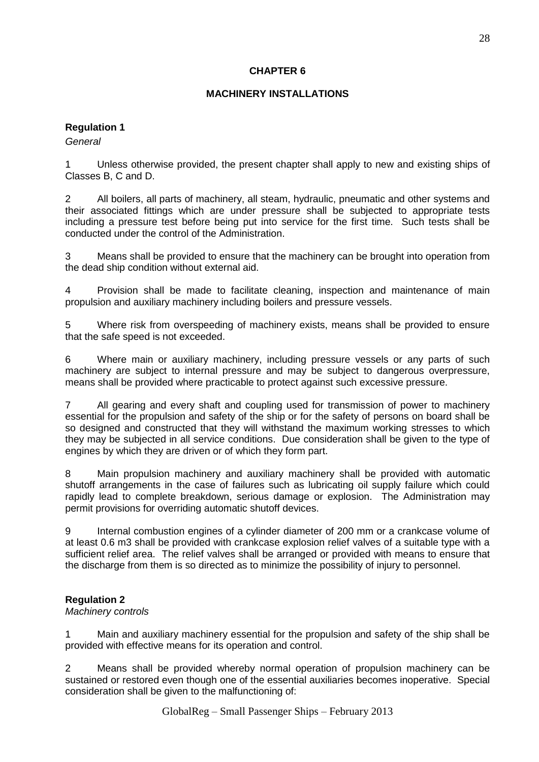# CHAPTER 6

## MACHINERY INSTALLATIONS

### Regulation 1

*General*

1 Unless otherwise provided, the present chapter shall apply to new and existing ships of Classes B, C and D.

2 All boilers, all parts of machinery, all steam, hydraulic, pneumatic and other systems and their associated fittings which are under pressure shall be subjected to appropriate tests including a pressure test before being put into service for the first time. Such tests shall be conducted under the control of the Administration.

3 Means shall be provided to ensure that the machinery can be brought into operation from the dead ship condition without external aid.

4 Provision shall be made to facilitate cleaning, inspection and maintenance of main propulsion and auxiliary machinery including boilers and pressure vessels.

5 Where risk from overspeeding of machinery exists, means shall be provided to ensure that the safe speed is not exceeded.

6 Where main or auxiliary machinery, including pressure vessels or any parts of such machinery are subject to internal pressure and may be subject to dangerous overpressure, means shall be provided where practicable to protect against such excessive pressure.

7 All gearing and every shaft and coupling used for transmission of power to machinery essential for the propulsion and safety of the ship or for the safety of persons on board shall be so designed and constructed that they will withstand the maximum working stresses to which they may be subjected in all service conditions. Due consideration shall be given to the type of engines by which they are driven or of which they form part.

8 Main propulsion machinery and auxiliary machinery shall be provided with automatic shutoff arrangements in the case of failures such as lubricating oil supply failure which could rapidly lead to complete breakdown, serious damage or explosion. The Administration may permit provisions for overriding automatic shutoff devices.

9 Internal combustion engines of a cylinder diameter of 200 mm or a crankcase volume of at least 0.6 m3 shall be provided with crankcase explosion relief valves of a suitable type with a sufficient relief area. The relief valves shall be arranged or provided with means to ensure that the discharge from them is so directed as to minimize the possibility of injury to personnel.

### Regulation 2

*Machinery controls*

1 Main and auxiliary machinery essential for the propulsion and safety of the ship shall be provided with effective means for its operation and control.

2 Means shall be provided whereby normal operation of propulsion machinery can be sustained or restored even though one of the essential auxiliaries becomes inoperative. Special consideration shall be given to the malfunctioning of: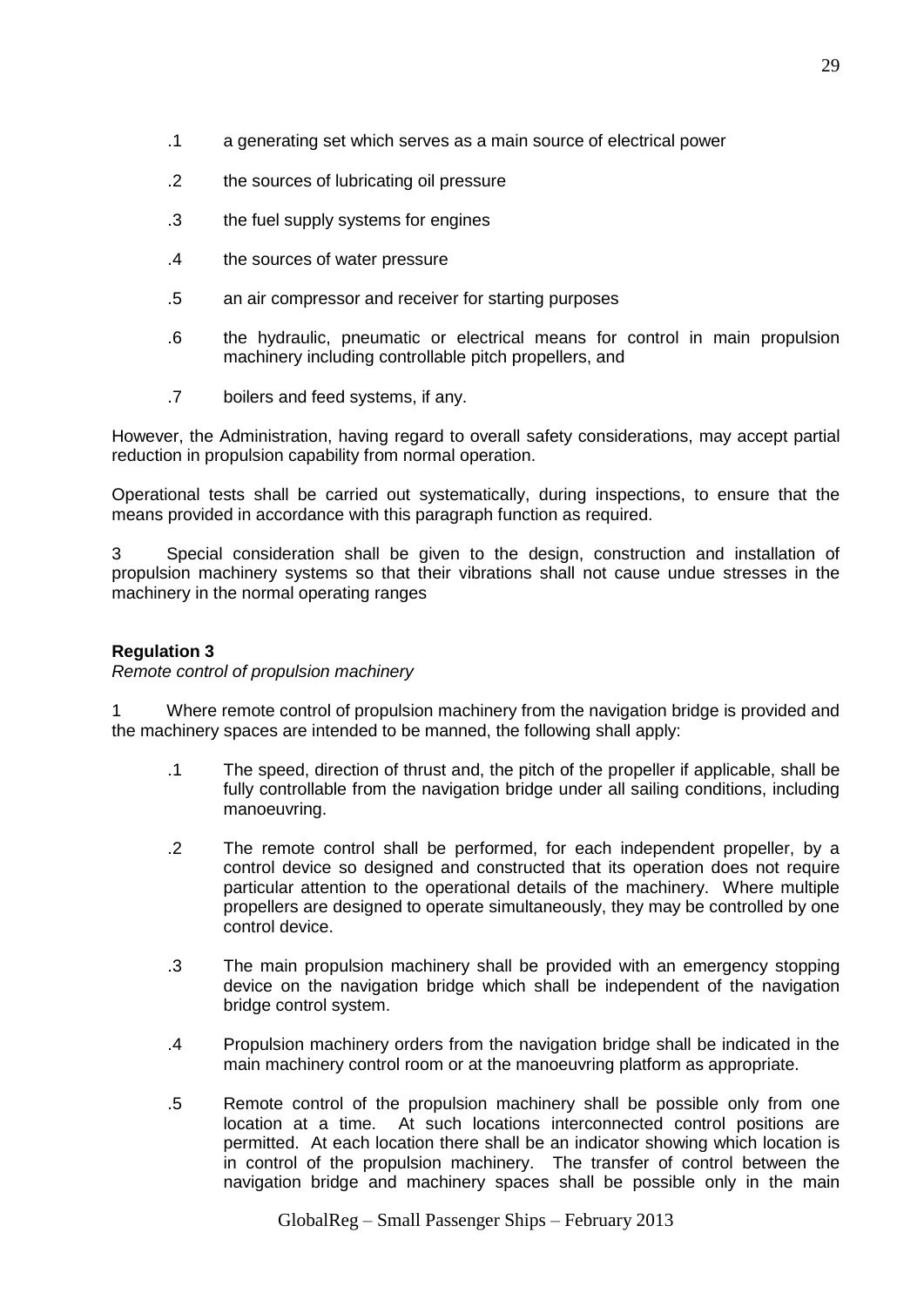- .1 a generating set which serves as a main source of electrical power
- .2 the sources of lubricating oil pressure
- .3 the fuel supply systems for engines
- .4 the sources of water pressure
- .5 an air compressor and receiver for starting purposes
- .6 the hydraulic, pneumatic or electrical means for control in main propulsion machinery including controllable pitch propellers, and
- .7 boilers and feed systems, if any.

However, the Administration, having regard to overall safety considerations, may accept partial reduction in propulsion capability from normal operation.

Operational tests shall be carried out systematically, during inspections, to ensure that the means provided in accordance with this paragraph function as required.

3 Special consideration shall be given to the design, construction and installation of propulsion machinery systems so that their vibrations shall not cause undue stresses in the machinery in the normal operating ranges

**Regulation 3**

*Remote control of propulsion machinery*

1 Where remote control of propulsion machinery from the navigation bridge is provided and the machinery spaces are intended to be manned, the following shall apply:

- .1 The speed, direction of thrust and, the pitch of the propeller if applicable, shall be fully controllable from the navigation bridge under all sailing conditions, including manoeuvring.
- .2 The remote control shall be performed, for each independent propeller, by a control device so designed and constructed that its operation does not require particular attention to the operational details of the machinery. Where multiple propellers are designed to operate simultaneously, they may be controlled by one control device.
- .3 The main propulsion machinery shall be provided with an emergency stopping device on the navigation bridge which shall be independent of the navigation bridge control system.
- .4 Propulsion machinery orders from the navigation bridge shall be indicated in the main machinery control room or at the manoeuvring platform as appropriate.
- .5 Remote control of the propulsion machinery shall be possible only from one location at a time. At such locations interconnected control positions are permitted. At each location there shall be an indicator showing which location is in control of the propulsion machinery. The transfer of control between the navigation bridge and machinery spaces shall be possible only in the main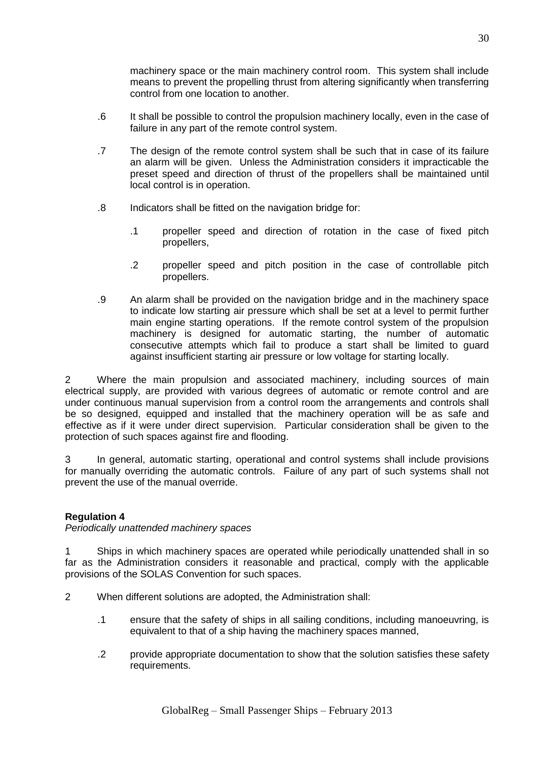machinery space or the main machinery control room. This system shall include means to prevent the propelling thrust from altering significantly when transferring control from one location to another.

.6 It shall be possible to control the propulsion machinery locally, even in the case of failure in any part of the remote control system.

.7 The design of the remote control system shall be such that in case of its failure an alarm will be given. Unless the Administration considers it impracticable the preset speed and direction of thrust of the propellers shall be maintained until local control is in operation.

.8 Indicators shall be fitted on the navigation bridge for:

.1 propeller speed and direction of rotation in the case of fixed pitch propellers,

.2 propeller speed and pitch position in the case of controllable pitch propellers.

.9 An alarm shall be provided on the navigation bridge and in the machinery space to indicate low starting air pressure which shall be set at a level to permit further main engine starting operations. If the remote control system of the propulsion machinery is designed for automatic starting, the number of automatic consecutive attempts which fail to produce a start shall be limited to guard against insufficient starting air pressure or low voltage for starting locally.

2 Where the main propulsion and associated machinery, including sources of main electrical supply, are provided with various degrees of automatic or remote control and are under continuous manual supervision from a control room the arrangements and controls shall be so designed, equipped and installed that the machinery operation will be as safe and effective as if it were under direct supervision. Particular consideration shall be given to the protection of such spaces against fire and flooding.

3 In general, automatic starting, operational and control systems shall include provisions for manually overriding the automatic controls. Failure of any part of such systems shall not prevent the use of the manual override.

**Regulation 4**

*Periodically unattended machinery spaces*

1 Ships in which machinery spaces are operated while periodically unattended shall in so far as the Administration considers it reasonable and practical, comply with the applicable provisions of the SOLAS Convention for such spaces.

2 When different solutions are adopted, the Administration shall:

.1 ensure that the safety of ships in all sailing conditions, including manoeuvring, is equivalent to that of a ship having the machinery spaces manned,

.2 provide appropriate documentation to show that the solution satisfies these safety requirements.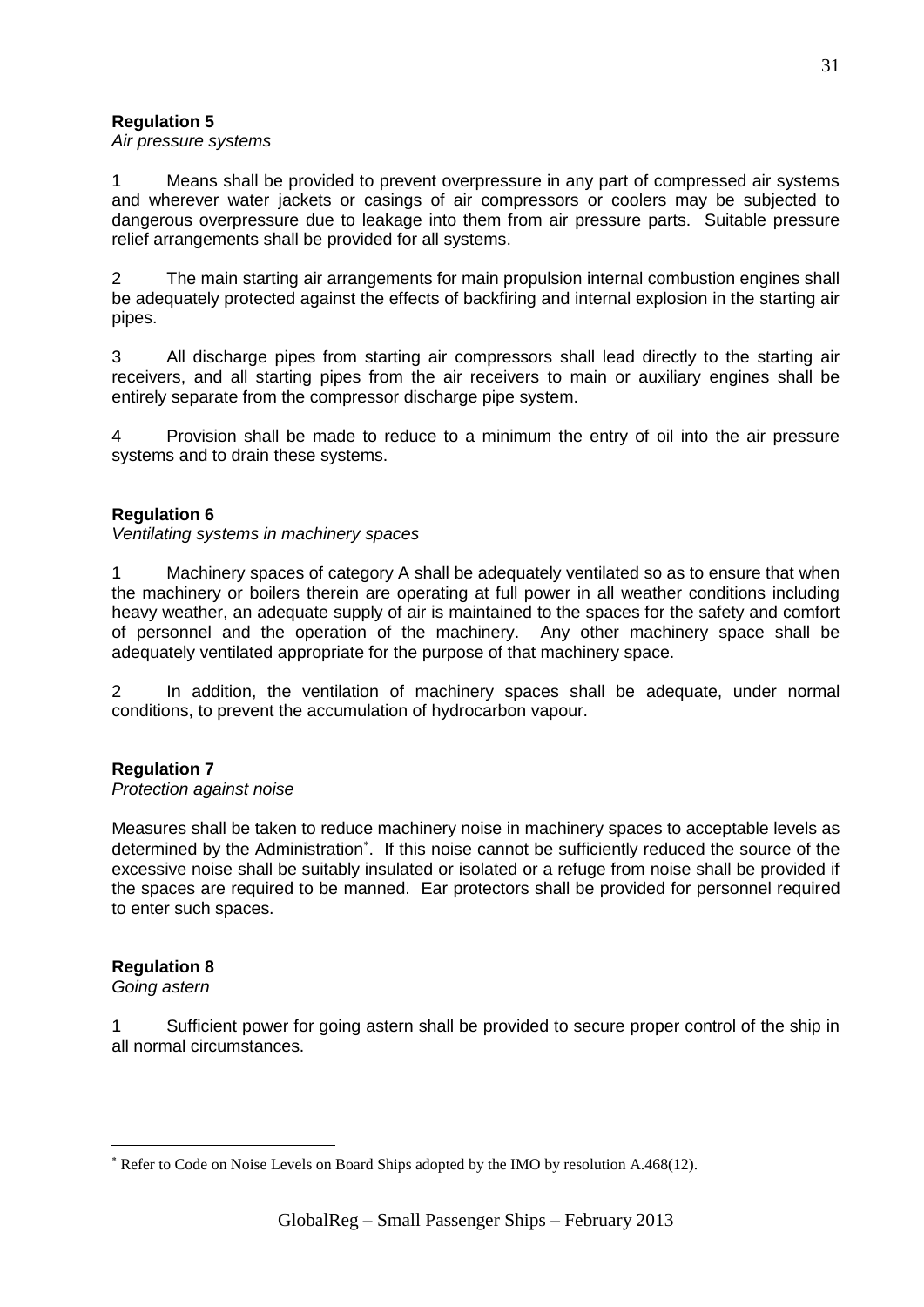**Regulation 5**

*Air pressure systems*

1 Means shall be provided to prevent overpressure in any part of compressed air systems and wherever water jackets or casings of air compressors or coolers may be subjected to dangerous overpressure due to leakage into them from air pressure parts. Suitable pressure relief arrangements shall be provided for all systems.

2 The main starting air arrangements for main propulsion internal combustion engines shall be adequately protected against the effects of backfiring and internal explosion in the starting air pipes.

3 All discharge pipes from starting air compressors shall lead directly to the starting air receivers, and all starting pipes from the air receivers to main or auxiliary engines shall be entirely separate from the compressor discharge pipe system.

4 Provision shall be made to reduce to a minimum the entry of oil into the air pressure systems and to drain these systems.

**Regulation 6**

*Ventilating systems in machinery spaces*

1 Machinery spaces of category A shall be adequately ventilated so as to ensure that when the machinery or boilers therein are operating at full power in all weather conditions including heavy weather, an adequate supply of air is maintained to the spaces for the safety and comfort of personnel and the operation of the machinery. Any other machinery space shall be adequately ventilated appropriate for the purpose of that machinery space.

2 In addition, the ventilation of machinery spaces shall be adequate, under normal conditions, to prevent the accumulation of hydrocarbon vapour.

**Regulation 7**

*Protection against noise*

Measures shall be taken to reduce machinery noise in machinery spaces to acceptable levels as determined by the Administration[*]. If this noise cannot be sufficiently reduced the source of the excessive noise shall be suitably insulated or isolated or a refuge from noise shall be provided if the spaces are required to be manned. Ear protectors shall be provided for personnel required to enter such spaces.

**Regulation 8**

*Going astern*

1 Sufficient power for going astern shall be provided to secure proper control of the ship in all normal circumstances.

[*] Refer to Code on Noise Levels on Board Ships adopted by the IMO by resolution A.468(12).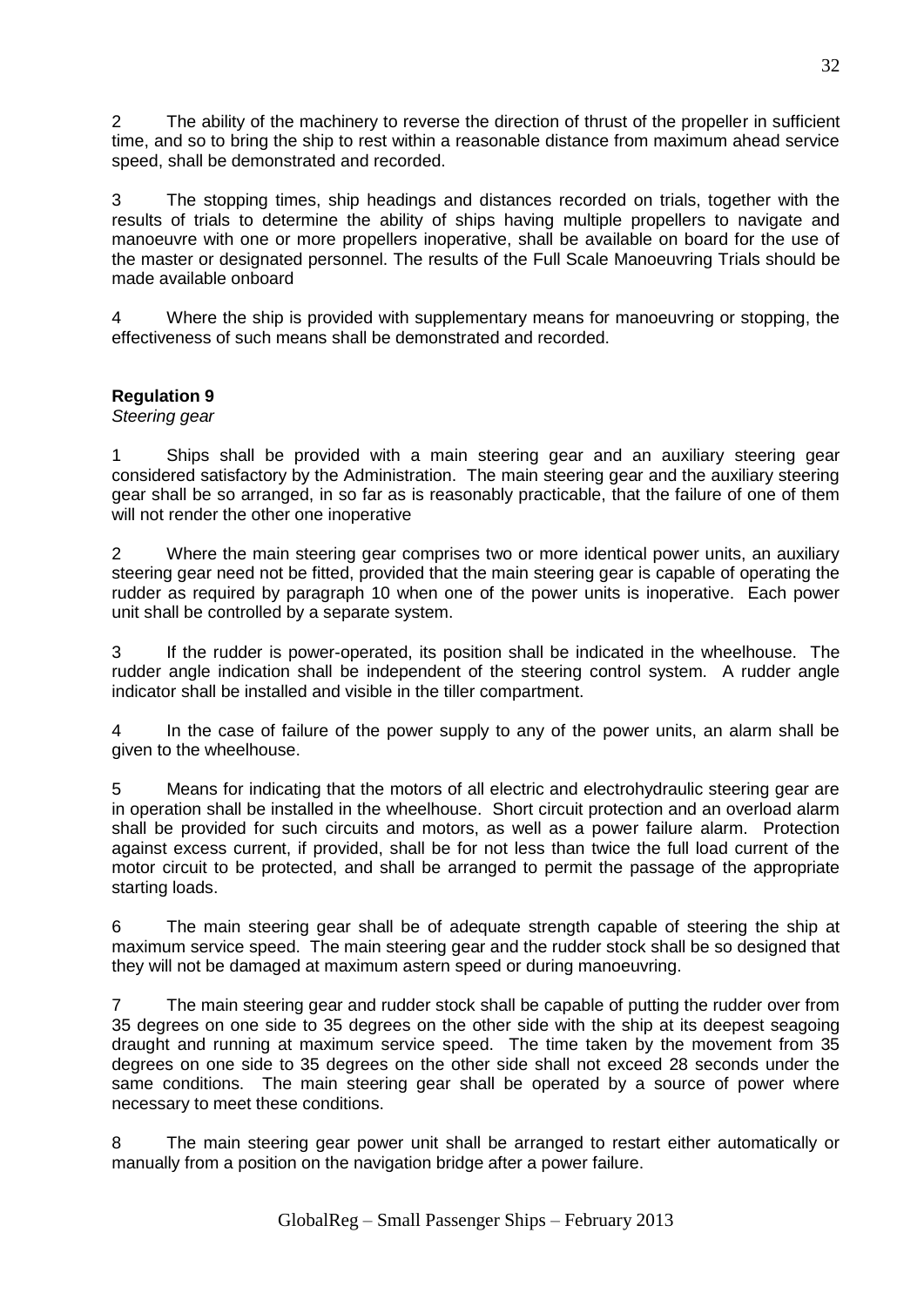2 The ability of the machinery to reverse the direction of thrust of the propeller in sufficient time, and so to bring the ship to rest within a reasonable distance from maximum ahead service speed, shall be demonstrated and recorded.

3 The stopping times, ship headings and distances recorded on trials, together with the results of trials to determine the ability of ships having multiple propellers to navigate and manoeuvre with one or more propellers inoperative, shall be available on board for the use of the master or designated personnel. The results of the Full Scale Manoeuvring Trials should be made available onboard

4 Where the ship is provided with supplementary means for manoeuvring or stopping, the effectiveness of such means shall be demonstrated and recorded.

**Regulation 9**

*Steering gear*

1 Ships shall be provided with a main steering gear and an auxiliary steering gear considered satisfactory by the Administration. The main steering gear and the auxiliary steering gear shall be so arranged, in so far as is reasonably practicable, that the failure of one of them will not render the other one inoperative

2 Where the main steering gear comprises two or more identical power units, an auxiliary steering gear need not be fitted, provided that the main steering gear is capable of operating the rudder as required by paragraph 10 when one of the power units is inoperative. Each power unit shall be controlled by a separate system.

3 If the rudder is power-operated, its position shall be indicated in the wheelhouse. The rudder angle indication shall be independent of the steering control system. A rudder angle indicator shall be installed and visible in the tiller compartment.

4 In the case of failure of the power supply to any of the power units, an alarm shall be given to the wheelhouse.

5 Means for indicating that the motors of all electric and electrohydraulic steering gear are in operation shall be installed in the wheelhouse. Short circuit protection and an overload alarm shall be provided for such circuits and motors, as well as a power failure alarm. Protection against excess current, if provided, shall be for not less than twice the full load current of the motor circuit to be protected, and shall be arranged to permit the passage of the appropriate starting loads.

6 The main steering gear shall be of adequate strength capable of steering the ship at maximum service speed. The main steering gear and the rudder stock shall be so designed that they will not be damaged at maximum astern speed or during manoeuvring.

7 The main steering gear and rudder stock shall be capable of putting the rudder over from 35 degrees on one side to 35 degrees on the other side with the ship at its deepest seagoing draught and running at maximum service speed. The time taken by the movement from 35 degrees on one side to 35 degrees on the other side shall not exceed 28 seconds under the same conditions. The main steering gear shall be operated by a source of power where necessary to meet these conditions.

8 The main steering gear power unit shall be arranged to restart either automatically or manually from a position on the navigation bridge after a power failure.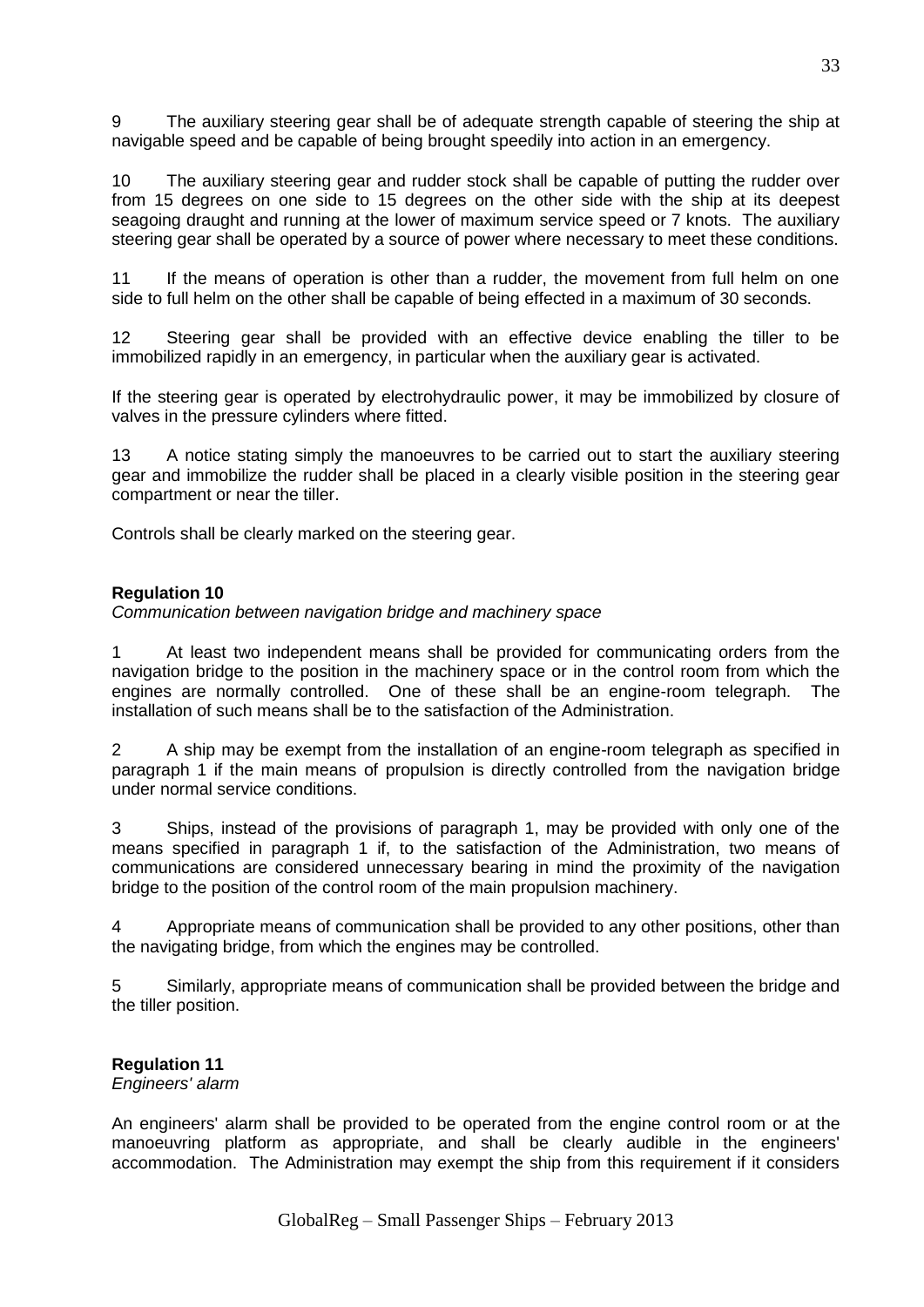9 The auxiliary steering gear shall be of adequate strength capable of steering the ship at navigable speed and be capable of being brought speedily into action in an emergency.

10 The auxiliary steering gear and rudder stock shall be capable of putting the rudder over from 15 degrees on one side to 15 degrees on the other side with the ship at its deepest seagoing draught and running at the lower of maximum service speed or 7 knots. The auxiliary steering gear shall be operated by a source of power where necessary to meet these conditions.

11 If the means of operation is other than a rudder, the movement from full helm on one side to full helm on the other shall be capable of being effected in a maximum of 30 seconds.

12 Steering gear shall be provided with an effective device enabling the tiller to be immobilized rapidly in an emergency, in particular when the auxiliary gear is activated.

If the steering gear is operated by electrohydraulic power, it may be immobilized by closure of valves in the pressure cylinders where fitted.

13 A notice stating simply the manoeuvres to be carried out to start the auxiliary steering gear and immobilize the rudder shall be placed in a clearly visible position in the steering gear compartment or near the tiller.

Controls shall be clearly marked on the steering gear.

**Regulation 10**
*Communication between navigation bridge and machinery space*

1 At least two independent means shall be provided for communicating orders from the navigation bridge to the position in the machinery space or in the control room from which the engines are normally controlled. One of these shall be an engine-room telegraph. The installation of such means shall be to the satisfaction of the Administration.

2 A ship may be exempt from the installation of an engine-room telegraph as specified in paragraph 1 if the main means of propulsion is directly controlled from the navigation bridge under normal service conditions.

3 Ships, instead of the provisions of paragraph 1, may be provided with only one of the means specified in paragraph 1 if, to the satisfaction of the Administration, two means of communications are considered unnecessary bearing in mind the proximity of the navigation bridge to the position of the control room of the main propulsion machinery.

4 Appropriate means of communication shall be provided to any other positions, other than the navigating bridge, from which the engines may be controlled.

5 Similarly, appropriate means of communication shall be provided between the bridge and the tiller position.

**Regulation 11**
*Engineers' alarm*

An engineers' alarm shall be provided to be operated from the engine control room or at the manoeuvring platform as appropriate, and shall be clearly audible in the engineers' accommodation. The Administration may exempt the ship from this requirement if it considers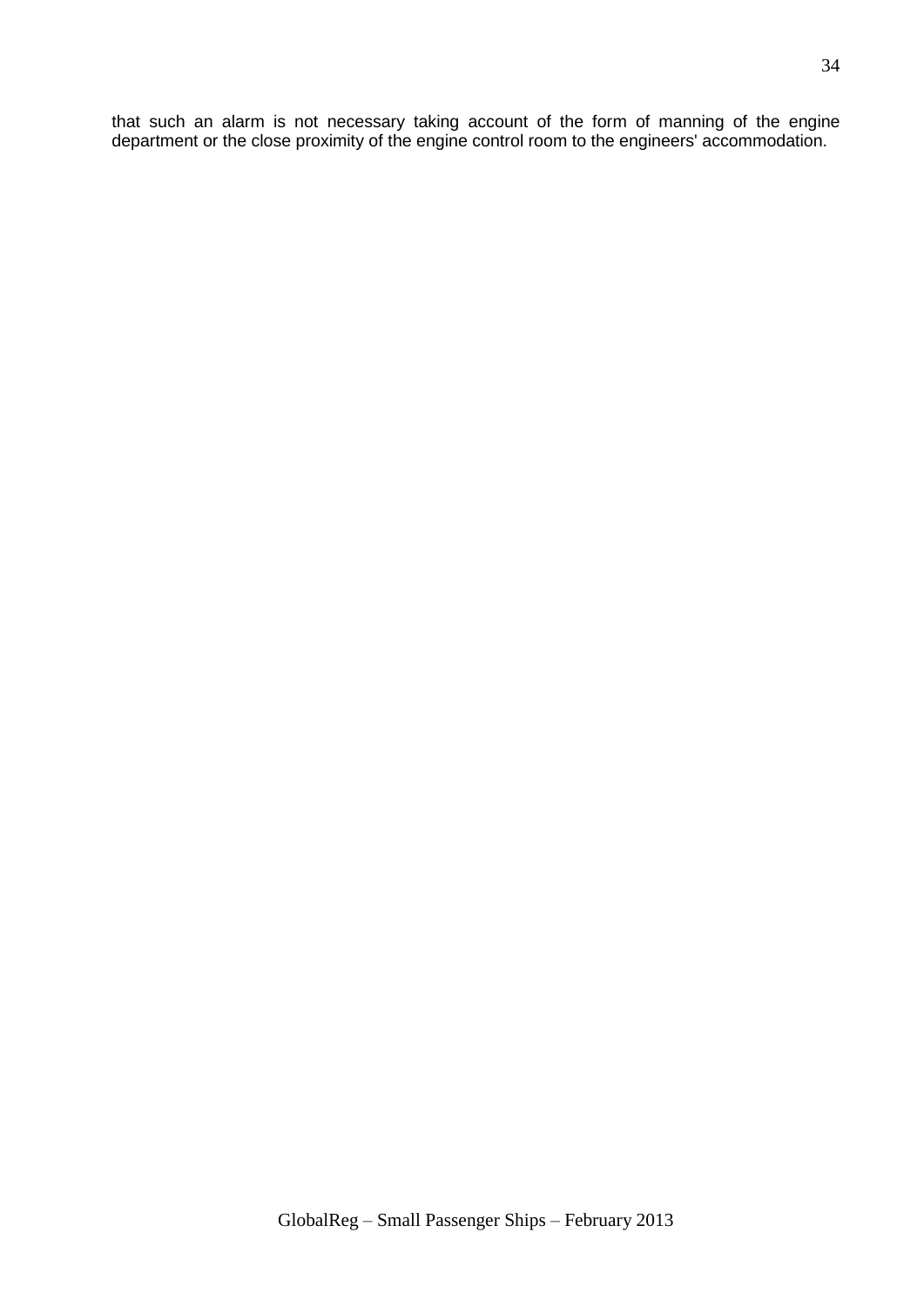that such an alarm is not necessary taking account of the form of manning of the engine department or the close proximity of the engine control room to the engineers' accommodation.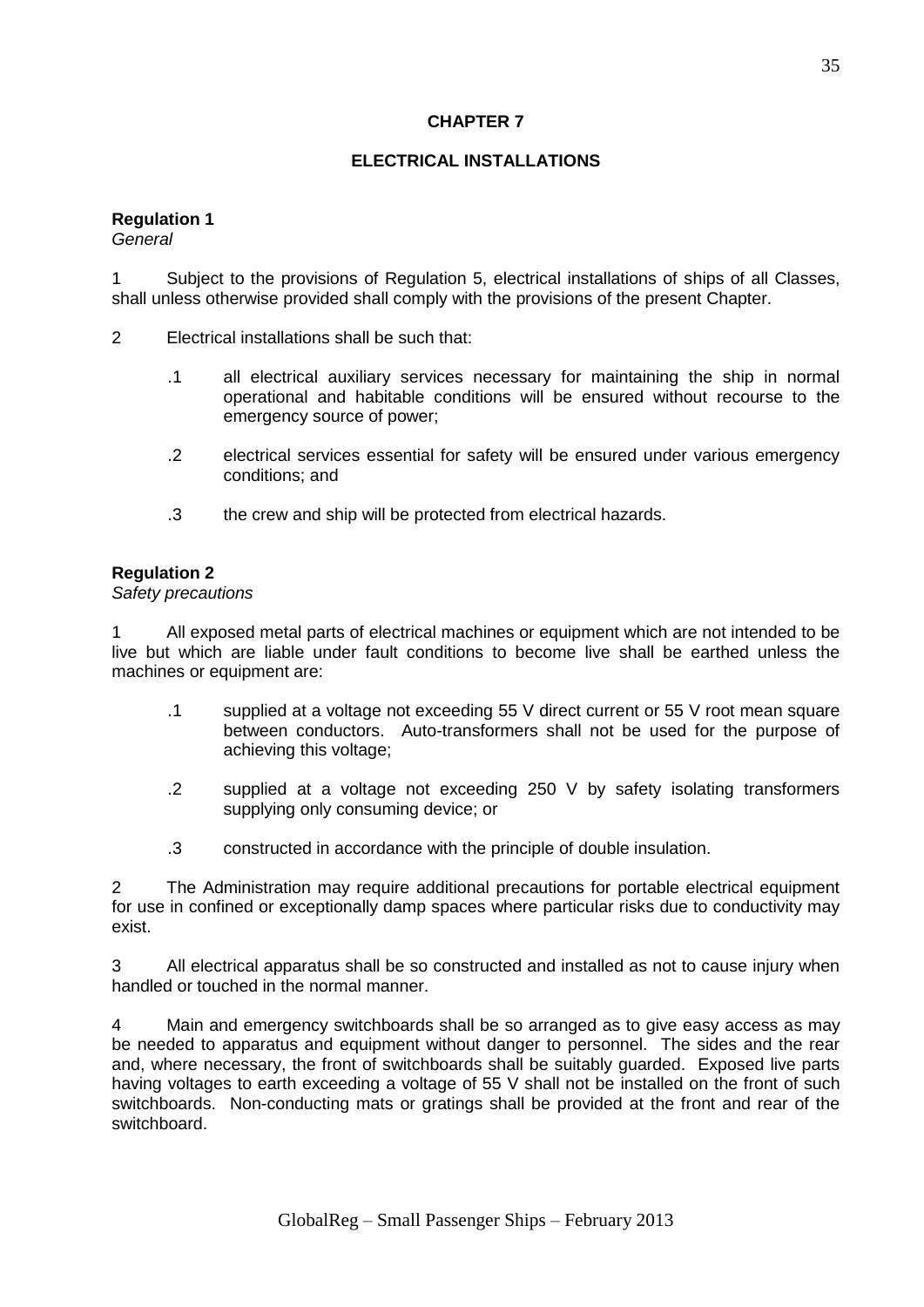## CHAPTER 7

## ELECTRICAL INSTALLATIONS

### Regulation 1

*General*

1 Subject to the provisions of Regulation 5, electrical installations of ships of all Classes, shall unless otherwise provided shall comply with the provisions of the present Chapter.

2 Electrical installations shall be such that:

.1 all electrical auxiliary services necessary for maintaining the ship in normal operational and habitable conditions will be ensured without recourse to the emergency source of power;

.2 electrical services essential for safety will be ensured under various emergency conditions; and

.3 the crew and ship will be protected from electrical hazards.

### Regulation 2

*Safety precautions*

1 All exposed metal parts of electrical machines or equipment which are not intended to be live but which are liable under fault conditions to become live shall be earthed unless the machines or equipment are:

.1 supplied at a voltage not exceeding 55 V direct current or 55 V root mean square between conductors. Auto-transformers shall not be used for the purpose of achieving this voltage;

.2 supplied at a voltage not exceeding 250 V by safety isolating transformers supplying only consuming device; or

.3 constructed in accordance with the principle of double insulation.

2 The Administration may require additional precautions for portable electrical equipment for use in confined or exceptionally damp spaces where particular risks due to conductivity may exist.

3 All electrical apparatus shall be so constructed and installed as not to cause injury when handled or touched in the normal manner.

4 Main and emergency switchboards shall be so arranged as to give easy access as may be needed to apparatus and equipment without danger to personnel. The sides and the rear and, where necessary, the front of switchboards shall be suitably guarded. Exposed live parts having voltages to earth exceeding a voltage of 55 V shall not be installed on the front of such switchboards. Non-conducting mats or gratings shall be provided at the front and rear of the switchboard.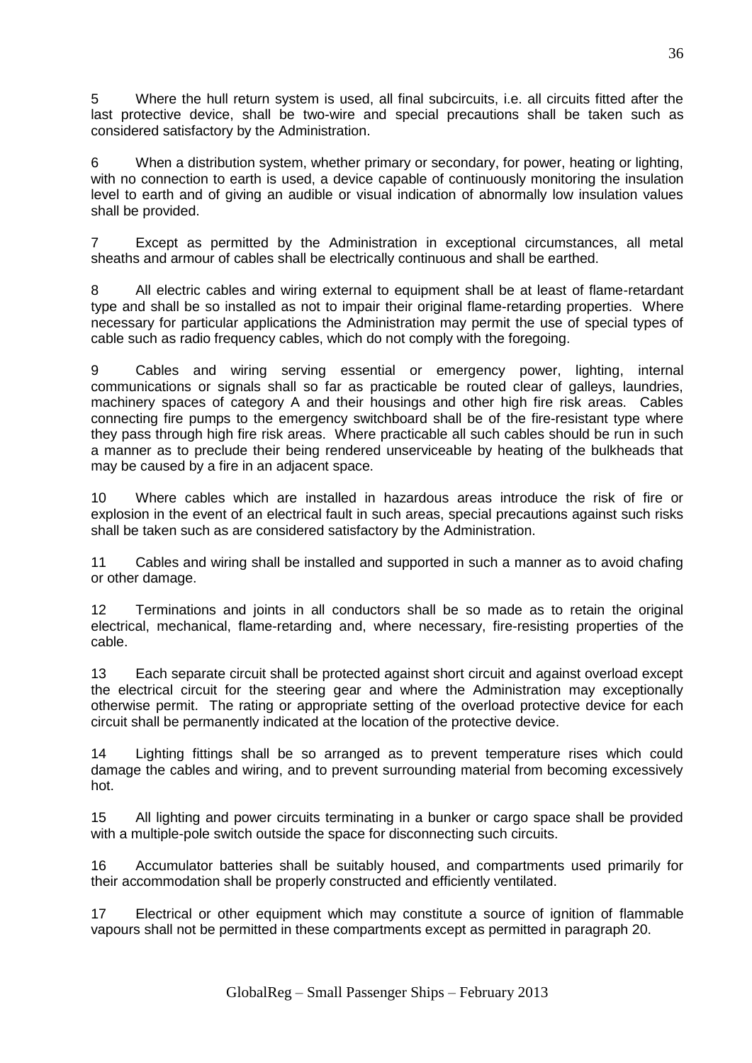5 Where the hull return system is used, all final subcircuits, i.e. all circuits fitted after the last protective device, shall be two-wire and special precautions shall be taken such as considered satisfactory by the Administration.

6 When a distribution system, whether primary or secondary, for power, heating or lighting, with no connection to earth is used, a device capable of continuously monitoring the insulation level to earth and of giving an audible or visual indication of abnormally low insulation values shall be provided.

7 Except as permitted by the Administration in exceptional circumstances, all metal sheaths and armour of cables shall be electrically continuous and shall be earthed.

8 All electric cables and wiring external to equipment shall be at least of flame-retardant type and shall be so installed as not to impair their original flame-retarding properties. Where necessary for particular applications the Administration may permit the use of special types of cable such as radio frequency cables, which do not comply with the foregoing.

9 Cables and wiring serving essential or emergency power, lighting, internal communications or signals shall so far as practicable be routed clear of galleys, laundries, machinery spaces of category A and their housings and other high fire risk areas. Cables connecting fire pumps to the emergency switchboard shall be of the fire-resistant type where they pass through high fire risk areas. Where practicable all such cables should be run in such a manner as to preclude their being rendered unserviceable by heating of the bulkheads that may be caused by a fire in an adjacent space.

10 Where cables which are installed in hazardous areas introduce the risk of fire or explosion in the event of an electrical fault in such areas, special precautions against such risks shall be taken such as are considered satisfactory by the Administration.

11 Cables and wiring shall be installed and supported in such a manner as to avoid chafing or other damage.

12 Terminations and joints in all conductors shall be so made as to retain the original electrical, mechanical, flame-retarding and, where necessary, fire-resisting properties of the cable.

13 Each separate circuit shall be protected against short circuit and against overload except the electrical circuit for the steering gear and where the Administration may exceptionally otherwise permit. The rating or appropriate setting of the overload protective device for each circuit shall be permanently indicated at the location of the protective device.

14 Lighting fittings shall be so arranged as to prevent temperature rises which could damage the cables and wiring, and to prevent surrounding material from becoming excessively hot.

15 All lighting and power circuits terminating in a bunker or cargo space shall be provided with a multiple-pole switch outside the space for disconnecting such circuits.

16 Accumulator batteries shall be suitably housed, and compartments used primarily for their accommodation shall be properly constructed and efficiently ventilated.

17 Electrical or other equipment which may constitute a source of ignition of flammable vapours shall not be permitted in these compartments except as permitted in paragraph 20.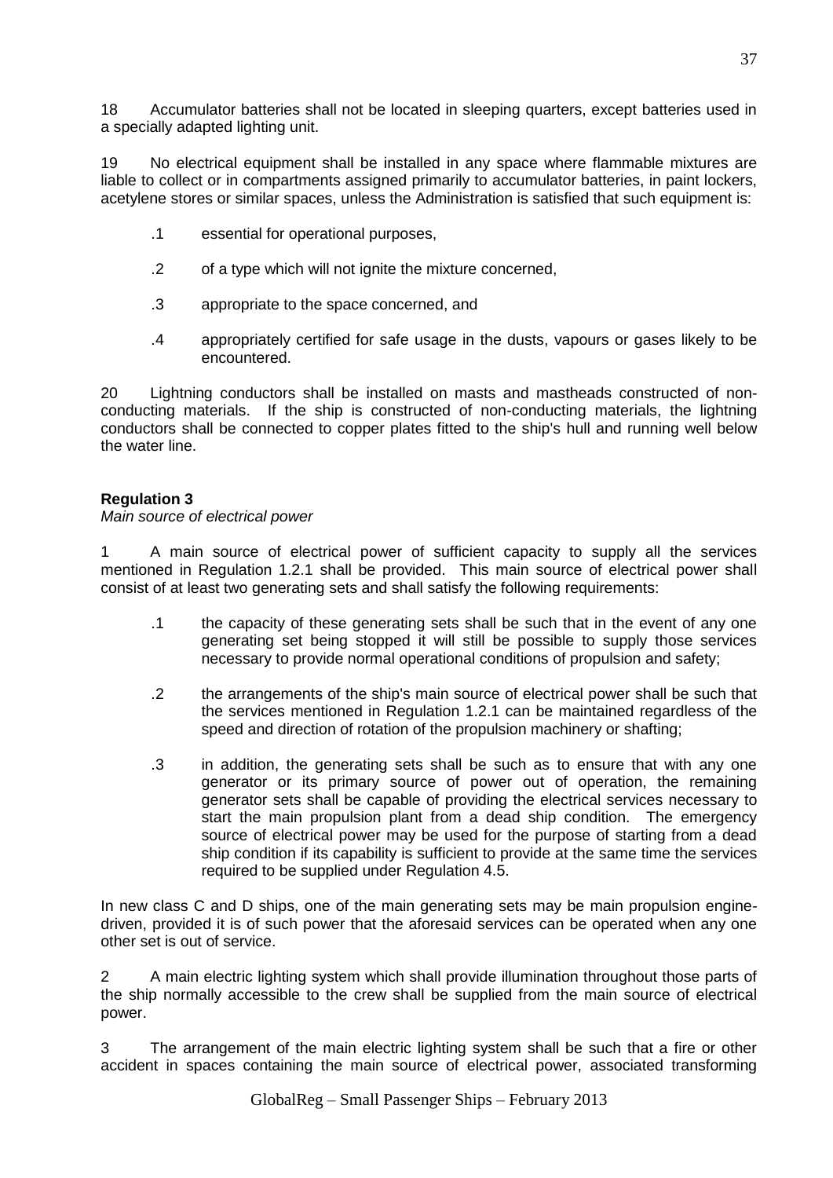18 Accumulator batteries shall not be located in sleeping quarters, except batteries used in a specially adapted lighting unit.

19 No electrical equipment shall be installed in any space where flammable mixtures are liable to collect or in compartments assigned primarily to accumulator batteries, in paint lockers, acetylene stores or similar spaces, unless the Administration is satisfied that such equipment is:

.1 essential for operational purposes,

.2 of a type which will not ignite the mixture concerned,

.3 appropriate to the space concerned, and

.4 appropriately certified for safe usage in the dusts, vapours or gases likely to be encountered.

20 Lightning conductors shall be installed on masts and mastheads constructed of non-conducting materials. If the ship is constructed of non-conducting materials, the lightning conductors shall be connected to copper plates fitted to the ship's hull and running well below the water line.

**Regulation 3**

*Main source of electrical power*

1 A main source of electrical power of sufficient capacity to supply all the services mentioned in Regulation 1.2.1 shall be provided. This main source of electrical power shall consist of at least two generating sets and shall satisfy the following requirements:

.1 the capacity of these generating sets shall be such that in the event of any one generating set being stopped it will still be possible to supply those services necessary to provide normal operational conditions of propulsion and safety;

.2 the arrangements of the ship's main source of electrical power shall be such that the services mentioned in Regulation 1.2.1 can be maintained regardless of the speed and direction of rotation of the propulsion machinery or shafting;

.3 in addition, the generating sets shall be such as to ensure that with any one generator or its primary source of power out of operation, the remaining generator sets shall be capable of providing the electrical services necessary to start the main propulsion plant from a dead ship condition. The emergency source of electrical power may be used for the purpose of starting from a dead ship condition if its capability is sufficient to provide at the same time the services required to be supplied under Regulation 4.5.

In new class C and D ships, one of the main generating sets may be main propulsion engine-driven, provided it is of such power that the aforesaid services can be operated when any one other set is out of service.

2 A main electric lighting system which shall provide illumination throughout those parts of the ship normally accessible to the crew shall be supplied from the main source of electrical power.

3 The arrangement of the main electric lighting system shall be such that a fire or other accident in spaces containing the main source of electrical power, associated transforming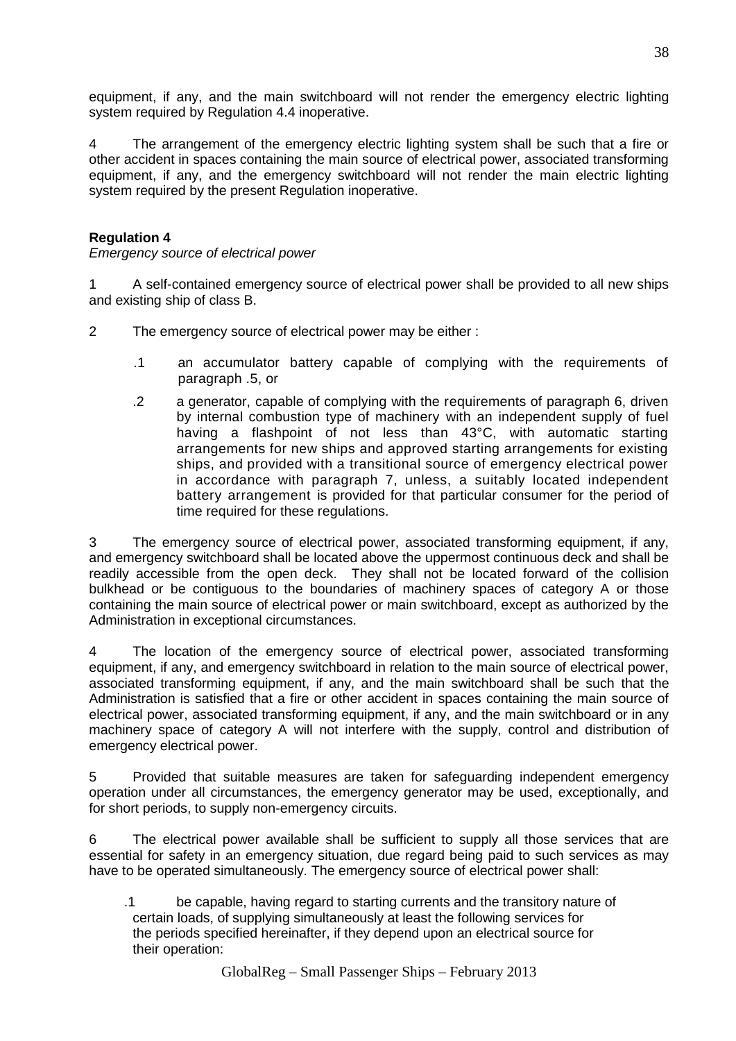equipment, if any, and the main switchboard will not render the emergency electric lighting system required by Regulation 4.4 inoperative.

4 The arrangement of the emergency electric lighting system shall be such that a fire or other accident in spaces containing the main source of electrical power, associated transforming equipment, if any, and the emergency switchboard will not render the main electric lighting system required by the present Regulation inoperative.

**Regulation 4**

*Emergency source of electrical power*

1 A self-contained emergency source of electrical power shall be provided to all new ships and existing ship of class B.

2 The emergency source of electrical power may be either :

.1 an accumulator battery capable of complying with the requirements of paragraph .5, or

.2 a generator, capable of complying with the requirements of paragraph 6, driven by internal combustion type of machinery with an independent supply of fuel having a flashpoint of not less than 43°C, with automatic starting arrangements for new ships and approved starting arrangements for existing ships, and provided with a transitional source of emergency electrical power in accordance with paragraph 7, unless, a suitably located independent battery arrangement is provided for that particular consumer for the period of time required for these regulations.

3 The emergency source of electrical power, associated transforming equipment, if any, and emergency switchboard shall be located above the uppermost continuous deck and shall be readily accessible from the open deck. They shall not be located forward of the collision bulkhead or be contiguous to the boundaries of machinery spaces of category A or those containing the main source of electrical power or main switchboard, except as authorized by the Administration in exceptional circumstances.

4 The location of the emergency source of electrical power, associated transforming equipment, if any, and emergency switchboard in relation to the main source of electrical power, associated transforming equipment, if any, and the main switchboard shall be such that the Administration is satisfied that a fire or other accident in spaces containing the main source of electrical power, associated transforming equipment, if any, and the main switchboard or in any machinery space of category A will not interfere with the supply, control and distribution of emergency electrical power.

5 Provided that suitable measures are taken for safeguarding independent emergency operation under all circumstances, the emergency generator may be used, exceptionally, and for short periods, to supply non-emergency circuits.

6 The electrical power available shall be sufficient to supply all those services that are essential for safety in an emergency situation, due regard being paid to such services as may have to be operated simultaneously. The emergency source of electrical power shall:

.1 be capable, having regard to starting currents and the transitory nature of certain loads, of supplying simultaneously at least the following services for the periods specified hereinafter, if they depend upon an electrical source for their operation: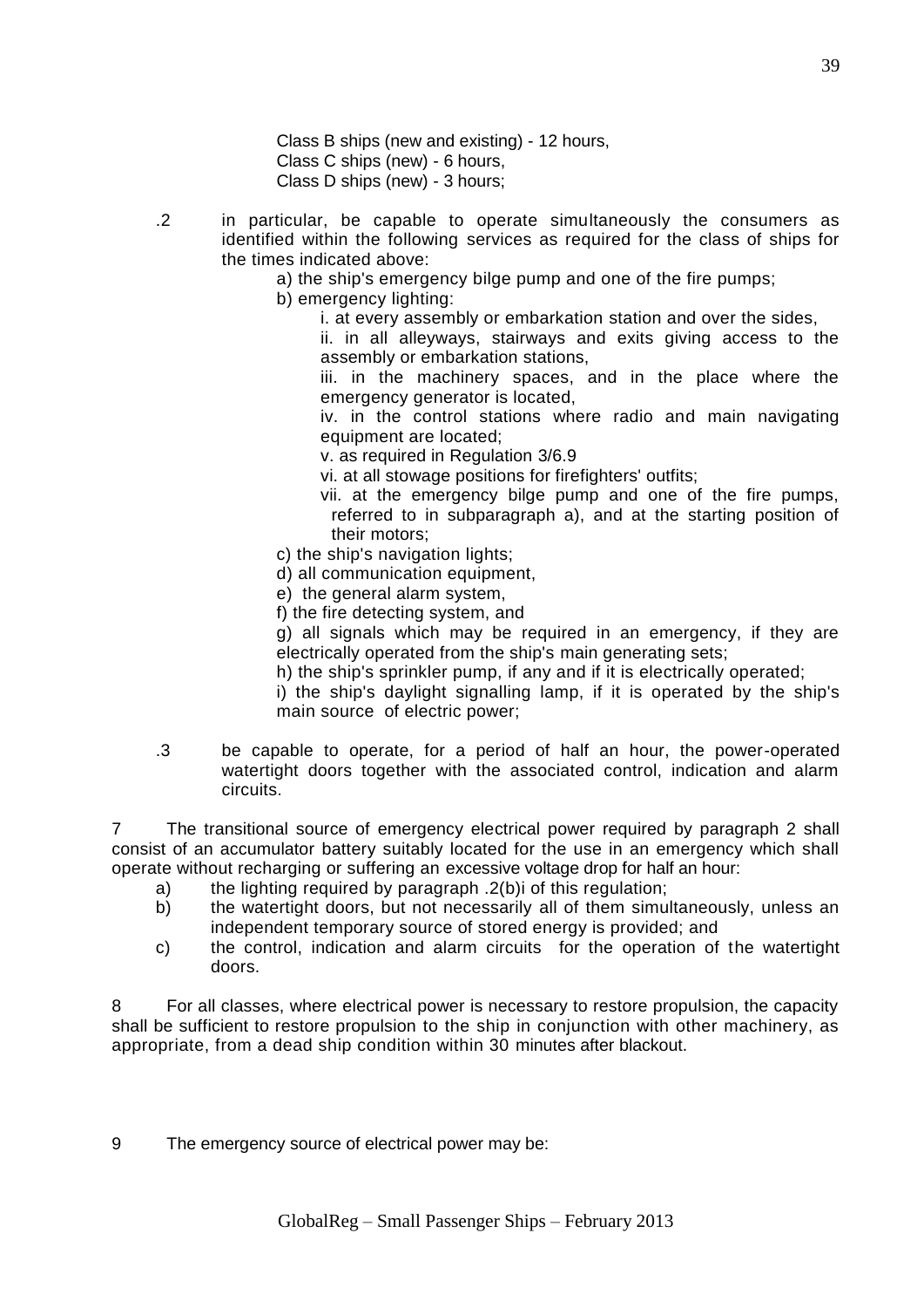Class B ships (new and existing) - 12 hours,
Class C ships (new) - 6 hours,
Class D ships (new) - 3 hours;

.2 in particular, be capable to operate simultaneously the consumers as identified within the following services as required for the class of ships for the times indicated above:

a) the ship's emergency bilge pump and one of the fire pumps;

b) emergency lighting:

i. at every assembly or embarkation station and over the sides,

ii. in all alleyways, stairways and exits giving access to the assembly or embarkation stations,

iii. in the machinery spaces, and in the place where the emergency generator is located,

iv. in the control stations where radio and main navigating equipment are located;

v. as required in Regulation 3/6.9

vi. at all stowage positions for firefighters' outfits;

vii. at the emergency bilge pump and one of the fire pumps, referred to in subparagraph a), and at the starting position of their motors;

c) the ship's navigation lights;

d) all communication equipment,

e) the general alarm system,

f) the fire detecting system, and

g) all signals which may be required in an emergency, if they are electrically operated from the ship's main generating sets;

h) the ship's sprinkler pump, if any and if it is electrically operated;

i) the ship's daylight signalling lamp, if it is operated by the ship's main source of electric power;

.3 be capable to operate, for a period of half an hour, the power-operated watertight doors together with the associated control, indication and alarm circuits.

7 The transitional source of emergency electrical power required by paragraph 2 shall consist of an accumulator battery suitably located for the use in an emergency which shall operate without recharging or suffering an excessive voltage drop for half an hour:

a) the lighting required by paragraph .2(b)i of this regulation;

b) the watertight doors, but not necessarily all of them simultaneously, unless an independent temporary source of stored energy is provided; and

c) the control, indication and alarm circuits for the operation of the watertight doors.

8 For all classes, where electrical power is necessary to restore propulsion, the capacity shall be sufficient to restore propulsion to the ship in conjunction with other machinery, as appropriate, from a dead ship condition within 30 minutes after blackout.

9 The emergency source of electrical power may be: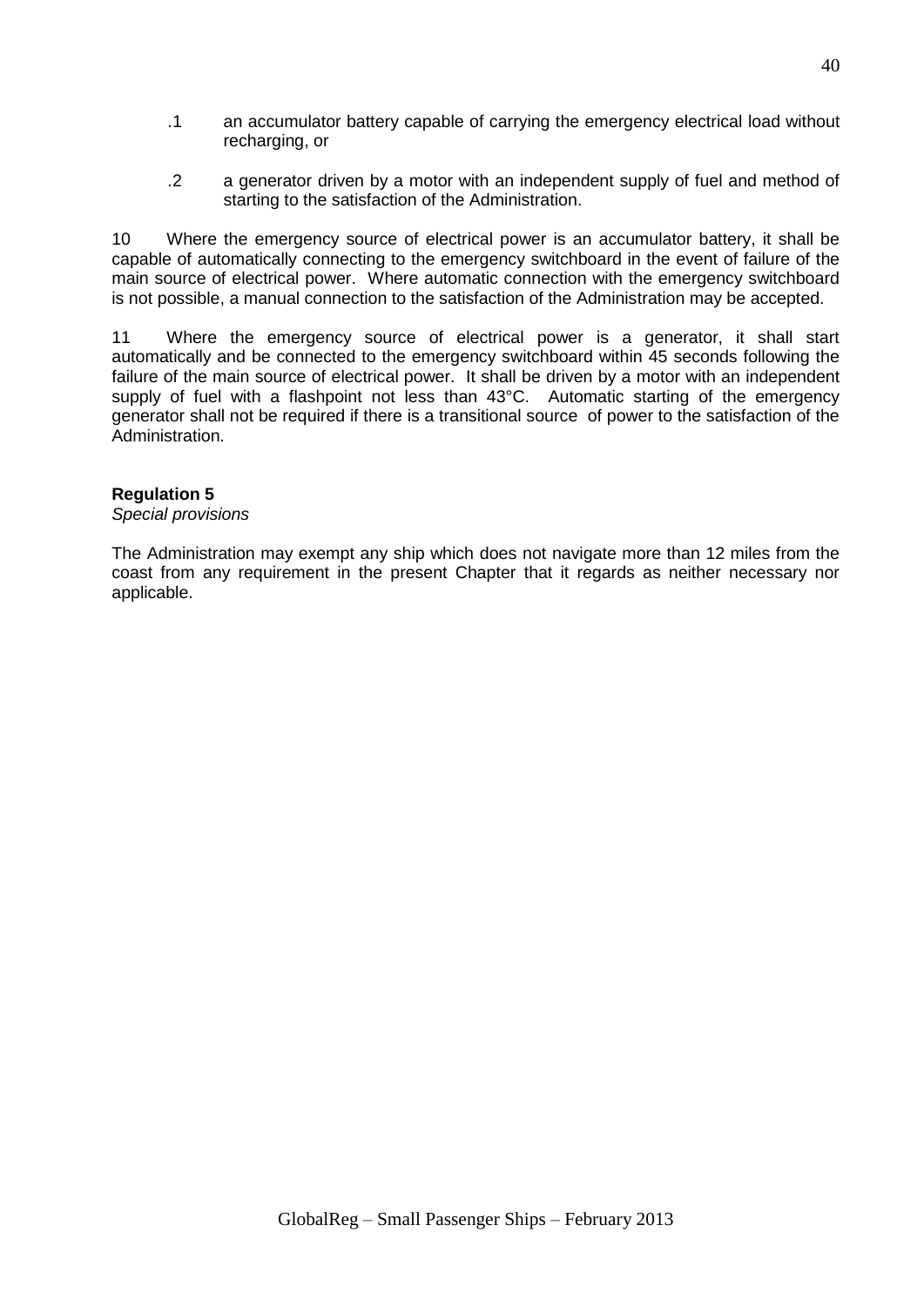.1 an accumulator battery capable of carrying the emergency electrical load without recharging, or

.2 a generator driven by a motor with an independent supply of fuel and method of starting to the satisfaction of the Administration.

10 Where the emergency source of electrical power is an accumulator battery, it shall be capable of automatically connecting to the emergency switchboard in the event of failure of the main source of electrical power. Where automatic connection with the emergency switchboard is not possible, a manual connection to the satisfaction of the Administration may be accepted.

11 Where the emergency source of electrical power is a generator, it shall start automatically and be connected to the emergency switchboard within 45 seconds following the failure of the main source of electrical power. It shall be driven by a motor with an independent supply of fuel with a flashpoint not less than 43°C. Automatic starting of the emergency generator shall not be required if there is a transitional source of power to the satisfaction of the Administration.

**Regulation 5**
*Special provisions*

The Administration may exempt any ship which does not navigate more than 12 miles from the coast from any requirement in the present Chapter that it regards as neither necessary nor applicable.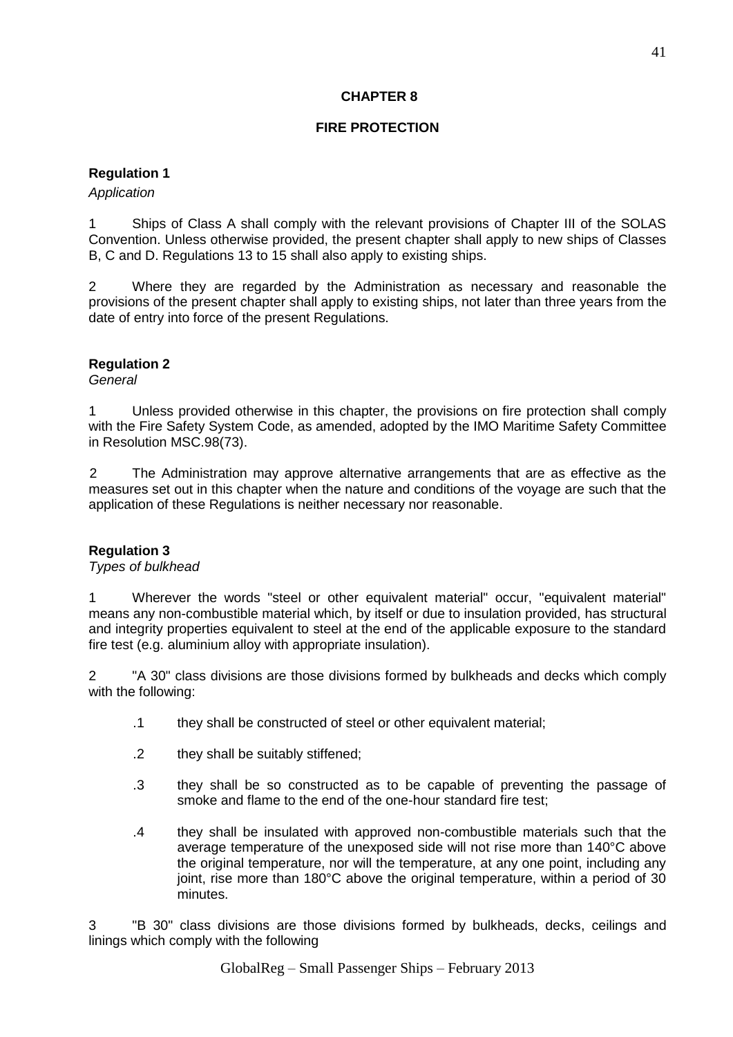## CHAPTER 8

## FIRE PROTECTION

**Regulation 1**

*Application*

1 Ships of Class A shall comply with the relevant provisions of Chapter III of the SOLAS Convention. Unless otherwise provided, the present chapter shall apply to new ships of Classes B, C and D. Regulations 13 to 15 shall also apply to existing ships.

2 Where they are regarded by the Administration as necessary and reasonable the provisions of the present chapter shall apply to existing ships, not later than three years from the date of entry into force of the present Regulations.

**Regulation 2**

*General*

1 Unless provided otherwise in this chapter, the provisions on fire protection shall comply with the Fire Safety System Code, as amended, adopted by the IMO Maritime Safety Committee in Resolution MSC.98(73).

2 The Administration may approve alternative arrangements that are as effective as the measures set out in this chapter when the nature and conditions of the voyage are such that the application of these Regulations is neither necessary nor reasonable.

**Regulation 3**

*Types of bulkhead*

1 Wherever the words "steel or other equivalent material" occur, "equivalent material" means any non-combustible material which, by itself or due to insulation provided, has structural and integrity properties equivalent to steel at the end of the applicable exposure to the standard fire test (e.g. aluminium alloy with appropriate insulation).

2 "A 30" class divisions are those divisions formed by bulkheads and decks which comply with the following:

- .1 they shall be constructed of steel or other equivalent material;
- .2 they shall be suitably stiffened;
- .3 they shall be so constructed as to be capable of preventing the passage of smoke and flame to the end of the one-hour standard fire test;
- .4 they shall be insulated with approved non-combustible materials such that the average temperature of the unexposed side will not rise more than 140°C above the original temperature, nor will the temperature, at any one point, including any joint, rise more than 180°C above the original temperature, within a period of 30 minutes.

3 "B 30" class divisions are those divisions formed by bulkheads, decks, ceilings and linings which comply with the following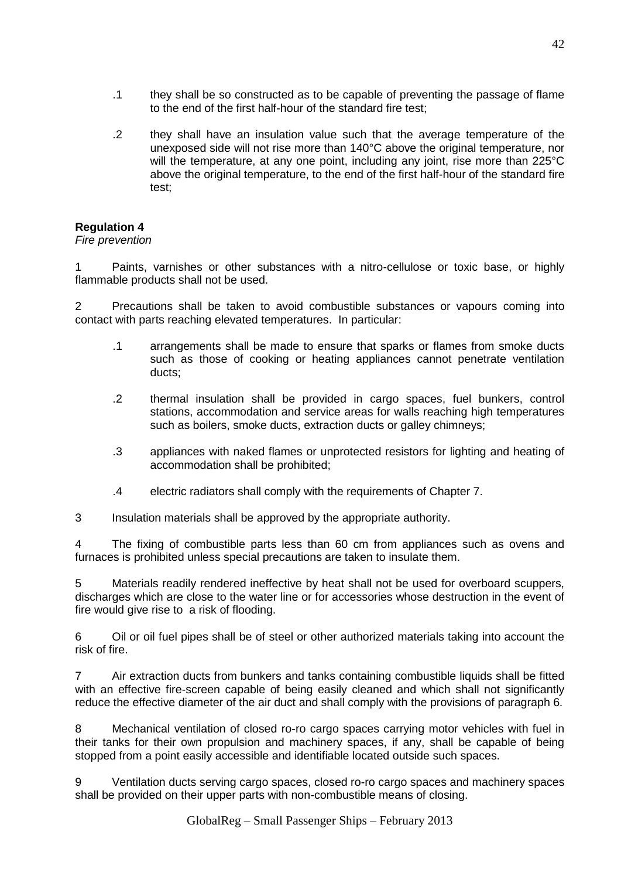.1 they shall be so constructed as to be capable of preventing the passage of flame to the end of the first half-hour of the standard fire test;

.2 they shall have an insulation value such that the average temperature of the unexposed side will not rise more than 140°C above the original temperature, nor will the temperature, at any one point, including any joint, rise more than 225°C above the original temperature, to the end of the first half-hour of the standard fire test;

**Regulation 4**
*Fire prevention*

1 Paints, varnishes or other substances with a nitro-cellulose or toxic base, or highly flammable products shall not be used.

2 Precautions shall be taken to avoid combustible substances or vapours coming into contact with parts reaching elevated temperatures. In particular:

.1 arrangements shall be made to ensure that sparks or flames from smoke ducts such as those of cooking or heating appliances cannot penetrate ventilation ducts;

.2 thermal insulation shall be provided in cargo spaces, fuel bunkers, control stations, accommodation and service areas for walls reaching high temperatures such as boilers, smoke ducts, extraction ducts or galley chimneys;

.3 appliances with naked flames or unprotected resistors for lighting and heating of accommodation shall be prohibited;

.4 electric radiators shall comply with the requirements of Chapter 7.

3 Insulation materials shall be approved by the appropriate authority.

4 The fixing of combustible parts less than 60 cm from appliances such as ovens and furnaces is prohibited unless special precautions are taken to insulate them.

5 Materials readily rendered ineffective by heat shall not be used for overboard scuppers, discharges which are close to the water line or for accessories whose destruction in the event of fire would give rise to a risk of flooding.

6 Oil or oil fuel pipes shall be of steel or other authorized materials taking into account the risk of fire.

7 Air extraction ducts from bunkers and tanks containing combustible liquids shall be fitted with an effective fire-screen capable of being easily cleaned and which shall not significantly reduce the effective diameter of the air duct and shall comply with the provisions of paragraph 6.

8 Mechanical ventilation of closed ro-ro cargo spaces carrying motor vehicles with fuel in their tanks for their own propulsion and machinery spaces, if any, shall be capable of being stopped from a point easily accessible and identifiable located outside such spaces.

9 Ventilation ducts serving cargo spaces, closed ro-ro cargo spaces and machinery spaces shall be provided on their upper parts with non-combustible means of closing.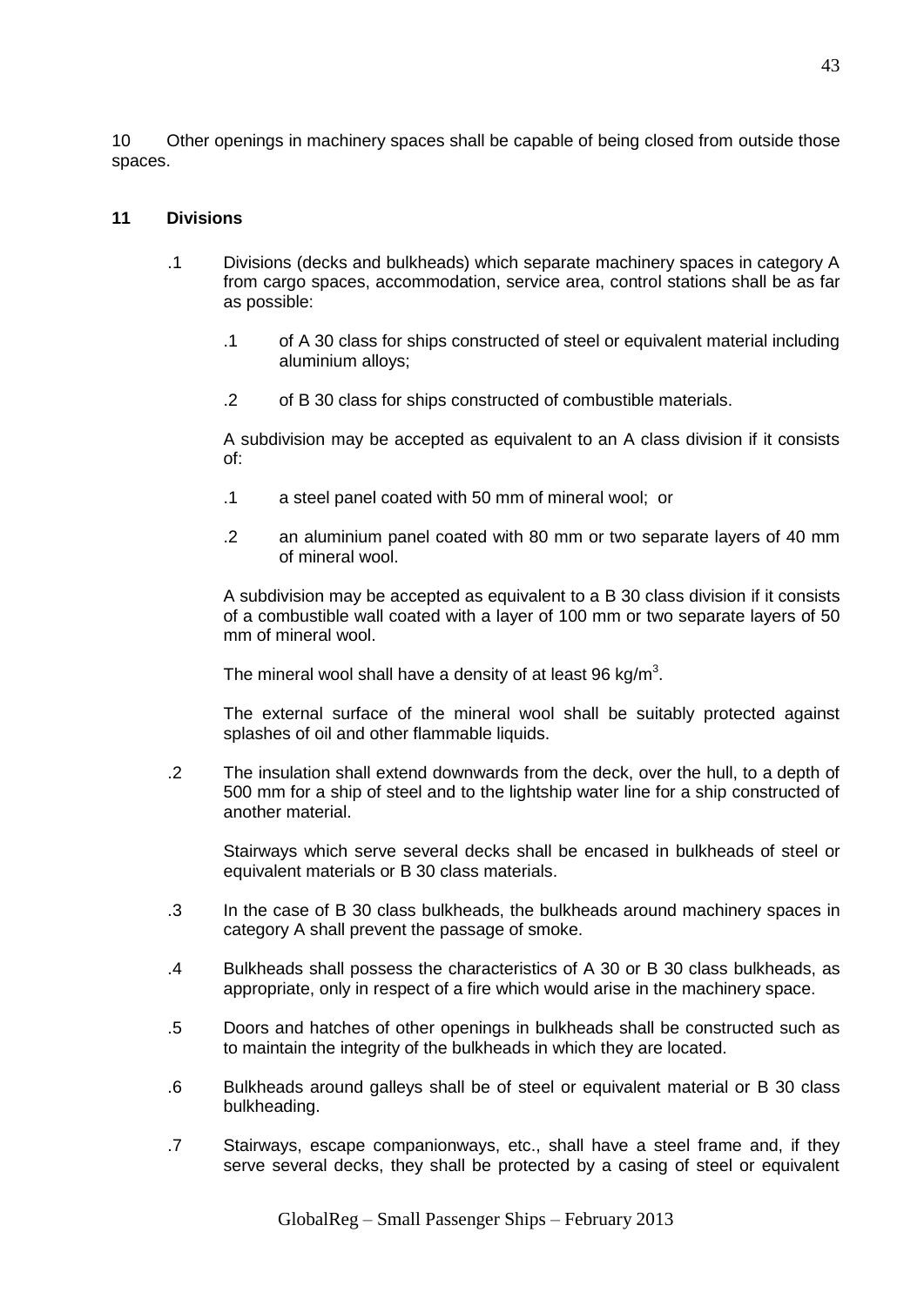10 Other openings in machinery spaces shall be capable of being closed from outside those spaces.

**11 Divisions**

.1 Divisions (decks and bulkheads) which separate machinery spaces in category A from cargo spaces, accommodation, service area, control stations shall be as far as possible:

   .1 of A 30 class for ships constructed of steel or equivalent material including aluminium alloys;

   .2 of B 30 class for ships constructed of combustible materials.

   A subdivision may be accepted as equivalent to an A class division if it consists of:

   .1 a steel panel coated with 50 mm of mineral wool; or

   .2 an aluminium panel coated with 80 mm or two separate layers of 40 mm of mineral wool.

   A subdivision may be accepted as equivalent to a B 30 class division if it consists of a combustible wall coated with a layer of 100 mm or two separate layers of 50 mm of mineral wool.

   The mineral wool shall have a density of at least 96 kg/m$^3$.

   The external surface of the mineral wool shall be suitably protected against splashes of oil and other flammable liquids.

.2 The insulation shall extend downwards from the deck, over the hull, to a depth of 500 mm for a ship of steel and to the lightship water line for a ship constructed of another material.

   Stairways which serve several decks shall be encased in bulkheads of steel or equivalent materials or B 30 class materials.

.3 In the case of B 30 class bulkheads, the bulkheads around machinery spaces in category A shall prevent the passage of smoke.

.4 Bulkheads shall possess the characteristics of A 30 or B 30 class bulkheads, as appropriate, only in respect of a fire which would arise in the machinery space.

.5 Doors and hatches of other openings in bulkheads shall be constructed such as to maintain the integrity of the bulkheads in which they are located.

.6 Bulkheads around galleys shall be of steel or equivalent material or B 30 class bulkheading.

.7 Stairways, escape companionways, etc., shall have a steel frame and, if they serve several decks, they shall be protected by a casing of steel or equivalent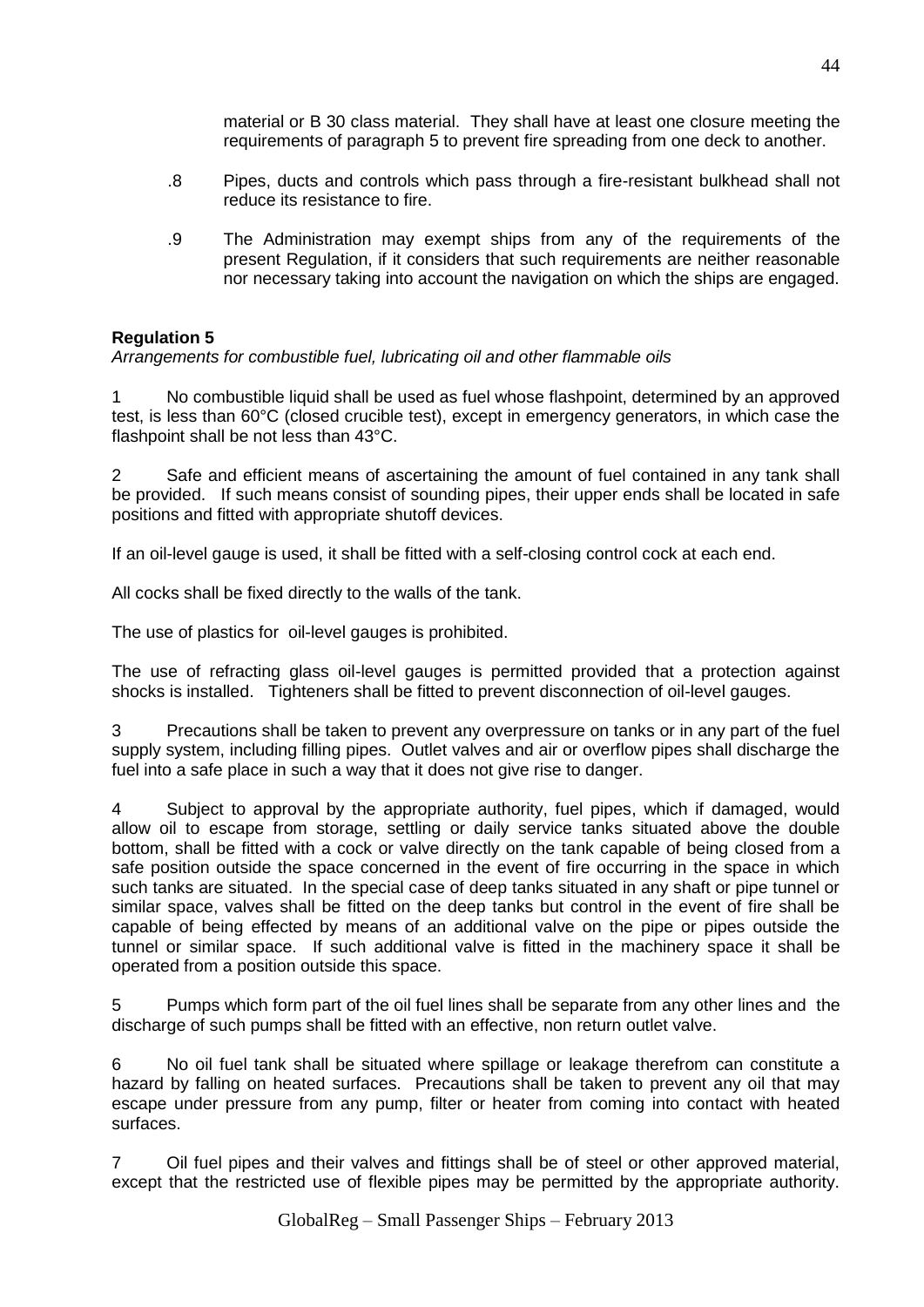material or B 30 class material. They shall have at least one closure meeting the requirements of paragraph 5 to prevent fire spreading from one deck to another.

.8 Pipes, ducts and controls which pass through a fire-resistant bulkhead shall not reduce its resistance to fire.

.9 The Administration may exempt ships from any of the requirements of the present Regulation, if it considers that such requirements are neither reasonable nor necessary taking into account the navigation on which the ships are engaged.

**Regulation 5**

*Arrangements for combustible fuel, lubricating oil and other flammable oils*

1 No combustible liquid shall be used as fuel whose flashpoint, determined by an approved test, is less than 60°C (closed crucible test), except in emergency generators, in which case the flashpoint shall be not less than 43°C.

2 Safe and efficient means of ascertaining the amount of fuel contained in any tank shall be provided. If such means consist of sounding pipes, their upper ends shall be located in safe positions and fitted with appropriate shutoff devices.

If an oil-level gauge is used, it shall be fitted with a self-closing control cock at each end.

All cocks shall be fixed directly to the walls of the tank.

The use of plastics for oil-level gauges is prohibited.

The use of refracting glass oil-level gauges is permitted provided that a protection against shocks is installed. Tighteners shall be fitted to prevent disconnection of oil-level gauges.

3 Precautions shall be taken to prevent any overpressure on tanks or in any part of the fuel supply system, including filling pipes. Outlet valves and air or overflow pipes shall discharge the fuel into a safe place in such a way that it does not give rise to danger.

4 Subject to approval by the appropriate authority, fuel pipes, which if damaged, would allow oil to escape from storage, settling or daily service tanks situated above the double bottom, shall be fitted with a cock or valve directly on the tank capable of being closed from a safe position outside the space concerned in the event of fire occurring in the space in which such tanks are situated. In the special case of deep tanks situated in any shaft or pipe tunnel or similar space, valves shall be fitted on the deep tanks but control in the event of fire shall be capable of being effected by means of an additional valve on the pipe or pipes outside the tunnel or similar space. If such additional valve is fitted in the machinery space it shall be operated from a position outside this space.

5 Pumps which form part of the oil fuel lines shall be separate from any other lines and the discharge of such pumps shall be fitted with an effective, non return outlet valve.

6 No oil fuel tank shall be situated where spillage or leakage therefrom can constitute a hazard by falling on heated surfaces. Precautions shall be taken to prevent any oil that may escape under pressure from any pump, filter or heater from coming into contact with heated surfaces.

7 Oil fuel pipes and their valves and fittings shall be of steel or other approved material, except that the restricted use of flexible pipes may be permitted by the appropriate authority.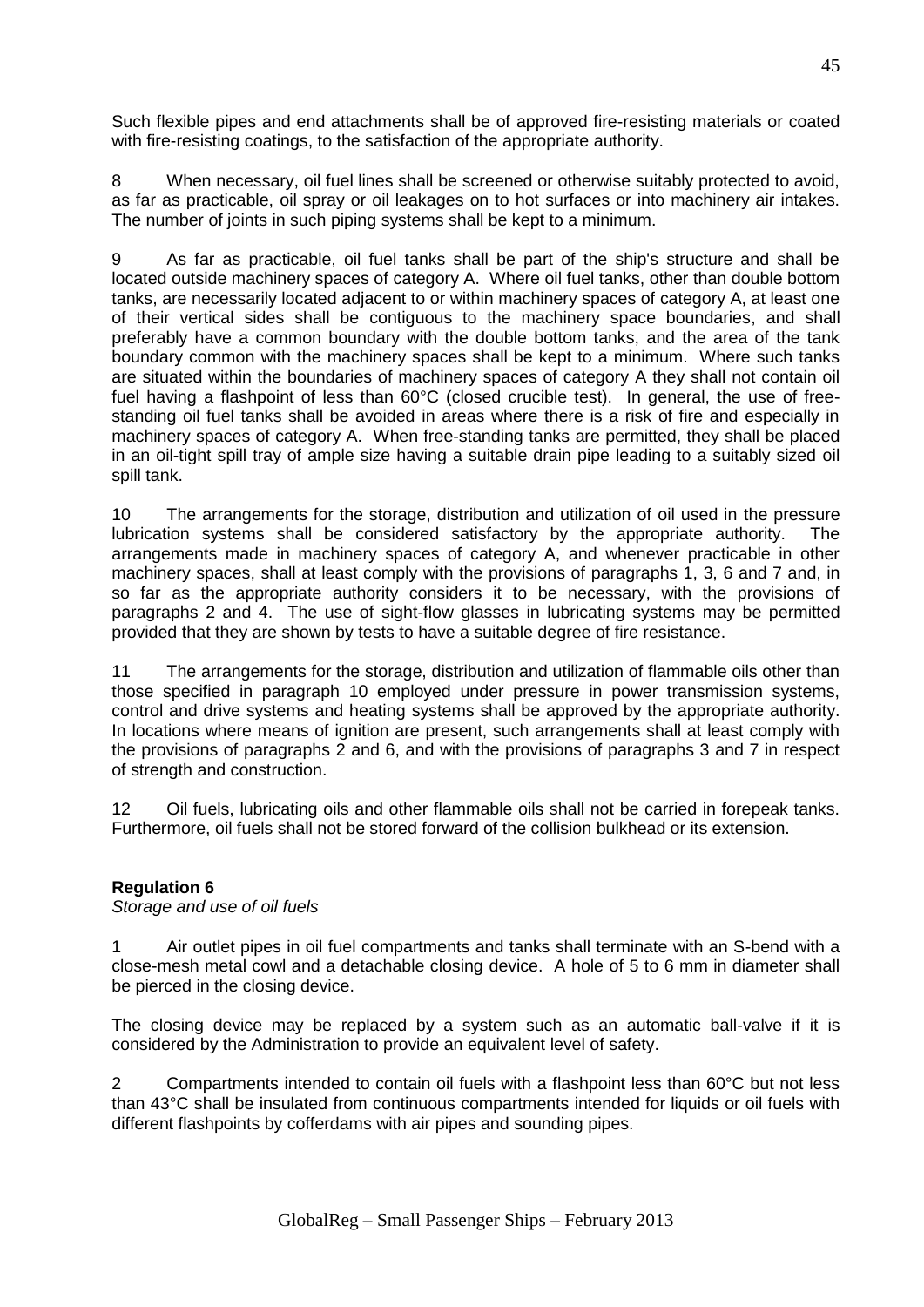Such flexible pipes and end attachments shall be of approved fire-resisting materials or coated with fire-resisting coatings, to the satisfaction of the appropriate authority.

8 When necessary, oil fuel lines shall be screened or otherwise suitably protected to avoid, as far as practicable, oil spray or oil leakages on to hot surfaces or into machinery air intakes. The number of joints in such piping systems shall be kept to a minimum.

9 As far as practicable, oil fuel tanks shall be part of the ship's structure and shall be located outside machinery spaces of category A. Where oil fuel tanks, other than double bottom tanks, are necessarily located adjacent to or within machinery spaces of category A, at least one of their vertical sides shall be contiguous to the machinery space boundaries, and shall preferably have a common boundary with the double bottom tanks, and the area of the tank boundary common with the machinery spaces shall be kept to a minimum. Where such tanks are situated within the boundaries of machinery spaces of category A they shall not contain oil fuel having a flashpoint of less than 60°C (closed crucible test). In general, the use of free-standing oil fuel tanks shall be avoided in areas where there is a risk of fire and especially in machinery spaces of category A. When free-standing tanks are permitted, they shall be placed in an oil-tight spill tray of ample size having a suitable drain pipe leading to a suitably sized oil spill tank.

10 The arrangements for the storage, distribution and utilization of oil used in the pressure lubrication systems shall be considered satisfactory by the appropriate authority. The arrangements made in machinery spaces of category A, and whenever practicable in other machinery spaces, shall at least comply with the provisions of paragraphs 1, 3, 6 and 7 and, in so far as the appropriate authority considers it to be necessary, with the provisions of paragraphs 2 and 4. The use of sight-flow glasses in lubricating systems may be permitted provided that they are shown by tests to have a suitable degree of fire resistance.

11 The arrangements for the storage, distribution and utilization of flammable oils other than those specified in paragraph 10 employed under pressure in power transmission systems, control and drive systems and heating systems shall be approved by the appropriate authority. In locations where means of ignition are present, such arrangements shall at least comply with the provisions of paragraphs 2 and 6, and with the provisions of paragraphs 3 and 7 in respect of strength and construction.

12 Oil fuels, lubricating oils and other flammable oils shall not be carried in forepeak tanks. Furthermore, oil fuels shall not be stored forward of the collision bulkhead or its extension.

**Regulation 6**

*Storage and use of oil fuels*

1 Air outlet pipes in oil fuel compartments and tanks shall terminate with an S-bend with a close-mesh metal cowl and a detachable closing device. A hole of 5 to 6 mm in diameter shall be pierced in the closing device.

The closing device may be replaced by a system such as an automatic ball-valve if it is considered by the Administration to provide an equivalent level of safety.

2 Compartments intended to contain oil fuels with a flashpoint less than 60°C but not less than 43°C shall be insulated from continuous compartments intended for liquids or oil fuels with different flashpoints by cofferdams with air pipes and sounding pipes.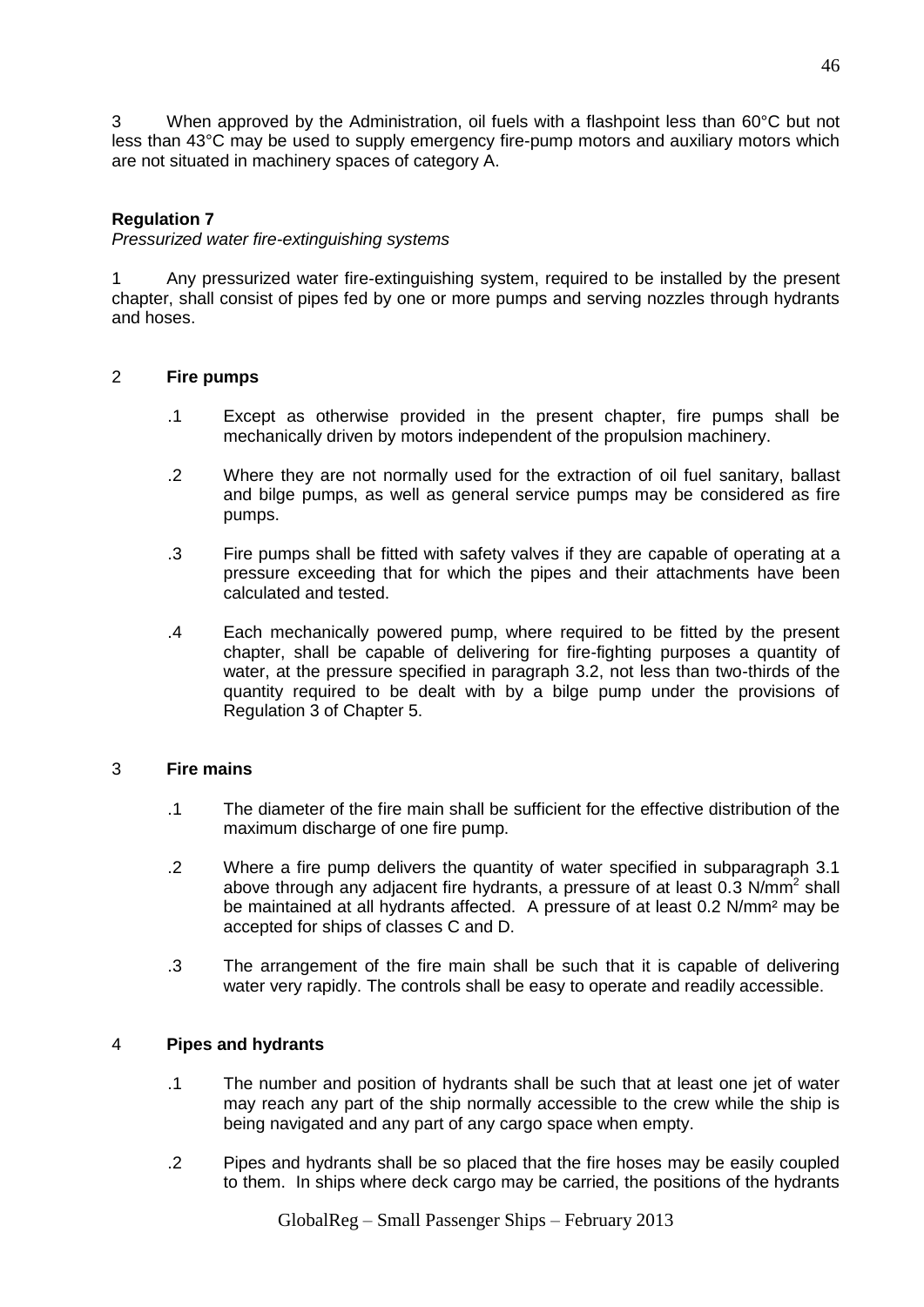3 When approved by the Administration, oil fuels with a flashpoint less than 60°C but not less than 43°C may be used to supply emergency fire-pump motors and auxiliary motors which are not situated in machinery spaces of category A.

**Regulation 7**
*Pressurized water fire-extinguishing systems*

1 Any pressurized water fire-extinguishing system, required to be installed by the present chapter, shall consist of pipes fed by one or more pumps and serving nozzles through hydrants and hoses.

2 **Fire pumps**

.1 Except as otherwise provided in the present chapter, fire pumps shall be mechanically driven by motors independent of the propulsion machinery.

.2 Where they are not normally used for the extraction of oil fuel sanitary, ballast and bilge pumps, as well as general service pumps may be considered as fire pumps.

.3 Fire pumps shall be fitted with safety valves if they are capable of operating at a pressure exceeding that for which the pipes and their attachments have been calculated and tested.

.4 Each mechanically powered pump, where required to be fitted by the present chapter, shall be capable of delivering for fire-fighting purposes a quantity of water, at the pressure specified in paragraph 3.2, not less than two-thirds of the quantity required to be dealt with by a bilge pump under the provisions of Regulation 3 of Chapter 5.

3 **Fire mains**

.1 The diameter of the fire main shall be sufficient for the effective distribution of the maximum discharge of one fire pump.

.2 Where a fire pump delivers the quantity of water specified in subparagraph 3.1 above through any adjacent fire hydrants, a pressure of at least 0.3 $N/mm^2$ shall be maintained at all hydrants affected. A pressure of at least 0.2 $N/mm^2$ may be accepted for ships of classes C and D.

.3 The arrangement of the fire main shall be such that it is capable of delivering water very rapidly. The controls shall be easy to operate and readily accessible.

4 **Pipes and hydrants**

.1 The number and position of hydrants shall be such that at least one jet of water may reach any part of the ship normally accessible to the crew while the ship is being navigated and any part of any cargo space when empty.

.2 Pipes and hydrants shall be so placed that the fire hoses may be easily coupled to them. In ships where deck cargo may be carried, the positions of the hydrants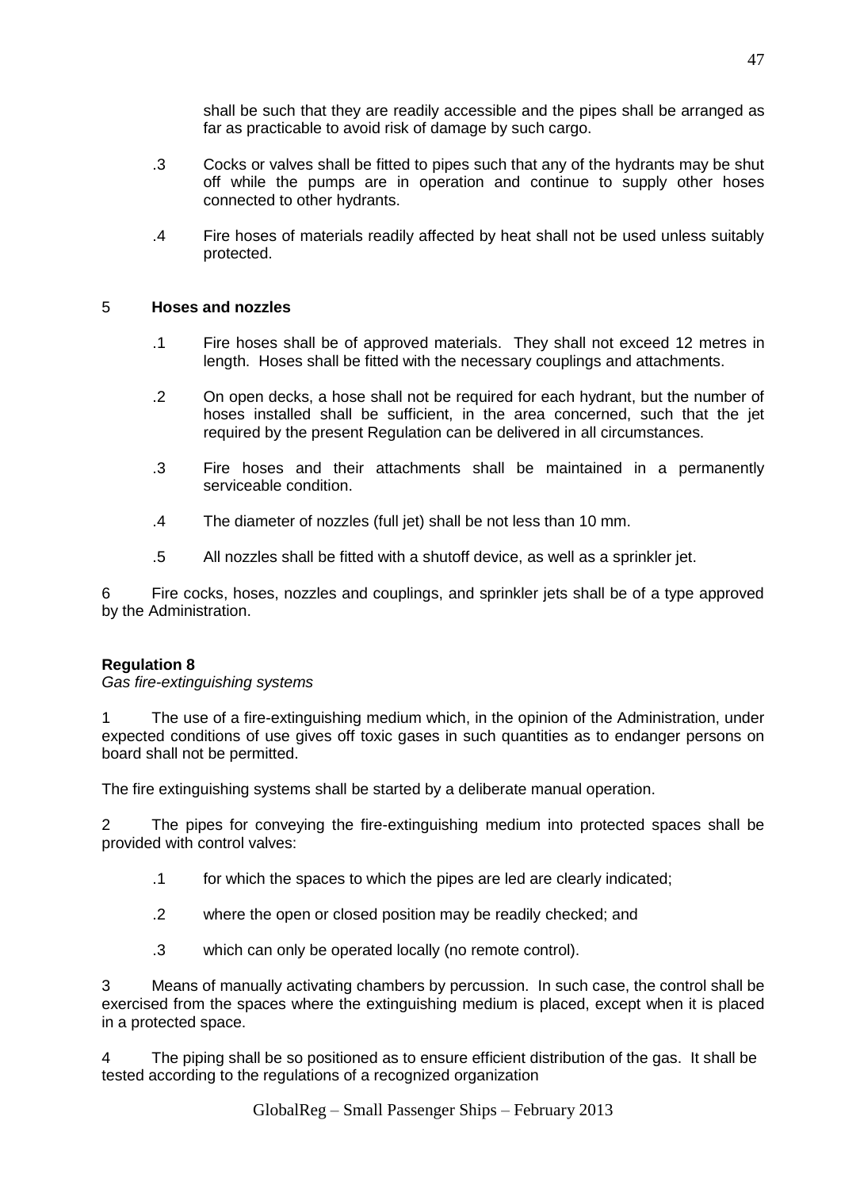shall be such that they are readily accessible and the pipes shall be arranged as far as practicable to avoid risk of damage by such cargo.

.3 Cocks or valves shall be fitted to pipes such that any of the hydrants may be shut off while the pumps are in operation and continue to supply other hoses connected to other hydrants.

.4 Fire hoses of materials readily affected by heat shall not be used unless suitably protected.

5 **Hoses and nozzles**

.1 Fire hoses shall be of approved materials. They shall not exceed 12 metres in length. Hoses shall be fitted with the necessary couplings and attachments.

.2 On open decks, a hose shall not be required for each hydrant, but the number of hoses installed shall be sufficient, in the area concerned, such that the jet required by the present Regulation can be delivered in all circumstances.

.3 Fire hoses and their attachments shall be maintained in a permanently serviceable condition.

.4 The diameter of nozzles (full jet) shall be not less than 10 mm.

.5 All nozzles shall be fitted with a shutoff device, as well as a sprinkler jet.

6 Fire cocks, hoses, nozzles and couplings, and sprinkler jets shall be of a type approved by the Administration.

**Regulation 8**

*Gas fire-extinguishing systems*

1 The use of a fire-extinguishing medium which, in the opinion of the Administration, under expected conditions of use gives off toxic gases in such quantities as to endanger persons on board shall not be permitted.

The fire extinguishing systems shall be started by a deliberate manual operation.

2 The pipes for conveying the fire-extinguishing medium into protected spaces shall be provided with control valves:

.1 for which the spaces to which the pipes are led are clearly indicated;

.2 where the open or closed position may be readily checked; and

.3 which can only be operated locally (no remote control).

3 Means of manually activating chambers by percussion. In such case, the control shall be exercised from the spaces where the extinguishing medium is placed, except when it is placed in a protected space.

4 The piping shall be so positioned as to ensure efficient distribution of the gas. It shall be tested according to the regulations of a recognized organization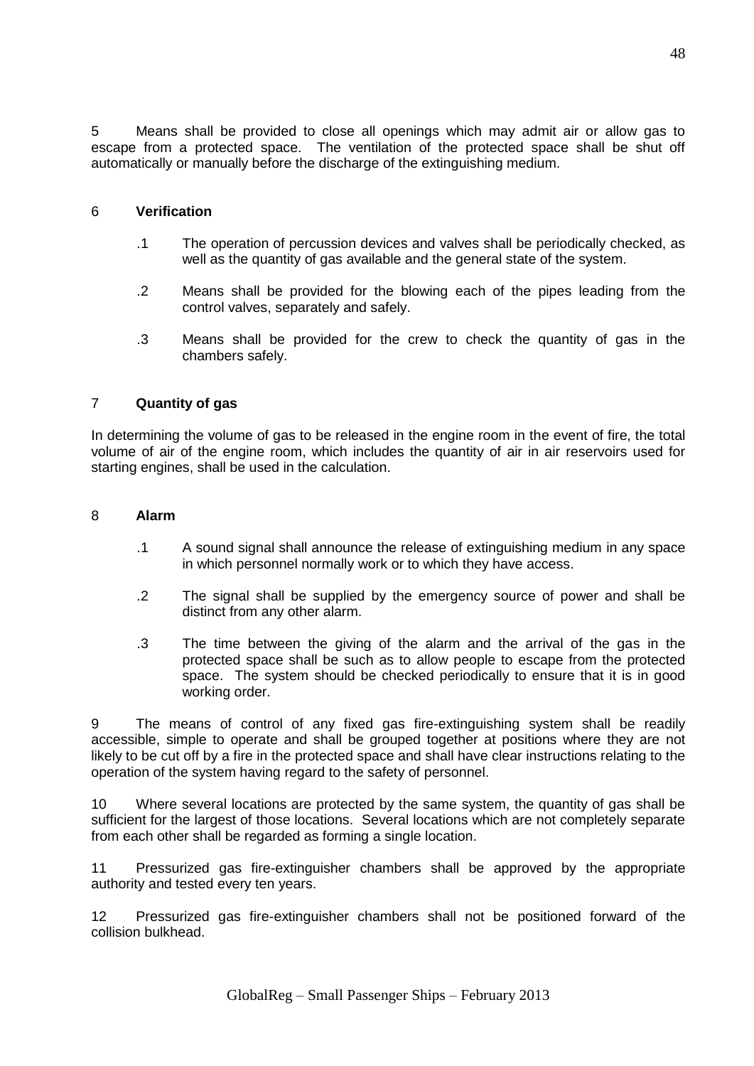5 Means shall be provided to close all openings which may admit air or allow gas to escape from a protected space. The ventilation of the protected space shall be shut off automatically or manually before the discharge of the extinguishing medium.

6 **Verification**

.1 The operation of percussion devices and valves shall be periodically checked, as well as the quantity of gas available and the general state of the system.

.2 Means shall be provided for the blowing each of the pipes leading from the control valves, separately and safely.

.3 Means shall be provided for the crew to check the quantity of gas in the chambers safely.

7 **Quantity of gas**

In determining the volume of gas to be released in the engine room in the event of fire, the total volume of air of the engine room, which includes the quantity of air in air reservoirs used for starting engines, shall be used in the calculation.

8 **Alarm**

.1 A sound signal shall announce the release of extinguishing medium in any space in which personnel normally work or to which they have access.

.2 The signal shall be supplied by the emergency source of power and shall be distinct from any other alarm.

.3 The time between the giving of the alarm and the arrival of the gas in the protected space shall be such as to allow people to escape from the protected space. The system should be checked periodically to ensure that it is in good working order.

9 The means of control of any fixed gas fire-extinguishing system shall be readily accessible, simple to operate and shall be grouped together at positions where they are not likely to be cut off by a fire in the protected space and shall have clear instructions relating to the operation of the system having regard to the safety of personnel.

10 Where several locations are protected by the same system, the quantity of gas shall be sufficient for the largest of those locations. Several locations which are not completely separate from each other shall be regarded as forming a single location.

11 Pressurized gas fire-extinguisher chambers shall be approved by the appropriate authority and tested every ten years.

12 Pressurized gas fire-extinguisher chambers shall not be positioned forward of the collision bulkhead.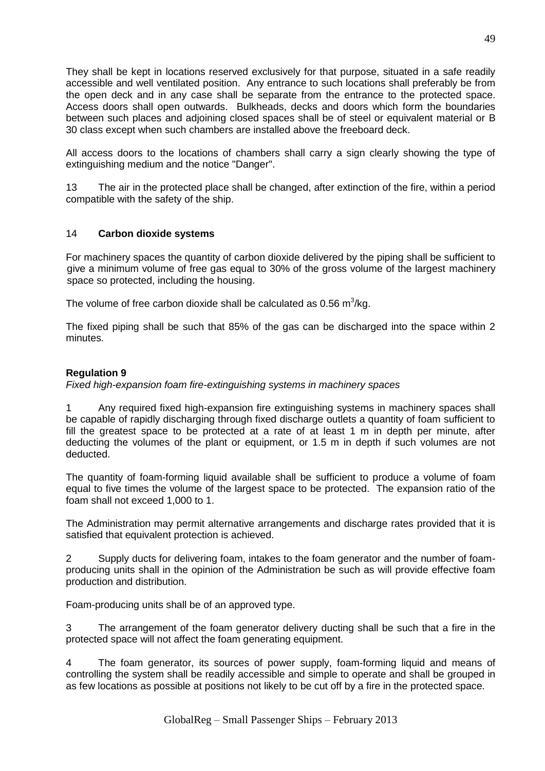They shall be kept in locations reserved exclusively for that purpose, situated in a safe readily accessible and well ventilated position. Any entrance to such locations shall preferably be from the open deck and in any case shall be separate from the entrance to the protected space. Access doors shall open outwards. Bulkheads, decks and doors which form the boundaries between such places and adjoining closed spaces shall be of steel or equivalent material or B 30 class except when such chambers are installed above the freeboard deck.

All access doors to the locations of chambers shall carry a sign clearly showing the type of extinguishing medium and the notice "Danger".

13 The air in the protected place shall be changed, after extinction of the fire, within a period compatible with the safety of the ship.

14 **Carbon dioxide systems**

For machinery spaces the quantity of carbon dioxide delivered by the piping shall be sufficient to give a minimum volume of free gas equal to 30% of the gross volume of the largest machinery space so protected, including the housing.

The volume of free carbon dioxide shall be calculated as 0.56 $m^3$/kg.

The fixed piping shall be such that 85% of the gas can be discharged into the space within 2 minutes.

**Regulation 9**

*Fixed high-expansion foam fire-extinguishing systems in machinery spaces*

1 Any required fixed high-expansion fire extinguishing systems in machinery spaces shall be capable of rapidly discharging through fixed discharge outlets a quantity of foam sufficient to fill the greatest space to be protected at a rate of at least 1 m in depth per minute, after deducting the volumes of the plant or equipment, or 1.5 m in depth if such volumes are not deducted.

The quantity of foam-forming liquid available shall be sufficient to produce a volume of foam equal to five times the volume of the largest space to be protected. The expansion ratio of the foam shall not exceed 1,000 to 1.

The Administration may permit alternative arrangements and discharge rates provided that it is satisfied that equivalent protection is achieved.

2 Supply ducts for delivering foam, intakes to the foam generator and the number of foam-producing units shall in the opinion of the Administration be such as will provide effective foam production and distribution.

Foam-producing units shall be of an approved type.

3 The arrangement of the foam generator delivery ducting shall be such that a fire in the protected space will not affect the foam generating equipment.

4 The foam generator, its sources of power supply, foam-forming liquid and means of controlling the system shall be readily accessible and simple to operate and shall be grouped in as few locations as possible at positions not likely to be cut off by a fire in the protected space.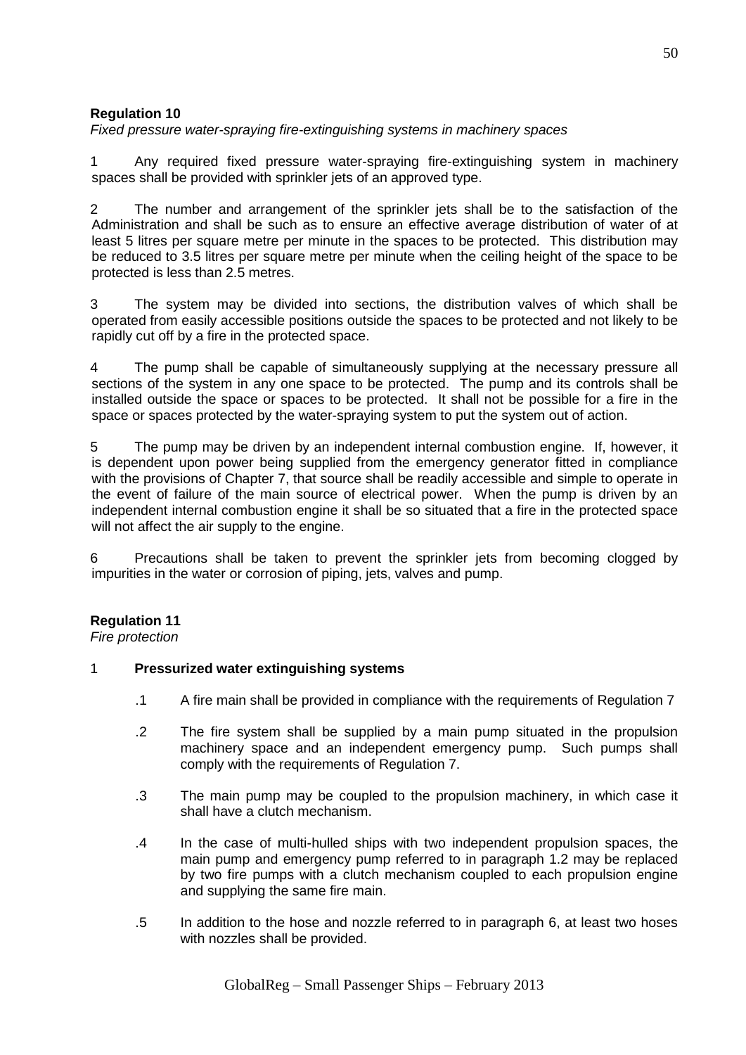**Regulation 10**

*Fixed pressure water-spraying fire-extinguishing systems in machinery spaces*

1 Any required fixed pressure water-spraying fire-extinguishing system in machinery spaces shall be provided with sprinkler jets of an approved type.

2 The number and arrangement of the sprinkler jets shall be to the satisfaction of the Administration and shall be such as to ensure an effective average distribution of water of at least 5 litres per square metre per minute in the spaces to be protected. This distribution may be reduced to 3.5 litres per square metre per minute when the ceiling height of the space to be protected is less than 2.5 metres.

3 The system may be divided into sections, the distribution valves of which shall be operated from easily accessible positions outside the spaces to be protected and not likely to be rapidly cut off by a fire in the protected space.

4 The pump shall be capable of simultaneously supplying at the necessary pressure all sections of the system in any one space to be protected. The pump and its controls shall be installed outside the space or spaces to be protected. It shall not be possible for a fire in the space or spaces protected by the water-spraying system to put the system out of action.

5 The pump may be driven by an independent internal combustion engine. If, however, it is dependent upon power being supplied from the emergency generator fitted in compliance with the provisions of Chapter 7, that source shall be readily accessible and simple to operate in the event of failure of the main source of electrical power. When the pump is driven by an independent internal combustion engine it shall be so situated that a fire in the protected space will not affect the air supply to the engine.

6 Precautions shall be taken to prevent the sprinkler jets from becoming clogged by impurities in the water or corrosion of piping, jets, valves and pump.

**Regulation 11**

*Fire protection*

1 **Pressurized water extinguishing systems**

.1 A fire main shall be provided in compliance with the requirements of Regulation 7

.2 The fire system shall be supplied by a main pump situated in the propulsion machinery space and an independent emergency pump. Such pumps shall comply with the requirements of Regulation 7.

.3 The main pump may be coupled to the propulsion machinery, in which case it shall have a clutch mechanism.

.4 In the case of multi-hulled ships with two independent propulsion spaces, the main pump and emergency pump referred to in paragraph 1.2 may be replaced by two fire pumps with a clutch mechanism coupled to each propulsion engine and supplying the same fire main.

.5 In addition to the hose and nozzle referred to in paragraph 6, at least two hoses with nozzles shall be provided.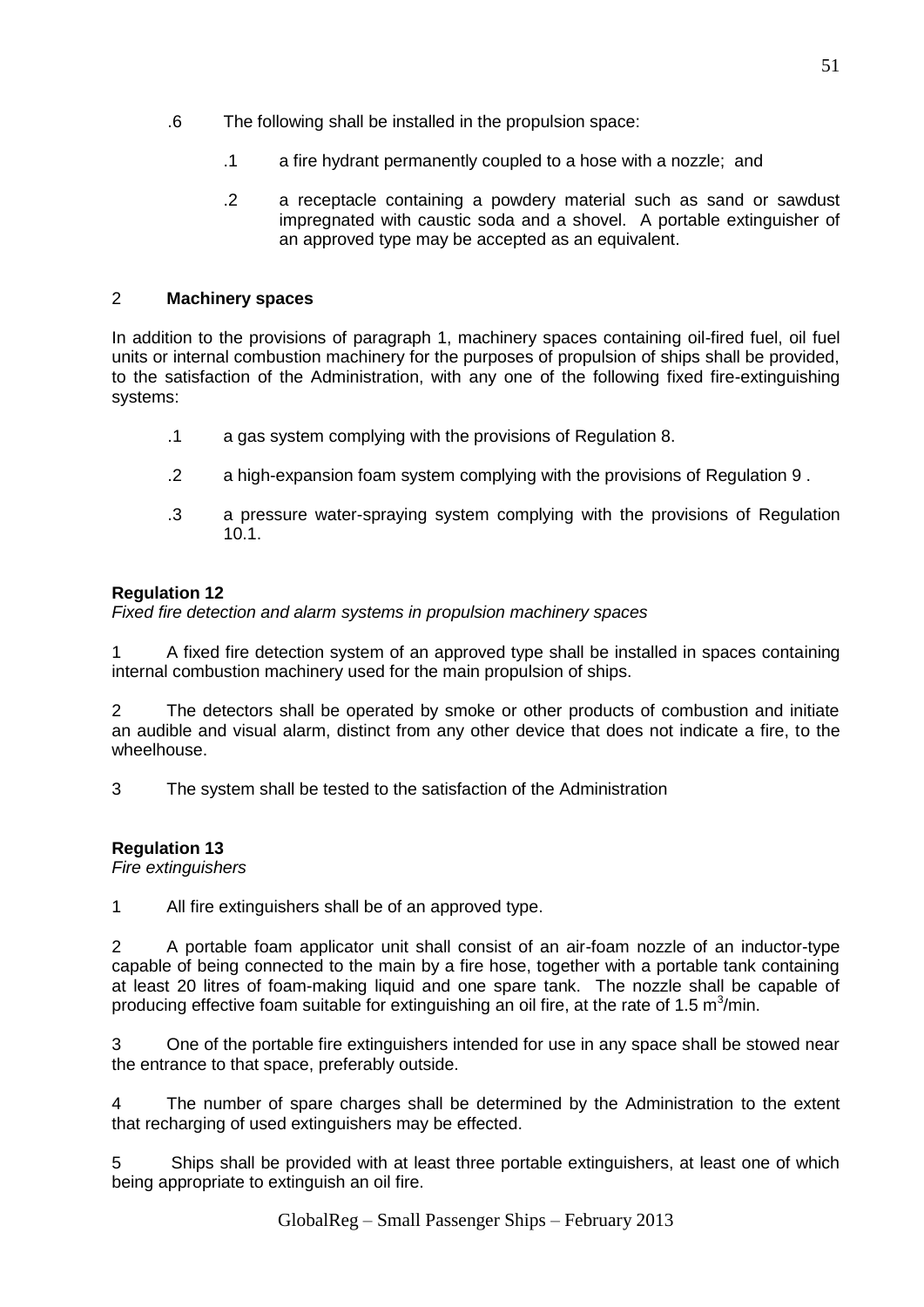.6 The following shall be installed in the propulsion space:

   .1 a fire hydrant permanently coupled to a hose with a nozzle; and

   .2 a receptacle containing a powdery material such as sand or sawdust impregnated with caustic soda and a shovel. A portable extinguisher of an approved type may be accepted as an equivalent.

2 **Machinery spaces**

In addition to the provisions of paragraph 1, machinery spaces containing oil-fired fuel, oil fuel units or internal combustion machinery for the purposes of propulsion of ships shall be provided, to the satisfaction of the Administration, with any one of the following fixed fire-extinguishing systems:

.1 a gas system complying with the provisions of Regulation 8.

.2 a high-expansion foam system complying with the provisions of Regulation 9 .

.3 a pressure water-spraying system complying with the provisions of Regulation 10.1.

**Regulation 12**
*Fixed fire detection and alarm systems in propulsion machinery spaces*

1 A fixed fire detection system of an approved type shall be installed in spaces containing internal combustion machinery used for the main propulsion of ships.

2 The detectors shall be operated by smoke or other products of combustion and initiate an audible and visual alarm, distinct from any other device that does not indicate a fire, to the wheelhouse.

3 The system shall be tested to the satisfaction of the Administration

**Regulation 13**
*Fire extinguishers*

1 All fire extinguishers shall be of an approved type.

2 A portable foam applicator unit shall consist of an air-foam nozzle of an inductor-type capable of being connected to the main by a fire hose, together with a portable tank containing at least 20 litres of foam-making liquid and one spare tank. The nozzle shall be capable of producing effective foam suitable for extinguishing an oil fire, at the rate of 1.5 $m^3$/min.

3 One of the portable fire extinguishers intended for use in any space shall be stowed near the entrance to that space, preferably outside.

4 The number of spare charges shall be determined by the Administration to the extent that recharging of used extinguishers may be effected.

5 Ships shall be provided with at least three portable extinguishers, at least one of which being appropriate to extinguish an oil fire.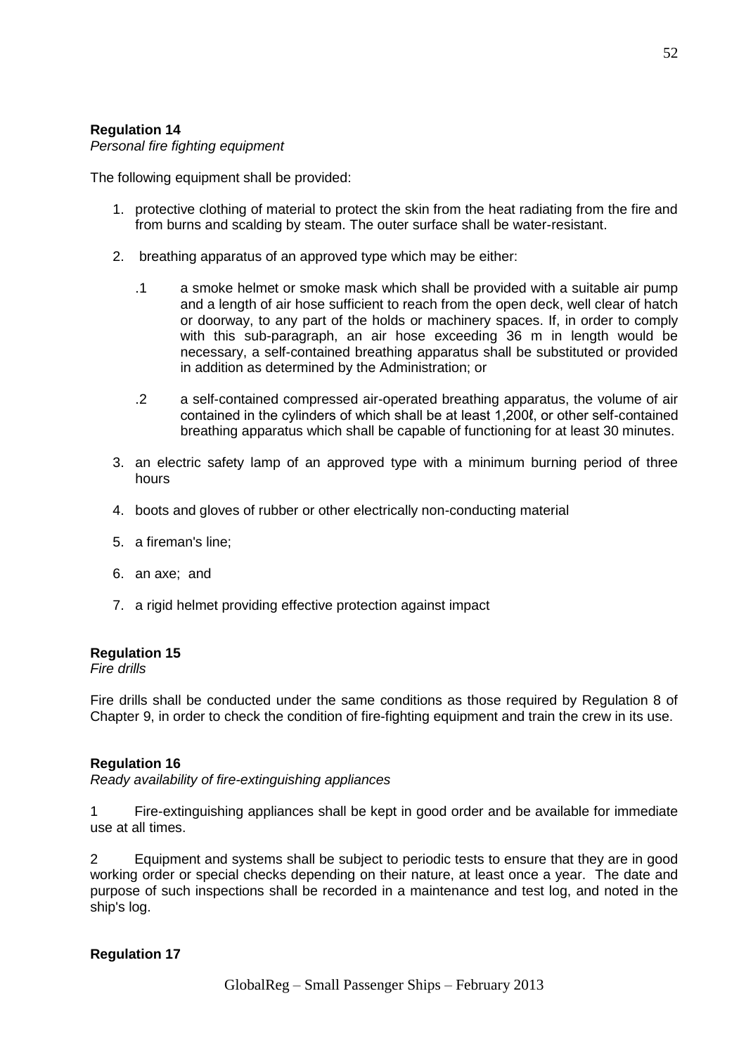**Regulation 14**
*Personal fire fighting equipment*

The following equipment shall be provided:

1. protective clothing of material to protect the skin from the heat radiating from the fire and from burns and scalding by steam. The outer surface shall be water-resistant.

2. breathing apparatus of an approved type which may be either:

   .1 a smoke helmet or smoke mask which shall be provided with a suitable air pump and a length of air hose sufficient to reach from the open deck, well clear of hatch or doorway, to any part of the holds or machinery spaces. If, in order to comply with this sub-paragraph, an air hose exceeding 36 m in length would be necessary, a self-contained breathing apparatus shall be substituted or provided in addition as determined by the Administration; or

   .2 a self-contained compressed air-operated breathing apparatus, the volume of air contained in the cylinders of which shall be at least 1,200ℓ, or other self-contained breathing apparatus which shall be capable of functioning for at least 30 minutes.

3. an electric safety lamp of an approved type with a minimum burning period of three hours

4. boots and gloves of rubber or other electrically non-conducting material

5. a fireman's line;

6. an axe; and

7. a rigid helmet providing effective protection against impact

**Regulation 15**
*Fire drills*

Fire drills shall be conducted under the same conditions as those required by Regulation 8 of Chapter 9, in order to check the condition of fire-fighting equipment and train the crew in its use.

**Regulation 16**
*Ready availability of fire-extinguishing appliances*

1 Fire-extinguishing appliances shall be kept in good order and be available for immediate use at all times.

2 Equipment and systems shall be subject to periodic tests to ensure that they are in good working order or special checks depending on their nature, at least once a year. The date and purpose of such inspections shall be recorded in a maintenance and test log, and noted in the ship's log.

**Regulation 17**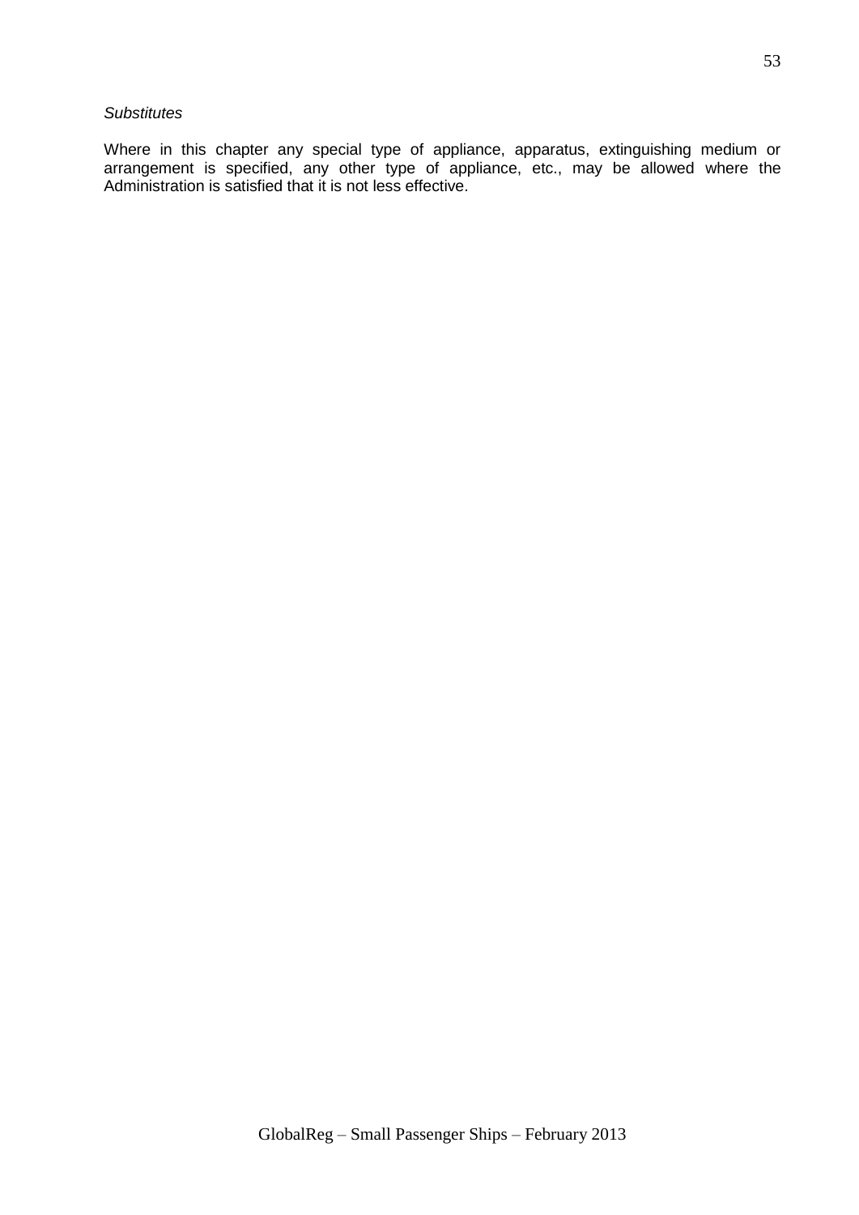*Substitutes*

Where in this chapter any special type of appliance, apparatus, extinguishing medium or arrangement is specified, any other type of appliance, etc., may be allowed where the Administration is satisfied that it is not less effective.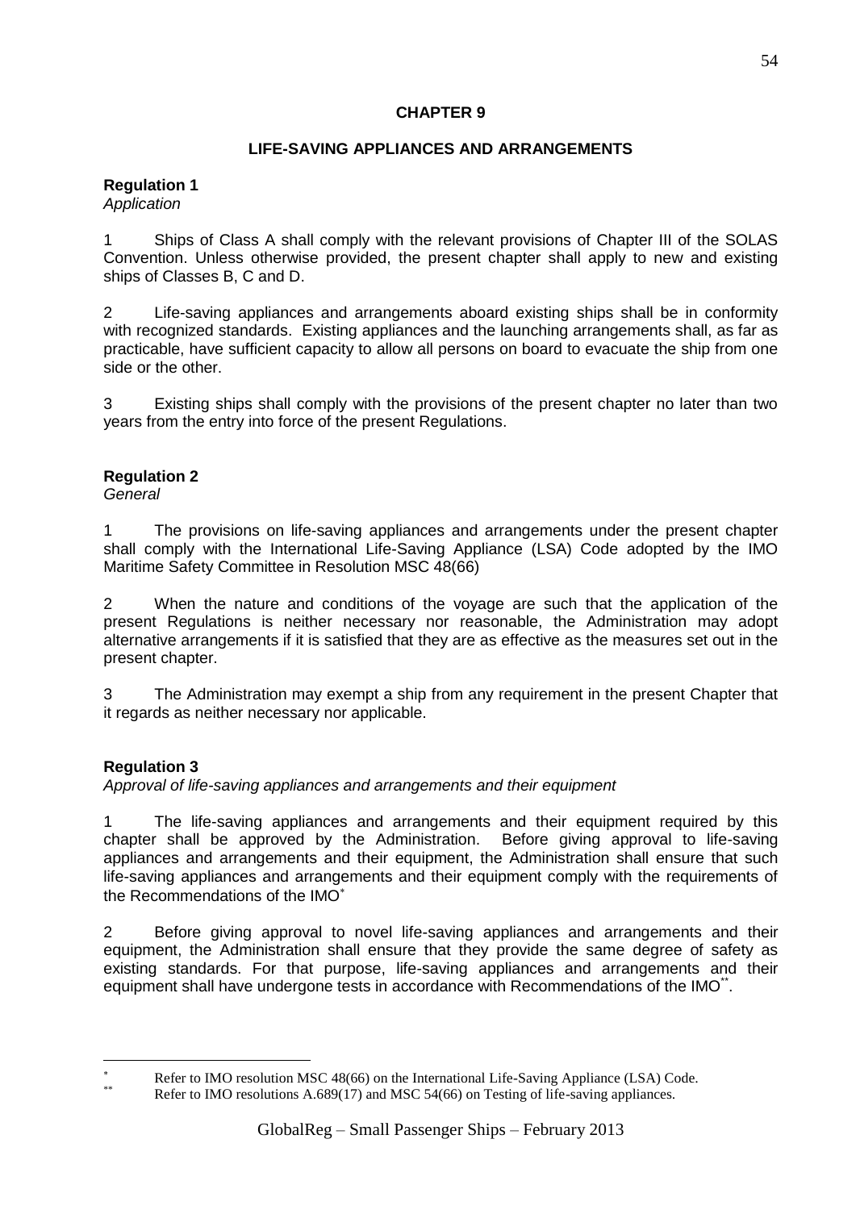## CHAPTER 9

### LIFE-SAVING APPLIANCES AND ARRANGEMENTS

**Regulation 1**
*Application*

1 Ships of Class A shall comply with the relevant provisions of Chapter III of the SOLAS Convention. Unless otherwise provided, the present chapter shall apply to new and existing ships of Classes B, C and D.

2 Life-saving appliances and arrangements aboard existing ships shall be in conformity with recognized standards. Existing appliances and the launching arrangements shall, as far as practicable, have sufficient capacity to allow all persons on board to evacuate the ship from one side or the other.

3 Existing ships shall comply with the provisions of the present chapter no later than two years from the entry into force of the present Regulations.

**Regulation 2**
*General*

1 The provisions on life-saving appliances and arrangements under the present chapter shall comply with the International Life-Saving Appliance (LSA) Code adopted by the IMO Maritime Safety Committee in Resolution MSC 48(66)

2 When the nature and conditions of the voyage are such that the application of the present Regulations is neither necessary nor reasonable, the Administration may adopt alternative arrangements if it is satisfied that they are as effective as the measures set out in the present chapter.

3 The Administration may exempt a ship from any requirement in the present Chapter that it regards as neither necessary nor applicable.

**Regulation 3**
*Approval of life-saving appliances and arrangements and their equipment*

1 The life-saving appliances and arrangements and their equipment required by this chapter shall be approved by the Administration. Before giving approval to life-saving appliances and arrangements and their equipment, the Administration shall ensure that such life-saving appliances and arrangements and their equipment comply with the requirements of the Recommendations of the IMO[*]

2 Before giving approval to novel life-saving appliances and arrangements and their equipment, the Administration shall ensure that they provide the same degree of safety as existing standards. For that purpose, life-saving appliances and arrangements and their equipment shall have undergone tests in accordance with Recommendations of the IMO[**].

---

[*] Refer to IMO resolution MSC 48(66) on the International Life-Saving Appliance (LSA) Code.

[**] Refer to IMO resolutions A.689(17) and MSC 54(66) on Testing of life-saving appliances.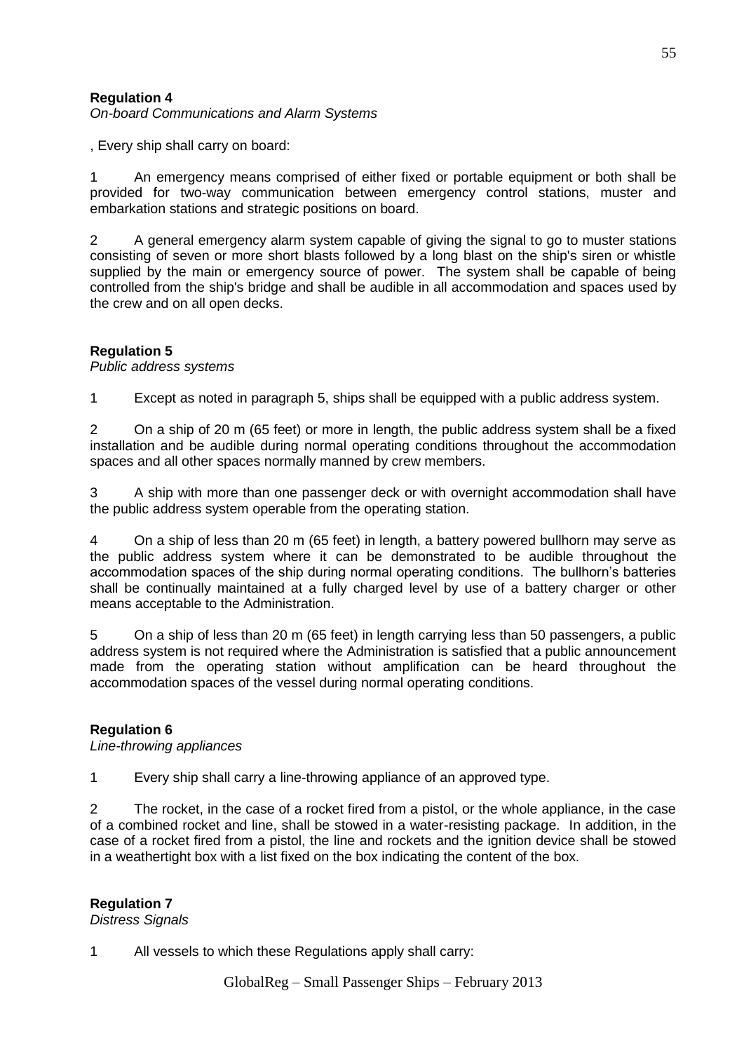**Regulation 4**
*On-board Communications and Alarm Systems*

, Every ship shall carry on board:

1 An emergency means comprised of either fixed or portable equipment or both shall be provided for two-way communication between emergency control stations, muster and embarkation stations and strategic positions on board.

2 A general emergency alarm system capable of giving the signal to go to muster stations consisting of seven or more short blasts followed by a long blast on the ship's siren or whistle supplied by the main or emergency source of power. The system shall be capable of being controlled from the ship's bridge and shall be audible in all accommodation and spaces used by the crew and on all open decks.

**Regulation 5**
*Public address systems*

1 Except as noted in paragraph 5, ships shall be equipped with a public address system.

2 On a ship of 20 m (65 feet) or more in length, the public address system shall be a fixed installation and be audible during normal operating conditions throughout the accommodation spaces and all other spaces normally manned by crew members.

3 A ship with more than one passenger deck or with overnight accommodation shall have the public address system operable from the operating station.

4 On a ship of less than 20 m (65 feet) in length, a battery powered bullhorn may serve as the public address system where it can be demonstrated to be audible throughout the accommodation spaces of the ship during normal operating conditions. The bullhorn's batteries shall be continually maintained at a fully charged level by use of a battery charger or other means acceptable to the Administration.

5 On a ship of less than 20 m (65 feet) in length carrying less than 50 passengers, a public address system is not required where the Administration is satisfied that a public announcement made from the operating station without amplification can be heard throughout the accommodation spaces of the vessel during normal operating conditions.

**Regulation 6**
*Line-throwing appliances*

1 Every ship shall carry a line-throwing appliance of an approved type.

2 The rocket, in the case of a rocket fired from a pistol, or the whole appliance, in the case of a combined rocket and line, shall be stowed in a water-resisting package. In addition, in the case of a rocket fired from a pistol, the line and rockets and the ignition device shall be stowed in a weathertight box with a list fixed on the box indicating the content of the box.

**Regulation 7**
*Distress Signals*

1 All vessels to which these Regulations apply shall carry: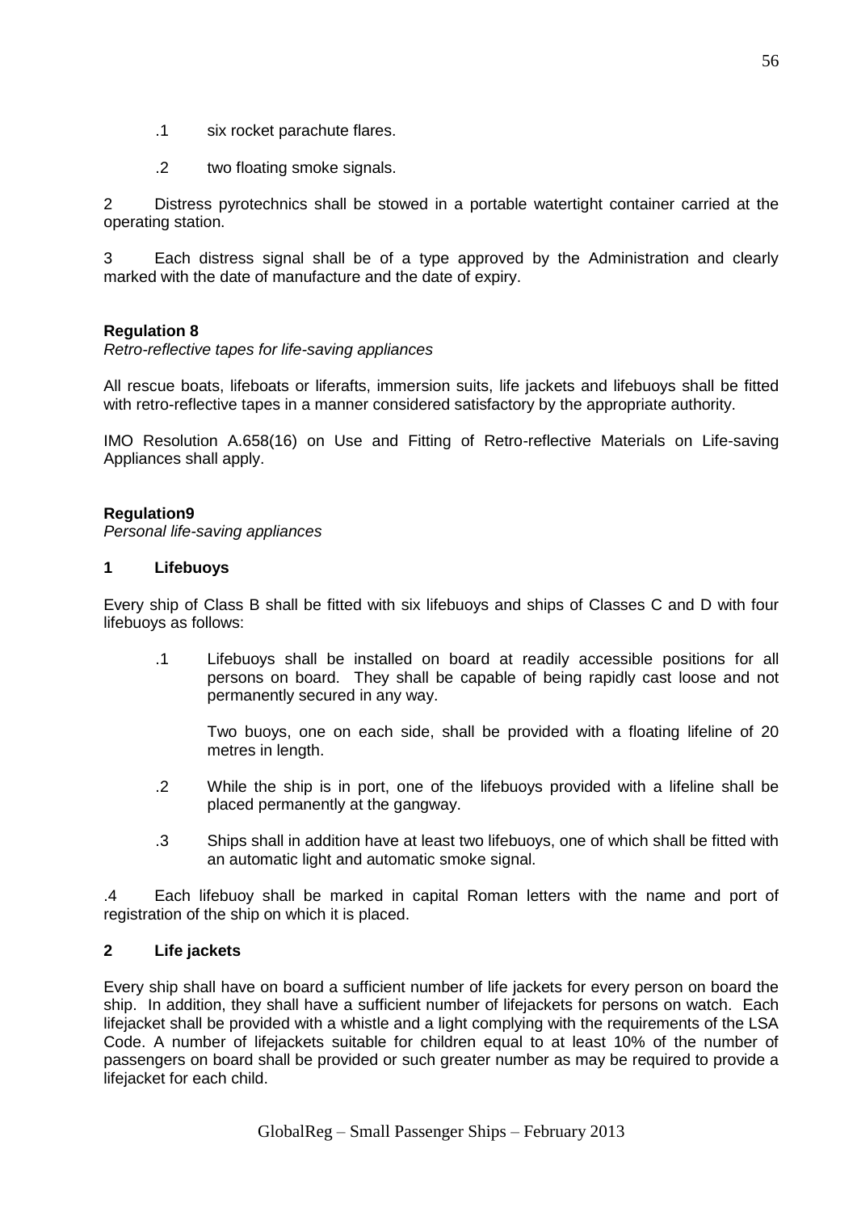.1 six rocket parachute flares.

.2 two floating smoke signals.

2 Distress pyrotechnics shall be stowed in a portable watertight container carried at the operating station.

3 Each distress signal shall be of a type approved by the Administration and clearly marked with the date of manufacture and the date of expiry.

**Regulation 8**

*Retro-reflective tapes for life-saving appliances*

All rescue boats, lifeboats or liferafts, immersion suits, life jackets and lifebuoys shall be fitted with retro-reflective tapes in a manner considered satisfactory by the appropriate authority.

IMO Resolution A.658(16) on Use and Fitting of Retro-reflective Materials on Life-saving Appliances shall apply.

**Regulation9**

*Personal life-saving appliances*

**1 Lifebuoys**

Every ship of Class B shall be fitted with six lifebuoys and ships of Classes C and D with four lifebuoys as follows:

.1 Lifebuoys shall be installed on board at readily accessible positions for all persons on board. They shall be capable of being rapidly cast loose and not permanently secured in any way.

Two buoys, one on each side, shall be provided with a floating lifeline of 20 metres in length.

.2 While the ship is in port, one of the lifebuoys provided with a lifeline shall be placed permanently at the gangway.

.3 Ships shall in addition have at least two lifebuoys, one of which shall be fitted with an automatic light and automatic smoke signal.

.4 Each lifebuoy shall be marked in capital Roman letters with the name and port of registration of the ship on which it is placed.

**2 Life jackets**

Every ship shall have on board a sufficient number of life jackets for every person on board the ship. In addition, they shall have a sufficient number of lifejackets for persons on watch. Each lifejacket shall be provided with a whistle and a light complying with the requirements of the LSA Code. A number of lifejackets suitable for children equal to at least 10% of the number of passengers on board shall be provided or such greater number as may be required to provide a lifejacket for each child.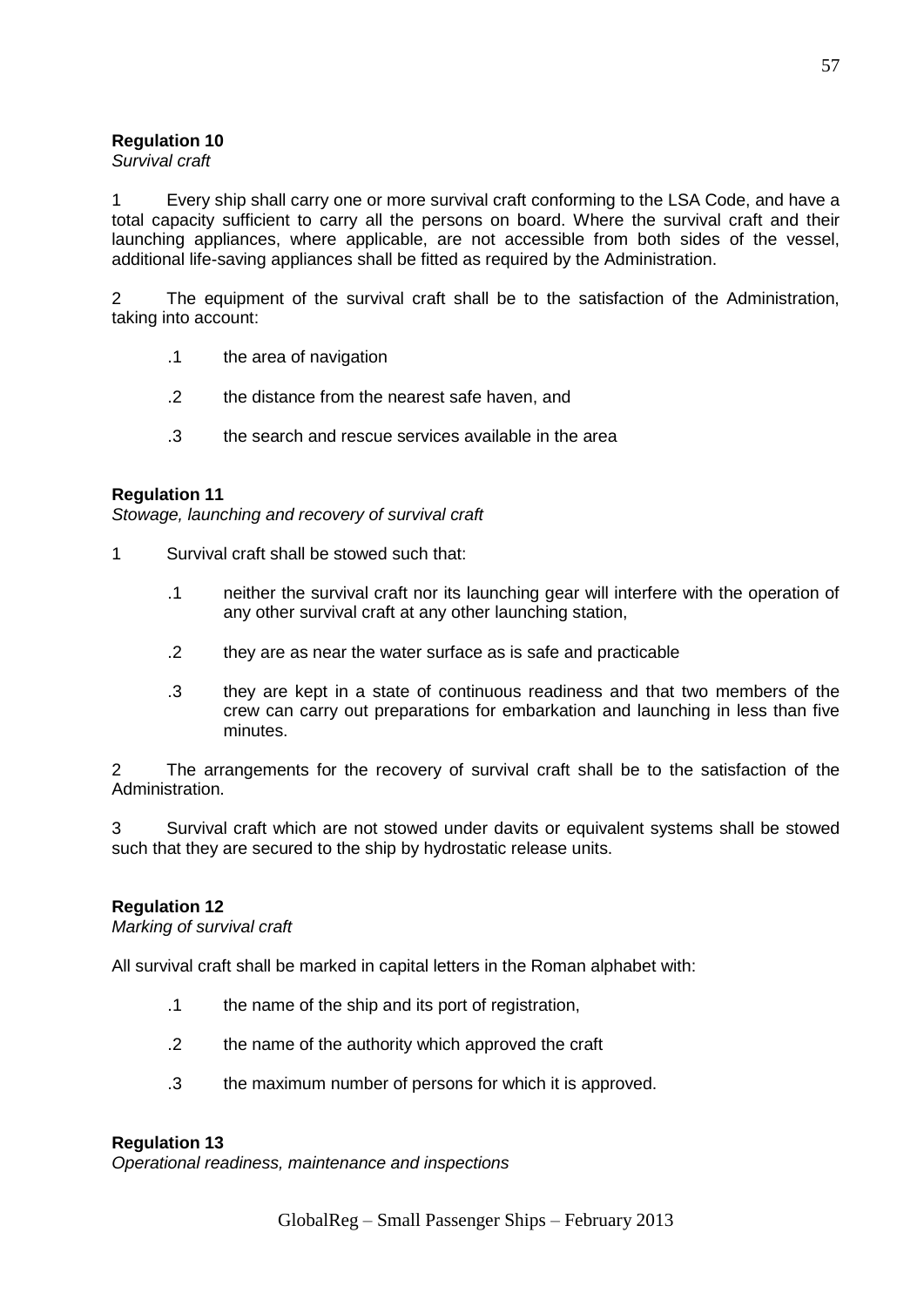**Regulation 10**
*Survival craft*

1 Every ship shall carry one or more survival craft conforming to the LSA Code, and have a total capacity sufficient to carry all the persons on board. Where the survival craft and their launching appliances, where applicable, are not accessible from both sides of the vessel, additional life-saving appliances shall be fitted as required by the Administration.

2 The equipment of the survival craft shall be to the satisfaction of the Administration, taking into account:

- .1 the area of navigation
- .2 the distance from the nearest safe haven, and
- .3 the search and rescue services available in the area

**Regulation 11**
*Stowage, launching and recovery of survival craft*

1 Survival craft shall be stowed such that:

- .1 neither the survival craft nor its launching gear will interfere with the operation of any other survival craft at any other launching station,
- .2 they are as near the water surface as is safe and practicable
- .3 they are kept in a state of continuous readiness and that two members of the crew can carry out preparations for embarkation and launching in less than five minutes.

2 The arrangements for the recovery of survival craft shall be to the satisfaction of the Administration.

3 Survival craft which are not stowed under davits or equivalent systems shall be stowed such that they are secured to the ship by hydrostatic release units.

**Regulation 12**
*Marking of survival craft*

All survival craft shall be marked in capital letters in the Roman alphabet with:

- .1 the name of the ship and its port of registration,
- .2 the name of the authority which approved the craft
- .3 the maximum number of persons for which it is approved.

**Regulation 13**
*Operational readiness, maintenance and inspections*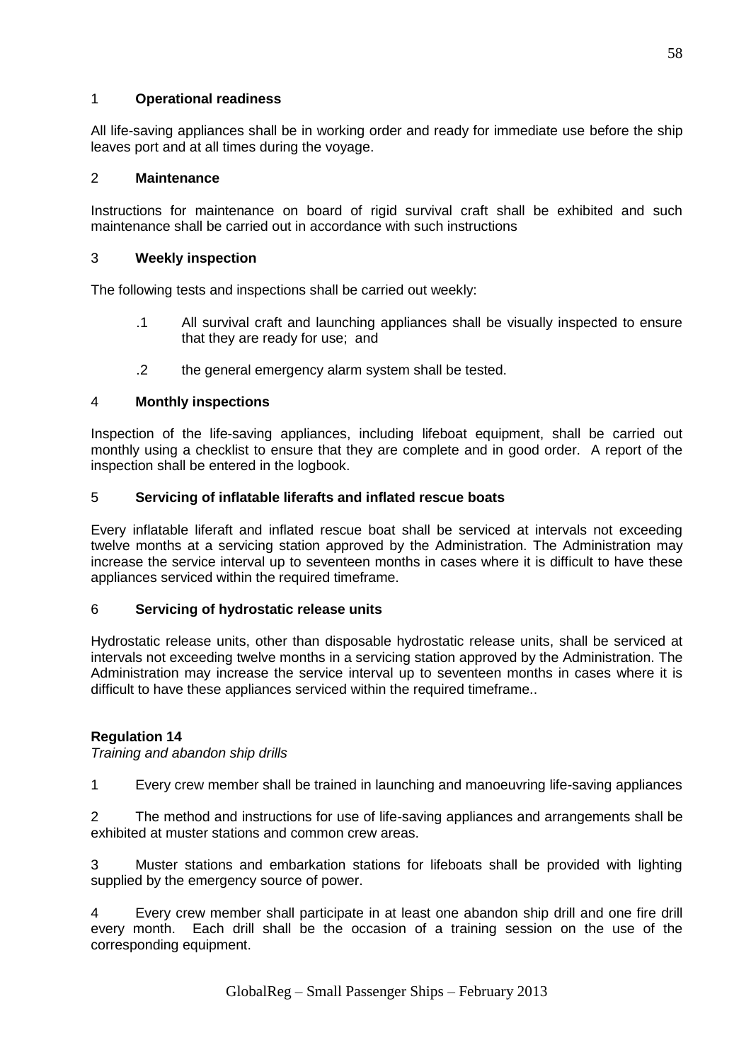1 **Operational readiness**

All life-saving appliances shall be in working order and ready for immediate use before the ship leaves port and at all times during the voyage.

2 **Maintenance**

Instructions for maintenance on board of rigid survival craft shall be exhibited and such maintenance shall be carried out in accordance with such instructions

3 **Weekly inspection**

The following tests and inspections shall be carried out weekly:

.1 All survival craft and launching appliances shall be visually inspected to ensure that they are ready for use; and

.2 the general emergency alarm system shall be tested.

4 **Monthly inspections**

Inspection of the life-saving appliances, including lifeboat equipment, shall be carried out monthly using a checklist to ensure that they are complete and in good order. A report of the inspection shall be entered in the logbook.

5 **Servicing of inflatable liferafts and inflated rescue boats**

Every inflatable liferaft and inflated rescue boat shall be serviced at intervals not exceeding twelve months at a servicing station approved by the Administration. The Administration may increase the service interval up to seventeen months in cases where it is difficult to have these appliances serviced within the required timeframe.

6 **Servicing of hydrostatic release units**

Hydrostatic release units, other than disposable hydrostatic release units, shall be serviced at intervals not exceeding twelve months in a servicing station approved by the Administration. The Administration may increase the service interval up to seventeen months in cases where it is difficult to have these appliances serviced within the required timeframe..

**Regulation 14**

*Training and abandon ship drills*

1 Every crew member shall be trained in launching and manoeuvring life-saving appliances

2 The method and instructions for use of life-saving appliances and arrangements shall be exhibited at muster stations and common crew areas.

3 Muster stations and embarkation stations for lifeboats shall be provided with lighting supplied by the emergency source of power.

4 Every crew member shall participate in at least one abandon ship drill and one fire drill every month. Each drill shall be the occasion of a training session on the use of the corresponding equipment.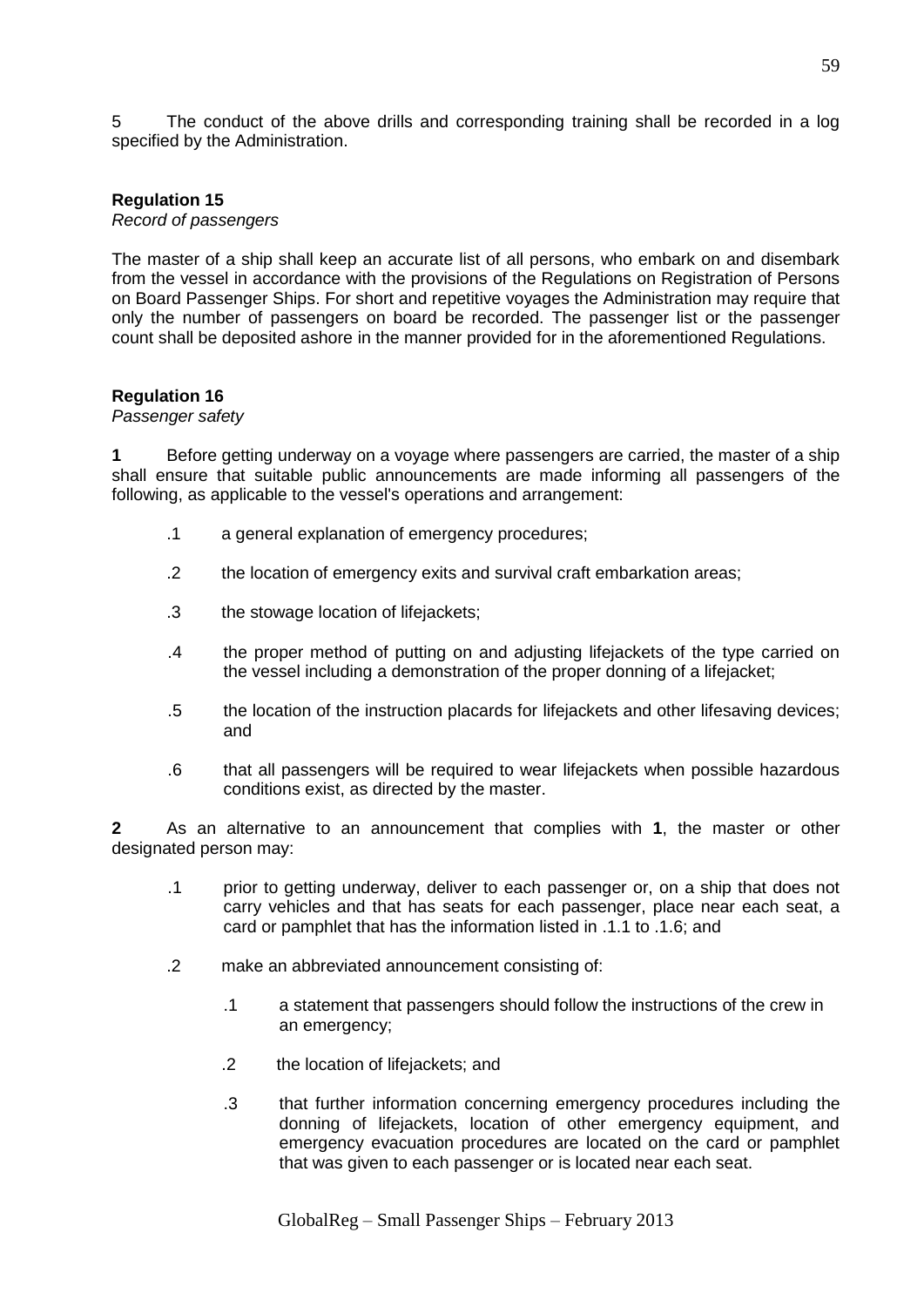5 The conduct of the above drills and corresponding training shall be recorded in a log specified by the Administration.

**Regulation 15**

*Record of passengers*

The master of a ship shall keep an accurate list of all persons, who embark on and disembark from the vessel in accordance with the provisions of the Regulations on Registration of Persons on Board Passenger Ships. For short and repetitive voyages the Administration may require that only the number of passengers on board be recorded. The passenger list or the passenger count shall be deposited ashore in the manner provided for in the aforementioned Regulations.

**Regulation 16**

*Passenger safety*

**1** Before getting underway on a voyage where passengers are carried, the master of a ship shall ensure that suitable public announcements are made informing all passengers of the following, as applicable to the vessel's operations and arrangement:

- .1 a general explanation of emergency procedures;
- .2 the location of emergency exits and survival craft embarkation areas;
- .3 the stowage location of lifejackets;
- .4 the proper method of putting on and adjusting lifejackets of the type carried on the vessel including a demonstration of the proper donning of a lifejacket;
- .5 the location of the instruction placards for lifejackets and other lifesaving devices; and
- .6 that all passengers will be required to wear lifejackets when possible hazardous conditions exist, as directed by the master.

**2** As an alternative to an announcement that complies with **1**, the master or other designated person may:

- .1 prior to getting underway, deliver to each passenger or, on a ship that does not carry vehicles and that has seats for each passenger, place near each seat, a card or pamphlet that has the information listed in .1.1 to .1.6; and
- .2 make an abbreviated announcement consisting of:
  - .1 a statement that passengers should follow the instructions of the crew in an emergency;
  - .2 the location of lifejackets; and
  - .3 that further information concerning emergency procedures including the donning of lifejackets, location of other emergency equipment, and emergency evacuation procedures are located on the card or pamphlet that was given to each passenger or is located near each seat.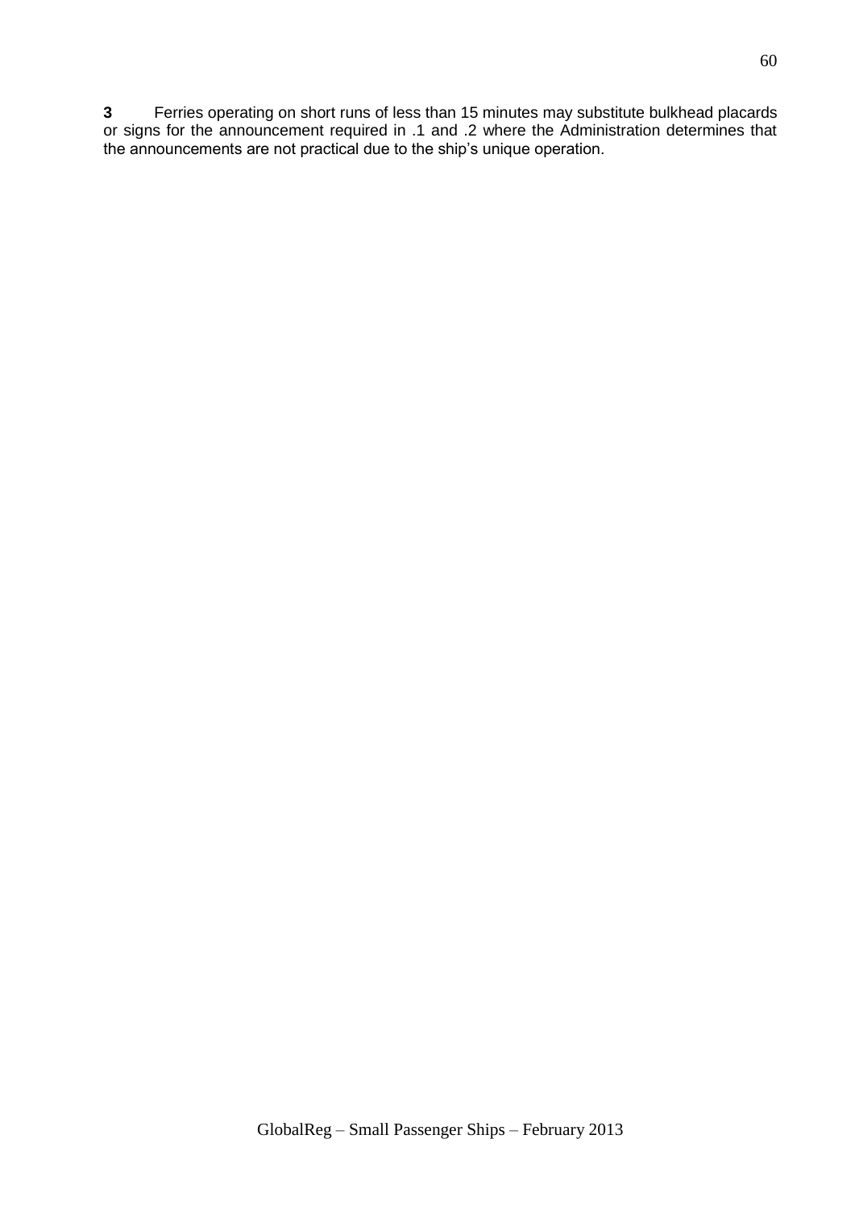**3** Ferries operating on short runs of less than 15 minutes may substitute bulkhead placards or signs for the announcement required in .1 and .2 where the Administration determines that the announcements are not practical due to the ship's unique operation.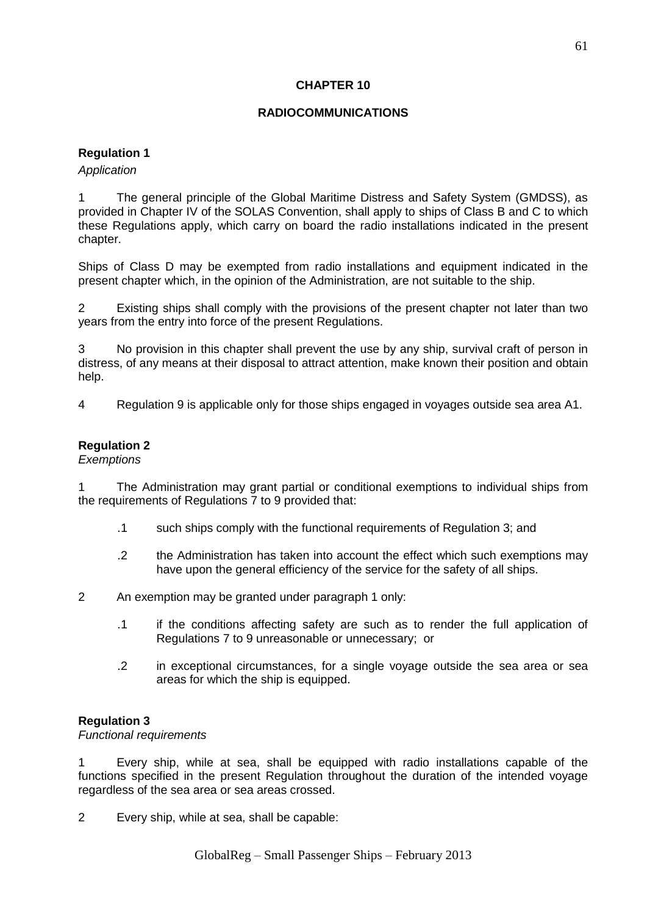## CHAPTER 10

## RADIOCOMMUNICATIONS

### Regulation 1

*Application*

1 The general principle of the Global Maritime Distress and Safety System (GMDSS), as provided in Chapter IV of the SOLAS Convention, shall apply to ships of Class B and C to which these Regulations apply, which carry on board the radio installations indicated in the present chapter.

Ships of Class D may be exempted from radio installations and equipment indicated in the present chapter which, in the opinion of the Administration, are not suitable to the ship.

2 Existing ships shall comply with the provisions of the present chapter not later than two years from the entry into force of the present Regulations.

3 No provision in this chapter shall prevent the use by any ship, survival craft of person in distress, of any means at their disposal to attract attention, make known their position and obtain help.

4 Regulation 9 is applicable only for those ships engaged in voyages outside sea area A1.

### Regulation 2

*Exemptions*

1 The Administration may grant partial or conditional exemptions to individual ships from the requirements of Regulations 7 to 9 provided that:

- .1 such ships comply with the functional requirements of Regulation 3; and
- .2 the Administration has taken into account the effect which such exemptions may have upon the general efficiency of the service for the safety of all ships.

2 An exemption may be granted under paragraph 1 only:

- .1 if the conditions affecting safety are such as to render the full application of Regulations 7 to 9 unreasonable or unnecessary; or
- .2 in exceptional circumstances, for a single voyage outside the sea area or sea areas for which the ship is equipped.

### Regulation 3

*Functional requirements*

1 Every ship, while at sea, shall be equipped with radio installations capable of the functions specified in the present Regulation throughout the duration of the intended voyage regardless of the sea area or sea areas crossed.

2 Every ship, while at sea, shall be capable: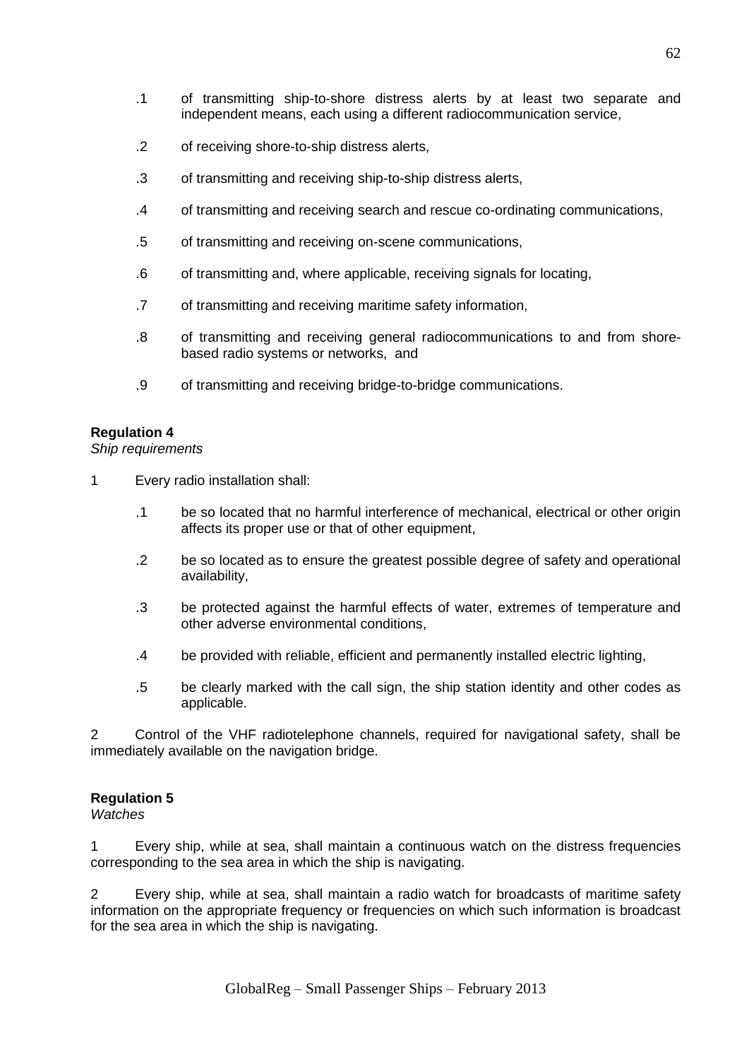.1 of transmitting ship-to-shore distress alerts by at least two separate and independent means, each using a different radiocommunication service,

.2 of receiving shore-to-ship distress alerts,

.3 of transmitting and receiving ship-to-ship distress alerts,

.4 of transmitting and receiving search and rescue co-ordinating communications,

.5 of transmitting and receiving on-scene communications,

.6 of transmitting and, where applicable, receiving signals for locating,

.7 of transmitting and receiving maritime safety information,

.8 of transmitting and receiving general radiocommunications to and from shore-based radio systems or networks, and

.9 of transmitting and receiving bridge-to-bridge communications.

**Regulation 4**
*Ship requirements*

1 Every radio installation shall:

.1 be so located that no harmful interference of mechanical, electrical or other origin affects its proper use or that of other equipment,

.2 be so located as to ensure the greatest possible degree of safety and operational availability,

.3 be protected against the harmful effects of water, extremes of temperature and other adverse environmental conditions,

.4 be provided with reliable, efficient and permanently installed electric lighting,

.5 be clearly marked with the call sign, the ship station identity and other codes as applicable.

2 Control of the VHF radiotelephone channels, required for navigational safety, shall be immediately available on the navigation bridge.

**Regulation 5**
*Watches*

1 Every ship, while at sea, shall maintain a continuous watch on the distress frequencies corresponding to the sea area in which the ship is navigating.

2 Every ship, while at sea, shall maintain a radio watch for broadcasts of maritime safety information on the appropriate frequency or frequencies on which such information is broadcast for the sea area in which the ship is navigating.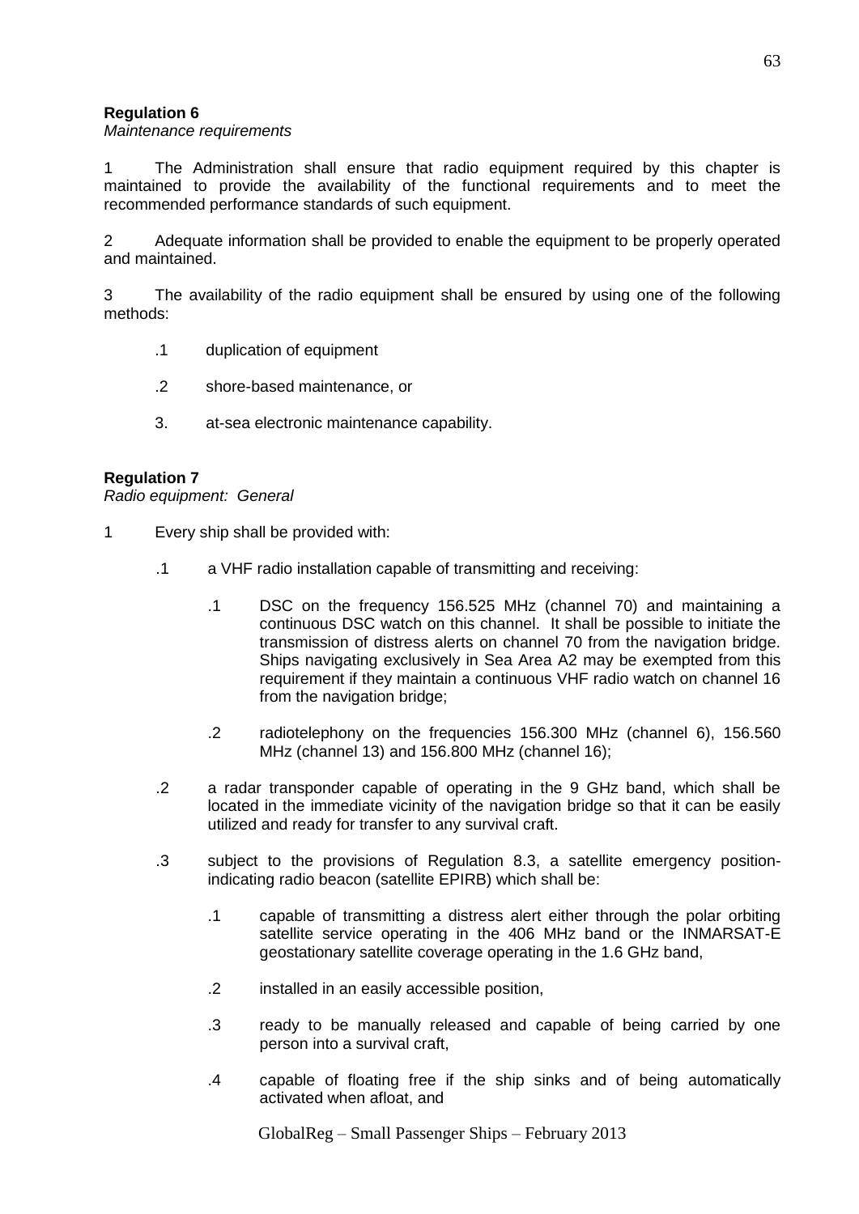**Regulation 6**
*Maintenance requirements*

1 The Administration shall ensure that radio equipment required by this chapter is maintained to provide the availability of the functional requirements and to meet the recommended performance standards of such equipment.

2 Adequate information shall be provided to enable the equipment to be properly operated and maintained.

3 The availability of the radio equipment shall be ensured by using one of the following methods:

- .1 duplication of equipment
- .2 shore-based maintenance, or
- 3. at-sea electronic maintenance capability.

**Regulation 7**
*Radio equipment: General*

1 Every ship shall be provided with:

- .1 a VHF radio installation capable of transmitting and receiving:
  - .1 DSC on the frequency 156.525 MHz (channel 70) and maintaining a continuous DSC watch on this channel. It shall be possible to initiate the transmission of distress alerts on channel 70 from the navigation bridge. Ships navigating exclusively in Sea Area A2 may be exempted from this requirement if they maintain a continuous VHF radio watch on channel 16 from the navigation bridge;
  - .2 radiotelephony on the frequencies 156.300 MHz (channel 6), 156.560 MHz (channel 13) and 156.800 MHz (channel 16);
- .2 a radar transponder capable of operating in the 9 GHz band, which shall be located in the immediate vicinity of the navigation bridge so that it can be easily utilized and ready for transfer to any survival craft.
- .3 subject to the provisions of Regulation 8.3, a satellite emergency position-indicating radio beacon (satellite EPIRB) which shall be:
  - .1 capable of transmitting a distress alert either through the polar orbiting satellite service operating in the 406 MHz band or the INMARSAT-E geostationary satellite coverage operating in the 1.6 GHz band,
  - .2 installed in an easily accessible position,
  - .3 ready to be manually released and capable of being carried by one person into a survival craft,
  - .4 capable of floating free if the ship sinks and of being automatically activated when afloat, and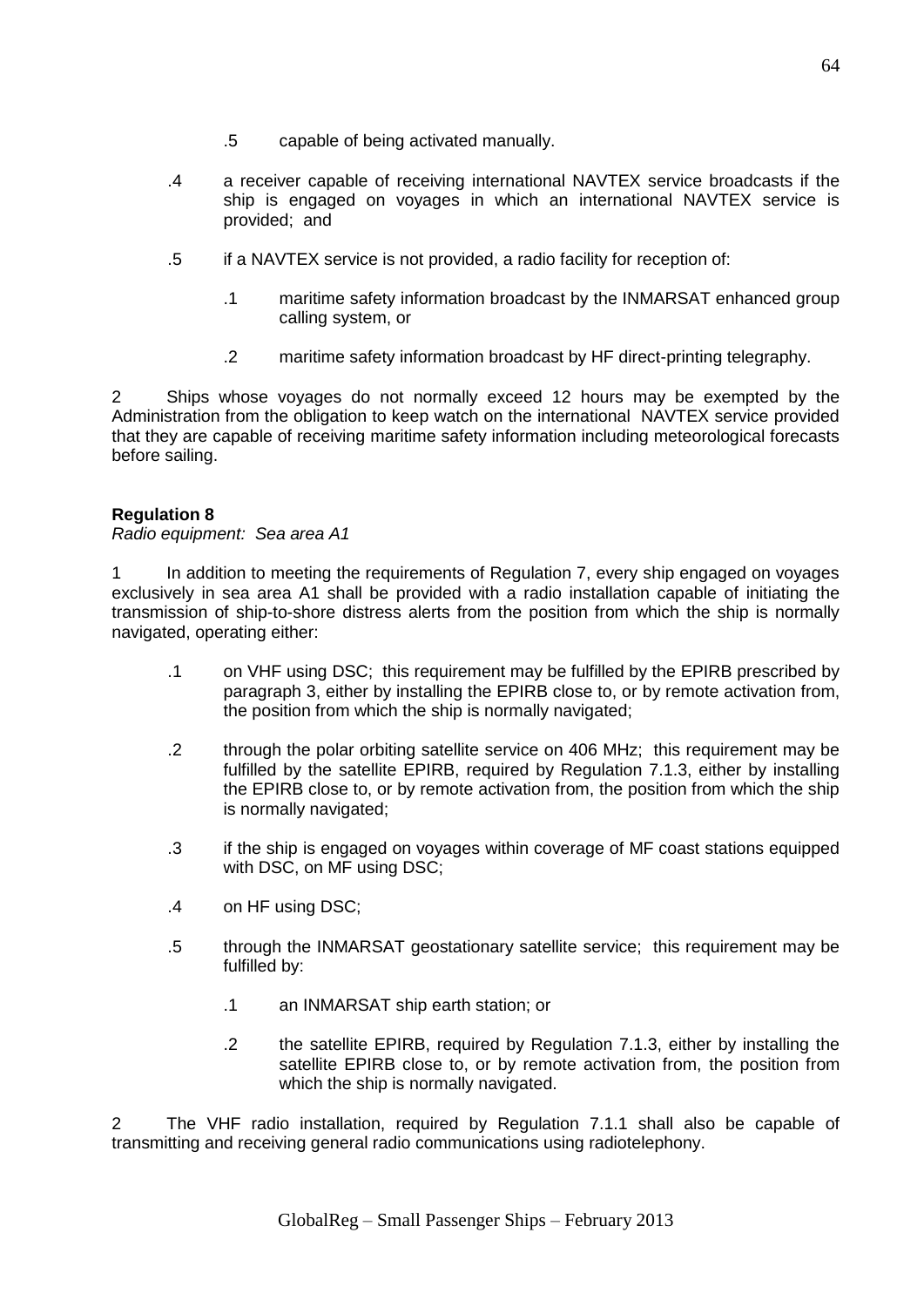.5 capable of being activated manually.

.4 a receiver capable of receiving international NAVTEX service broadcasts if the ship is engaged on voyages in which an international NAVTEX service is provided; and

.5 if a NAVTEX service is not provided, a radio facility for reception of:

    .1 maritime safety information broadcast by the INMARSAT enhanced group calling system, or

    .2 maritime safety information broadcast by HF direct-printing telegraphy.

2 Ships whose voyages do not normally exceed 12 hours may be exempted by the Administration from the obligation to keep watch on the international NAVTEX service provided that they are capable of receiving maritime safety information including meteorological forecasts before sailing.

**Regulation 8**

*Radio equipment: Sea area A1*

1 In addition to meeting the requirements of Regulation 7, every ship engaged on voyages exclusively in sea area A1 shall be provided with a radio installation capable of initiating the transmission of ship-to-shore distress alerts from the position from which the ship is normally navigated, operating either:

.1 on VHF using DSC; this requirement may be fulfilled by the EPIRB prescribed by paragraph 3, either by installing the EPIRB close to, or by remote activation from, the position from which the ship is normally navigated;

.2 through the polar orbiting satellite service on 406 MHz; this requirement may be fulfilled by the satellite EPIRB, required by Regulation 7.1.3, either by installing the EPIRB close to, or by remote activation from, the position from which the ship is normally navigated;

.3 if the ship is engaged on voyages within coverage of MF coast stations equipped with DSC, on MF using DSC;

.4 on HF using DSC;

.5 through the INMARSAT geostationary satellite service; this requirement may be fulfilled by:

    .1 an INMARSAT ship earth station; or

    .2 the satellite EPIRB, required by Regulation 7.1.3, either by installing the satellite EPIRB close to, or by remote activation from, the position from which the ship is normally navigated.

2 The VHF radio installation, required by Regulation 7.1.1 shall also be capable of transmitting and receiving general radio communications using radiotelephony.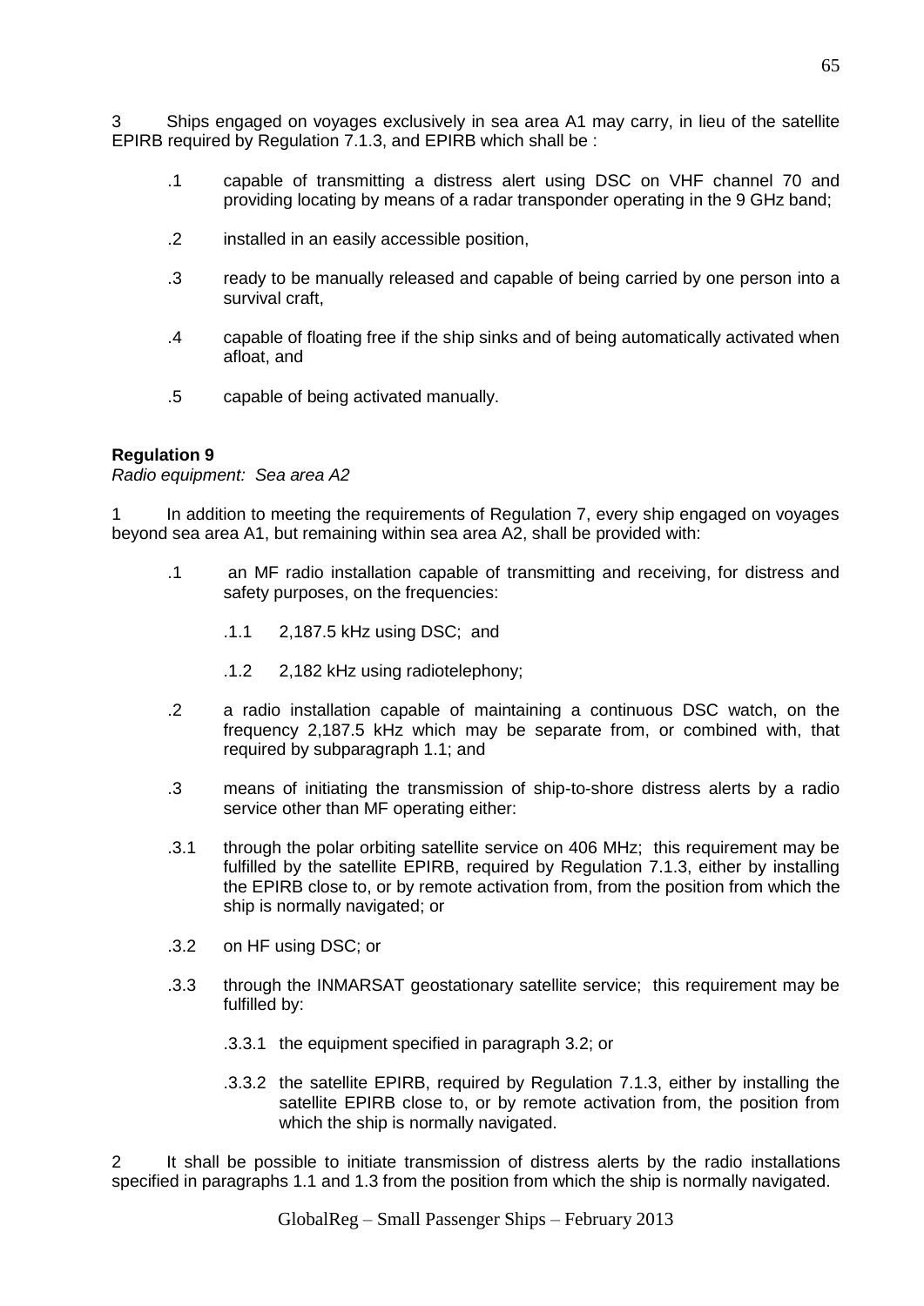3 Ships engaged on voyages exclusively in sea area A1 may carry, in lieu of the satellite EPIRB required by Regulation 7.1.3, and EPIRB which shall be :

.1 capable of transmitting a distress alert using DSC on VHF channel 70 and providing locating by means of a radar transponder operating in the 9 GHz band;

.2 installed in an easily accessible position,

.3 ready to be manually released and capable of being carried by one person into a survival craft,

.4 capable of floating free if the ship sinks and of being automatically activated when afloat, and

.5 capable of being activated manually.

**Regulation 9**

*Radio equipment: Sea area A2*

1 In addition to meeting the requirements of Regulation 7, every ship engaged on voyages beyond sea area A1, but remaining within sea area A2, shall be provided with:

.1 an MF radio installation capable of transmitting and receiving, for distress and safety purposes, on the frequencies:

.1.1 2,187.5 kHz using DSC; and

.1.2 2,182 kHz using radiotelephony;

.2 a radio installation capable of maintaining a continuous DSC watch, on the frequency 2,187.5 kHz which may be separate from, or combined with, that required by subparagraph 1.1; and

.3 means of initiating the transmission of ship-to-shore distress alerts by a radio service other than MF operating either:

.3.1 through the polar orbiting satellite service on 406 MHz; this requirement may be fulfilled by the satellite EPIRB, required by Regulation 7.1.3, either by installing the EPIRB close to, or by remote activation from, from the position from which the ship is normally navigated; or

.3.2 on HF using DSC; or

.3.3 through the INMARSAT geostationary satellite service; this requirement may be fulfilled by:

.3.3.1 the equipment specified in paragraph 3.2; or

.3.3.2 the satellite EPIRB, required by Regulation 7.1.3, either by installing the satellite EPIRB close to, or by remote activation from, the position from which the ship is normally navigated.

2 It shall be possible to initiate transmission of distress alerts by the radio installations specified in paragraphs 1.1 and 1.3 from the position from which the ship is normally navigated.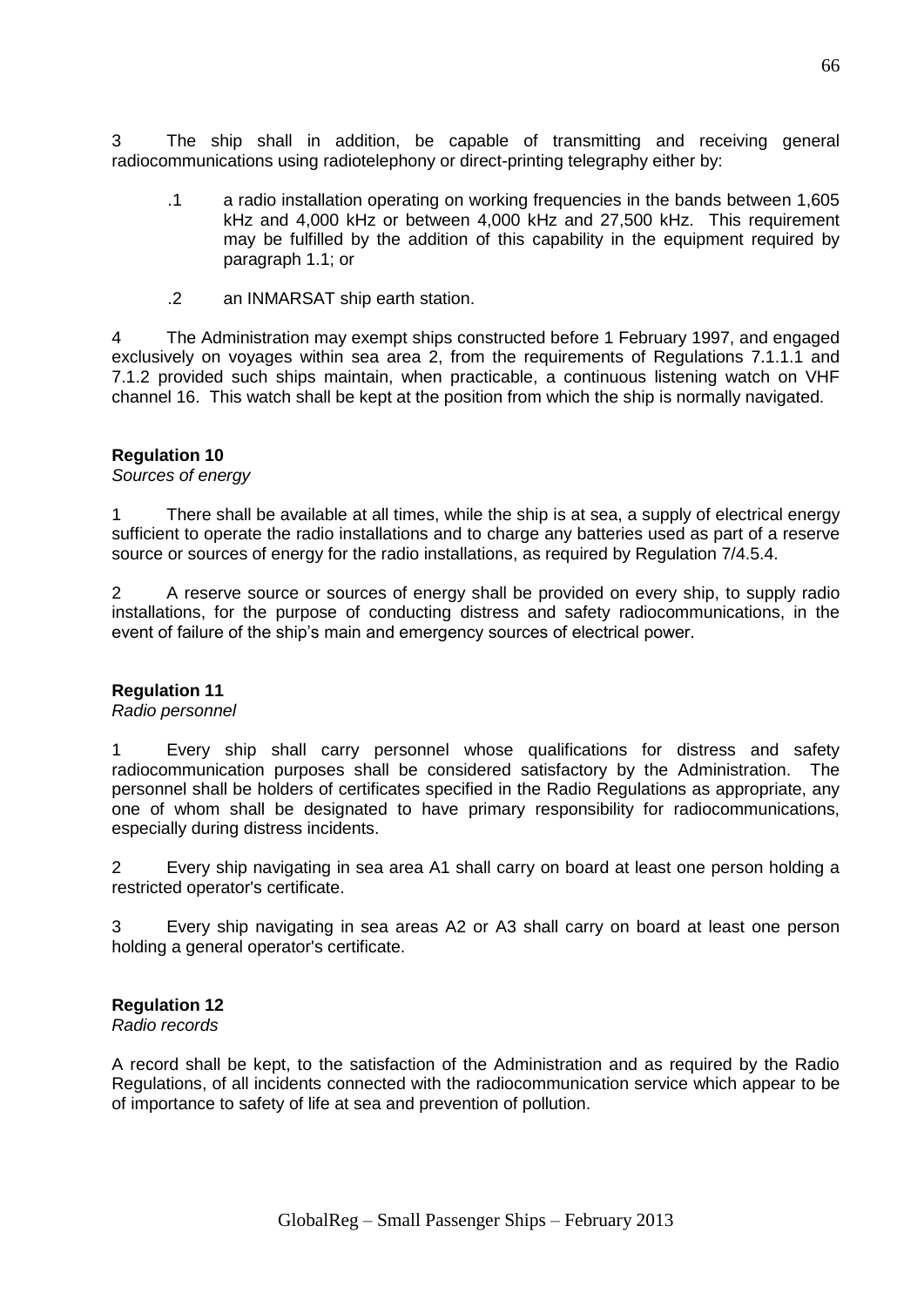3 The ship shall in addition, be capable of transmitting and receiving general radiocommunications using radiotelephony or direct-printing telegraphy either by:

> .1 a radio installation operating on working frequencies in the bands between 1,605 kHz and 4,000 kHz or between 4,000 kHz and 27,500 kHz. This requirement may be fulfilled by the addition of this capability in the equipment required by paragraph 1.1; or
>
> .2 an INMARSAT ship earth station.

4 The Administration may exempt ships constructed before 1 February 1997, and engaged exclusively on voyages within sea area 2, from the requirements of Regulations 7.1.1.1 and 7.1.2 provided such ships maintain, when practicable, a continuous listening watch on VHF channel 16. This watch shall be kept at the position from which the ship is normally navigated.

**Regulation 10**
*Sources of energy*

1 There shall be available at all times, while the ship is at sea, a supply of electrical energy sufficient to operate the radio installations and to charge any batteries used as part of a reserve source or sources of energy for the radio installations, as required by Regulation 7/4.5.4.

2 A reserve source or sources of energy shall be provided on every ship, to supply radio installations, for the purpose of conducting distress and safety radiocommunications, in the event of failure of the ship's main and emergency sources of electrical power.

**Regulation 11**
*Radio personnel*

1 Every ship shall carry personnel whose qualifications for distress and safety radiocommunication purposes shall be considered satisfactory by the Administration. The personnel shall be holders of certificates specified in the Radio Regulations as appropriate, any one of whom shall be designated to have primary responsibility for radiocommunications, especially during distress incidents.

2 Every ship navigating in sea area A1 shall carry on board at least one person holding a restricted operator's certificate.

3 Every ship navigating in sea areas A2 or A3 shall carry on board at least one person holding a general operator's certificate.

**Regulation 12**
*Radio records*

A record shall be kept, to the satisfaction of the Administration and as required by the Radio Regulations, of all incidents connected with the radiocommunication service which appear to be of importance to safety of life at sea and prevention of pollution.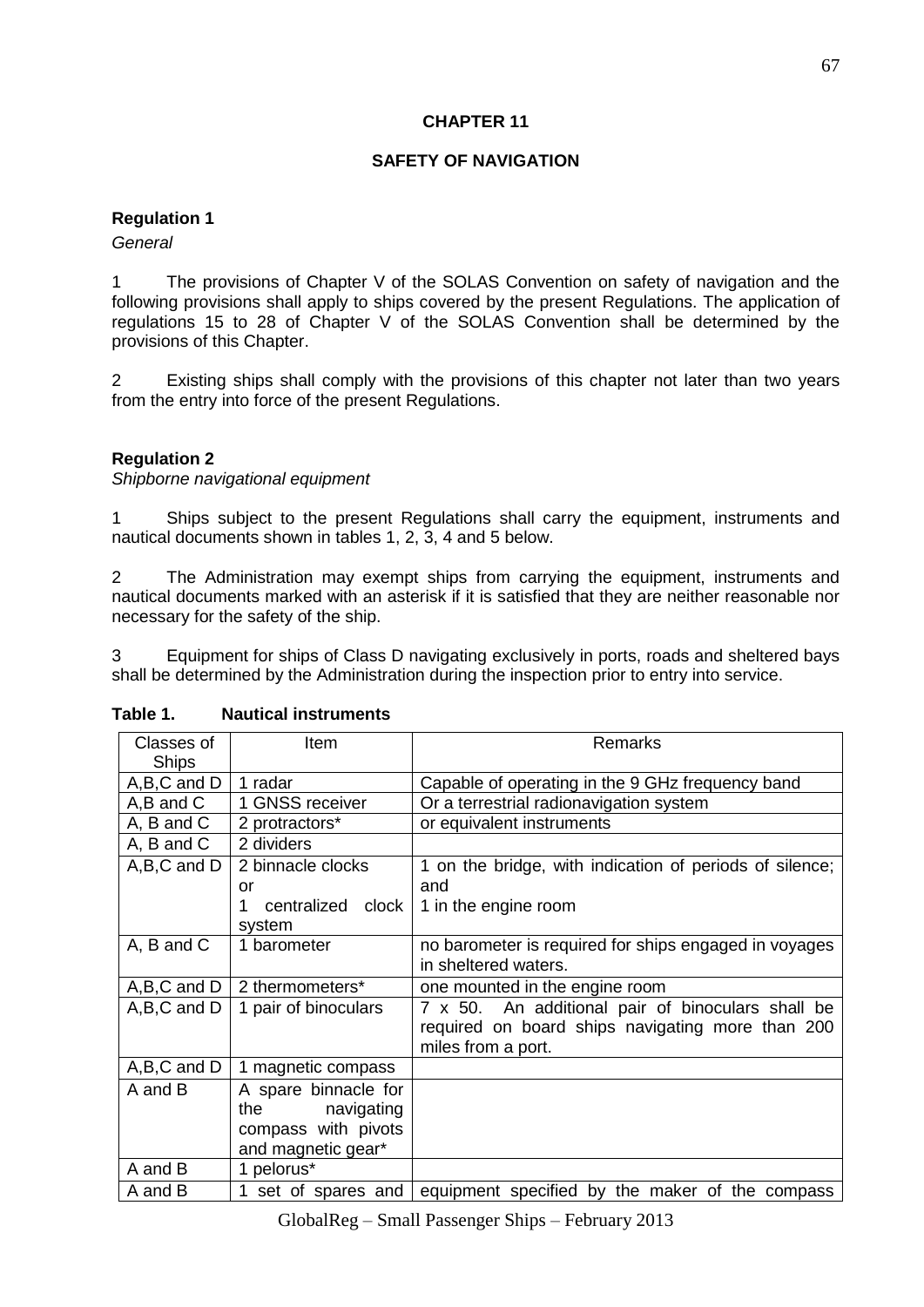## CHAPTER 11

## SAFETY OF NAVIGATION

### Regulation 1

*General*

1 The provisions of Chapter V of the SOLAS Convention on safety of navigation and the following provisions shall apply to ships covered by the present Regulations. The application of regulations 15 to 28 of Chapter V of the SOLAS Convention shall be determined by the provisions of this Chapter.

2 Existing ships shall comply with the provisions of this chapter not later than two years from the entry into force of the present Regulations.

### Regulation 2

*Shipborne navigational equipment*

1 Ships subject to the present Regulations shall carry the equipment, instruments and nautical documents shown in tables 1, 2, 3, 4 and 5 below.

2 The Administration may exempt ships from carrying the equipment, instruments and nautical documents marked with an asterisk if it is satisfied that they are neither reasonable nor necessary for the safety of the ship.

3 Equipment for ships of Class D navigating exclusively in ports, roads and sheltered bays shall be determined by the Administration during the inspection prior to entry into service.

**Table 1. Nautical instruments**

| Classes of Ships | Item | Remarks |
|---|---|---|
| A,B,C and D | 1 radar | Capable of operating in the 9 GHz frequency band |
| A,B and C | 1 GNSS receiver | Or a terrestrial radionavigation system |
| A, B and C | 2 protractors* | or equivalent instruments |
| A, B and C | 2 dividers | |
| A,B,C and D | 2 binnacle clocks or 1 centralized clock system | 1 on the bridge, with indication of periods of silence; and 1 in the engine room |
| A, B and C | 1 barometer | no barometer is required for ships engaged in voyages in sheltered waters. |
| A,B,C and D | 2 thermometers* | one mounted in the engine room |
| A,B,C and D | 1 pair of binoculars | 7 x 50. An additional pair of binoculars shall be required on board ships navigating more than 200 miles from a port. |
| A,B,C and D | 1 magnetic compass | |
| A and B | A spare binnacle for the navigating compass with pivots and magnetic gear* | |
| A and B | 1 pelorus* | |
| A and B | 1 set of spares and | equipment specified by the maker of the compass |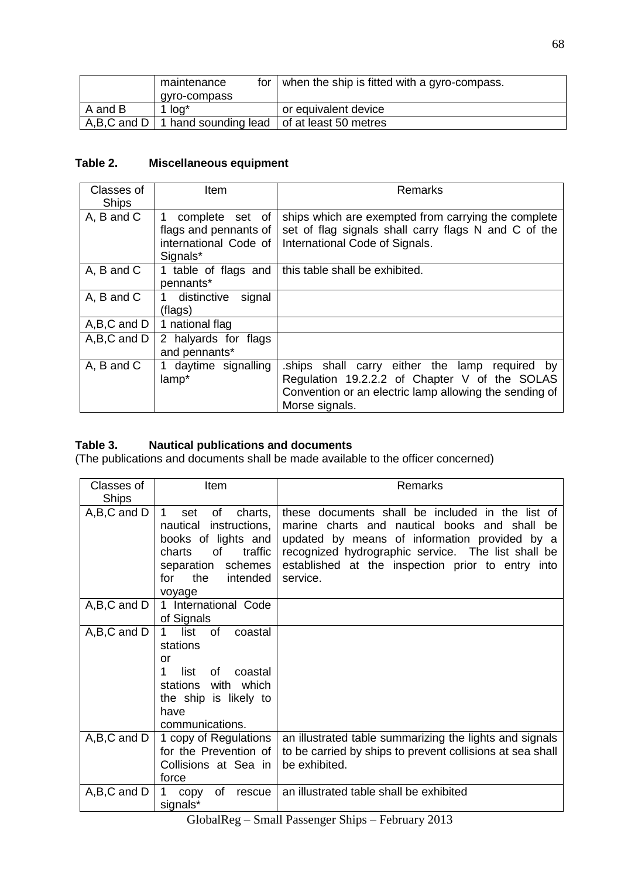| | maintenance for gyro-compass | when the ship is fitted with a gyro-compass. |
|---|---|---|
| A and B | 1 log* | or equivalent device |
| A,B,C and D | 1 hand sounding lead | of at least 50 metres |

**Table 2. Miscellaneous equipment**

| Classes of Ships | Item | Remarks |
|---|---|---|
| A, B and C | 1 complete set of flags and pennants of international Code of Signals* | ships which are exempted from carrying the complete set of flag signals shall carry flags N and C of the International Code of Signals. |
| A, B and C | 1 table of flags and pennants* | this table shall be exhibited. |
| A, B and C | 1 distinctive signal (flags) | |
| A,B,C and D | 1 national flag | |
| A,B,C and D | 2 halyards for flags and pennants* | |
| A, B and C | 1 daytime signalling lamp* | .ships shall carry either the lamp required by Regulation 19.2.2.2 of Chapter V of the SOLAS Convention or an electric lamp allowing the sending of Morse signals. |

**Table 3. Nautical publications and documents**

(The publications and documents shall be made available to the officer concerned)

| Classes of Ships | Item | Remarks |
|---|---|---|
| A,B,C and D | 1 set of charts, nautical instructions, books of lights and charts of traffic separation schemes for the intended voyage | these documents shall be included in the list of marine charts and nautical books and shall be updated by means of information provided by a recognized hydrographic service. The list shall be established at the inspection prior to entry into service. |
| A,B,C and D | 1 International Code of Signals | |
| A,B,C and D | 1 list of coastal stations or 1 list of coastal stations with which the ship is likely to have communications. | |
| A,B,C and D | 1 copy of Regulations for the Prevention of Collisions at Sea in force | an illustrated table summarizing the lights and signals to be carried by ships to prevent collisions at sea shall be exhibited. |
| A,B,C and D | 1 copy of rescue signals* | an illustrated table shall be exhibited |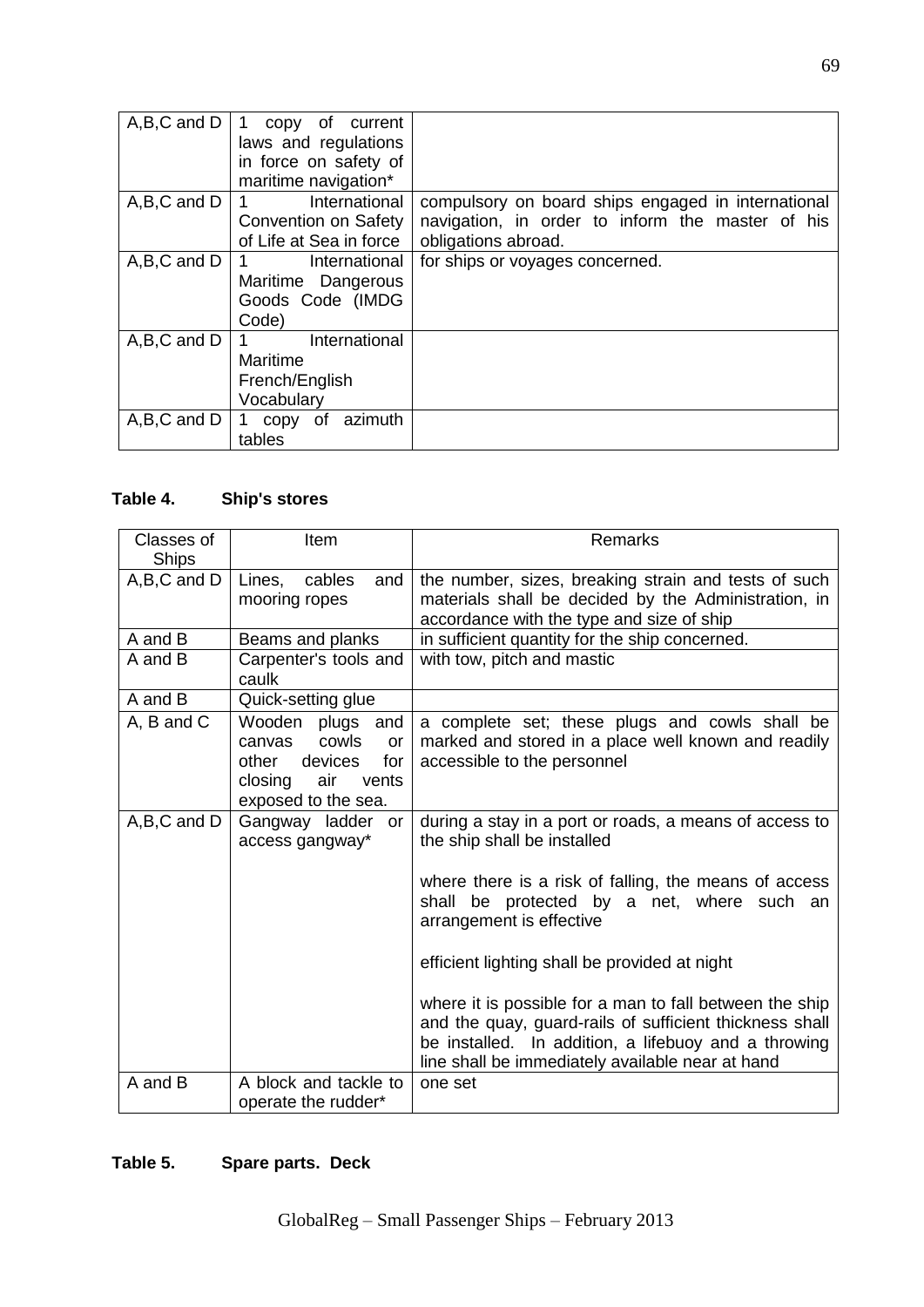| | | |
|---|---|---|
| A,B,C and D | 1 copy of current laws and regulations in force on safety of maritime navigation* | |
| A,B,C and D | 1 International Convention on Safety of Life at Sea in force | compulsory on board ships engaged in international navigation, in order to inform the master of his obligations abroad. |
| A,B,C and D | 1 International Maritime Dangerous Goods Code (IMDG Code) | for ships or voyages concerned. |
| A,B,C and D | 1 International Maritime French/English Vocabulary | |
| A,B,C and D | 1 copy of azimuth tables | |

**Table 4. Ship's stores**

| Classes of Ships | Item | Remarks |
|---|---|---|
| A,B,C and D | Lines, cables and mooring ropes | the number, sizes, breaking strain and tests of such materials shall be decided by the Administration, in accordance with the type and size of ship |
| A and B | Beams and planks | in sufficient quantity for the ship concerned. |
| A and B | Carpenter's tools and caulk | with tow, pitch and mastic |
| A and B | Quick-setting glue | |
| A, B and C | Wooden plugs and canvas cowls or other devices for closing air vents exposed to the sea. | a complete set; these plugs and cowls shall be marked and stored in a place well known and readily accessible to the personnel |
| A,B,C and D | Gangway ladder or access gangway* | during a stay in a port or roads, a means of access to the ship shall be installed<br><br>where there is a risk of falling, the means of access shall be protected by a net, where such an arrangement is effective<br><br>efficient lighting shall be provided at night<br><br>where it is possible for a man to fall between the ship and the quay, guard-rails of sufficient thickness shall be installed. In addition, a lifebuoy and a throwing line shall be immediately available near at hand |
| A and B | A block and tackle to operate the rudder* | one set |

**Table 5. Spare parts. Deck**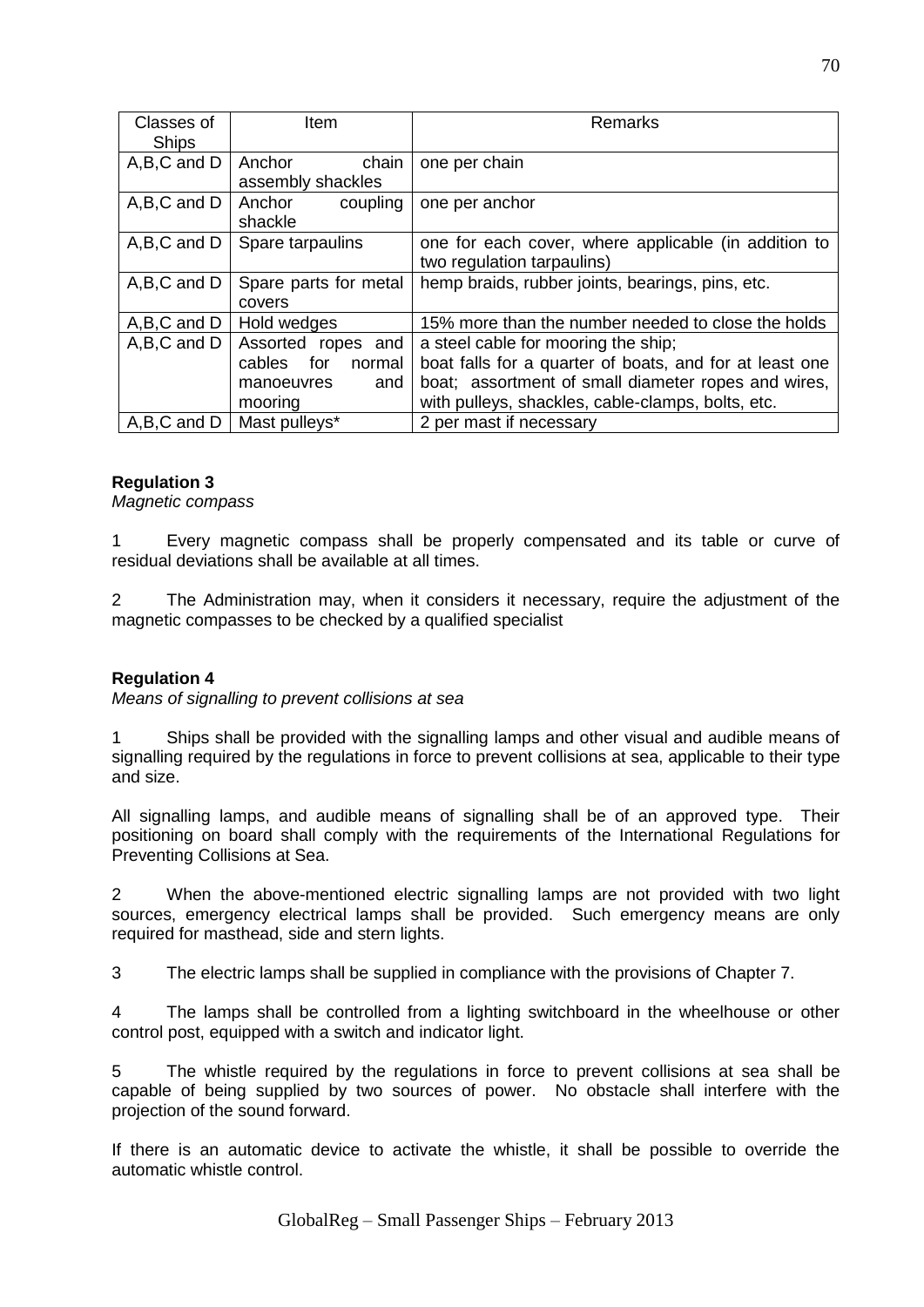| Classes of Ships | Item | Remarks |
|---|---|---|
| A,B,C and D | Anchor chain assembly shackles | one per chain |
| A,B,C and D | Anchor coupling shackle | one per anchor |
| A,B,C and D | Spare tarpaulins | one for each cover, where applicable (in addition to two regulation tarpaulins) |
| A,B,C and D | Spare parts for metal covers | hemp braids, rubber joints, bearings, pins, etc. |
| A,B,C and D | Hold wedges | 15% more than the number needed to close the holds |
| A,B,C and D | Assorted ropes and cables for normal manoeuvres and mooring | a steel cable for mooring the ship; boat falls for a quarter of boats, and for at least one boat; assortment of small diameter ropes and wires, with pulleys, shackles, cable-clamps, bolts, etc. |
| A,B,C and D | Mast pulleys* | 2 per mast if necessary |

**Regulation 3**

*Magnetic compass*

1 Every magnetic compass shall be properly compensated and its table or curve of residual deviations shall be available at all times.

2 The Administration may, when it considers it necessary, require the adjustment of the magnetic compasses to be checked by a qualified specialist

**Regulation 4**

*Means of signalling to prevent collisions at sea*

1 Ships shall be provided with the signalling lamps and other visual and audible means of signalling required by the regulations in force to prevent collisions at sea, applicable to their type and size.

All signalling lamps, and audible means of signalling shall be of an approved type. Their positioning on board shall comply with the requirements of the International Regulations for Preventing Collisions at Sea.

2 When the above-mentioned electric signalling lamps are not provided with two light sources, emergency electrical lamps shall be provided. Such emergency means are only required for masthead, side and stern lights.

3 The electric lamps shall be supplied in compliance with the provisions of Chapter 7.

4 The lamps shall be controlled from a lighting switchboard in the wheelhouse or other control post, equipped with a switch and indicator light.

5 The whistle required by the regulations in force to prevent collisions at sea shall be capable of being supplied by two sources of power. No obstacle shall interfere with the projection of the sound forward.

If there is an automatic device to activate the whistle, it shall be possible to override the automatic whistle control.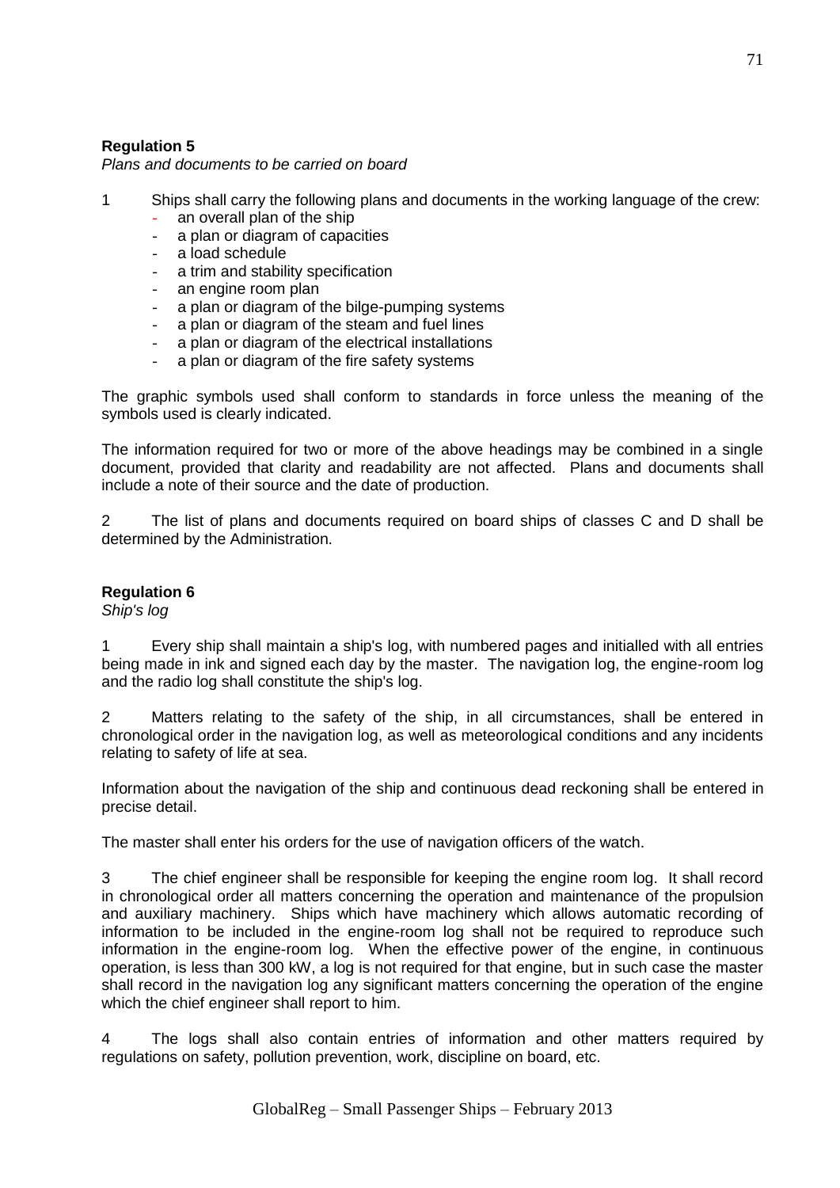**Regulation 5**

*Plans and documents to be carried on board*

1 Ships shall carry the following plans and documents in the working language of the crew:

- an overall plan of the ship
- a plan or diagram of capacities
- a load schedule
- a trim and stability specification
- an engine room plan
- a plan or diagram of the bilge-pumping systems
- a plan or diagram of the steam and fuel lines
- a plan or diagram of the electrical installations
- a plan or diagram of the fire safety systems

The graphic symbols used shall conform to standards in force unless the meaning of the symbols used is clearly indicated.

The information required for two or more of the above headings may be combined in a single document, provided that clarity and readability are not affected. Plans and documents shall include a note of their source and the date of production.

2 The list of plans and documents required on board ships of classes C and D shall be determined by the Administration.

**Regulation 6**

*Ship's log*

1 Every ship shall maintain a ship's log, with numbered pages and initialled with all entries being made in ink and signed each day by the master. The navigation log, the engine-room log and the radio log shall constitute the ship's log.

2 Matters relating to the safety of the ship, in all circumstances, shall be entered in chronological order in the navigation log, as well as meteorological conditions and any incidents relating to safety of life at sea.

Information about the navigation of the ship and continuous dead reckoning shall be entered in precise detail.

The master shall enter his orders for the use of navigation officers of the watch.

3 The chief engineer shall be responsible for keeping the engine room log. It shall record in chronological order all matters concerning the operation and maintenance of the propulsion and auxiliary machinery. Ships which have machinery which allows automatic recording of information to be included in the engine-room log shall not be required to reproduce such information in the engine-room log. When the effective power of the engine, in continuous operation, is less than 300 kW, a log is not required for that engine, but in such case the master shall record in the navigation log any significant matters concerning the operation of the engine which the chief engineer shall report to him.

4 The logs shall also contain entries of information and other matters required by regulations on safety, pollution prevention, work, discipline on board, etc.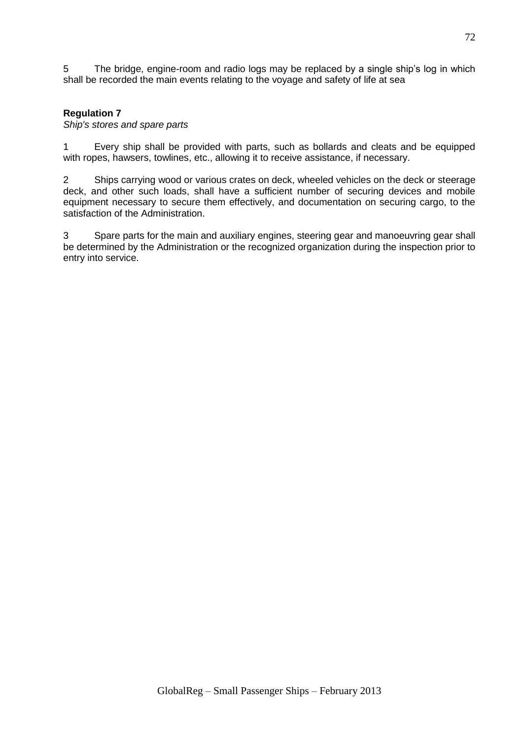5 The bridge, engine-room and radio logs may be replaced by a single ship's log in which shall be recorded the main events relating to the voyage and safety of life at sea

**Regulation 7**
*Ship's stores and spare parts*

1 Every ship shall be provided with parts, such as bollards and cleats and be equipped with ropes, hawsers, towlines, etc., allowing it to receive assistance, if necessary.

2 Ships carrying wood or various crates on deck, wheeled vehicles on the deck or steerage deck, and other such loads, shall have a sufficient number of securing devices and mobile equipment necessary to secure them effectively, and documentation on securing cargo, to the satisfaction of the Administration.

3 Spare parts for the main and auxiliary engines, steering gear and manoeuvring gear shall be determined by the Administration or the recognized organization during the inspection prior to entry into service.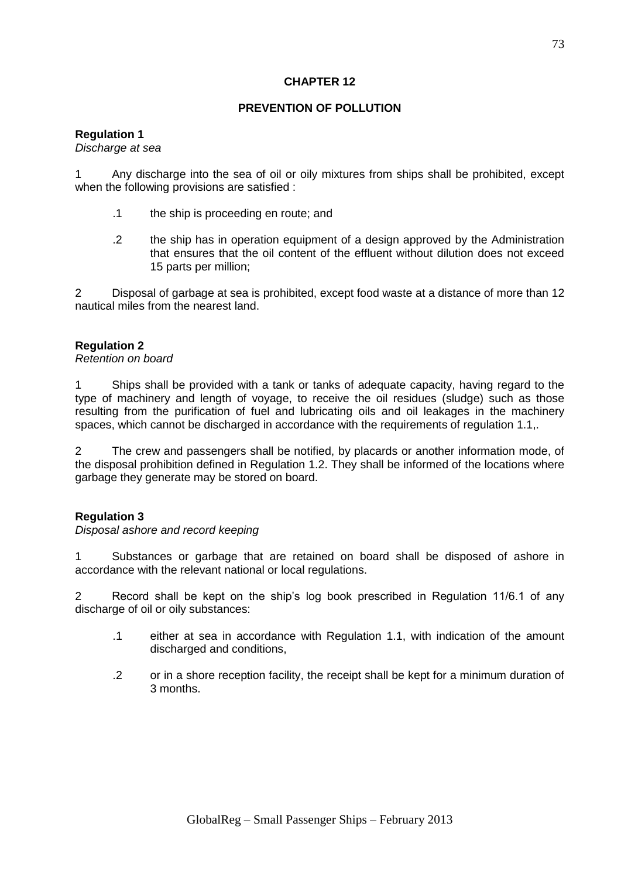# CHAPTER 12

## PREVENTION OF POLLUTION

### Regulation 1

*Discharge at sea*

1 Any discharge into the sea of oil or oily mixtures from ships shall be prohibited, except when the following provisions are satisfied :

- .1 the ship is proceeding en route; and
- .2 the ship has in operation equipment of a design approved by the Administration that ensures that the oil content of the effluent without dilution does not exceed 15 parts per million;

2 Disposal of garbage at sea is prohibited, except food waste at a distance of more than 12 nautical miles from the nearest land.

### Regulation 2

*Retention on board*

1 Ships shall be provided with a tank or tanks of adequate capacity, having regard to the type of machinery and length of voyage, to receive the oil residues (sludge) such as those resulting from the purification of fuel and lubricating oils and oil leakages in the machinery spaces, which cannot be discharged in accordance with the requirements of regulation 1.1,.

2 The crew and passengers shall be notified, by placards or another information mode, of the disposal prohibition defined in Regulation 1.2. They shall be informed of the locations where garbage they generate may be stored on board.

### Regulation 3

*Disposal ashore and record keeping*

1 Substances or garbage that are retained on board shall be disposed of ashore in accordance with the relevant national or local regulations.

2 Record shall be kept on the ship's log book prescribed in Regulation 11/6.1 of any discharge of oil or oily substances:

- .1 either at sea in accordance with Regulation 1.1, with indication of the amount discharged and conditions,
- .2 or in a shore reception facility, the receipt shall be kept for a minimum duration of 3 months.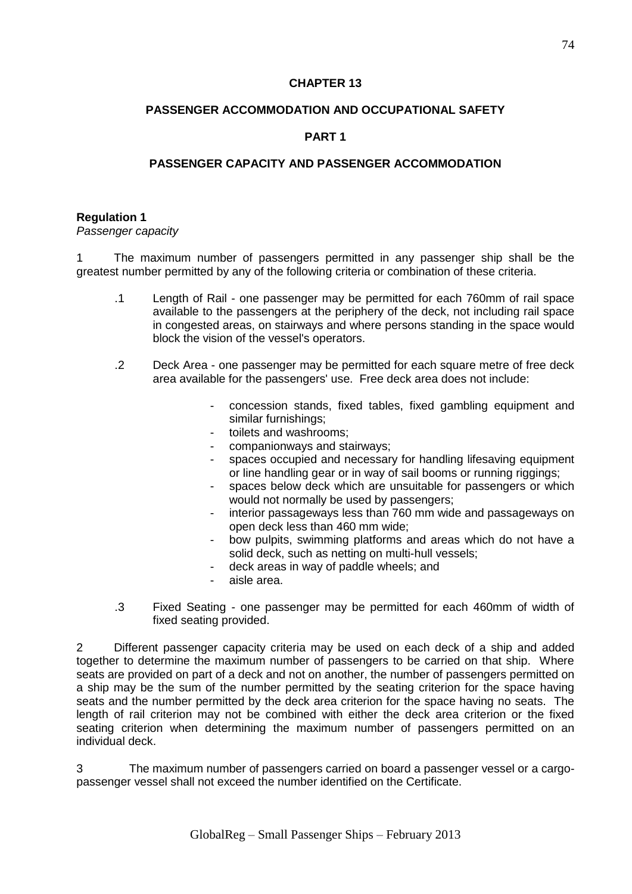# CHAPTER 13

## PASSENGER ACCOMMODATION AND OCCUPATIONAL SAFETY

## PART 1

## PASSENGER CAPACITY AND PASSENGER ACCOMMODATION

### Regulation 1

*Passenger capacity*

1 The maximum number of passengers permitted in any passenger ship shall be the greatest number permitted by any of the following criteria or combination of these criteria.

.1 Length of Rail - one passenger may be permitted for each 760mm of rail space available to the passengers at the periphery of the deck, not including rail space in congested areas, on stairways and where persons standing in the space would block the vision of the vessel's operators.

.2 Deck Area - one passenger may be permitted for each square metre of free deck area available for the passengers' use. Free deck area does not include:

- concession stands, fixed tables, fixed gambling equipment and similar furnishings;
- toilets and washrooms;
- companionways and stairways;
- spaces occupied and necessary for handling lifesaving equipment or line handling gear or in way of sail booms or running riggings;
- spaces below deck which are unsuitable for passengers or which would not normally be used by passengers;
- interior passageways less than 760 mm wide and passageways on open deck less than 460 mm wide;
- bow pulpits, swimming platforms and areas which do not have a solid deck, such as netting on multi-hull vessels;
- deck areas in way of paddle wheels; and
- aisle area.

.3 Fixed Seating - one passenger may be permitted for each 460mm of width of fixed seating provided.

2 Different passenger capacity criteria may be used on each deck of a ship and added together to determine the maximum number of passengers to be carried on that ship. Where seats are provided on part of a deck and not on another, the number of passengers permitted on a ship may be the sum of the number permitted by the seating criterion for the space having seats and the number permitted by the deck area criterion for the space having no seats. The length of rail criterion may not be combined with either the deck area criterion or the fixed seating criterion when determining the maximum number of passengers permitted on an individual deck.

3 The maximum number of passengers carried on board a passenger vessel or a cargo-passenger vessel shall not exceed the number identified on the Certificate.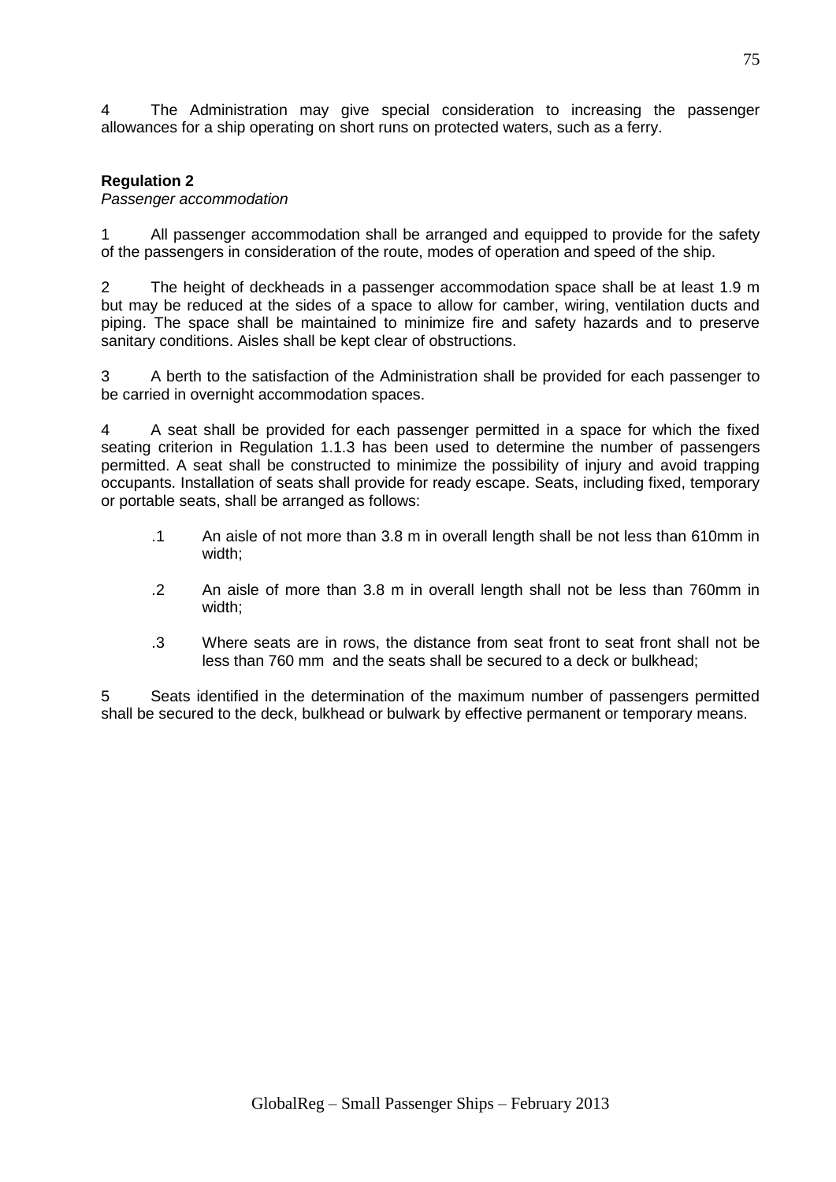4 The Administration may give special consideration to increasing the passenger allowances for a ship operating on short runs on protected waters, such as a ferry.

**Regulation 2**

*Passenger accommodation*

1 All passenger accommodation shall be arranged and equipped to provide for the safety of the passengers in consideration of the route, modes of operation and speed of the ship.

2 The height of deckheads in a passenger accommodation space shall be at least 1.9 m but may be reduced at the sides of a space to allow for camber, wiring, ventilation ducts and piping. The space shall be maintained to minimize fire and safety hazards and to preserve sanitary conditions. Aisles shall be kept clear of obstructions.

3 A berth to the satisfaction of the Administration shall be provided for each passenger to be carried in overnight accommodation spaces.

4 A seat shall be provided for each passenger permitted in a space for which the fixed seating criterion in Regulation 1.1.3 has been used to determine the number of passengers permitted. A seat shall be constructed to minimize the possibility of injury and avoid trapping occupants. Installation of seats shall provide for ready escape. Seats, including fixed, temporary or portable seats, shall be arranged as follows:

- .1 An aisle of not more than 3.8 m in overall length shall be not less than 610mm in width;
- .2 An aisle of more than 3.8 m in overall length shall not be less than 760mm in width;
- .3 Where seats are in rows, the distance from seat front to seat front shall not be less than 760 mm and the seats shall be secured to a deck or bulkhead;

5 Seats identified in the determination of the maximum number of passengers permitted shall be secured to the deck, bulkhead or bulwark by effective permanent or temporary means.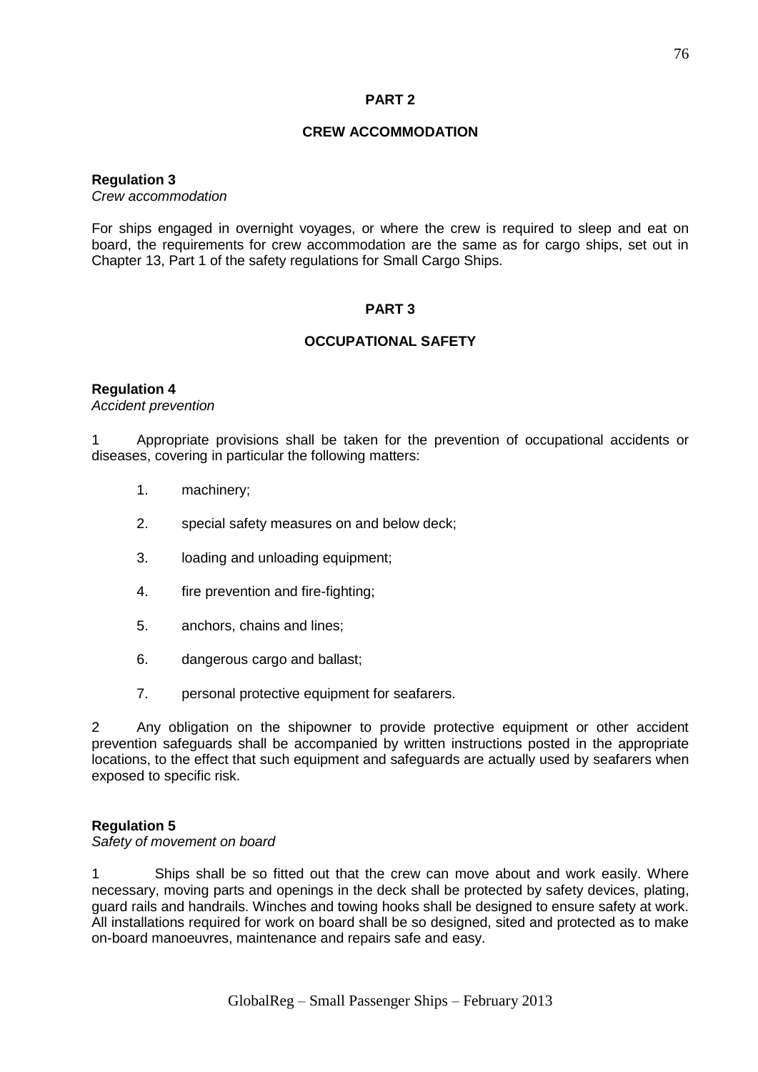## PART 2

## CREW ACCOMMODATION

**Regulation 3**
*Crew accommodation*

For ships engaged in overnight voyages, or where the crew is required to sleep and eat on board, the requirements for crew accommodation are the same as for cargo ships, set out in Chapter 13, Part 1 of the safety regulations for Small Cargo Ships.

## PART 3

## OCCUPATIONAL SAFETY

**Regulation 4**
*Accident prevention*

1 Appropriate provisions shall be taken for the prevention of occupational accidents or diseases, covering in particular the following matters:

1. machinery;
2. special safety measures on and below deck;
3. loading and unloading equipment;
4. fire prevention and fire-fighting;
5. anchors, chains and lines;
6. dangerous cargo and ballast;
7. personal protective equipment for seafarers.

2 Any obligation on the shipowner to provide protective equipment or other accident prevention safeguards shall be accompanied by written instructions posted in the appropriate locations, to the effect that such equipment and safeguards are actually used by seafarers when exposed to specific risk.

**Regulation 5**
*Safety of movement on board*

1 Ships shall be so fitted out that the crew can move about and work easily. Where necessary, moving parts and openings in the deck shall be protected by safety devices, plating, guard rails and handrails. Winches and towing hooks shall be designed to ensure safety at work. All installations required for work on board shall be so designed, sited and protected as to make on-board manoeuvres, maintenance and repairs safe and easy.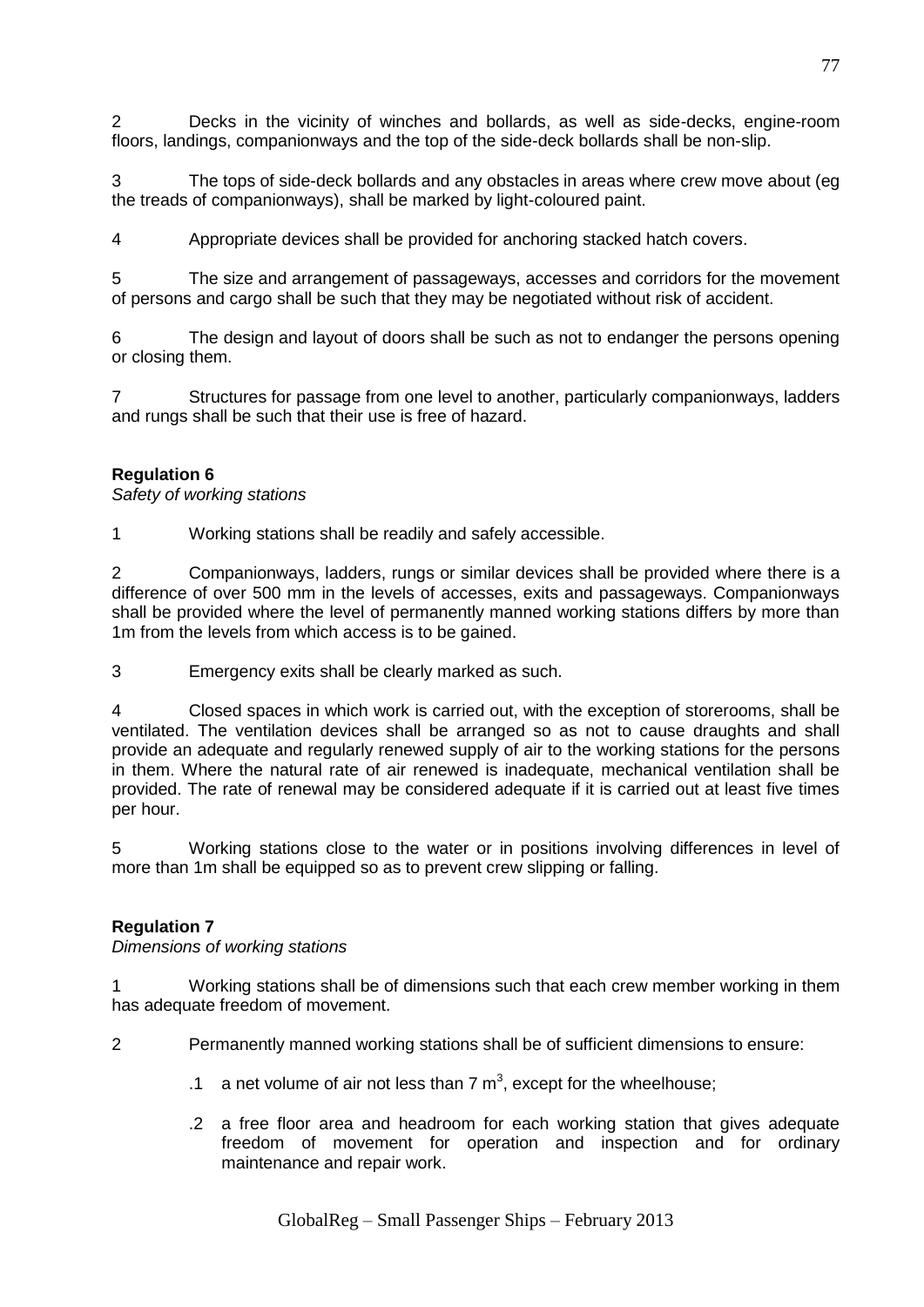2 Decks in the vicinity of winches and bollards, as well as side-decks, engine-room floors, landings, companionways and the top of the side-deck bollards shall be non-slip.

3 The tops of side-deck bollards and any obstacles in areas where crew move about (eg the treads of companionways), shall be marked by light-coloured paint.

4 Appropriate devices shall be provided for anchoring stacked hatch covers.

5 The size and arrangement of passageways, accesses and corridors for the movement of persons and cargo shall be such that they may be negotiated without risk of accident.

6 The design and layout of doors shall be such as not to endanger the persons opening or closing them.

7 Structures for passage from one level to another, particularly companionways, ladders and rungs shall be such that their use is free of hazard.

**Regulation 6**

*Safety of working stations*

1 Working stations shall be readily and safely accessible.

2 Companionways, ladders, rungs or similar devices shall be provided where there is a difference of over 500 mm in the levels of accesses, exits and passageways. Companionways shall be provided where the level of permanently manned working stations differs by more than 1m from the levels from which access is to be gained.

3 Emergency exits shall be clearly marked as such.

4 Closed spaces in which work is carried out, with the exception of storerooms, shall be ventilated. The ventilation devices shall be arranged so as not to cause draughts and shall provide an adequate and regularly renewed supply of air to the working stations for the persons in them. Where the natural rate of air renewed is inadequate, mechanical ventilation shall be provided. The rate of renewal may be considered adequate if it is carried out at least five times per hour.

5 Working stations close to the water or in positions involving differences in level of more than 1m shall be equipped so as to prevent crew slipping or falling.

**Regulation 7**

*Dimensions of working stations*

1 Working stations shall be of dimensions such that each crew member working in them has adequate freedom of movement.

2 Permanently manned working stations shall be of sufficient dimensions to ensure:

.1 a net volume of air not less than 7 $m^3$, except for the wheelhouse;

.2 a free floor area and headroom for each working station that gives adequate freedom of movement for operation and inspection and for ordinary maintenance and repair work.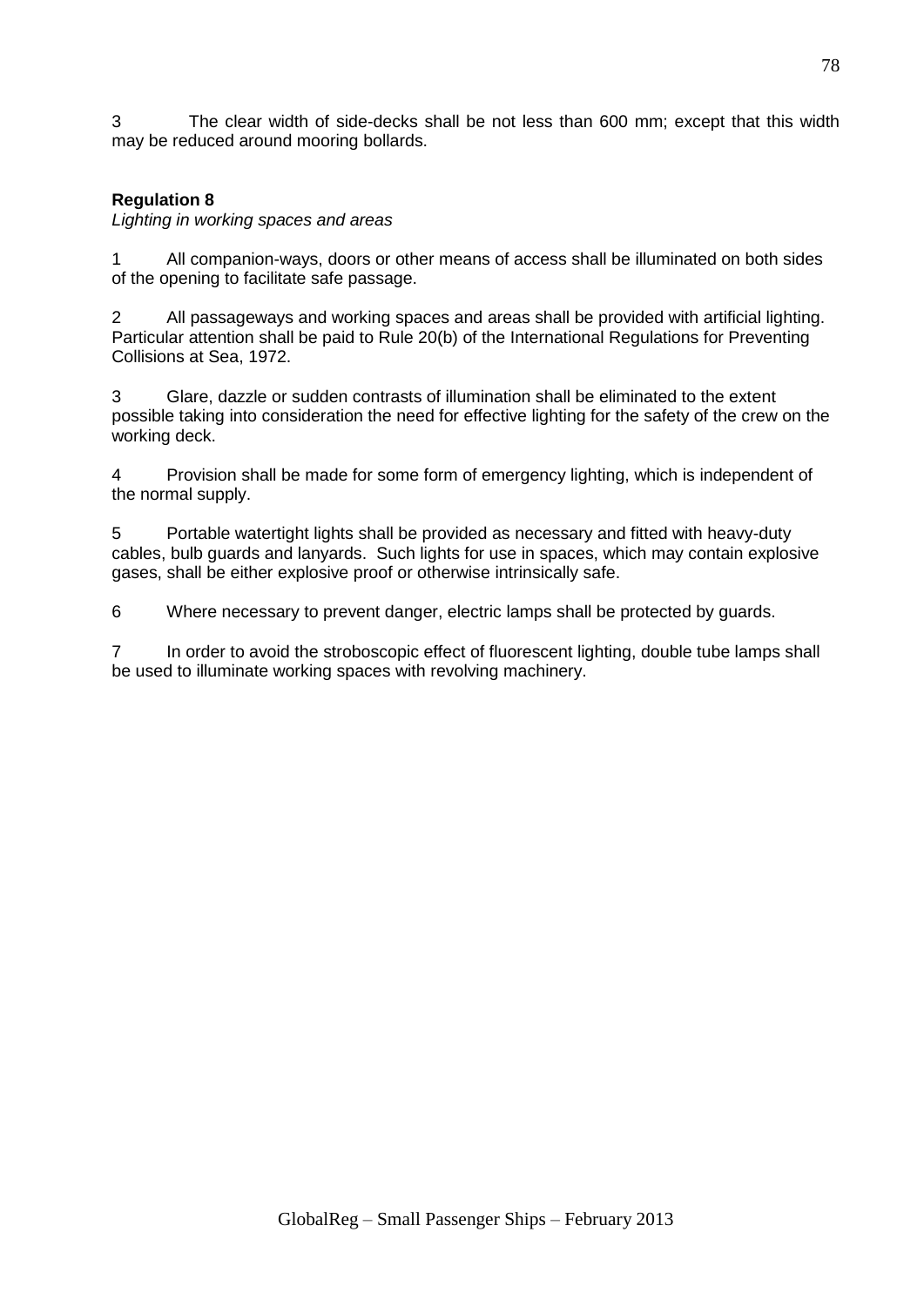3 The clear width of side-decks shall be not less than 600 mm; except that this width may be reduced around mooring bollards.

**Regulation 8**

*Lighting in working spaces and areas*

1 All companion-ways, doors or other means of access shall be illuminated on both sides of the opening to facilitate safe passage.

2 All passageways and working spaces and areas shall be provided with artificial lighting. Particular attention shall be paid to Rule 20(b) of the International Regulations for Preventing Collisions at Sea, 1972.

3 Glare, dazzle or sudden contrasts of illumination shall be eliminated to the extent possible taking into consideration the need for effective lighting for the safety of the crew on the working deck.

4 Provision shall be made for some form of emergency lighting, which is independent of the normal supply.

5 Portable watertight lights shall be provided as necessary and fitted with heavy-duty cables, bulb guards and lanyards. Such lights for use in spaces, which may contain explosive gases, shall be either explosive proof or otherwise intrinsically safe.

6 Where necessary to prevent danger, electric lamps shall be protected by guards.

7 In order to avoid the stroboscopic effect of fluorescent lighting, double tube lamps shall be used to illuminate working spaces with revolving machinery.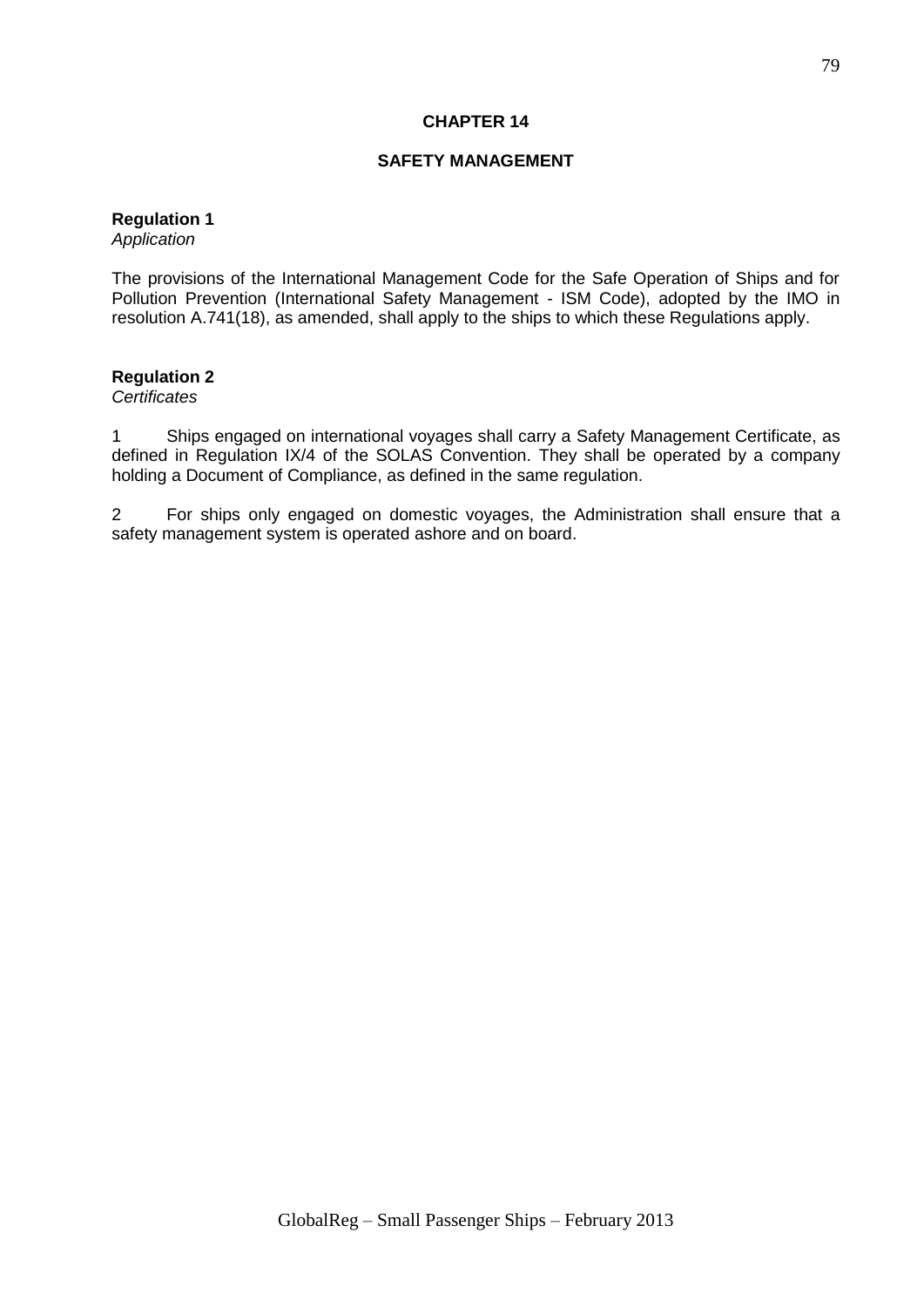# CHAPTER 14

## SAFETY MANAGEMENT

**Regulation 1**
*Application*

The provisions of the International Management Code for the Safe Operation of Ships and for Pollution Prevention (International Safety Management - ISM Code), adopted by the IMO in resolution A.741(18), as amended, shall apply to the ships to which these Regulations apply.

**Regulation 2**
*Certificates*

1 Ships engaged on international voyages shall carry a Safety Management Certificate, as defined in Regulation IX/4 of the SOLAS Convention. They shall be operated by a company holding a Document of Compliance, as defined in the same regulation.

2 For ships only engaged on domestic voyages, the Administration shall ensure that a safety management system is operated ashore and on board.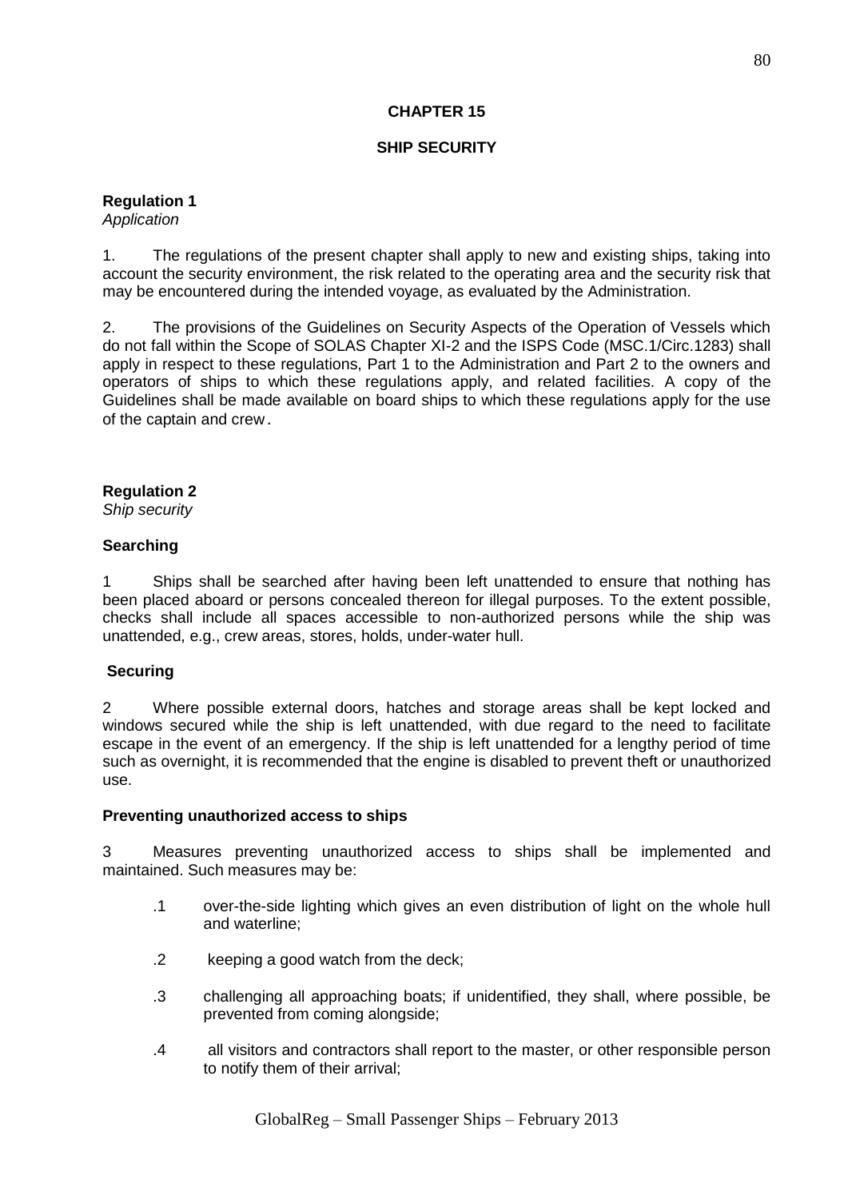# CHAPTER 15

## SHIP SECURITY

### Regulation 1
*Application*

1. The regulations of the present chapter shall apply to new and existing ships, taking into account the security environment, the risk related to the operating area and the security risk that may be encountered during the intended voyage, as evaluated by the Administration.

2. The provisions of the Guidelines on Security Aspects of the Operation of Vessels which do not fall within the Scope of SOLAS Chapter XI-2 and the ISPS Code (MSC.1/Circ.1283) shall apply in respect to these regulations, Part 1 to the Administration and Part 2 to the owners and operators of ships to which these regulations apply, and related facilities. A copy of the Guidelines shall be made available on board ships to which these regulations apply for the use of the captain and crew.

### Regulation 2
*Ship security*

**Searching**

1 Ships shall be searched after having been left unattended to ensure that nothing has been placed aboard or persons concealed thereon for illegal purposes. To the extent possible, checks shall include all spaces accessible to non-authorized persons while the ship was unattended, e.g., crew areas, stores, holds, under-water hull.

**Securing**

2 Where possible external doors, hatches and storage areas shall be kept locked and windows secured while the ship is left unattended, with due regard to the need to facilitate escape in the event of an emergency. If the ship is left unattended for a lengthy period of time such as overnight, it is recommended that the engine is disabled to prevent theft or unauthorized use.

**Preventing unauthorized access to ships**

3 Measures preventing unauthorized access to ships shall be implemented and maintained. Such measures may be:

.1 over-the-side lighting which gives an even distribution of light on the whole hull and waterline;

.2 keeping a good watch from the deck;

.3 challenging all approaching boats; if unidentified, they shall, where possible, be prevented from coming alongside;

.4 all visitors and contractors shall report to the master, or other responsible person to notify them of their arrival;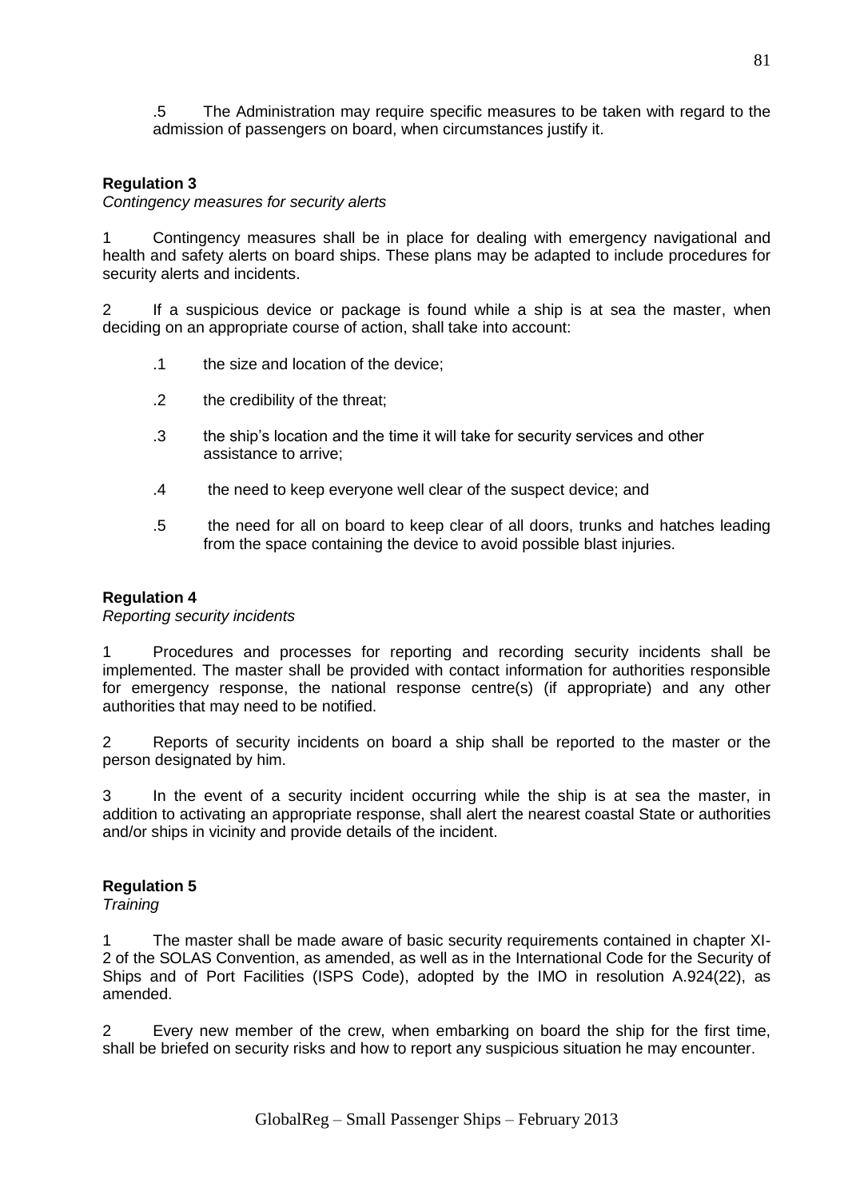.5 The Administration may require specific measures to be taken with regard to the admission of passengers on board, when circumstances justify it.

**Regulation 3**

*Contingency measures for security alerts*

1 Contingency measures shall be in place for dealing with emergency navigational and health and safety alerts on board ships. These plans may be adapted to include procedures for security alerts and incidents.

2 If a suspicious device or package is found while a ship is at sea the master, when deciding on an appropriate course of action, shall take into account:

- .1 the size and location of the device;
- .2 the credibility of the threat;
- .3 the ship's location and the time it will take for security services and other assistance to arrive;
- .4 the need to keep everyone well clear of the suspect device; and
- .5 the need for all on board to keep clear of all doors, trunks and hatches leading from the space containing the device to avoid possible blast injuries.

**Regulation 4**

*Reporting security incidents*

1 Procedures and processes for reporting and recording security incidents shall be implemented. The master shall be provided with contact information for authorities responsible for emergency response, the national response centre(s) (if appropriate) and any other authorities that may need to be notified.

2 Reports of security incidents on board a ship shall be reported to the master or the person designated by him.

3 In the event of a security incident occurring while the ship is at sea the master, in addition to activating an appropriate response, shall alert the nearest coastal State or authorities and/or ships in vicinity and provide details of the incident.

**Regulation 5**

*Training*

1 The master shall be made aware of basic security requirements contained in chapter XI-2 of the SOLAS Convention, as amended, as well as in the International Code for the Security of Ships and of Port Facilities (ISPS Code), adopted by the IMO in resolution A.924(22), as amended.

2 Every new member of the crew, when embarking on board the ship for the first time, shall be briefed on security risks and how to report any suspicious situation he may encounter.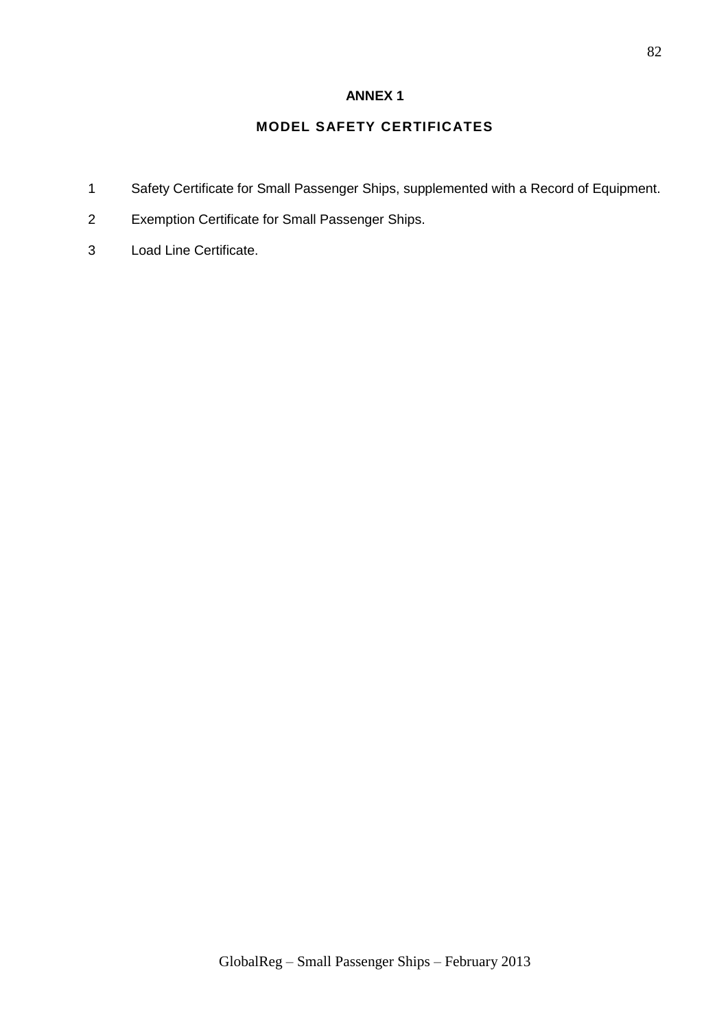# ANNEX 1

## MODEL SAFETY CERTIFICATES

1. Safety Certificate for Small Passenger Ships, supplemented with a Record of Equipment.
2. Exemption Certificate for Small Passenger Ships.
3. Load Line Certificate.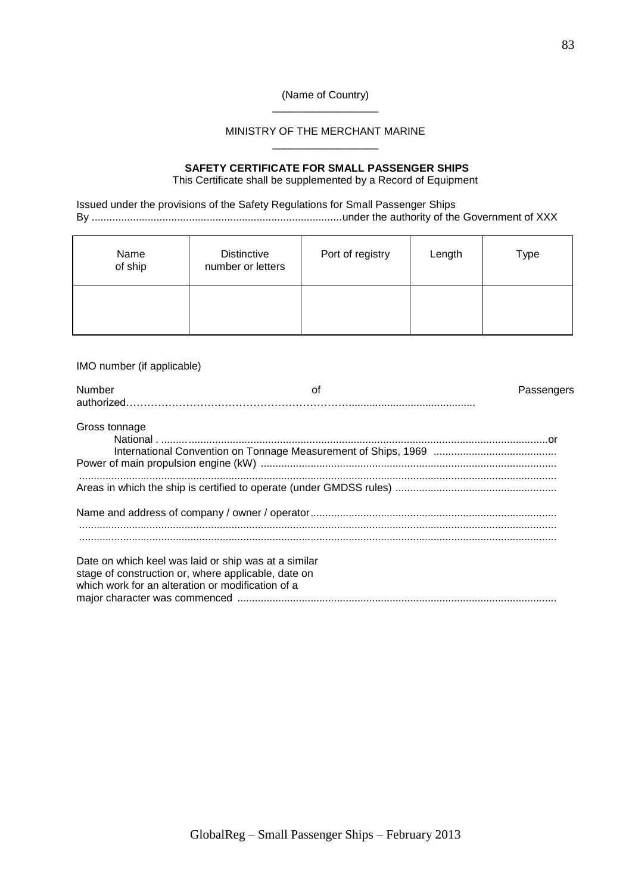(Name of Country)

MINISTRY OF THE MERCHANT MARINE

**SAFETY CERTIFICATE FOR SMALL PASSENGER SHIPS**

This Certificate shall be supplemented by a Record of Equipment

Issued under the provisions of the Safety Regulations for Small Passenger Ships
By ......................................................................................under the authority of the Government of XXX

| Name of ship | Distinctive number or letters | Port of registry | Length | Type |
|---|---|---|---|---|
| | | | | |

IMO number (if applicable)

Number of Passengers authorized…………………………………………………….........................................

Gross tonnage
National . ........................................................................................................................or
International Convention on Tonnage Measurement of Ships, 1969 ..........................................
Power of main propulsion engine (kW) ....................................................................................................
.................................................................................................................................................................
Areas in which the ship is certified to operate (under GMDSS rules) .......................................................

Name and address of company / owner / operator...................................................................................
.................................................................................................................................................................
.................................................................................................................................................................

Date on which keel was laid or ship was at a similar stage of construction or, where applicable, date on which work for an alteration or modification of a major character was commenced ............................................................................................................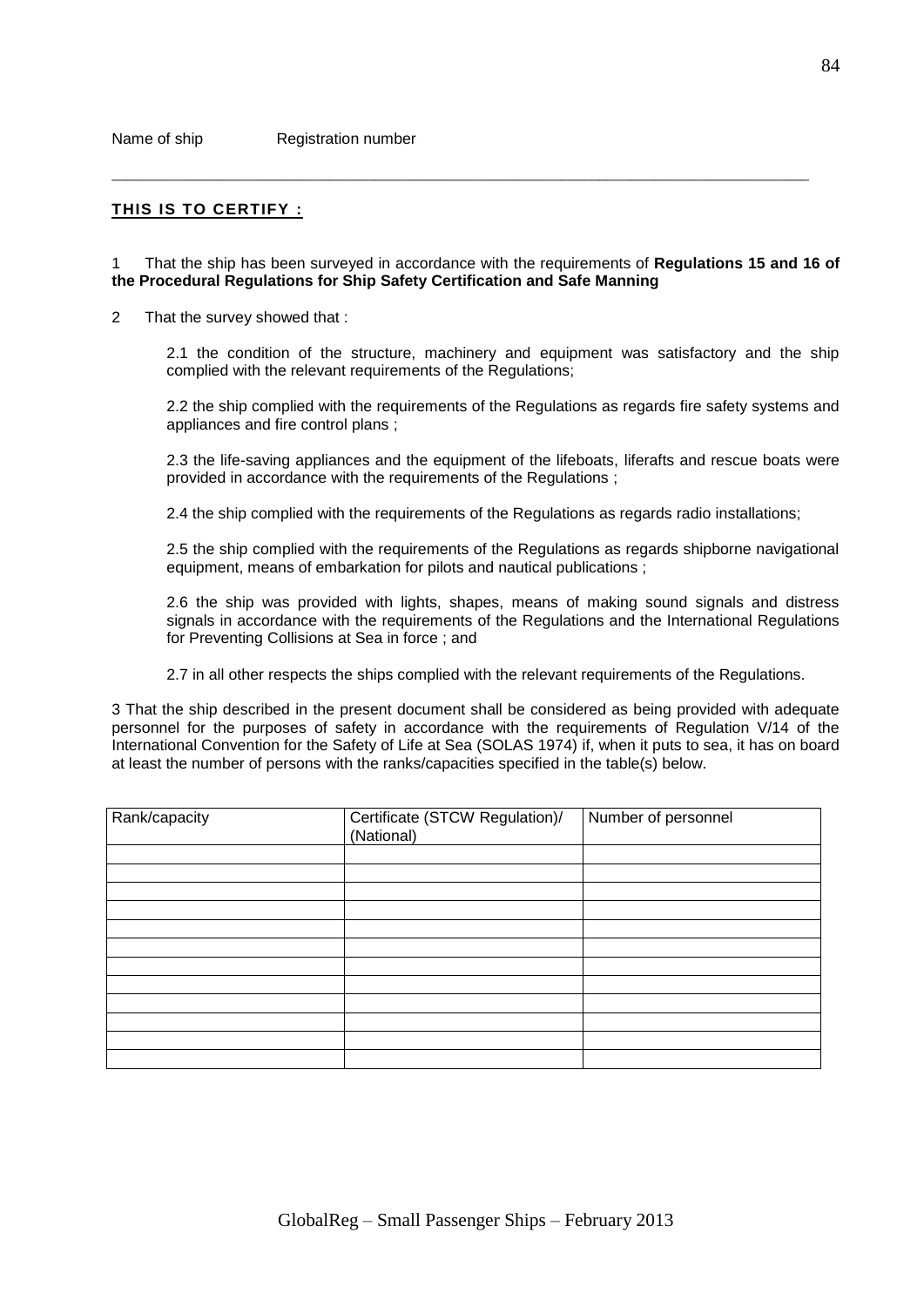Name of ship Registration number

---

**THIS IS TO CERTIFY :**

1 That the ship has been surveyed in accordance with the requirements of **Regulations 15 and 16 of the Procedural Regulations for Ship Safety Certification and Safe Manning**

2 That the survey showed that :

2.1 the condition of the structure, machinery and equipment was satisfactory and the ship complied with the relevant requirements of the Regulations;

2.2 the ship complied with the requirements of the Regulations as regards fire safety systems and appliances and fire control plans ;

2.3 the life-saving appliances and the equipment of the lifeboats, liferafts and rescue boats were provided in accordance with the requirements of the Regulations ;

2.4 the ship complied with the requirements of the Regulations as regards radio installations;

2.5 the ship complied with the requirements of the Regulations as regards shipborne navigational equipment, means of embarkation for pilots and nautical publications ;

2.6 the ship was provided with lights, shapes, means of making sound signals and distress signals in accordance with the requirements of the Regulations and the International Regulations for Preventing Collisions at Sea in force ; and

2.7 in all other respects the ships complied with the relevant requirements of the Regulations.

3 That the ship described in the present document shall be considered as being provided with adequate personnel for the purposes of safety in accordance with the requirements of Regulation V/14 of the International Convention for the Safety of Life at Sea (SOLAS 1974) if, when it puts to sea, it has on board at least the number of persons with the ranks/capacities specified in the table(s) below.

| Rank/capacity | Certificate (STCW Regulation)/ (National) | Number of personnel |
|---|---|---|
| | | |
| | | |
| | | |
| | | |
| | | |
| | | |
| | | |
| | | |
| | | |
| | | |
| | | |
| | | |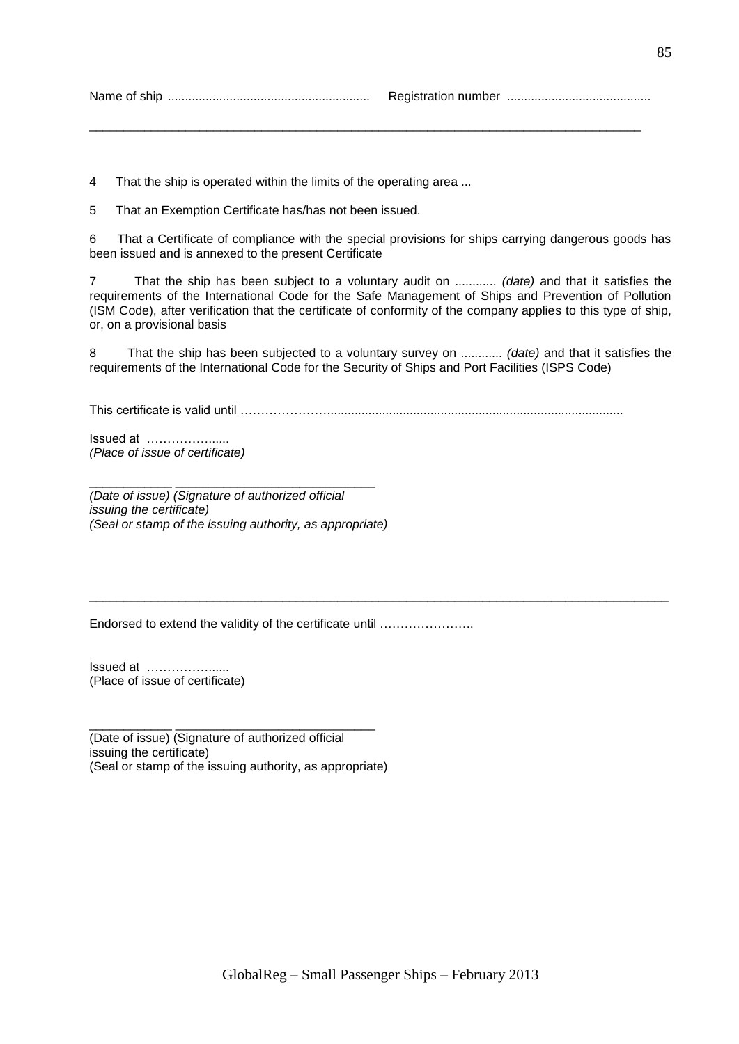Name of ship .......................................................... Registration number ..........................................

---

4 That the ship is operated within the limits of the operating area ...

5 That an Exemption Certificate has/has not been issued.

6 That a Certificate of compliance with the special provisions for ships carrying dangerous goods has been issued and is annexed to the present Certificate

7 That the ship has been subject to a voluntary audit on ............ *(date)* and that it satisfies the requirements of the International Code for the Safe Management of Ships and Prevention of Pollution (ISM Code), after verification that the certificate of conformity of the company applies to this type of ship, or, on a provisional basis

8 That the ship has been subjected to a voluntary survey on ............ *(date)* and that it satisfies the requirements of the International Code for the Security of Ships and Port Facilities (ISPS Code)

This certificate is valid until …………………......................................................................................

Issued at ………………......
*(Place of issue of certificate)*

____________ ____________________________
*(Date of issue) (Signature of authorized official issuing the certificate)*
*(Seal or stamp of the issuing authority, as appropriate)*

---

Endorsed to extend the validity of the certificate until …………………..

Issued at ………………......
(Place of issue of certificate)

____________ ____________________________
(Date of issue) (Signature of authorized official issuing the certificate)
(Seal or stamp of the issuing authority, as appropriate)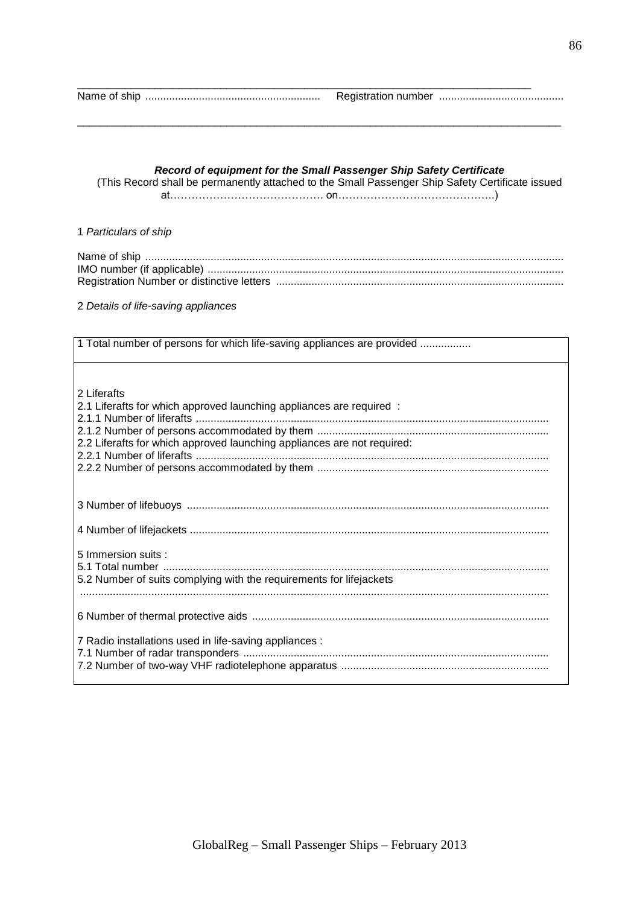Name of ship .......................................................... Registration number ..........................................

---

***Record of equipment for the Small Passenger Ship Safety Certificate***

(This Record shall be permanently attached to the Small Passenger Ship Safety Certificate issued at……………………………………. on……………………………………..)

1 *Particulars of ship*

Name of ship ..........................................................................................................................................
IMO number (if applicable) .....................................................................................................................
Registration Number or distinctive letters ................................................................................................

2 *Details of life-saving appliances*

| |
|---|
| 1 Total number of persons for which life-saving appliances are provided ................. |
| 2 Liferafts<br>2.1 Liferafts for which approved launching appliances are required :<br>2.1.1 Number of liferafts .....................................................................................................................<br>2.1.2 Number of persons accommodated by them ............................................................................<br>2.2 Liferafts for which approved launching appliances are not required:<br>2.2.1 Number of liferafts .....................................................................................................................<br>2.2.2 Number of persons accommodated by them ............................................................................<br><br>3 Number of lifebuoys ........................................................................................................................<br><br>4 Number of lifejackets .......................................................................................................................<br><br>5 Immersion suits :<br>5.1 Total number ................................................................................................................................<br>5.2 Number of suits complying with the requirements for lifejackets<br>...........................................................................................................................................................<br><br>6 Number of thermal protective aids ..................................................................................................<br><br>7 Radio installations used in life-saving appliances :<br>7.1 Number of radar transponders .....................................................................................................<br>7.2 Number of two-way VHF radiotelephone apparatus .................................................................... |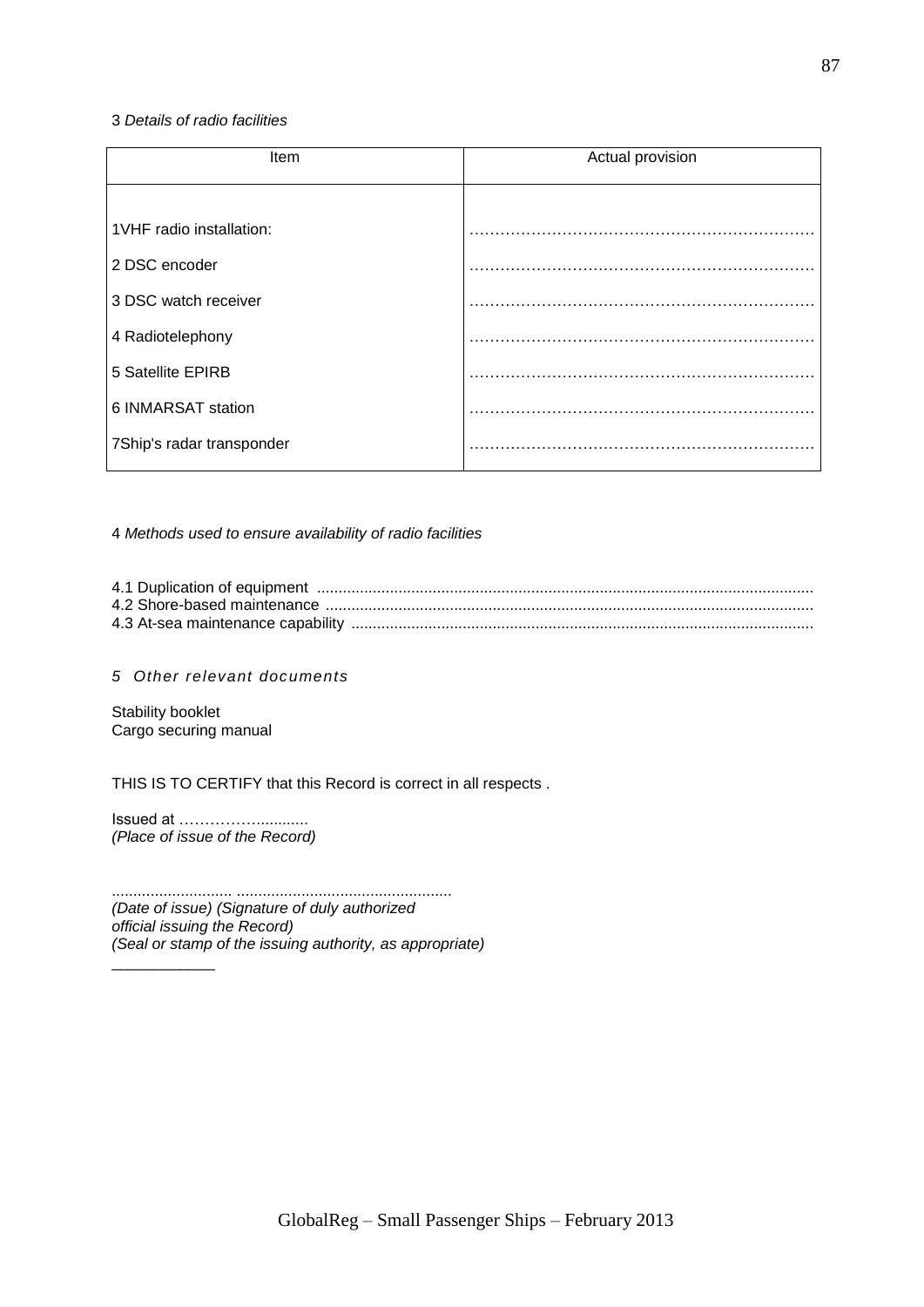3 *Details of radio facilities*

| Item | Actual provision |
|---|---|
| 1VHF radio installation: | ………………………………………………………… |
| 2 DSC encoder | ………………………………………………………… |
| 3 DSC watch receiver | ………………………………………………………… |
| 4 Radiotelephony | ………………………………………………………… |
| 5 Satellite EPIRB | ………………………………………………………… |
| 6 INMARSAT station | ………………………………………………………… |
| 7Ship's radar transponder | ………………………………………………………… |

4 *Methods used to ensure availability of radio facilities*

4.1 Duplication of equipment ..................................................................................................................
4.2 Shore-based maintenance ................................................................................................................
4.3 At-sea maintenance capability ..........................................................................................................

*5 Other relevant documents*

Stability booklet
Cargo securing manual

THIS IS TO CERTIFY that this Record is correct in all respects .

Issued at ………….............
*(Place of issue of the Record)*

............................ .................................................
*(Date of issue) (Signature of duly authorized official issuing the Record)*
*(Seal or stamp of the issuing authority, as appropriate)*

____________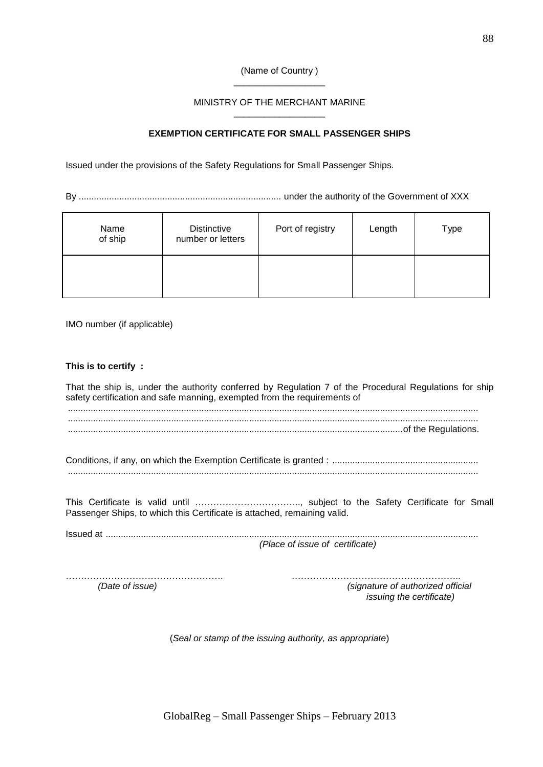(Name of Country )

MINISTRY OF THE MERCHANT MARINE

**EXEMPTION CERTIFICATE FOR SMALL PASSENGER SHIPS**

Issued under the provisions of the Safety Regulations for Small Passenger Ships.

By ................................................................................. under the authority of the Government of XXX

| Name of ship | Distinctive number or letters | Port of registry | Length | Type |
|---|---|---|---|---|
| | | | | |

IMO number (if applicable)

**This is to certify :**

That the ship is, under the authority conferred by Regulation 7 of the Procedural Regulations for ship safety certification and safe manning, exempted from the requirements of
.................................................................................................................................................
.................................................................................................................................................
...................................................................................................................................of the Regulations.

Conditions, if any, on which the Exemption Certificate is granted : .........................................................
.................................................................................................................................................

This Certificate is valid until …………………………….., subject to the Safety Certificate for Small Passenger Ships, to which this Certificate is attached, remaining valid.

Issued at .................................................................................................................................................
*(Place of issue of certificate)*

……………………………………………. ………………………………………………..
*(Date of issue)* *(signature of authorized official issuing the certificate)*

(*Seal or stamp of the issuing authority, as appropriate*)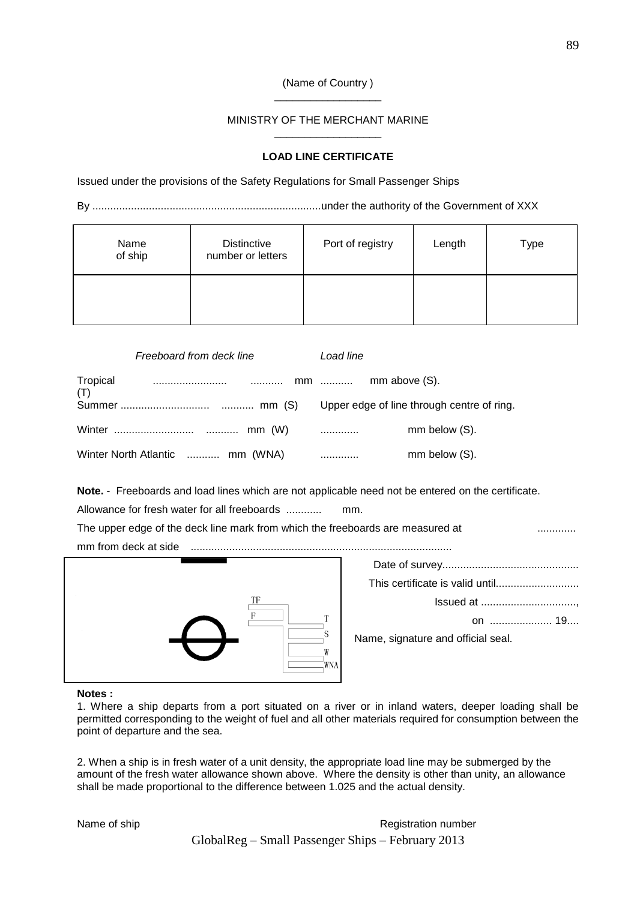(Name of Country )

MINISTRY OF THE MERCHANT MARINE

**LOAD LINE CERTIFICATE**

Issued under the provisions of the Safety Regulations for Small Passenger Ships

By ............................................................................under the authority of the Government of XXX

| Name of ship | Distinctive number or letters | Port of registry | Length | Type |
|---|---|---|---|---|
| | | | | |

| *Freeboard from deck line* | | *Load line* | |
|---|---|---|---|
| Tropical ......................... | ........... mm (T) | ........... | mm above (S). |
| Summer ............................. | ........... mm (S) | Upper edge of line through centre of ring. | |
| Winter .......................... | ........... mm (W) | ............ | mm below (S). |
| Winter North Atlantic | ........... mm (WNA) | ............ | mm below (S). |

**Note.** - Freeboards and load lines which are not applicable need not be entered on the certificate.

Allowance for fresh water for all freeboards ............ mm.

The upper edge of the deck line mark from which the freeboards are measured at ............ mm from deck at side .......................................................................................

TF F T S W WNA

Date of survey.............................................

This certificate is valid until............................

Issued at ................................,

on ..................... 19....

Name, signature and official seal.

**Notes :**

1. Where a ship departs from a port situated on a river or in inland waters, deeper loading shall be permitted corresponding to the weight of fuel and all other materials required for consumption between the point of departure and the sea.

2. When a ship is in fresh water of a unit density, the appropriate load line may be submerged by the amount of the fresh water allowance shown above. Where the density is other than unity, an allowance shall be made proportional to the difference between 1.025 and the actual density.

Name of ship Registration number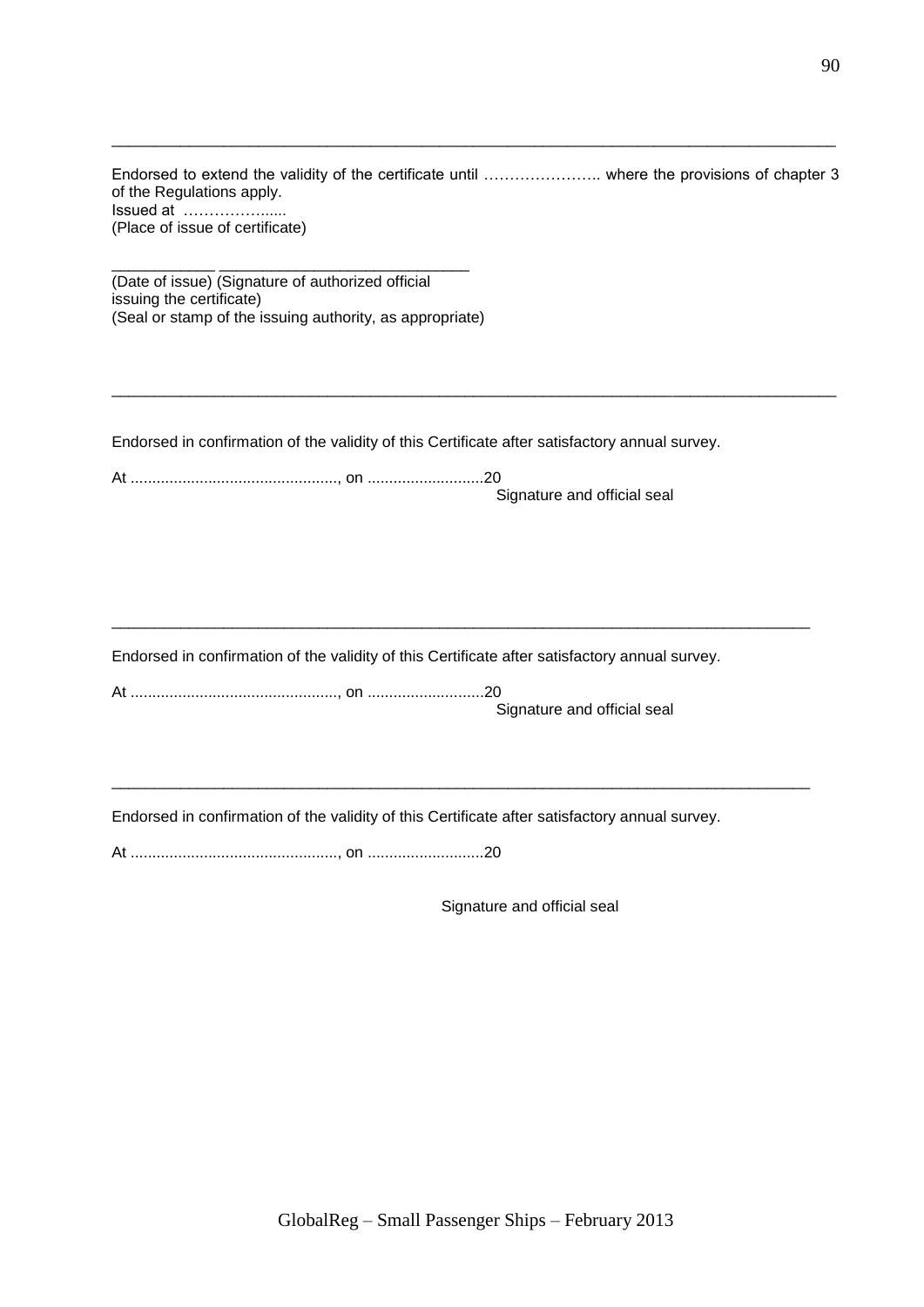---

Endorsed to extend the validity of the certificate until ………………….. where the provisions of chapter 3 of the Regulations apply.
Issued at ……………......
(Place of issue of certificate)

____________ ____________________________
(Date of issue) (Signature of authorized official
issuing the certificate)
(Seal or stamp of the issuing authority, as appropriate)

---

Endorsed in confirmation of the validity of this Certificate after satisfactory annual survey.

At ................................................, on ..........................20
Signature and official seal

---

Endorsed in confirmation of the validity of this Certificate after satisfactory annual survey.

At ................................................, on ..........................20
Signature and official seal

---

Endorsed in confirmation of the validity of this Certificate after satisfactory annual survey.

At ................................................, on ..........................20

Signature and official seal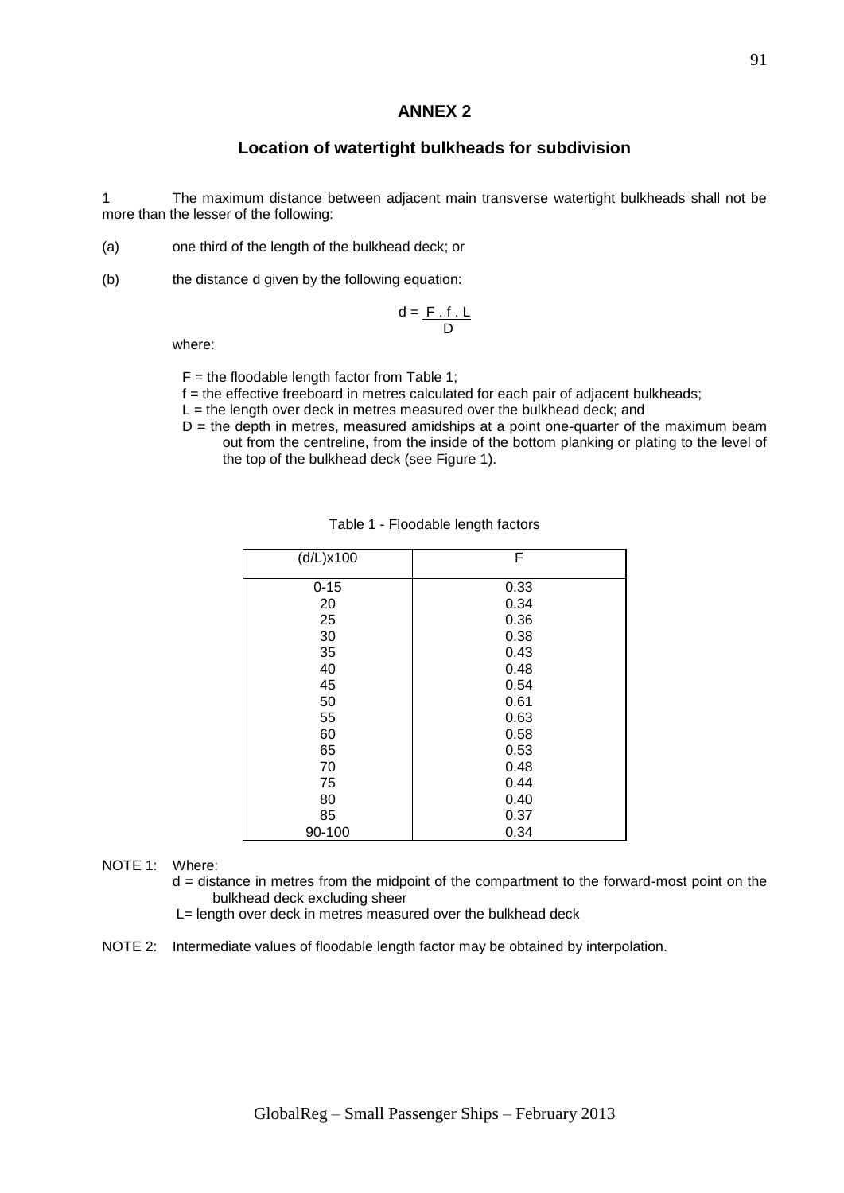# ANNEX 2

## Location of watertight bulkheads for subdivision

1 The maximum distance between adjacent main transverse watertight bulkheads shall not be more than the lesser of the following:

(a) one third of the length of the bulkhead deck; or

(b) the distance d given by the following equation:

$$d = \frac{F \cdot f \cdot L}{D}$$

where:

F = the floodable length factor from Table 1;
f = the effective freeboard in metres calculated for each pair of adjacent bulkheads;
L = the length over deck in metres measured over the bulkhead deck; and
D = the depth in metres, measured amidships at a point one-quarter of the maximum beam out from the centreline, from the inside of the bottom planking or plating to the level of the top of the bulkhead deck (see Figure 1).

Table 1 - Floodable length factors

| (d/L)x100 | F |
|---|---|
| 0-15 | 0.33 |
| 20 | 0.34 |
| 25 | 0.36 |
| 30 | 0.38 |
| 35 | 0.43 |
| 40 | 0.48 |
| 45 | 0.54 |
| 50 | 0.61 |
| 55 | 0.63 |
| 60 | 0.58 |
| 65 | 0.53 |
| 70 | 0.48 |
| 75 | 0.44 |
| 80 | 0.40 |
| 85 | 0.37 |
| 90-100 | 0.34 |

NOTE 1: Where:
d = distance in metres from the midpoint of the compartment to the forward-most point on the bulkhead deck excluding sheer
L= length over deck in metres measured over the bulkhead deck

NOTE 2: Intermediate values of floodable length factor may be obtained by interpolation.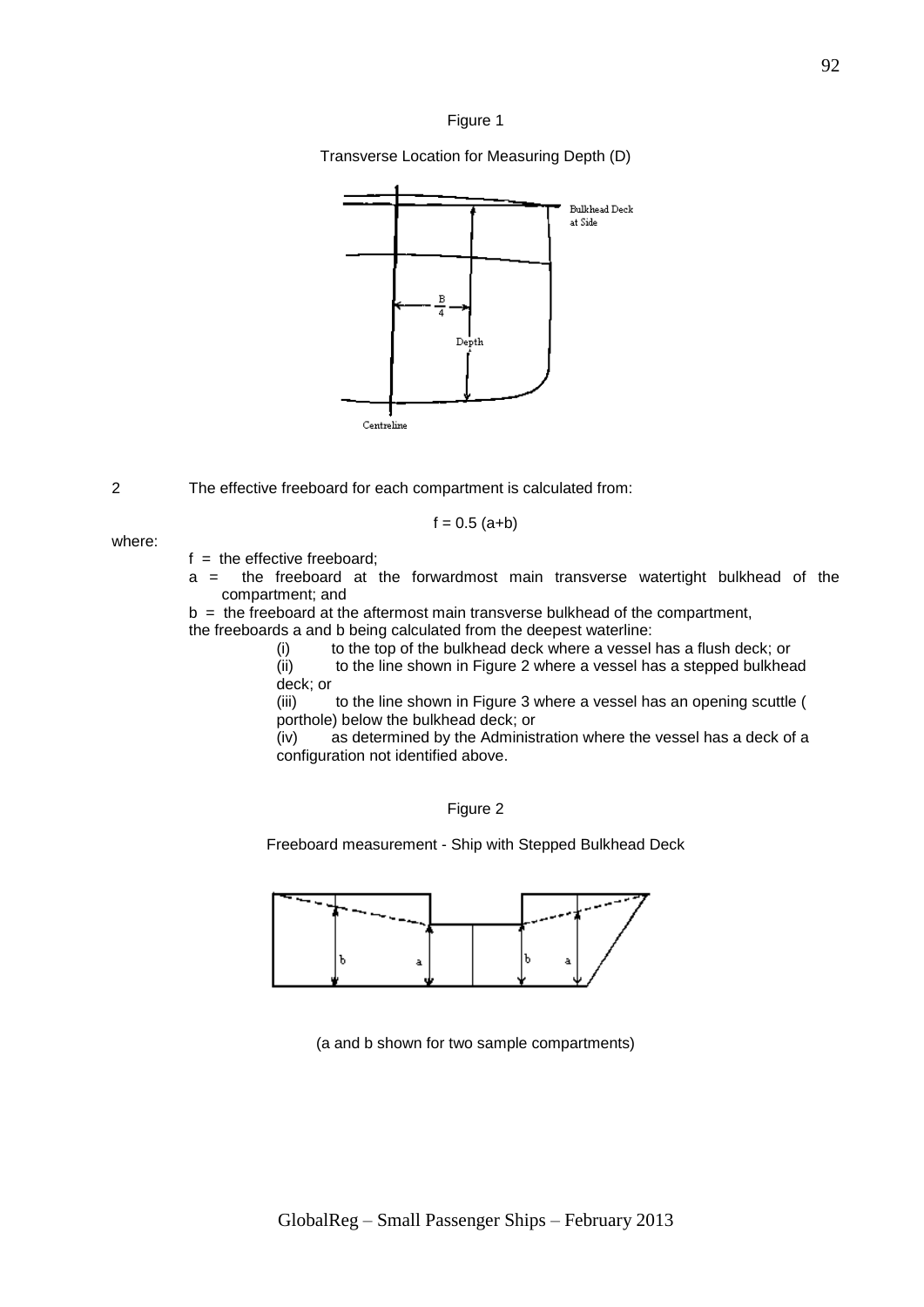Figure 1

Transverse Location for Measuring Depth (D)

2 The effective freeboard for each compartment is calculated from:

$$f = 0.5\,(a+b)$$

where:

$f$ = the effective freeboard;

$a$ = the freeboard at the forwardmost main transverse watertight bulkhead of the compartment; and

$b$ = the freeboard at the aftermost main transverse bulkhead of the compartment,

the freeboards a and b being calculated from the deepest waterline:

(i) to the top of the bulkhead deck where a vessel has a flush deck; or

(ii) to the line shown in Figure 2 where a vessel has a stepped bulkhead deck; or

(iii) to the line shown in Figure 3 where a vessel has an opening scuttle ( porthole) below the bulkhead deck; or

(iv) as determined by the Administration where the vessel has a deck of a configuration not identified above.

Figure 2

Freeboard measurement - Ship with Stepped Bulkhead Deck

(a and b shown for two sample compartments)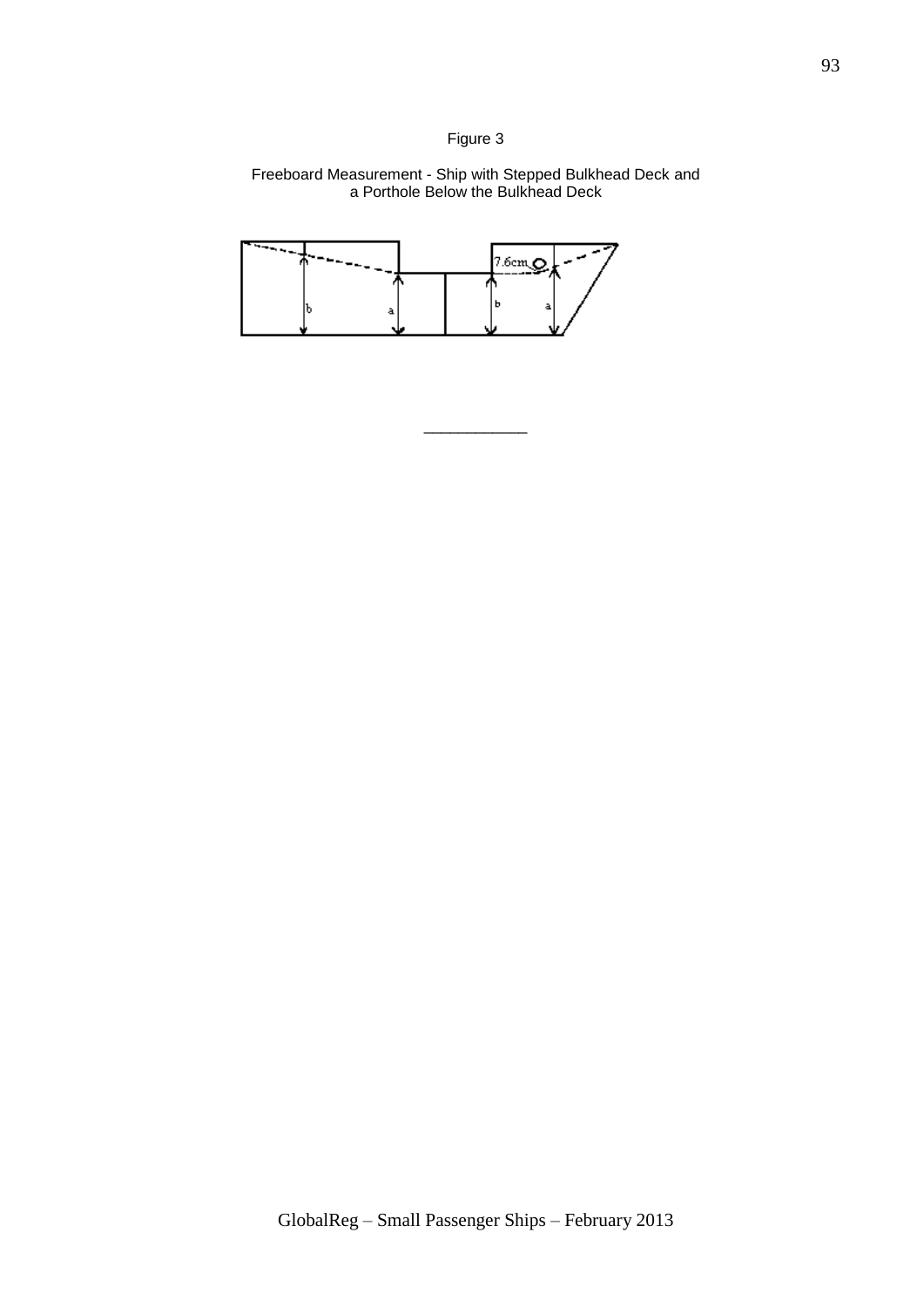Figure 3

Freeboard Measurement - Ship with Stepped Bulkhead Deck and a Porthole Below the Bulkhead Deck

7.6cm

b

a

b

a

___________